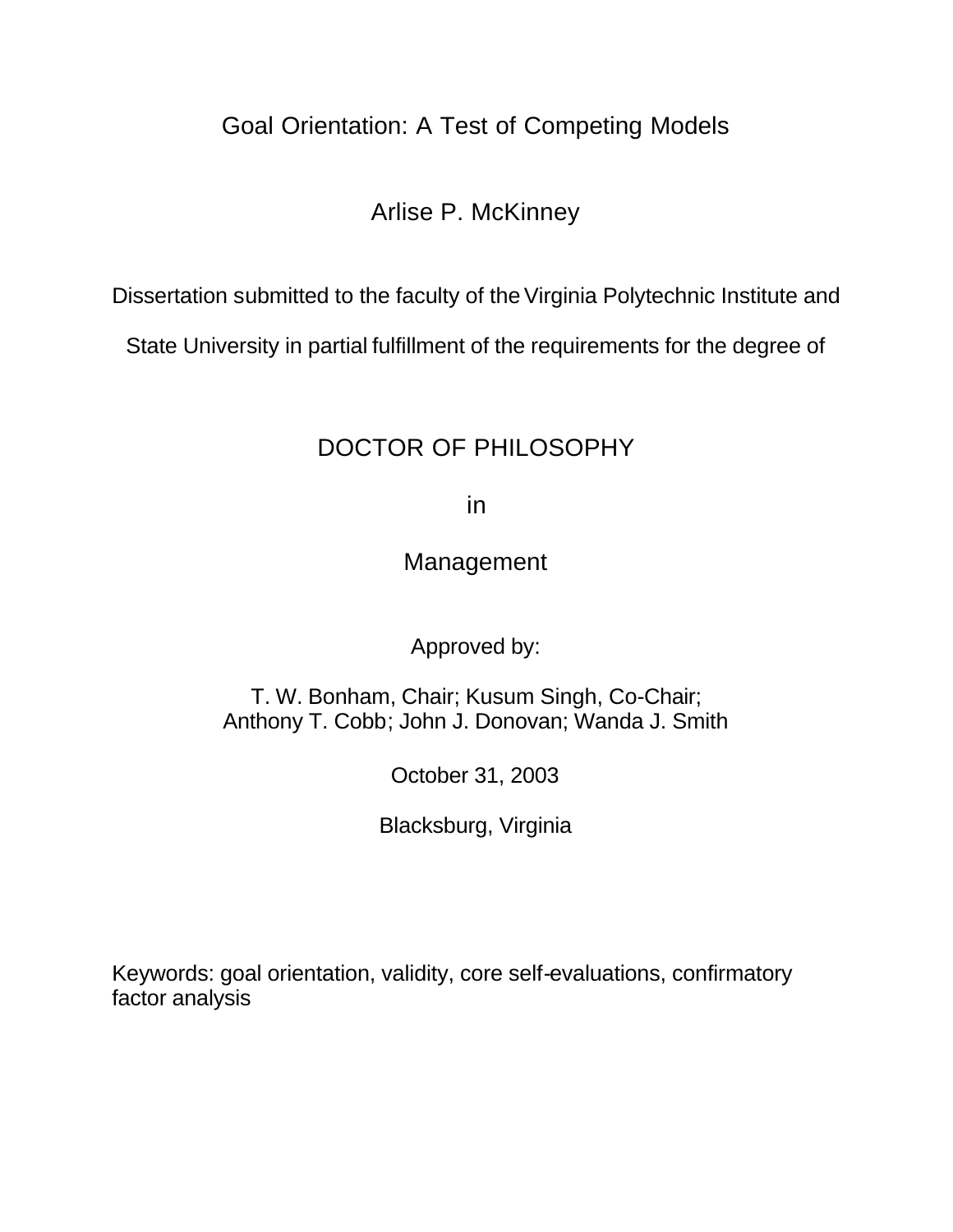# Goal Orientation: A Test of Competing Models

Arlise P. McKinney

Dissertation submitted to the faculty of the Virginia Polytechnic Institute and State University in partial fulfillment of the requirements for the degree of

DOCTOR OF PHILOSOPHY

in

Management

Approved by:

T. W. Bonham, Chair; Kusum Singh, Co-Chair;
Anthony T. Cobb; John J. Donovan; Wanda J. Smith

October 31, 2003

Blacksburg, Virginia

Keywords: goal orientation, validity, core self-evaluations, confirmatory factor analysis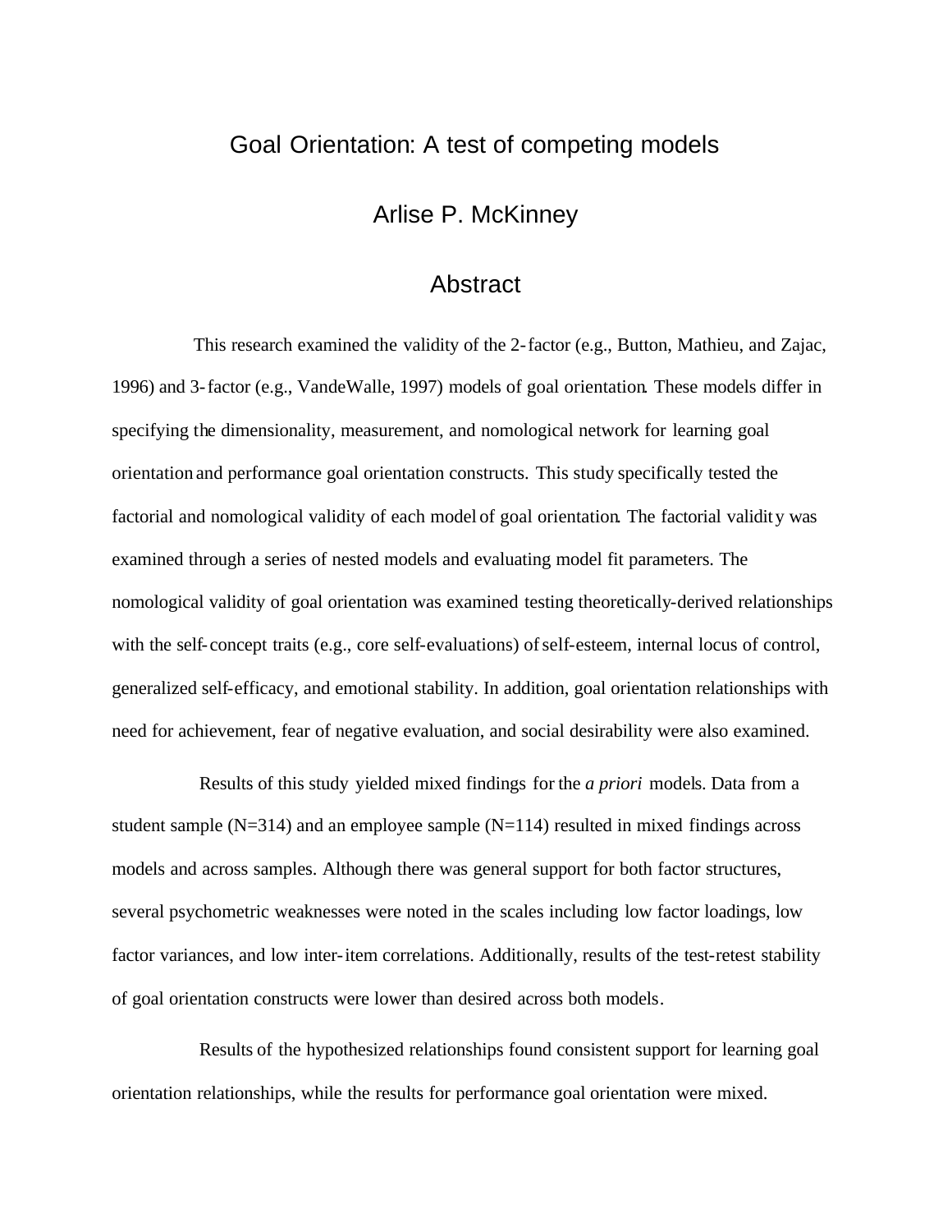# Goal Orientation: A test of competing models

## Arlise P. McKinney

## Abstract

This research examined the validity of the 2-factor (e.g., Button, Mathieu, and Zajac, 1996) and 3-factor (e.g., VandeWalle, 1997) models of goal orientation. These models differ in specifying the dimensionality, measurement, and nomological network for learning goal orientation and performance goal orientation constructs. This study specifically tested the factorial and nomological validity of each model of goal orientation. The factorial validity was examined through a series of nested models and evaluating model fit parameters. The nomological validity of goal orientation was examined testing theoretically-derived relationships with the self-concept traits (e.g., core self-evaluations) of self-esteem, internal locus of control, generalized self-efficacy, and emotional stability. In addition, goal orientation relationships with need for achievement, fear of negative evaluation, and social desirability were also examined.

Results of this study yielded mixed findings for the *a priori* models. Data from a student sample (N=314) and an employee sample (N=114) resulted in mixed findings across models and across samples. Although there was general support for both factor structures, several psychometric weaknesses were noted in the scales including low factor loadings, low factor variances, and low inter-item correlations. Additionally, results of the test-retest stability of goal orientation constructs were lower than desired across both models.

Results of the hypothesized relationships found consistent support for learning goal orientation relationships, while the results for performance goal orientation were mixed.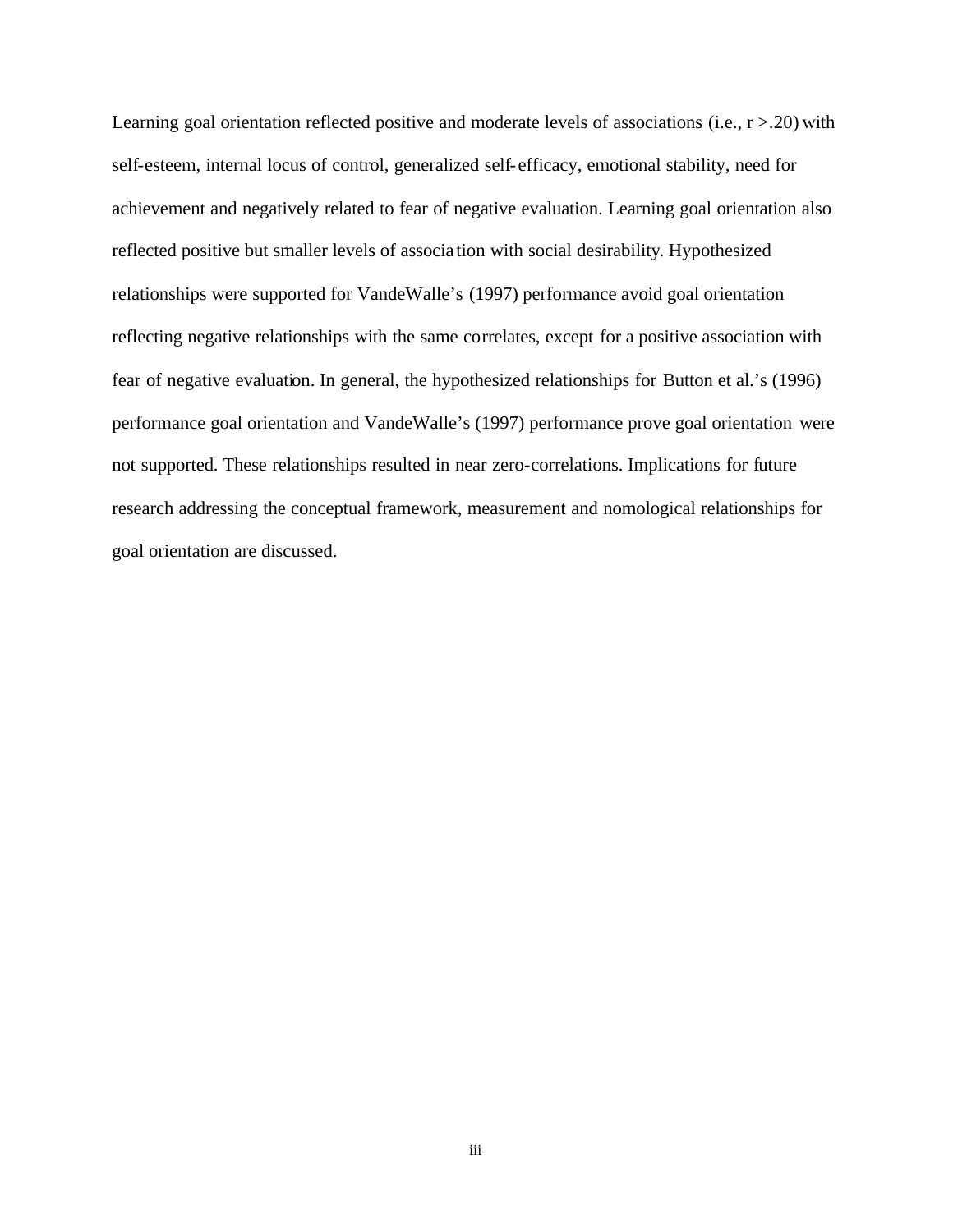Learning goal orientation reflected positive and moderate levels of associations (i.e., $r > .20$) with self-esteem, internal locus of control, generalized self-efficacy, emotional stability, need for achievement and negatively related to fear of negative evaluation. Learning goal orientation also reflected positive but smaller levels of association with social desirability. Hypothesized relationships were supported for VandeWalle's (1997) performance avoid goal orientation reflecting negative relationships with the same correlates, except for a positive association with fear of negative evaluation. In general, the hypothesized relationships for Button et al.'s (1996) performance goal orientation and VandeWalle's (1997) performance prove goal orientation were not supported. These relationships resulted in near zero-correlations. Implications for future research addressing the conceptual framework, measurement and nomological relationships for goal orientation are discussed.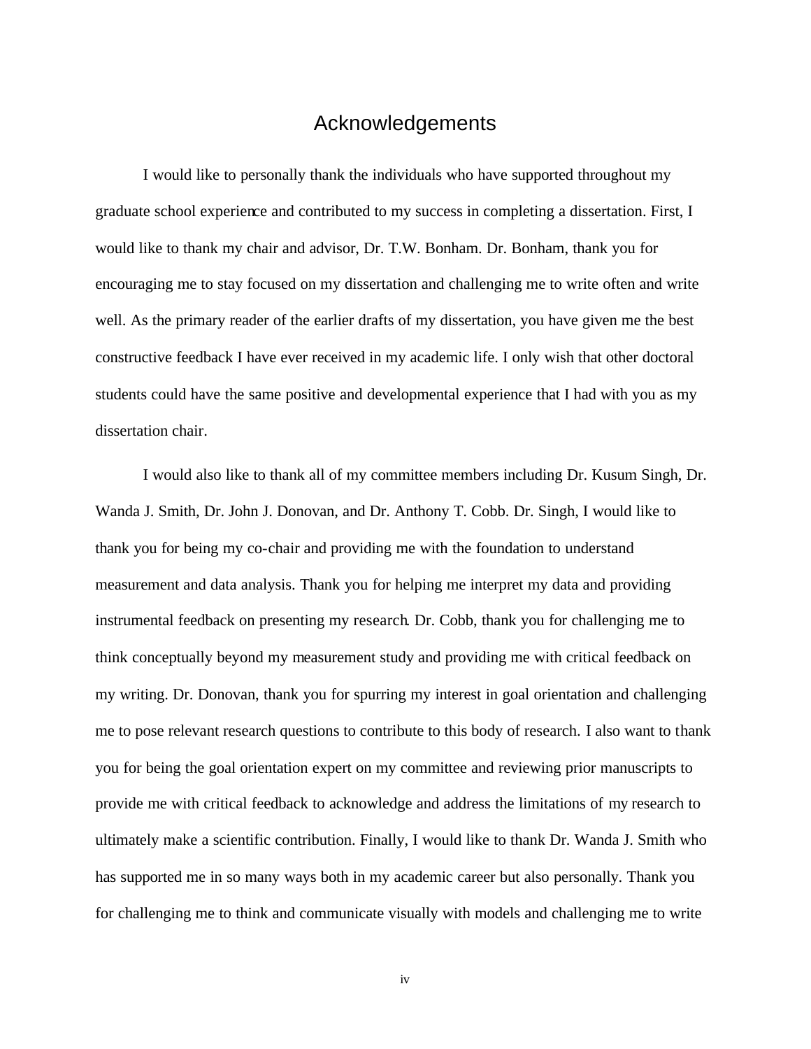# Acknowledgements

I would like to personally thank the individuals who have supported throughout my graduate school experience and contributed to my success in completing a dissertation. First, I would like to thank my chair and advisor, Dr. T.W. Bonham. Dr. Bonham, thank you for encouraging me to stay focused on my dissertation and challenging me to write often and write well. As the primary reader of the earlier drafts of my dissertation, you have given me the best constructive feedback I have ever received in my academic life. I only wish that other doctoral students could have the same positive and developmental experience that I had with you as my dissertation chair.

I would also like to thank all of my committee members including Dr. Kusum Singh, Dr. Wanda J. Smith, Dr. John J. Donovan, and Dr. Anthony T. Cobb. Dr. Singh, I would like to thank you for being my co-chair and providing me with the foundation to understand measurement and data analysis. Thank you for helping me interpret my data and providing instrumental feedback on presenting my research. Dr. Cobb, thank you for challenging me to think conceptually beyond my measurement study and providing me with critical feedback on my writing. Dr. Donovan, thank you for spurring my interest in goal orientation and challenging me to pose relevant research questions to contribute to this body of research. I also want to thank you for being the goal orientation expert on my committee and reviewing prior manuscripts to provide me with critical feedback to acknowledge and address the limitations of my research to ultimately make a scientific contribution. Finally, I would like to thank Dr. Wanda J. Smith who has supported me in so many ways both in my academic career but also personally. Thank you for challenging me to think and communicate visually with models and challenging me to write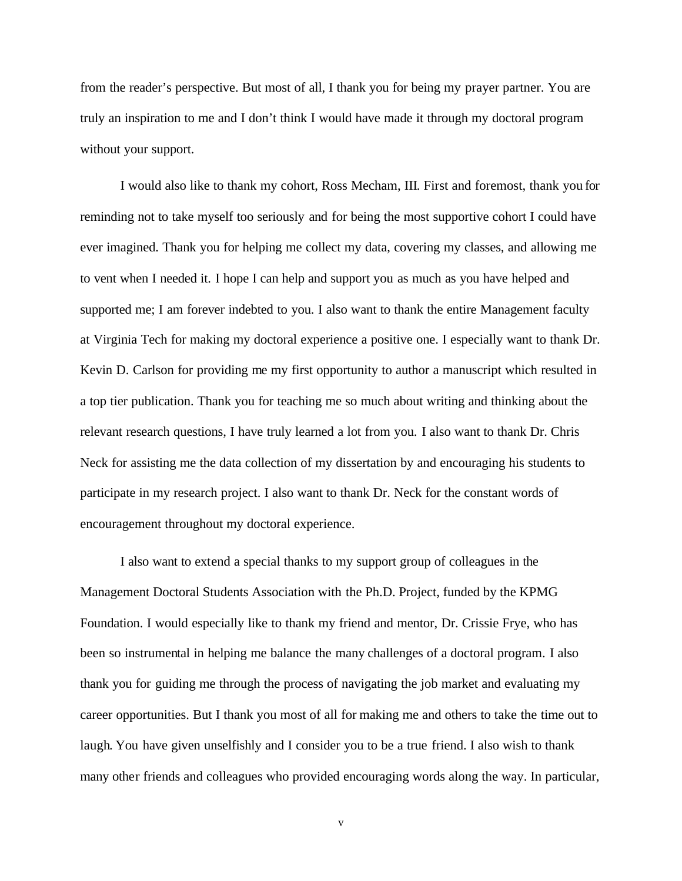from the reader's perspective. But most of all, I thank you for being my prayer partner. You are truly an inspiration to me and I don't think I would have made it through my doctoral program without your support.

I would also like to thank my cohort, Ross Mecham, III. First and foremost, thank you for reminding not to take myself too seriously and for being the most supportive cohort I could have ever imagined. Thank you for helping me collect my data, covering my classes, and allowing me to vent when I needed it. I hope I can help and support you as much as you have helped and supported me; I am forever indebted to you. I also want to thank the entire Management faculty at Virginia Tech for making my doctoral experience a positive one. I especially want to thank Dr. Kevin D. Carlson for providing me my first opportunity to author a manuscript which resulted in a top tier publication. Thank you for teaching me so much about writing and thinking about the relevant research questions, I have truly learned a lot from you. I also want to thank Dr. Chris Neck for assisting me the data collection of my dissertation by and encouraging his students to participate in my research project. I also want to thank Dr. Neck for the constant words of encouragement throughout my doctoral experience.

I also want to extend a special thanks to my support group of colleagues in the Management Doctoral Students Association with the Ph.D. Project, funded by the KPMG Foundation. I would especially like to thank my friend and mentor, Dr. Crissie Frye, who has been so instrumental in helping me balance the many challenges of a doctoral program. I also thank you for guiding me through the process of navigating the job market and evaluating my career opportunities. But I thank you most of all for making me and others to take the time out to laugh. You have given unselfishly and I consider you to be a true friend. I also wish to thank many other friends and colleagues who provided encouraging words along the way. In particular,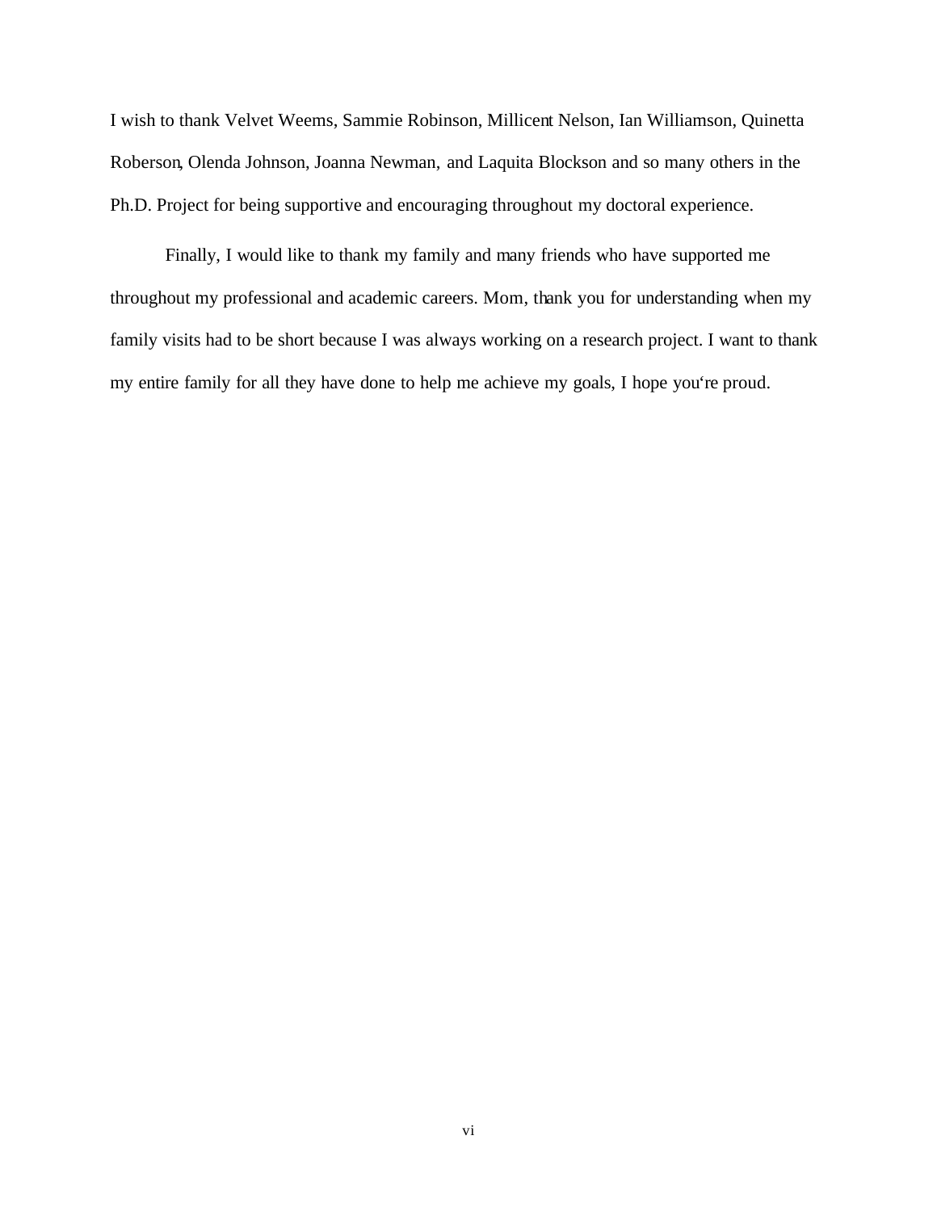I wish to thank Velvet Weems, Sammie Robinson, Millicent Nelson, Ian Williamson, Quinetta Roberson, Olenda Johnson, Joanna Newman, and Laquita Blockson and so many others in the Ph.D. Project for being supportive and encouraging throughout my doctoral experience.

Finally, I would like to thank my family and many friends who have supported me throughout my professional and academic careers. Mom, thank you for understanding when my family visits had to be short because I was always working on a research project. I want to thank my entire family for all they have done to help me achieve my goals, I hope you‘re proud.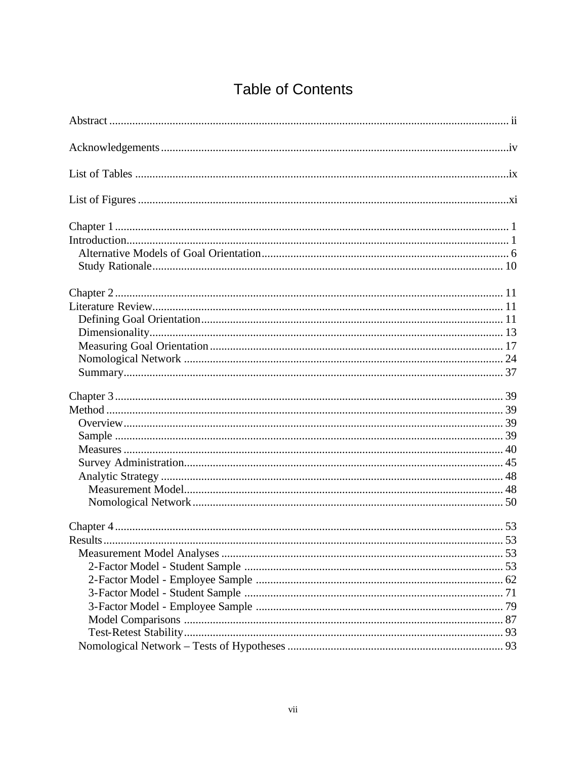# Table of Contents

Abstract ........................................................................................................................... ii

Acknowledgements ........................................................................................................iv

List of Tables .................................................................................................................ix

List of Figures ................................................................................................................xi

Chapter 1 ......................................................................................................................... 1
Introduction...................................................................................................................... 1
  Alternative Models of Goal Orientation ..................................................................... 6
  Study Rationale ......................................................................................................... 10

Chapter 2 ....................................................................................................................... 11
Literature Review ........................................................................................................... 11
  Defining Goal Orientation ......................................................................................... 11
  Dimensionality ........................................................................................................... 13
  Measuring Goal Orientation ...................................................................................... 17
  Nomological Network ............................................................................................... 24
  Summary .................................................................................................................... 37

Chapter 3 ....................................................................................................................... 39
Method ........................................................................................................................... 39
  Overview .................................................................................................................... 39
  Sample ....................................................................................................................... 39
  Measures .................................................................................................................... 40
  Survey Administration ............................................................................................... 45
  Analytic Strategy ....................................................................................................... 48
    Measurement Model ............................................................................................... 48
    Nomological Network ............................................................................................ 50

Chapter 4 ....................................................................................................................... 53
Results ........................................................................................................................... 53
  Measurement Model Analyses .................................................................................. 53
    2-Factor Model - Student Sample .......................................................................... 53
    2-Factor Model - Employee Sample ....................................................................... 62
    3-Factor Model - Student Sample .......................................................................... 71
    3-Factor Model - Employee Sample ....................................................................... 79
    Model Comparisons ............................................................................................... 87
    Test-Retest Stability ............................................................................................... 93
  Nomological Network – Tests of Hypotheses ........................................................... 93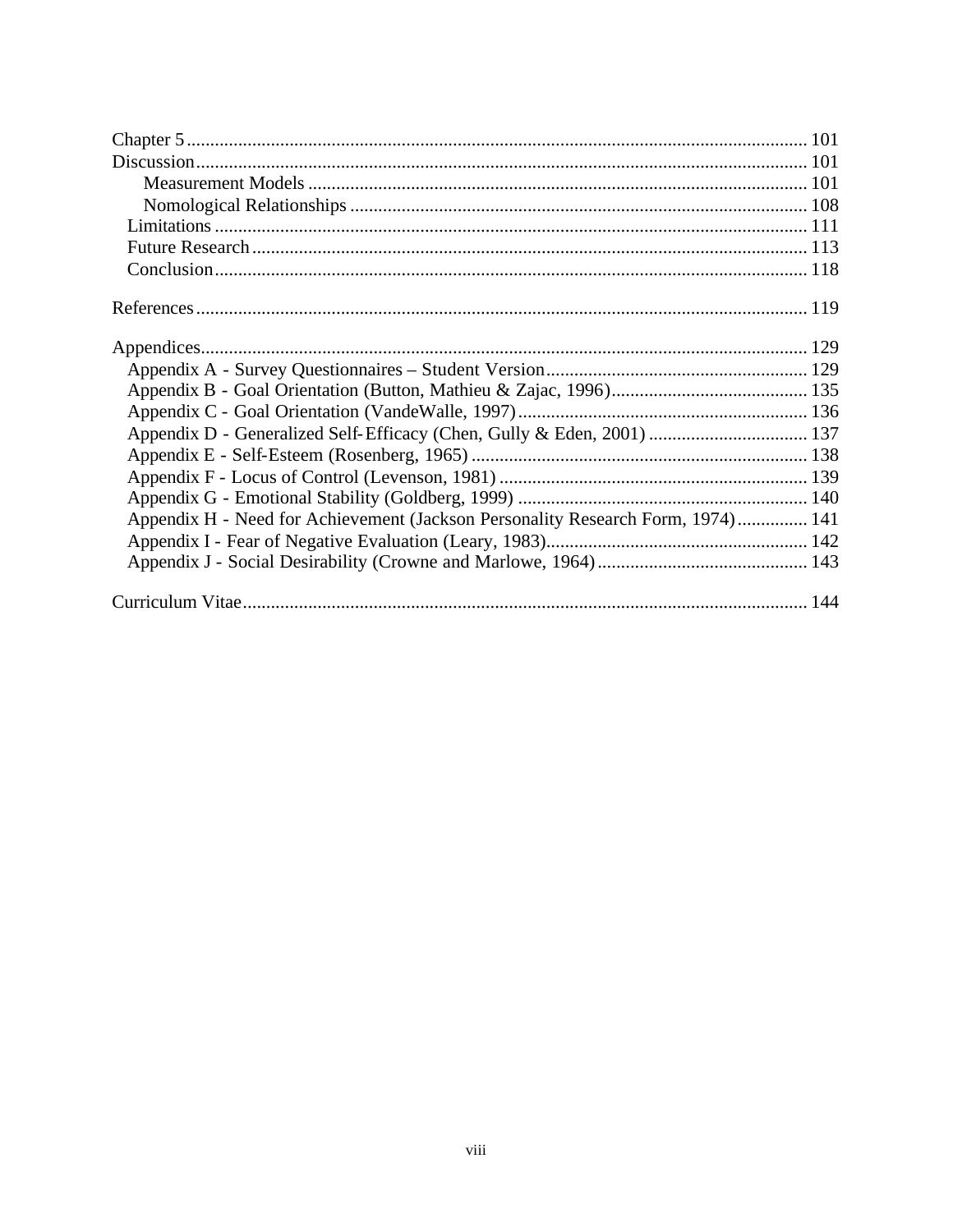Chapter 5 ........ 101
Discussion ........ 101
    Measurement Models ........ 101
    Nomological Relationships ........ 108
  Limitations ........ 111
  Future Research ........ 113
  Conclusion ........ 118

References ........ 119

Appendices ........ 129
  Appendix A - Survey Questionnaires – Student Version ........ 129
  Appendix B - Goal Orientation (Button, Mathieu & Zajac, 1996) ........ 135
  Appendix C - Goal Orientation (VandeWalle, 1997) ........ 136
  Appendix D - Generalized Self-Efficacy (Chen, Gully & Eden, 2001) ........ 137
  Appendix E - Self-Esteem (Rosenberg, 1965) ........ 138
  Appendix F - Locus of Control (Levenson, 1981) ........ 139
  Appendix G - Emotional Stability (Goldberg, 1999) ........ 140
  Appendix H - Need for Achievement (Jackson Personality Research Form, 1974) ........ 141
  Appendix I - Fear of Negative Evaluation (Leary, 1983) ........ 142
  Appendix J - Social Desirability (Crowne and Marlowe, 1964) ........ 143

Curriculum Vitae ........ 144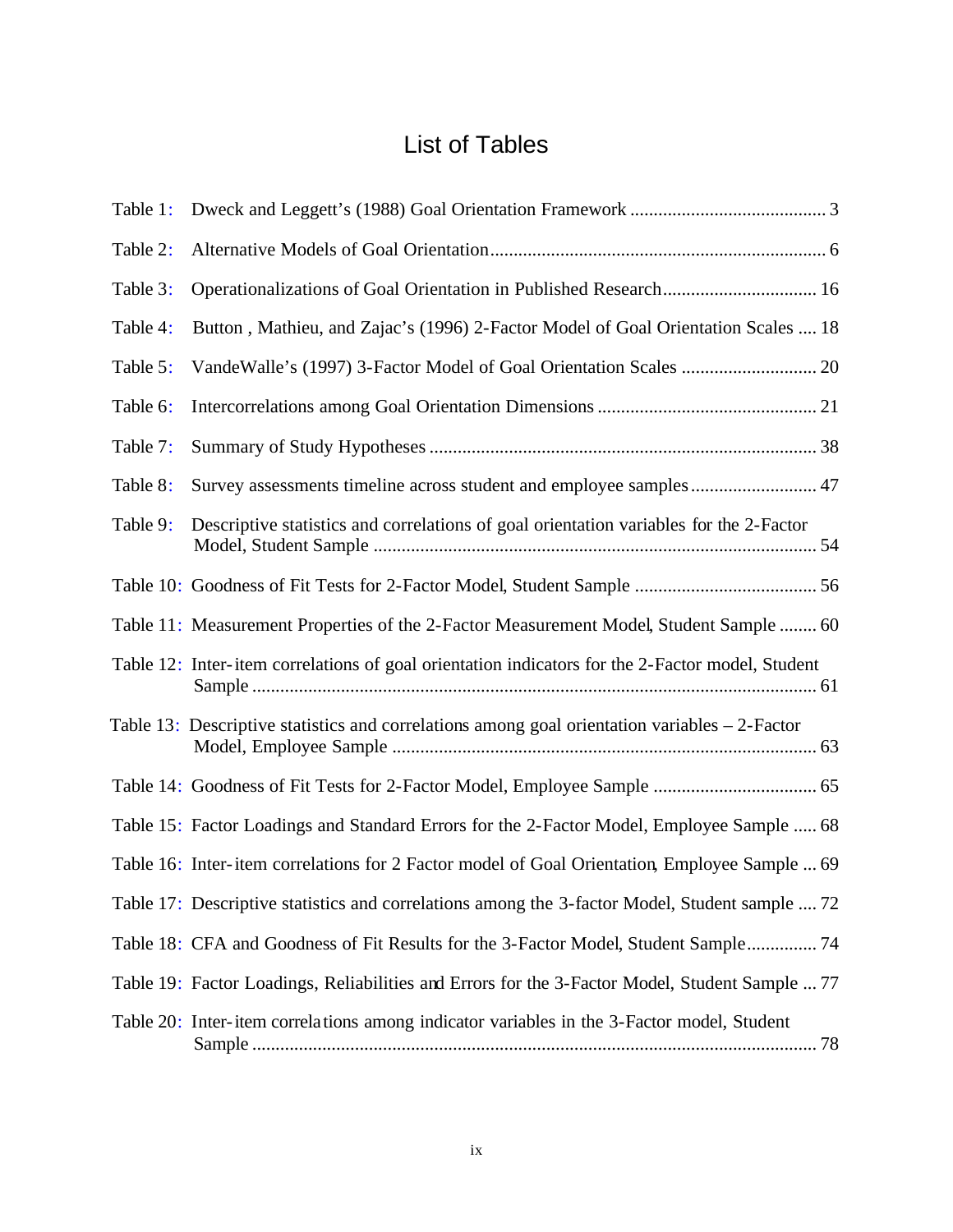# List of Tables

Table 1: Dweck and Leggett's (1988) Goal Orientation Framework .......................................... 3

Table 2: Alternative Models of Goal Orientation ....................................................................... 6

Table 3: Operationalizations of Goal Orientation in Published Research ................................. 16

Table 4: Button , Mathieu, and Zajac's (1996) 2-Factor Model of Goal Orientation Scales .... 18

Table 5: VandeWalle's (1997) 3-Factor Model of Goal Orientation Scales ............................. 20

Table 6: Intercorrelations among Goal Orientation Dimensions ............................................... 21

Table 7: Summary of Study Hypotheses .................................................................................. 38

Table 8: Survey assessments timeline across student and employee samples ........................... 47

Table 9: Descriptive statistics and correlations of goal orientation variables for the 2-Factor Model, Student Sample .............................................................................................. 54

Table 10: Goodness of Fit Tests for 2-Factor Model, Student Sample ....................................... 56

Table 11: Measurement Properties of the 2-Factor Measurement Model, Student Sample ........ 60

Table 12: Inter-item correlations of goal orientation indicators for the 2-Factor model, Student Sample ....................................................................................................................... 61

Table 13: Descriptive statistics and correlations among goal orientation variables – 2-Factor Model, Employee Sample .......................................................................................... 63

Table 14: Goodness of Fit Tests for 2-Factor Model, Employee Sample ................................... 65

Table 15: Factor Loadings and Standard Errors for the 2-Factor Model, Employee Sample ..... 68

Table 16: Inter-item correlations for 2 Factor model of Goal Orientation, Employee Sample ... 69

Table 17: Descriptive statistics and correlations among the 3-factor Model, Student sample .... 72

Table 18: CFA and Goodness of Fit Results for the 3-Factor Model, Student Sample ............... 74

Table 19: Factor Loadings, Reliabilities and Errors for the 3-Factor Model, Student Sample ... 77

Table 20: Inter-item correlations among indicator variables in the 3-Factor model, Student Sample ....................................................................................................................... 78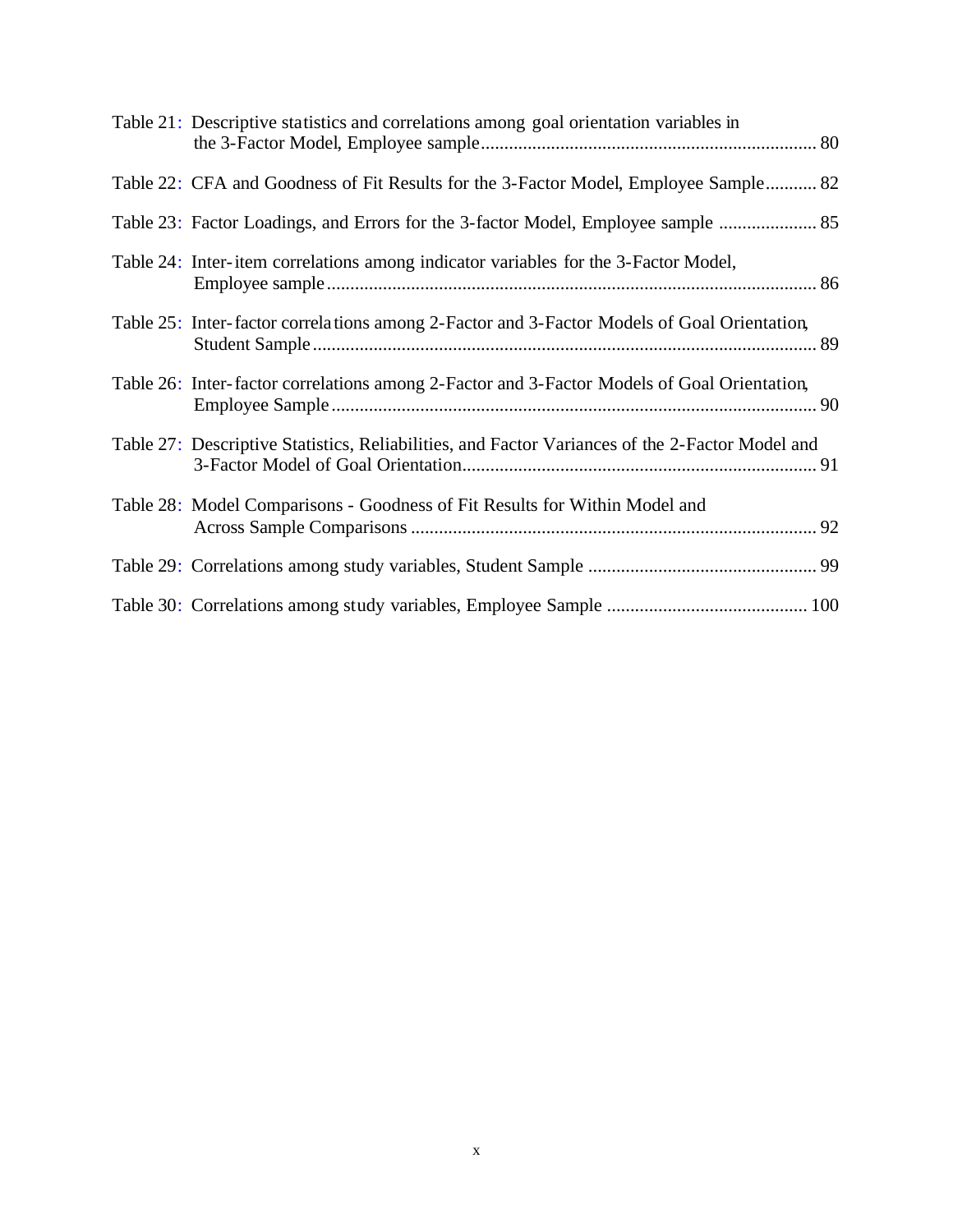Table 21: Descriptive statistics and correlations among goal orientation variables in the 3-Factor Model, Employee sample ........................................................................ 80

Table 22: CFA and Goodness of Fit Results for the 3-Factor Model, Employee Sample........... 82

Table 23: Factor Loadings, and Errors for the 3-factor Model, Employee sample ..................... 85

Table 24: Inter-item correlations among indicator variables for the 3-Factor Model, Employee sample......................................................................................................... 86

Table 25: Inter-factor correlations among 2-Factor and 3-Factor Models of Goal Orientation, Student Sample ............................................................................................................ 89

Table 26: Inter-factor correlations among 2-Factor and 3-Factor Models of Goal Orientation, Employee Sample ........................................................................................................ 90

Table 27: Descriptive Statistics, Reliabilities, and Factor Variances of the 2-Factor Model and 3-Factor Model of Goal Orientation............................................................................ 91

Table 28: Model Comparisons - Goodness of Fit Results for Within Model and Across Sample Comparisons ....................................................................................... 92

Table 29: Correlations among study variables, Student Sample ................................................. 99

Table 30: Correlations among study variables, Employee Sample ........................................... 100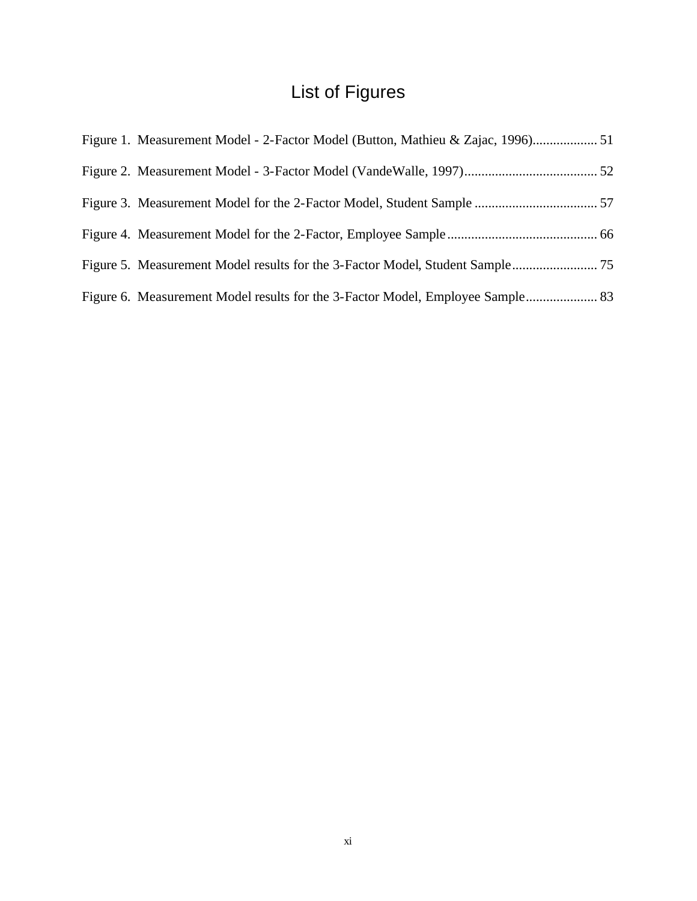# List of Figures

Figure 1. Measurement Model - 2-Factor Model (Button, Mathieu & Zajac, 1996)................... 51

Figure 2. Measurement Model - 3-Factor Model (VandeWalle, 1997)....................................... 52

Figure 3. Measurement Model for the 2-Factor Model, Student Sample .................................... 57

Figure 4. Measurement Model for the 2-Factor, Employee Sample............................................ 66

Figure 5. Measurement Model results for the 3-Factor Model, Student Sample......................... 75

Figure 6. Measurement Model results for the 3-Factor Model, Employee Sample..................... 83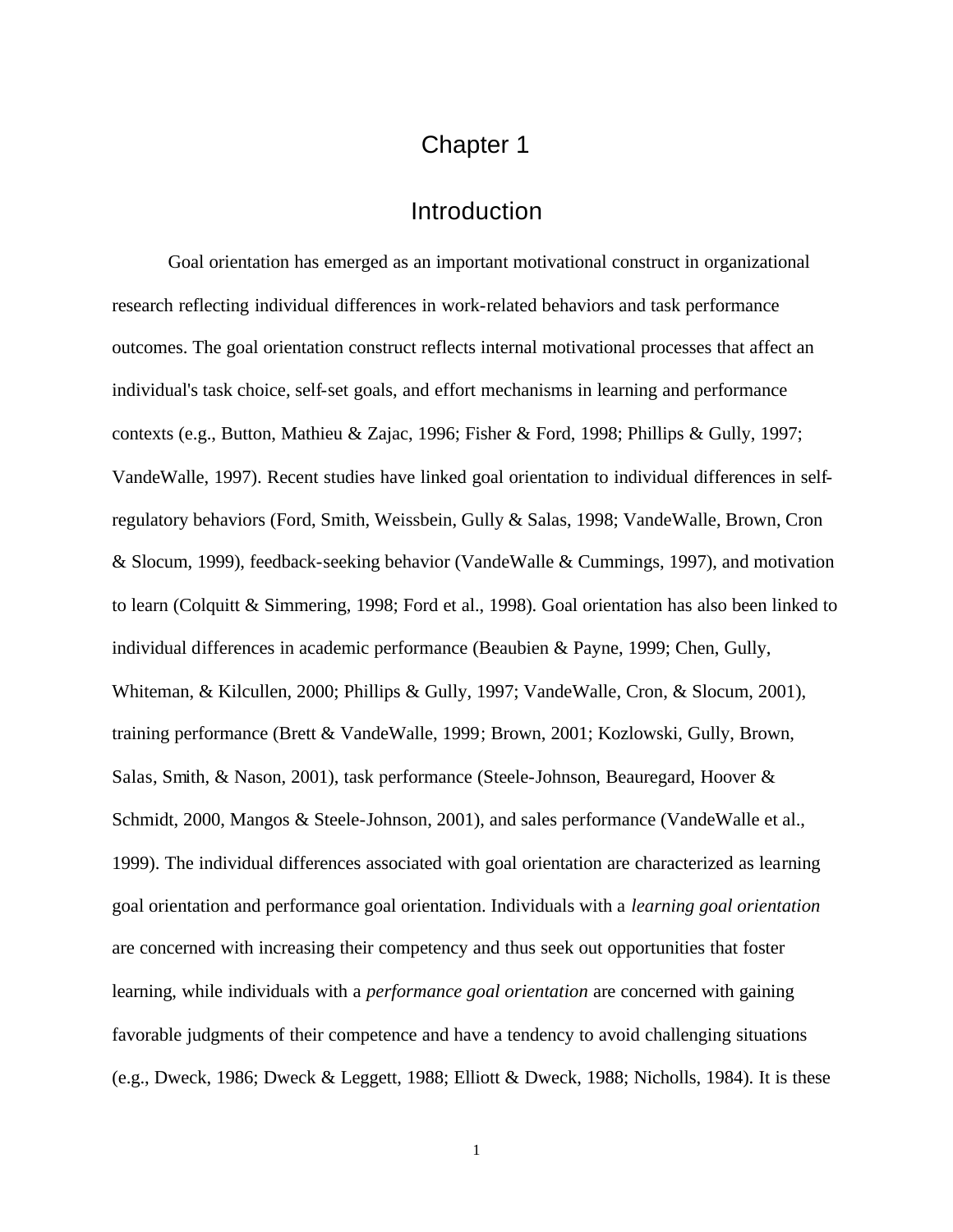# Chapter 1

## Introduction

Goal orientation has emerged as an important motivational construct in organizational research reflecting individual differences in work-related behaviors and task performance outcomes. The goal orientation construct reflects internal motivational processes that affect an individual's task choice, self-set goals, and effort mechanisms in learning and performance contexts (e.g., Button, Mathieu & Zajac, 1996; Fisher & Ford, 1998; Phillips & Gully, 1997; VandeWalle, 1997). Recent studies have linked goal orientation to individual differences in self-regulatory behaviors (Ford, Smith, Weissbein, Gully & Salas, 1998; VandeWalle, Brown, Cron & Slocum, 1999), feedback-seeking behavior (VandeWalle & Cummings, 1997), and motivation to learn (Colquitt & Simmering, 1998; Ford et al., 1998). Goal orientation has also been linked to individual differences in academic performance (Beaubien & Payne, 1999; Chen, Gully, Whiteman, & Kilcullen, 2000; Phillips & Gully, 1997; VandeWalle, Cron, & Slocum, 2001), training performance (Brett & VandeWalle, 1999; Brown, 2001; Kozlowski, Gully, Brown, Salas, Smith, & Nason, 2001), task performance (Steele-Johnson, Beauregard, Hoover & Schmidt, 2000, Mangos & Steele-Johnson, 2001), and sales performance (VandeWalle et al., 1999). The individual differences associated with goal orientation are characterized as learning goal orientation and performance goal orientation. Individuals with a *learning goal orientation* are concerned with increasing their competency and thus seek out opportunities that foster learning, while individuals with a *performance goal orientation* are concerned with gaining favorable judgments of their competence and have a tendency to avoid challenging situations (e.g., Dweck, 1986; Dweck & Leggett, 1988; Elliott & Dweck, 1988; Nicholls, 1984). It is these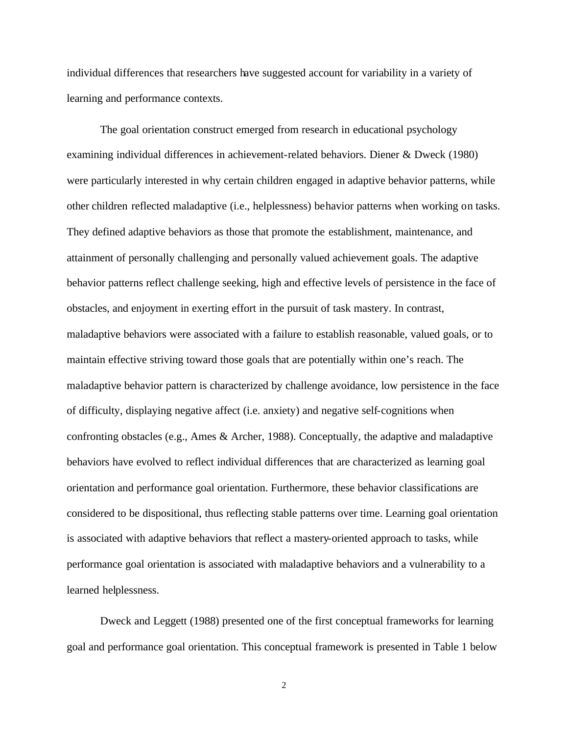individual differences that researchers have suggested account for variability in a variety of learning and performance contexts.

The goal orientation construct emerged from research in educational psychology examining individual differences in achievement-related behaviors. Diener & Dweck (1980) were particularly interested in why certain children engaged in adaptive behavior patterns, while other children reflected maladaptive (i.e., helplessness) behavior patterns when working on tasks. They defined adaptive behaviors as those that promote the establishment, maintenance, and attainment of personally challenging and personally valued achievement goals. The adaptive behavior patterns reflect challenge seeking, high and effective levels of persistence in the face of obstacles, and enjoyment in exerting effort in the pursuit of task mastery. In contrast, maladaptive behaviors were associated with a failure to establish reasonable, valued goals, or to maintain effective striving toward those goals that are potentially within one's reach. The maladaptive behavior pattern is characterized by challenge avoidance, low persistence in the face of difficulty, displaying negative affect (i.e. anxiety) and negative self-cognitions when confronting obstacles (e.g., Ames & Archer, 1988). Conceptually, the adaptive and maladaptive behaviors have evolved to reflect individual differences that are characterized as learning goal orientation and performance goal orientation. Furthermore, these behavior classifications are considered to be dispositional, thus reflecting stable patterns over time. Learning goal orientation is associated with adaptive behaviors that reflect a mastery-oriented approach to tasks, while performance goal orientation is associated with maladaptive behaviors and a vulnerability to a learned helplessness.

Dweck and Leggett (1988) presented one of the first conceptual frameworks for learning goal and performance goal orientation. This conceptual framework is presented in Table 1 below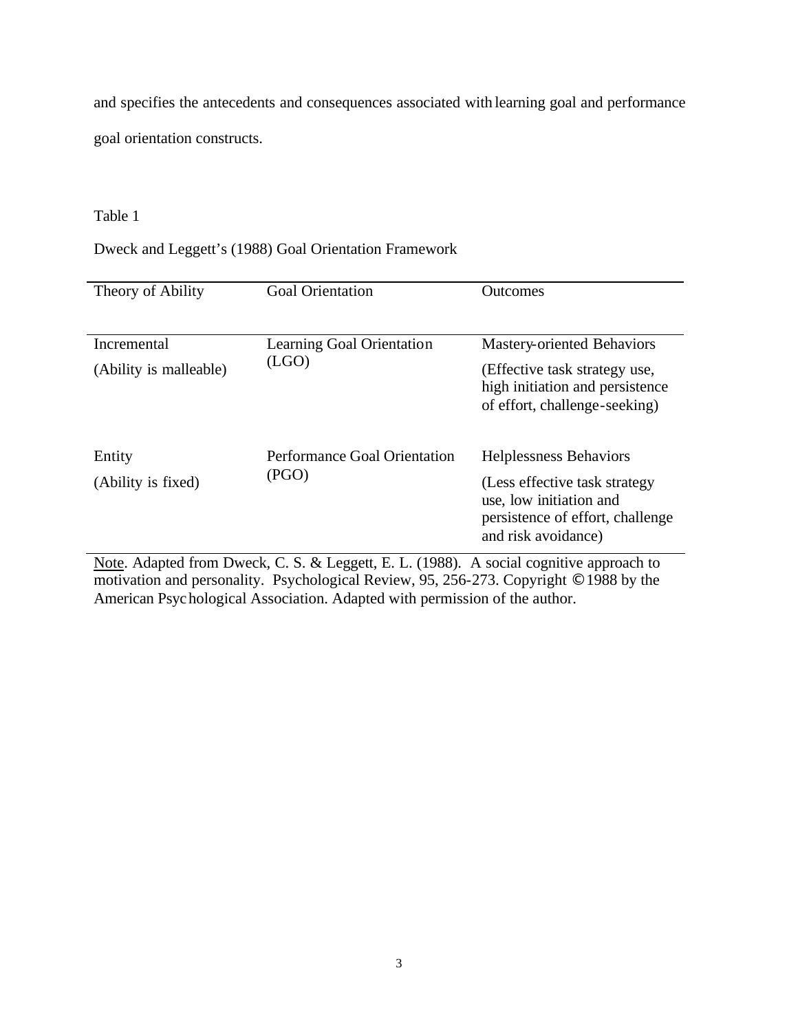and specifies the antecedents and consequences associated with learning goal and performance goal orientation constructs.

Table 1

Dweck and Leggett's (1988) Goal Orientation Framework

| Theory of Ability | Goal Orientation | Outcomes |
|---|---|---|
| Incremental (Ability is malleable) | Learning Goal Orientation (LGO) | Mastery-oriented Behaviors (Effective task strategy use, high initiation and persistence of effort, challenge-seeking) |
| Entity (Ability is fixed) | Performance Goal Orientation (PGO) | Helplessness Behaviors (Less effective task strategy use, low initiation and persistence of effort, challenge and risk avoidance) |

Note. Adapted from Dweck, C. S. & Leggett, E. L. (1988). A social cognitive approach to motivation and personality. Psychological Review, 95, 256-273. Copyright © 1988 by the American Psychological Association. Adapted with permission of the author.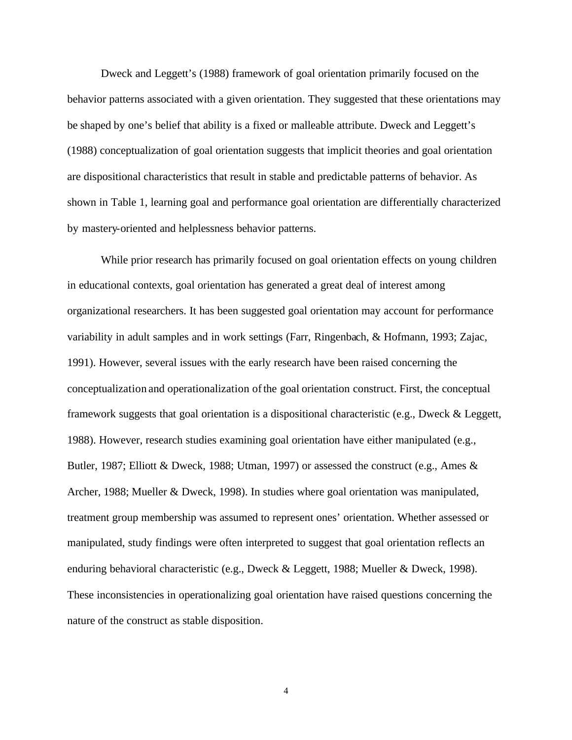Dweck and Leggett's (1988) framework of goal orientation primarily focused on the behavior patterns associated with a given orientation. They suggested that these orientations may be shaped by one's belief that ability is a fixed or malleable attribute. Dweck and Leggett's (1988) conceptualization of goal orientation suggests that implicit theories and goal orientation are dispositional characteristics that result in stable and predictable patterns of behavior. As shown in Table 1, learning goal and performance goal orientation are differentially characterized by mastery-oriented and helplessness behavior patterns.

While prior research has primarily focused on goal orientation effects on young children in educational contexts, goal orientation has generated a great deal of interest among organizational researchers. It has been suggested goal orientation may account for performance variability in adult samples and in work settings (Farr, Ringenbach, & Hofmann, 1993; Zajac, 1991). However, several issues with the early research have been raised concerning the conceptualization and operationalization of the goal orientation construct. First, the conceptual framework suggests that goal orientation is a dispositional characteristic (e.g., Dweck & Leggett, 1988). However, research studies examining goal orientation have either manipulated (e.g., Butler, 1987; Elliott & Dweck, 1988; Utman, 1997) or assessed the construct (e.g., Ames & Archer, 1988; Mueller & Dweck, 1998). In studies where goal orientation was manipulated, treatment group membership was assumed to represent ones' orientation. Whether assessed or manipulated, study findings were often interpreted to suggest that goal orientation reflects an enduring behavioral characteristic (e.g., Dweck & Leggett, 1988; Mueller & Dweck, 1998). These inconsistencies in operationalizing goal orientation have raised questions concerning the nature of the construct as stable disposition.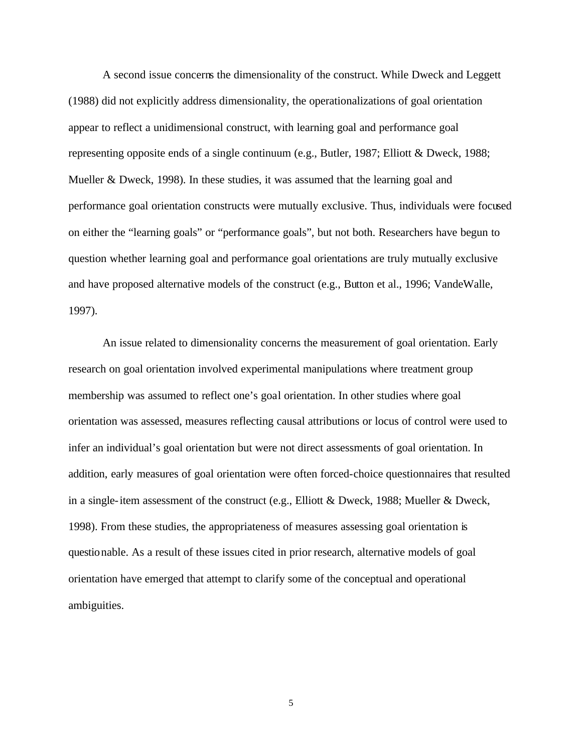A second issue concerns the dimensionality of the construct. While Dweck and Leggett (1988) did not explicitly address dimensionality, the operationalizations of goal orientation appear to reflect a unidimensional construct, with learning goal and performance goal representing opposite ends of a single continuum (e.g., Butler, 1987; Elliott & Dweck, 1988; Mueller & Dweck, 1998). In these studies, it was assumed that the learning goal and performance goal orientation constructs were mutually exclusive. Thus, individuals were focused on either the "learning goals" or "performance goals", but not both. Researchers have begun to question whether learning goal and performance goal orientations are truly mutually exclusive and have proposed alternative models of the construct (e.g., Button et al., 1996; VandeWalle, 1997).

An issue related to dimensionality concerns the measurement of goal orientation. Early research on goal orientation involved experimental manipulations where treatment group membership was assumed to reflect one's goal orientation. In other studies where goal orientation was assessed, measures reflecting causal attributions or locus of control were used to infer an individual's goal orientation but were not direct assessments of goal orientation. In addition, early measures of goal orientation were often forced-choice questionnaires that resulted in a single-item assessment of the construct (e.g., Elliott & Dweck, 1988; Mueller & Dweck, 1998). From these studies, the appropriateness of measures assessing goal orientation is questionable. As a result of these issues cited in prior research, alternative models of goal orientation have emerged that attempt to clarify some of the conceptual and operational ambiguities.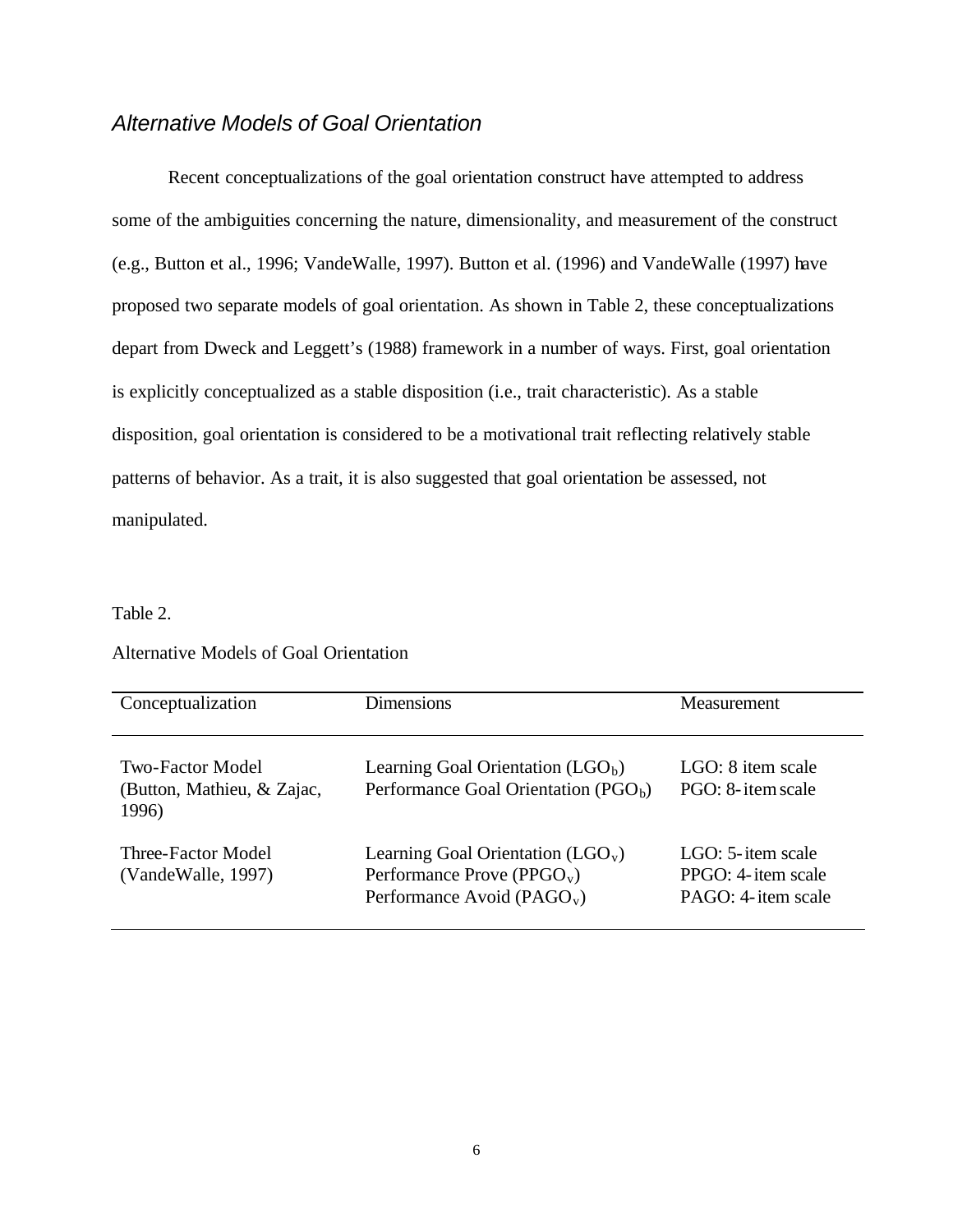### *Alternative Models of Goal Orientation*

Recent conceptualizations of the goal orientation construct have attempted to address some of the ambiguities concerning the nature, dimensionality, and measurement of the construct (e.g., Button et al., 1996; VandeWalle, 1997). Button et al. (1996) and VandeWalle (1997) have proposed two separate models of goal orientation. As shown in Table 2, these conceptualizations depart from Dweck and Leggett's (1988) framework in a number of ways. First, goal orientation is explicitly conceptualized as a stable disposition (i.e., trait characteristic). As a stable disposition, goal orientation is considered to be a motivational trait reflecting relatively stable patterns of behavior. As a trait, it is also suggested that goal orientation be assessed, not manipulated.

Table 2.

Alternative Models of Goal Orientation

| Conceptualization | Dimensions | Measurement |
|---|---|---|
| Two-Factor Model (Button, Mathieu, & Zajac, 1996) | Learning Goal Orientation ($LGO_b$)<br>Performance Goal Orientation ($PGO_b$) | LGO: 8 item scale<br>PGO: 8-item scale |
| Three-Factor Model (VandeWalle, 1997) | Learning Goal Orientation ($LGO_v$)<br>Performance Prove ($PPGO_v$)<br>Performance Avoid ($PAGO_v$) | LGO: 5-item scale<br>PPGO: 4-item scale<br>PAGO: 4-item scale |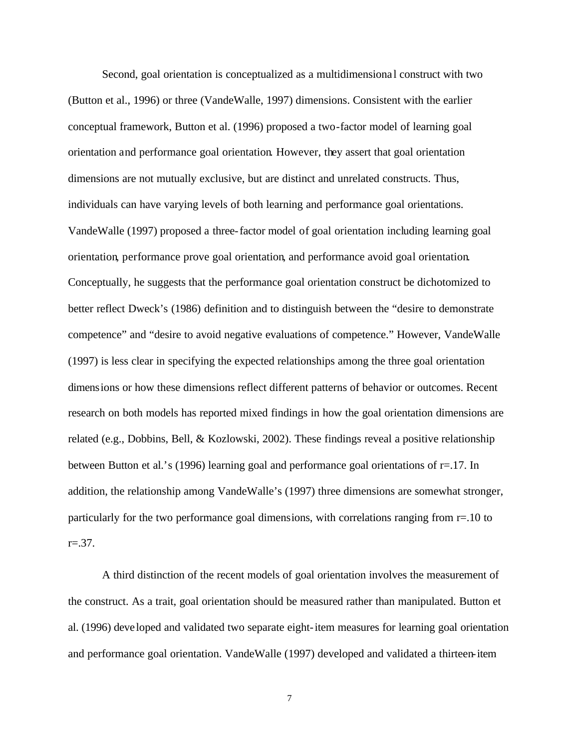Second, goal orientation is conceptualized as a multidimensional construct with two (Button et al., 1996) or three (VandeWalle, 1997) dimensions. Consistent with the earlier conceptual framework, Button et al. (1996) proposed a two-factor model of learning goal orientation and performance goal orientation. However, they assert that goal orientation dimensions are not mutually exclusive, but are distinct and unrelated constructs. Thus, individuals can have varying levels of both learning and performance goal orientations. VandeWalle (1997) proposed a three-factor model of goal orientation including learning goal orientation, performance prove goal orientation, and performance avoid goal orientation. Conceptually, he suggests that the performance goal orientation construct be dichotomized to better reflect Dweck's (1986) definition and to distinguish between the "desire to demonstrate competence" and "desire to avoid negative evaluations of competence." However, VandeWalle (1997) is less clear in specifying the expected relationships among the three goal orientation dimensions or how these dimensions reflect different patterns of behavior or outcomes. Recent research on both models has reported mixed findings in how the goal orientation dimensions are related (e.g., Dobbins, Bell, & Kozlowski, 2002). These findings reveal a positive relationship between Button et al.'s (1996) learning goal and performance goal orientations of $r=.17$. In addition, the relationship among VandeWalle's (1997) three dimensions are somewhat stronger, particularly for the two performance goal dimensions, with correlations ranging from $r=.10$ to $r=.37$.

A third distinction of the recent models of goal orientation involves the measurement of the construct. As a trait, goal orientation should be measured rather than manipulated. Button et al. (1996) developed and validated two separate eight-item measures for learning goal orientation and performance goal orientation. VandeWalle (1997) developed and validated a thirteen-item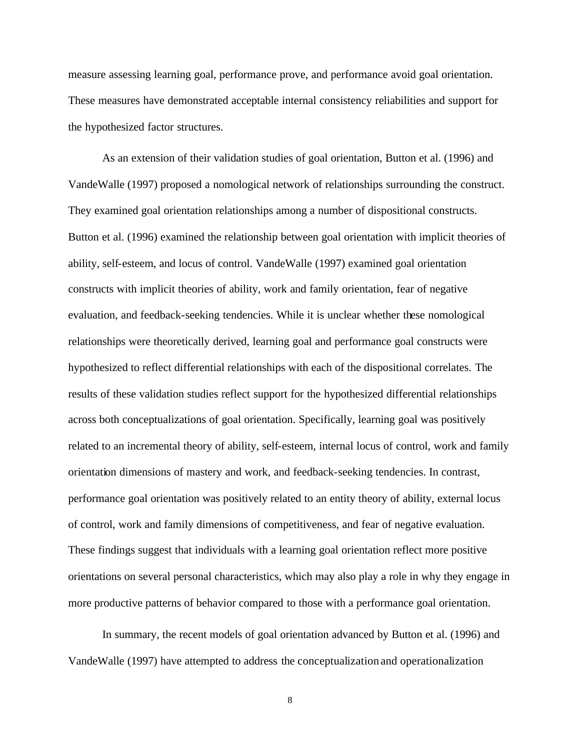measure assessing learning goal, performance prove, and performance avoid goal orientation. These measures have demonstrated acceptable internal consistency reliabilities and support for the hypothesized factor structures.

As an extension of their validation studies of goal orientation, Button et al. (1996) and VandeWalle (1997) proposed a nomological network of relationships surrounding the construct. They examined goal orientation relationships among a number of dispositional constructs. Button et al. (1996) examined the relationship between goal orientation with implicit theories of ability, self-esteem, and locus of control. VandeWalle (1997) examined goal orientation constructs with implicit theories of ability, work and family orientation, fear of negative evaluation, and feedback-seeking tendencies. While it is unclear whether these nomological relationships were theoretically derived, learning goal and performance goal constructs were hypothesized to reflect differential relationships with each of the dispositional correlates. The results of these validation studies reflect support for the hypothesized differential relationships across both conceptualizations of goal orientation. Specifically, learning goal was positively related to an incremental theory of ability, self-esteem, internal locus of control, work and family orientation dimensions of mastery and work, and feedback-seeking tendencies. In contrast, performance goal orientation was positively related to an entity theory of ability, external locus of control, work and family dimensions of competitiveness, and fear of negative evaluation. These findings suggest that individuals with a learning goal orientation reflect more positive orientations on several personal characteristics, which may also play a role in why they engage in more productive patterns of behavior compared to those with a performance goal orientation.

In summary, the recent models of goal orientation advanced by Button et al. (1996) and VandeWalle (1997) have attempted to address the conceptualization and operationalization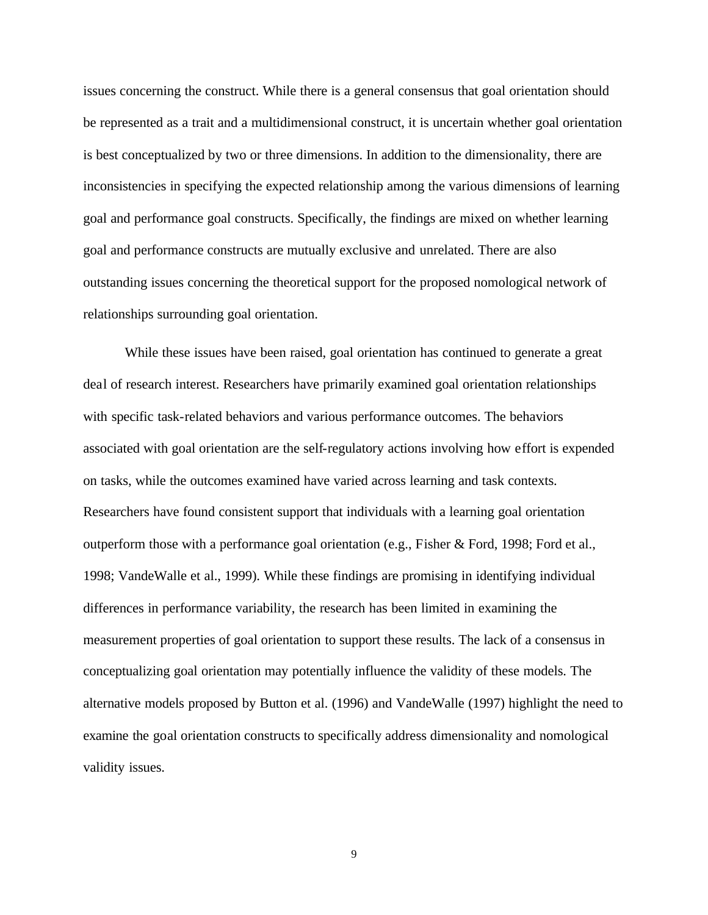issues concerning the construct. While there is a general consensus that goal orientation should be represented as a trait and a multidimensional construct, it is uncertain whether goal orientation is best conceptualized by two or three dimensions. In addition to the dimensionality, there are inconsistencies in specifying the expected relationship among the various dimensions of learning goal and performance goal constructs. Specifically, the findings are mixed on whether learning goal and performance constructs are mutually exclusive and unrelated. There are also outstanding issues concerning the theoretical support for the proposed nomological network of relationships surrounding goal orientation.

While these issues have been raised, goal orientation has continued to generate a great deal of research interest. Researchers have primarily examined goal orientation relationships with specific task-related behaviors and various performance outcomes. The behaviors associated with goal orientation are the self-regulatory actions involving how effort is expended on tasks, while the outcomes examined have varied across learning and task contexts. Researchers have found consistent support that individuals with a learning goal orientation outperform those with a performance goal orientation (e.g., Fisher & Ford, 1998; Ford et al., 1998; VandeWalle et al., 1999). While these findings are promising in identifying individual differences in performance variability, the research has been limited in examining the measurement properties of goal orientation to support these results. The lack of a consensus in conceptualizing goal orientation may potentially influence the validity of these models. The alternative models proposed by Button et al. (1996) and VandeWalle (1997) highlight the need to examine the goal orientation constructs to specifically address dimensionality and nomological validity issues.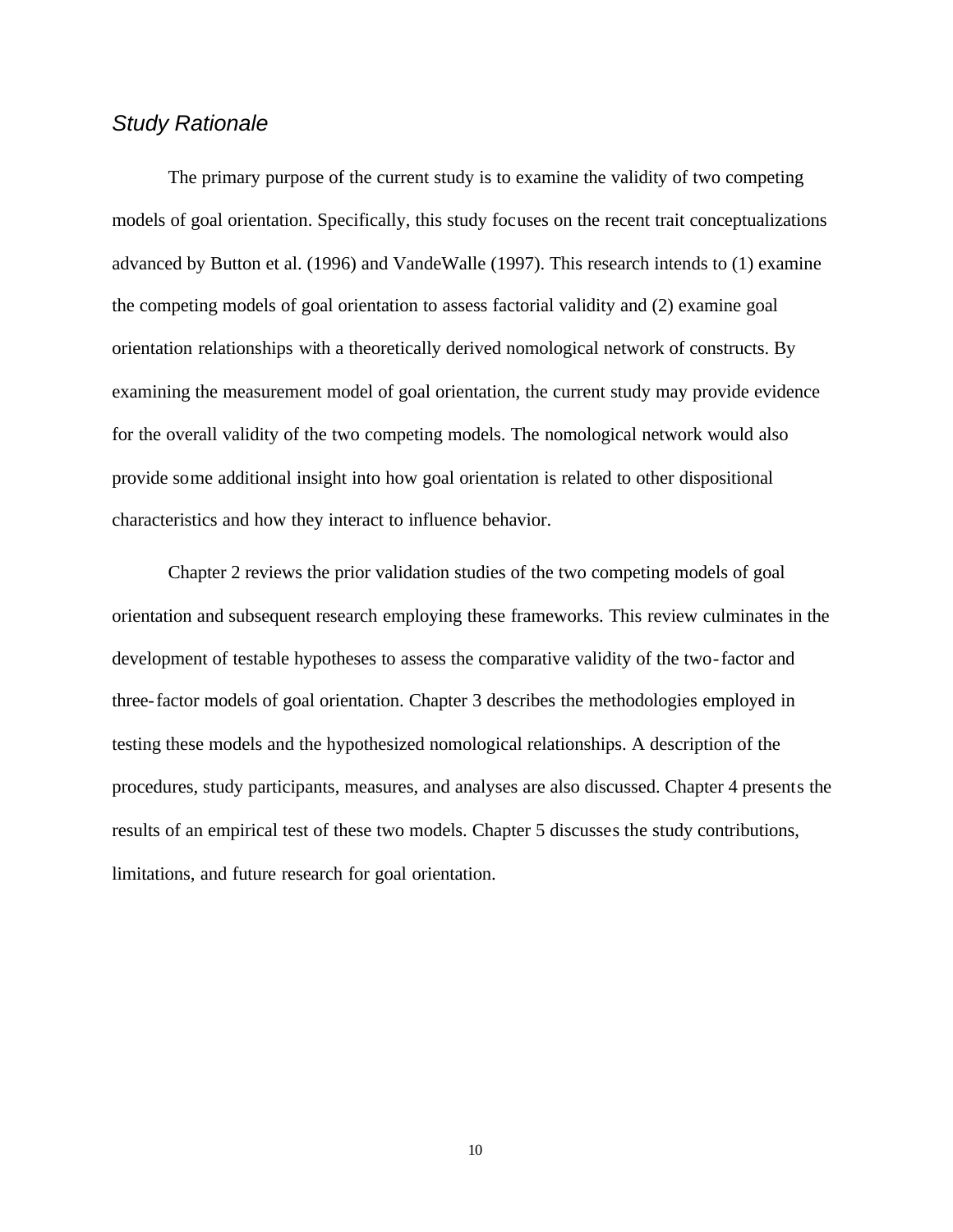### *Study Rationale*

The primary purpose of the current study is to examine the validity of two competing models of goal orientation. Specifically, this study focuses on the recent trait conceptualizations advanced by Button et al. (1996) and VandeWalle (1997). This research intends to (1) examine the competing models of goal orientation to assess factorial validity and (2) examine goal orientation relationships with a theoretically derived nomological network of constructs. By examining the measurement model of goal orientation, the current study may provide evidence for the overall validity of the two competing models. The nomological network would also provide some additional insight into how goal orientation is related to other dispositional characteristics and how they interact to influence behavior.

Chapter 2 reviews the prior validation studies of the two competing models of goal orientation and subsequent research employing these frameworks. This review culminates in the development of testable hypotheses to assess the comparative validity of the two-factor and three-factor models of goal orientation. Chapter 3 describes the methodologies employed in testing these models and the hypothesized nomological relationships. A description of the procedures, study participants, measures, and analyses are also discussed. Chapter 4 presents the results of an empirical test of these two models. Chapter 5 discusses the study contributions, limitations, and future research for goal orientation.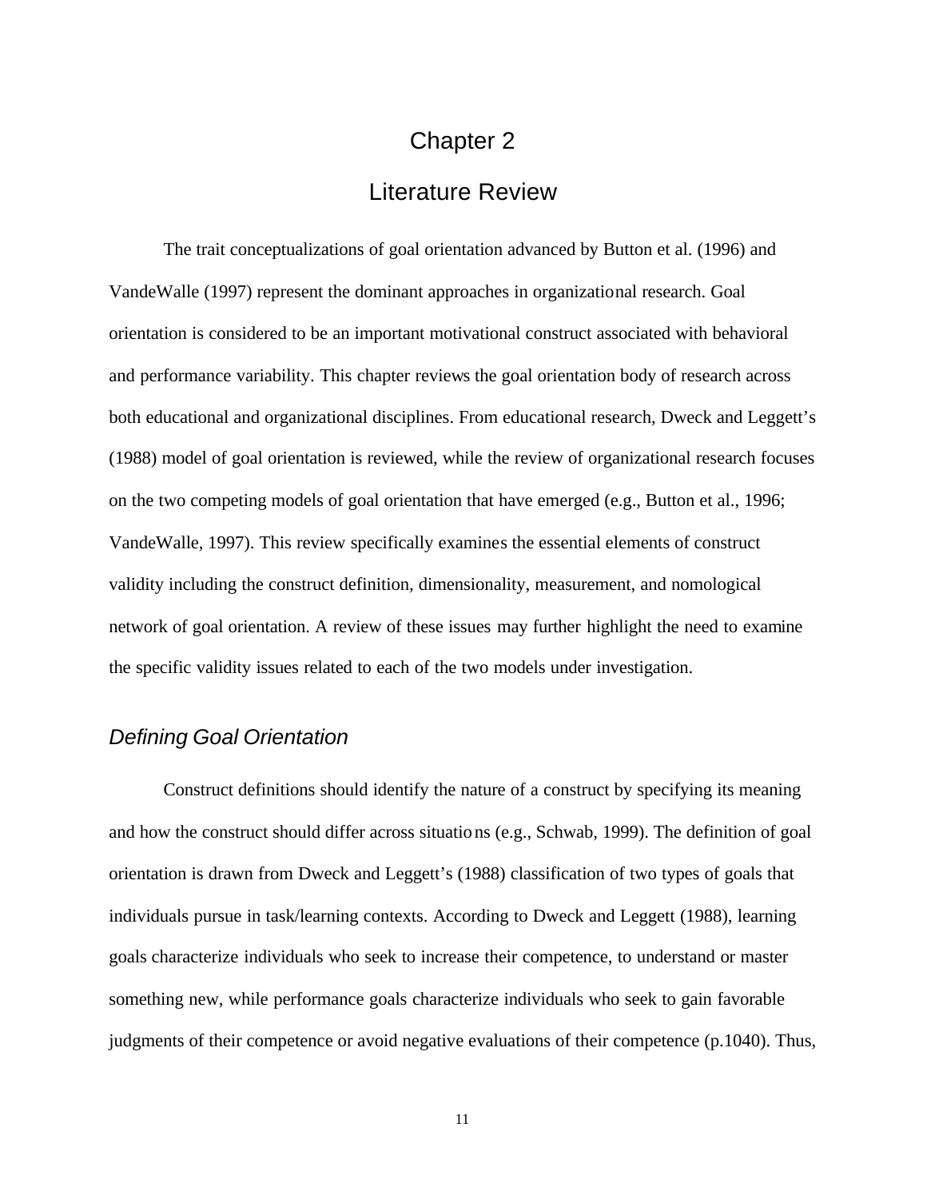# Chapter 2

# Literature Review

The trait conceptualizations of goal orientation advanced by Button et al. (1996) and VandeWalle (1997) represent the dominant approaches in organizational research. Goal orientation is considered to be an important motivational construct associated with behavioral and performance variability. This chapter reviews the goal orientation body of research across both educational and organizational disciplines. From educational research, Dweck and Leggett's (1988) model of goal orientation is reviewed, while the review of organizational research focuses on the two competing models of goal orientation that have emerged (e.g., Button et al., 1996; VandeWalle, 1997). This review specifically examines the essential elements of construct validity including the construct definition, dimensionality, measurement, and nomological network of goal orientation. A review of these issues may further highlight the need to examine the specific validity issues related to each of the two models under investigation.

## *Defining Goal Orientation*

Construct definitions should identify the nature of a construct by specifying its meaning and how the construct should differ across situations (e.g., Schwab, 1999). The definition of goal orientation is drawn from Dweck and Leggett's (1988) classification of two types of goals that individuals pursue in task/learning contexts. According to Dweck and Leggett (1988), learning goals characterize individuals who seek to increase their competence, to understand or master something new, while performance goals characterize individuals who seek to gain favorable judgments of their competence or avoid negative evaluations of their competence (p.1040). Thus,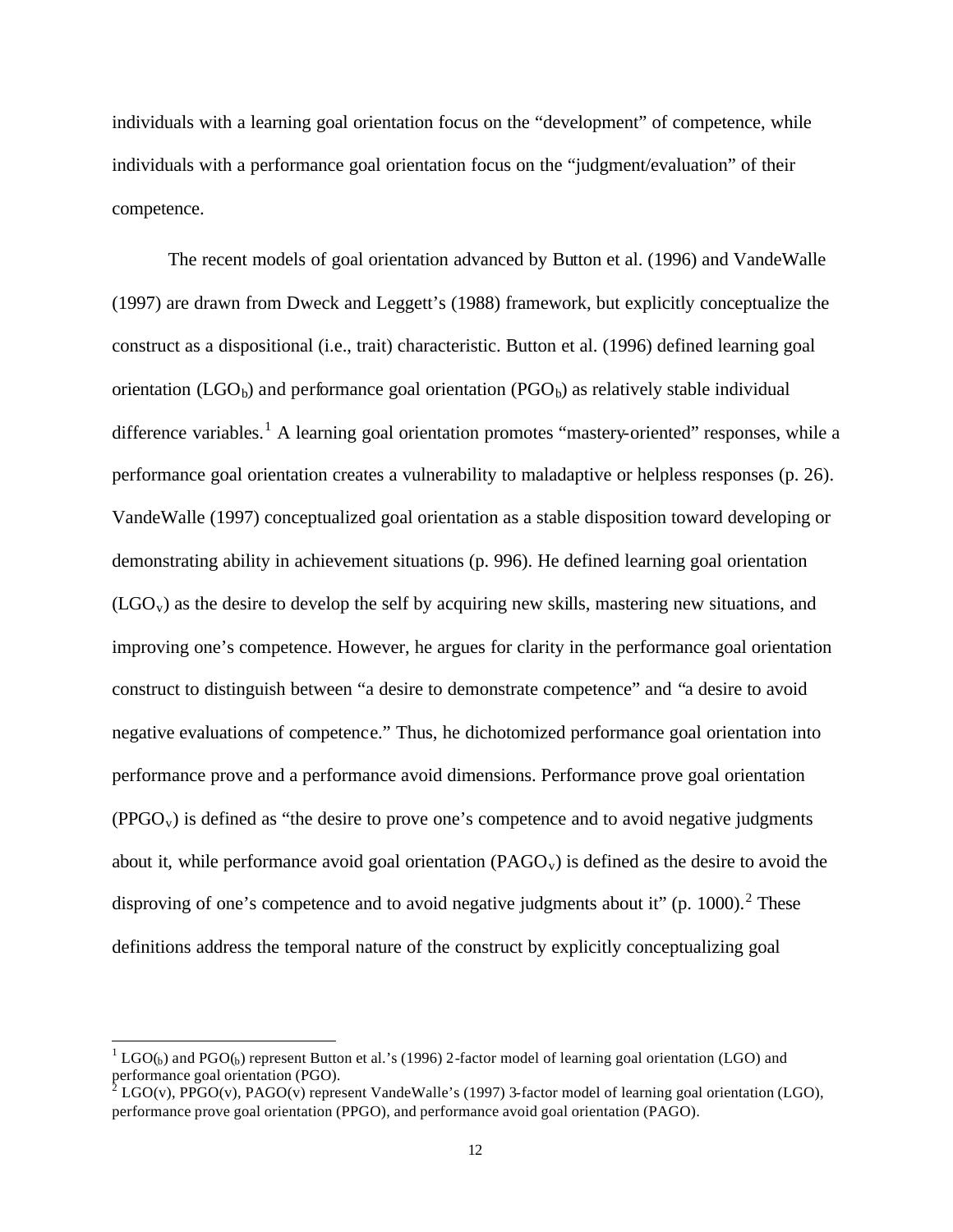individuals with a learning goal orientation focus on the "development" of competence, while individuals with a performance goal orientation focus on the "judgment/evaluation" of their competence.

The recent models of goal orientation advanced by Button et al. (1996) and VandeWalle (1997) are drawn from Dweck and Leggett's (1988) framework, but explicitly conceptualize the construct as a dispositional (i.e., trait) characteristic. Button et al. (1996) defined learning goal orientation ($LGO_b$) and performance goal orientation ($PGO_b$) as relatively stable individual difference variables.[1] A learning goal orientation promotes "mastery-oriented" responses, while a performance goal orientation creates a vulnerability to maladaptive or helpless responses (p. 26). VandeWalle (1997) conceptualized goal orientation as a stable disposition toward developing or demonstrating ability in achievement situations (p. 996). He defined learning goal orientation ($LGO_v$) as the desire to develop the self by acquiring new skills, mastering new situations, and improving one's competence. However, he argues for clarity in the performance goal orientation construct to distinguish between "a desire to demonstrate competence" and "a desire to avoid negative evaluations of competence." Thus, he dichotomized performance goal orientation into performance prove and a performance avoid dimensions. Performance prove goal orientation ($PPGO_v$) is defined as "the desire to prove one's competence and to avoid negative judgments about it, while performance avoid goal orientation ($PAGO_v$) is defined as the desire to avoid the disproving of one's competence and to avoid negative judgments about it" (p. 1000).[2] These definitions address the temporal nature of the construct by explicitly conceptualizing goal

---

[1] $LGO_{(b)}$ and $PGO_{(b)}$ represent Button et al.'s (1996) 2-factor model of learning goal orientation (LGO) and performance goal orientation (PGO).

[2] LGO(v), PPGO(v), PAGO(v) represent VandeWalle's (1997) 3-factor model of learning goal orientation (LGO), performance prove goal orientation (PPGO), and performance avoid goal orientation (PAGO).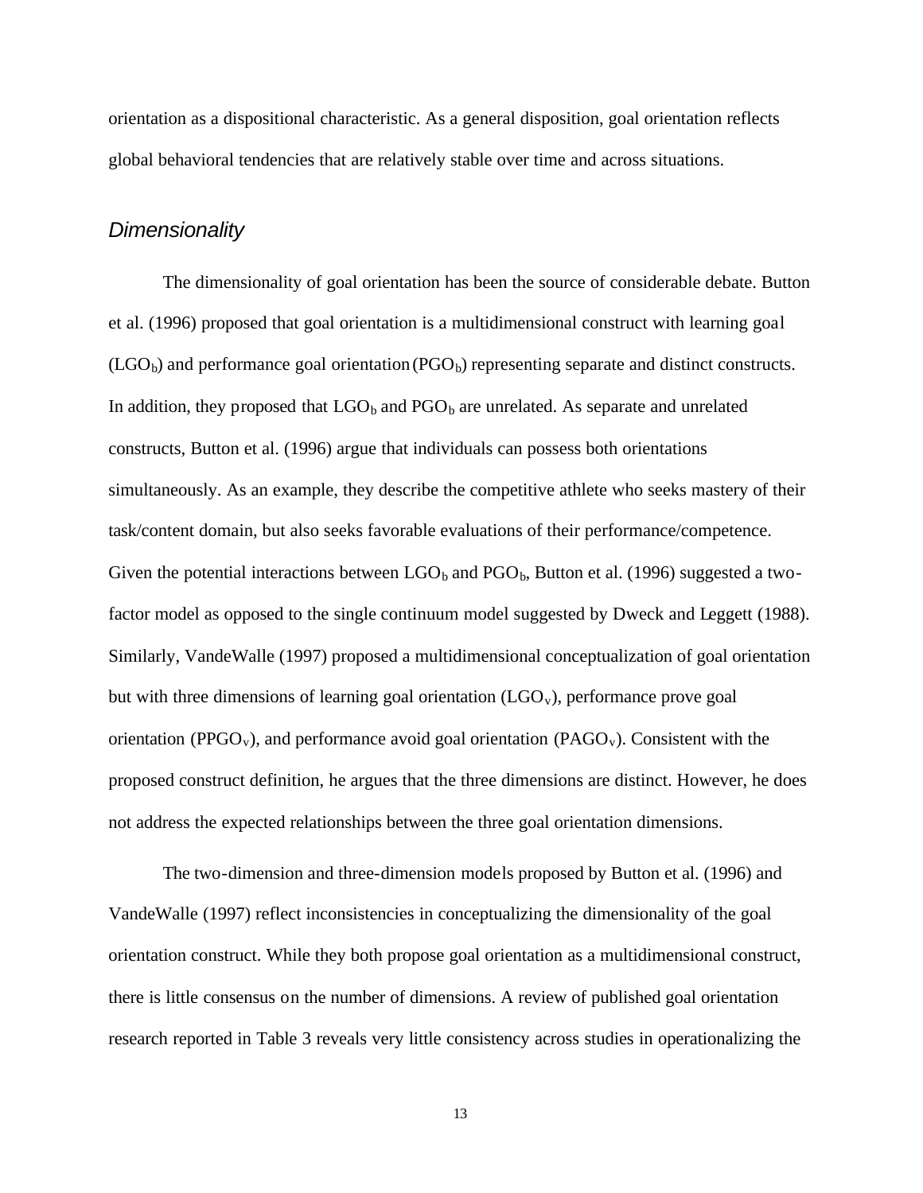orientation as a dispositional characteristic. As a general disposition, goal orientation reflects global behavioral tendencies that are relatively stable over time and across situations.

### *Dimensionality*

The dimensionality of goal orientation has been the source of considerable debate. Button et al. (1996) proposed that goal orientation is a multidimensional construct with learning goal ($LGO_b$) and performance goal orientation ($PGO_b$) representing separate and distinct constructs. In addition, they proposed that $LGO_b$ and $PGO_b$ are unrelated. As separate and unrelated constructs, Button et al. (1996) argue that individuals can possess both orientations simultaneously. As an example, they describe the competitive athlete who seeks mastery of their task/content domain, but also seeks favorable evaluations of their performance/competence. Given the potential interactions between $LGO_b$ and $PGO_b$, Button et al. (1996) suggested a two-factor model as opposed to the single continuum model suggested by Dweck and Leggett (1988). Similarly, VandeWalle (1997) proposed a multidimensional conceptualization of goal orientation but with three dimensions of learning goal orientation ($LGO_v$), performance prove goal orientation ($PPGO_v$), and performance avoid goal orientation ($PAGO_v$). Consistent with the proposed construct definition, he argues that the three dimensions are distinct. However, he does not address the expected relationships between the three goal orientation dimensions.

The two-dimension and three-dimension models proposed by Button et al. (1996) and VandeWalle (1997) reflect inconsistencies in conceptualizing the dimensionality of the goal orientation construct. While they both propose goal orientation as a multidimensional construct, there is little consensus on the number of dimensions. A review of published goal orientation research reported in Table 3 reveals very little consistency across studies in operationalizing the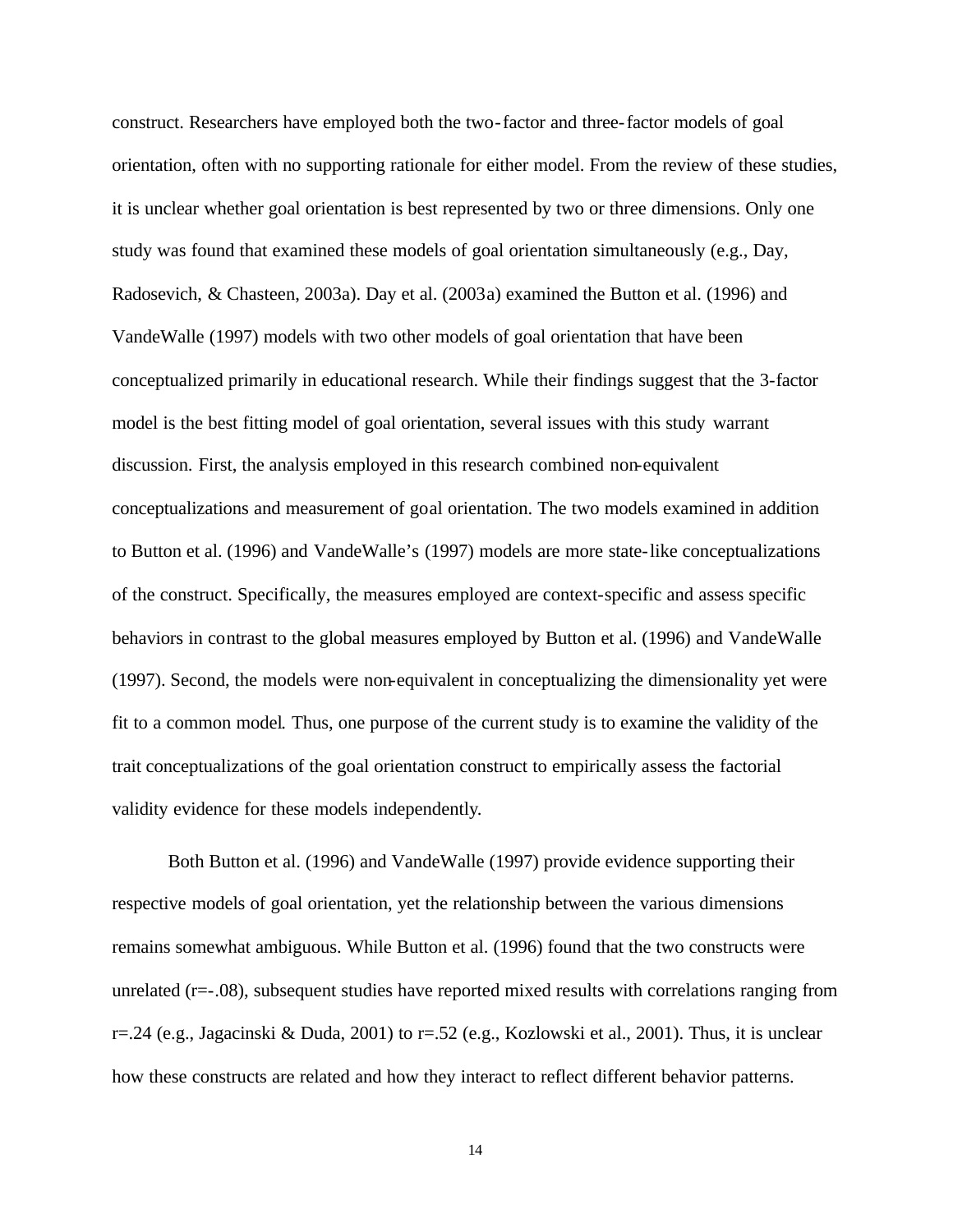construct. Researchers have employed both the two-factor and three-factor models of goal orientation, often with no supporting rationale for either model. From the review of these studies, it is unclear whether goal orientation is best represented by two or three dimensions. Only one study was found that examined these models of goal orientation simultaneously (e.g., Day, Radosevich, & Chasteen, 2003a). Day et al. (2003a) examined the Button et al. (1996) and VandeWalle (1997) models with two other models of goal orientation that have been conceptualized primarily in educational research. While their findings suggest that the 3-factor model is the best fitting model of goal orientation, several issues with this study warrant discussion. First, the analysis employed in this research combined non-equivalent conceptualizations and measurement of goal orientation. The two models examined in addition to Button et al. (1996) and VandeWalle's (1997) models are more state-like conceptualizations of the construct. Specifically, the measures employed are context-specific and assess specific behaviors in contrast to the global measures employed by Button et al. (1996) and VandeWalle (1997). Second, the models were non-equivalent in conceptualizing the dimensionality yet were fit to a common model. Thus, one purpose of the current study is to examine the validity of the trait conceptualizations of the goal orientation construct to empirically assess the factorial validity evidence for these models independently.

Both Button et al. (1996) and VandeWalle (1997) provide evidence supporting their respective models of goal orientation, yet the relationship between the various dimensions remains somewhat ambiguous. While Button et al. (1996) found that the two constructs were unrelated ($r=-.08$), subsequent studies have reported mixed results with correlations ranging from $r=.24$ (e.g., Jagacinski & Duda, 2001) to $r=.52$ (e.g., Kozlowski et al., 2001). Thus, it is unclear how these constructs are related and how they interact to reflect different behavior patterns.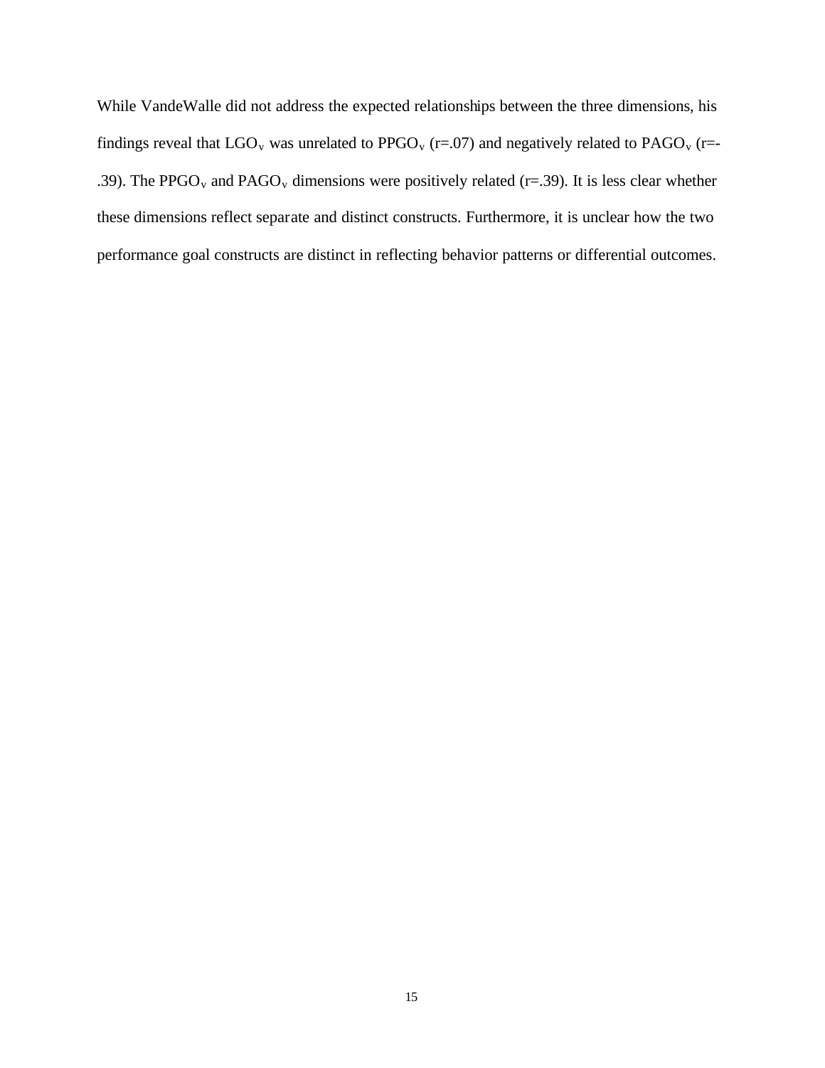While VandeWalle did not address the expected relationships between the three dimensions, his findings reveal that $LGO_v$ was unrelated to $PPGO_v$ ($r=.07$) and negatively related to $PAGO_v$ ($r=-.39$). The $PPGO_v$ and $PAGO_v$ dimensions were positively related ($r=.39$). It is less clear whether these dimensions reflect separate and distinct constructs. Furthermore, it is unclear how the two performance goal constructs are distinct in reflecting behavior patterns or differential outcomes.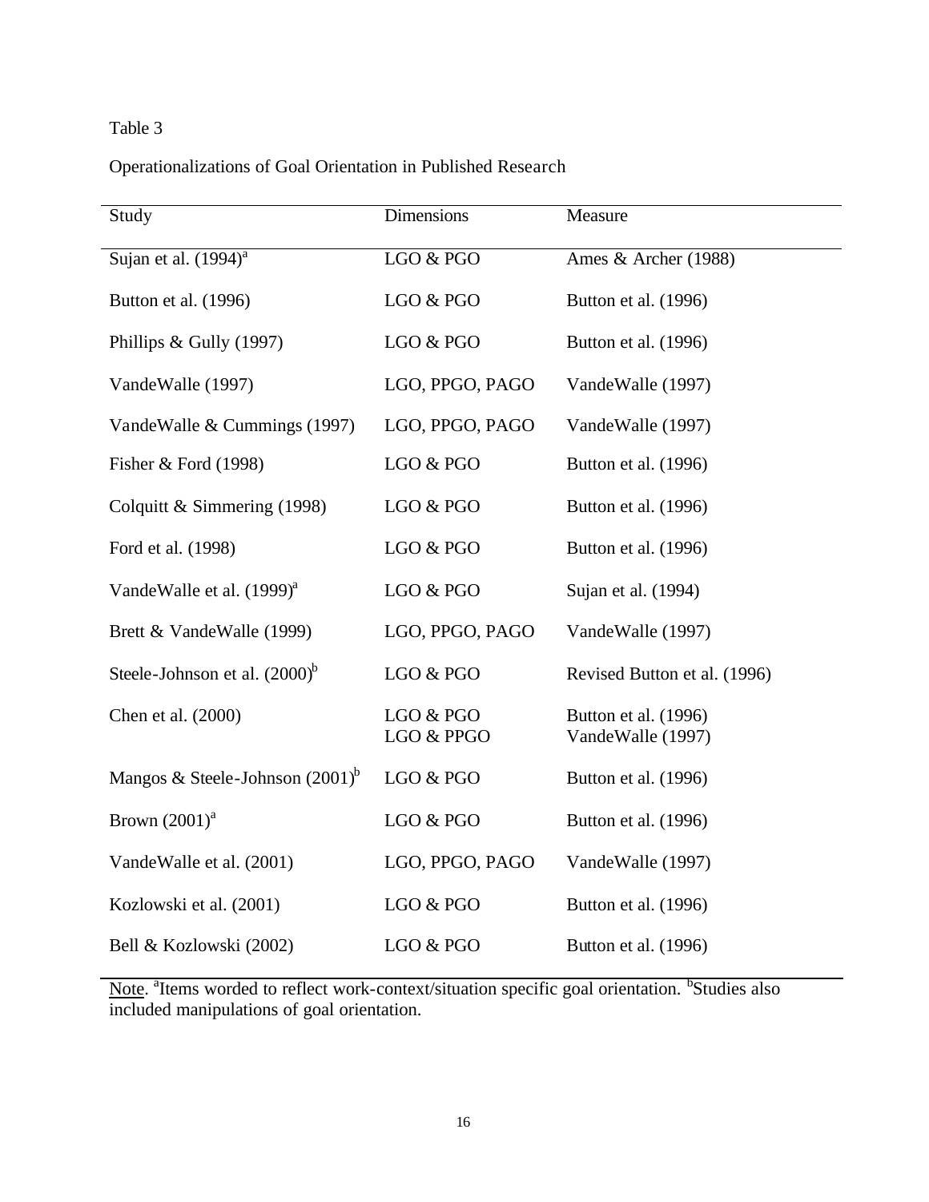Table 3

Operationalizations of Goal Orientation in Published Research

| Study | Dimensions | Measure |
|---|---|---|
| Sujan et al. (1994)[a] | LGO & PGO | Ames & Archer (1988) |
| Button et al. (1996) | LGO & PGO | Button et al. (1996) |
| Phillips & Gully (1997) | LGO & PGO | Button et al. (1996) |
| VandeWalle (1997) | LGO, PPGO, PAGO | VandeWalle (1997) |
| VandeWalle & Cummings (1997) | LGO, PPGO, PAGO | VandeWalle (1997) |
| Fisher & Ford (1998) | LGO & PGO | Button et al. (1996) |
| Colquitt & Simmering (1998) | LGO & PGO | Button et al. (1996) |
| Ford et al. (1998) | LGO & PGO | Button et al. (1996) |
| VandeWalle et al. (1999)[a] | LGO & PGO | Sujan et al. (1994) |
| Brett & VandeWalle (1999) | LGO, PPGO, PAGO | VandeWalle (1997) |
| Steele-Johnson et al. (2000)[b] | LGO & PGO | Revised Button et al. (1996) |
| Chen et al. (2000) | LGO & PGO<br>LGO & PPGO | Button et al. (1996)<br>VandeWalle (1997) |
| Mangos & Steele-Johnson (2001)[b] | LGO & PGO | Button et al. (1996) |
| Brown (2001)[a] | LGO & PGO | Button et al. (1996) |
| VandeWalle et al. (2001) | LGO, PPGO, PAGO | VandeWalle (1997) |
| Kozlowski et al. (2001) | LGO & PGO | Button et al. (1996) |
| Bell & Kozlowski (2002) | LGO & PGO | Button et al. (1996) |

Note. [a]Items worded to reflect work-context/situation specific goal orientation. [b]Studies also included manipulations of goal orientation.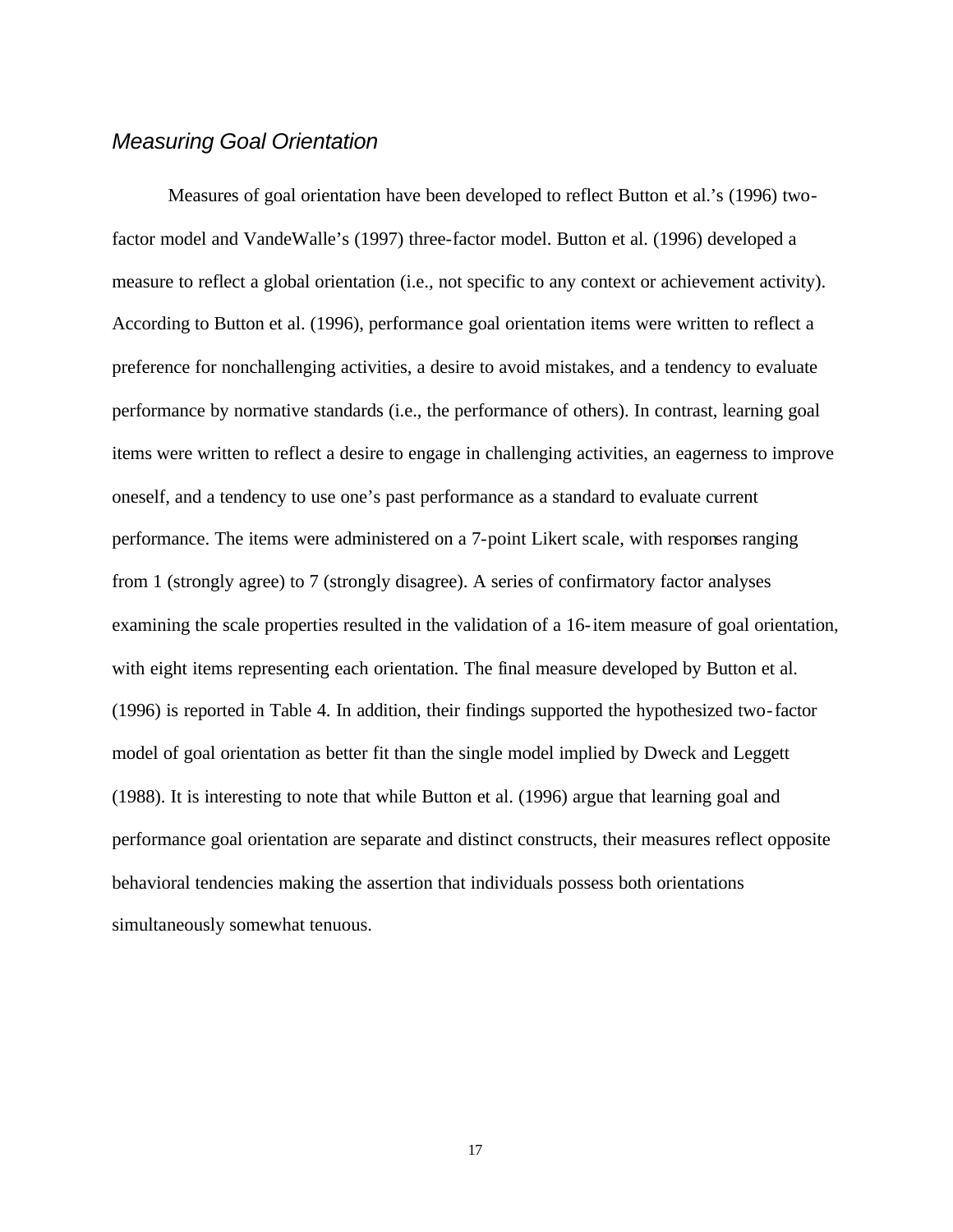### *Measuring Goal Orientation*

Measures of goal orientation have been developed to reflect Button et al.'s (1996) two-factor model and VandeWalle's (1997) three-factor model. Button et al. (1996) developed a measure to reflect a global orientation (i.e., not specific to any context or achievement activity). According to Button et al. (1996), performance goal orientation items were written to reflect a preference for nonchallenging activities, a desire to avoid mistakes, and a tendency to evaluate performance by normative standards (i.e., the performance of others). In contrast, learning goal items were written to reflect a desire to engage in challenging activities, an eagerness to improve oneself, and a tendency to use one's past performance as a standard to evaluate current performance. The items were administered on a 7-point Likert scale, with responses ranging from 1 (strongly agree) to 7 (strongly disagree). A series of confirmatory factor analyses examining the scale properties resulted in the validation of a 16-item measure of goal orientation, with eight items representing each orientation. The final measure developed by Button et al. (1996) is reported in Table 4. In addition, their findings supported the hypothesized two-factor model of goal orientation as better fit than the single model implied by Dweck and Leggett (1988). It is interesting to note that while Button et al. (1996) argue that learning goal and performance goal orientation are separate and distinct constructs, their measures reflect opposite behavioral tendencies making the assertion that individuals possess both orientations simultaneously somewhat tenuous.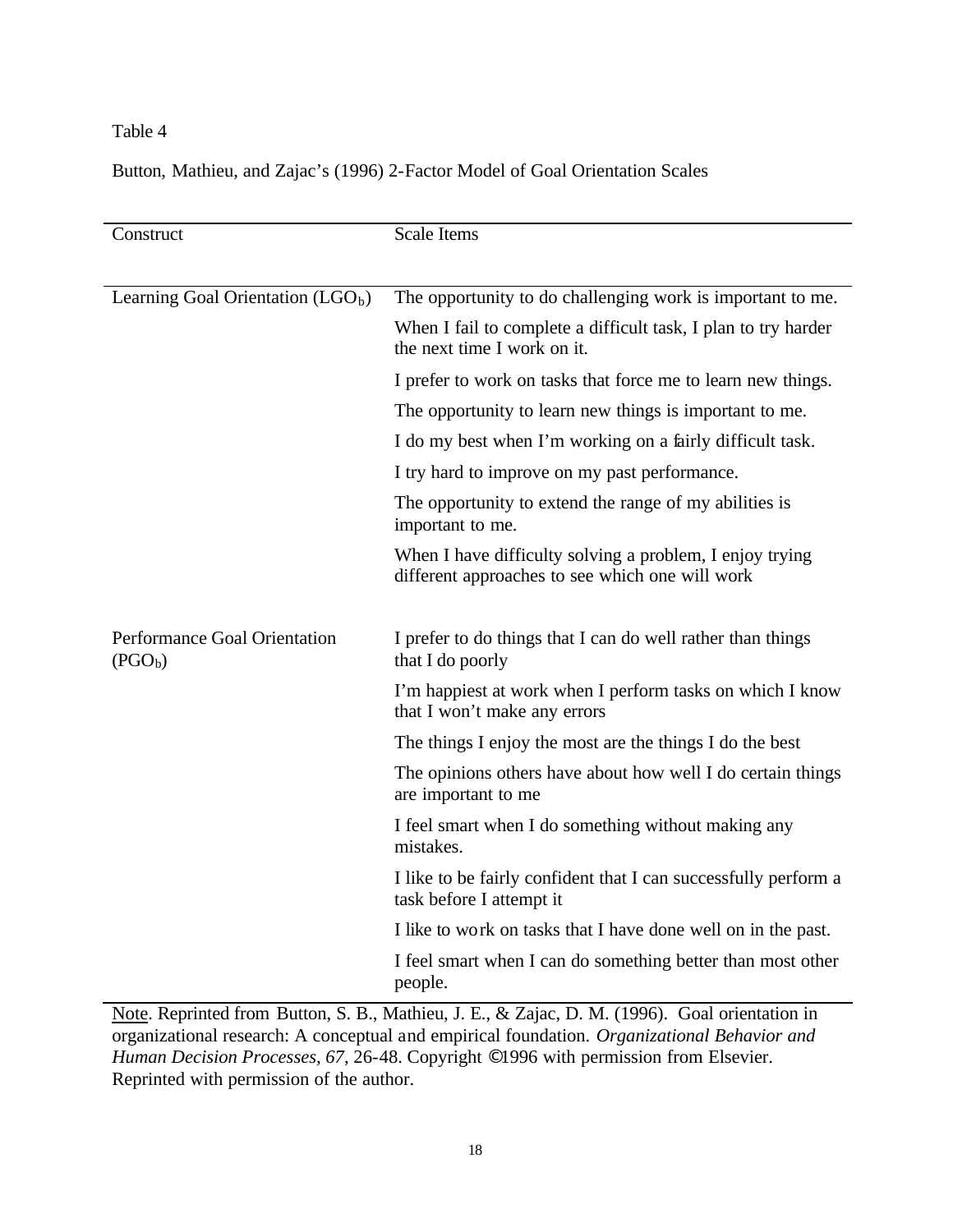Table 4

Button, Mathieu, and Zajac's (1996) 2-Factor Model of Goal Orientation Scales

| Construct | Scale Items |
|---|---|
| Learning Goal Orientation ($LGO_b$) | The opportunity to do challenging work is important to me. |
| | When I fail to complete a difficult task, I plan to try harder the next time I work on it. |
| | I prefer to work on tasks that force me to learn new things. |
| | The opportunity to learn new things is important to me. |
| | I do my best when I'm working on a fairly difficult task. |
| | I try hard to improve on my past performance. |
| | The opportunity to extend the range of my abilities is important to me. |
| | When I have difficulty solving a problem, I enjoy trying different approaches to see which one will work |
| Performance Goal Orientation ($PGO_b$) | I prefer to do things that I can do well rather than things that I do poorly |
| | I'm happiest at work when I perform tasks on which I know that I won't make any errors |
| | The things I enjoy the most are the things I do the best |
| | The opinions others have about how well I do certain things are important to me |
| | I feel smart when I do something without making any mistakes. |
| | I like to be fairly confident that I can successfully perform a task before I attempt it |
| | I like to work on tasks that I have done well on in the past. |
| | I feel smart when I can do something better than most other people. |

Note. Reprinted from Button, S. B., Mathieu, J. E., & Zajac, D. M. (1996). Goal orientation in organizational research: A conceptual and empirical foundation. *Organizational Behavior and Human Decision Processes, 67*, 26-48. Copyright ©1996 with permission from Elsevier. Reprinted with permission of the author.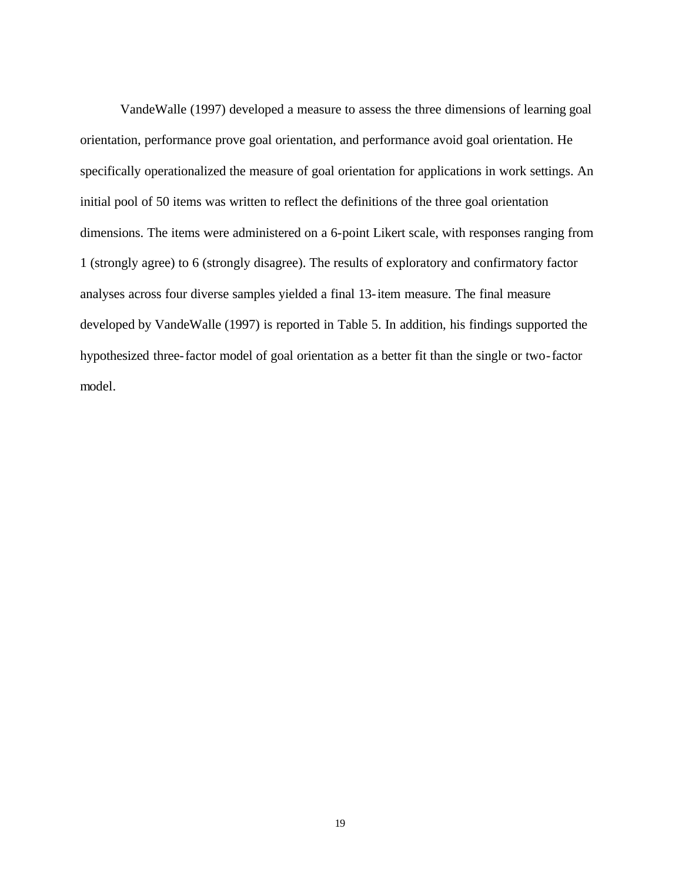VandeWalle (1997) developed a measure to assess the three dimensions of learning goal orientation, performance prove goal orientation, and performance avoid goal orientation. He specifically operationalized the measure of goal orientation for applications in work settings. An initial pool of 50 items was written to reflect the definitions of the three goal orientation dimensions. The items were administered on a 6-point Likert scale, with responses ranging from 1 (strongly agree) to 6 (strongly disagree). The results of exploratory and confirmatory factor analyses across four diverse samples yielded a final 13-item measure. The final measure developed by VandeWalle (1997) is reported in Table 5. In addition, his findings supported the hypothesized three-factor model of goal orientation as a better fit than the single or two-factor model.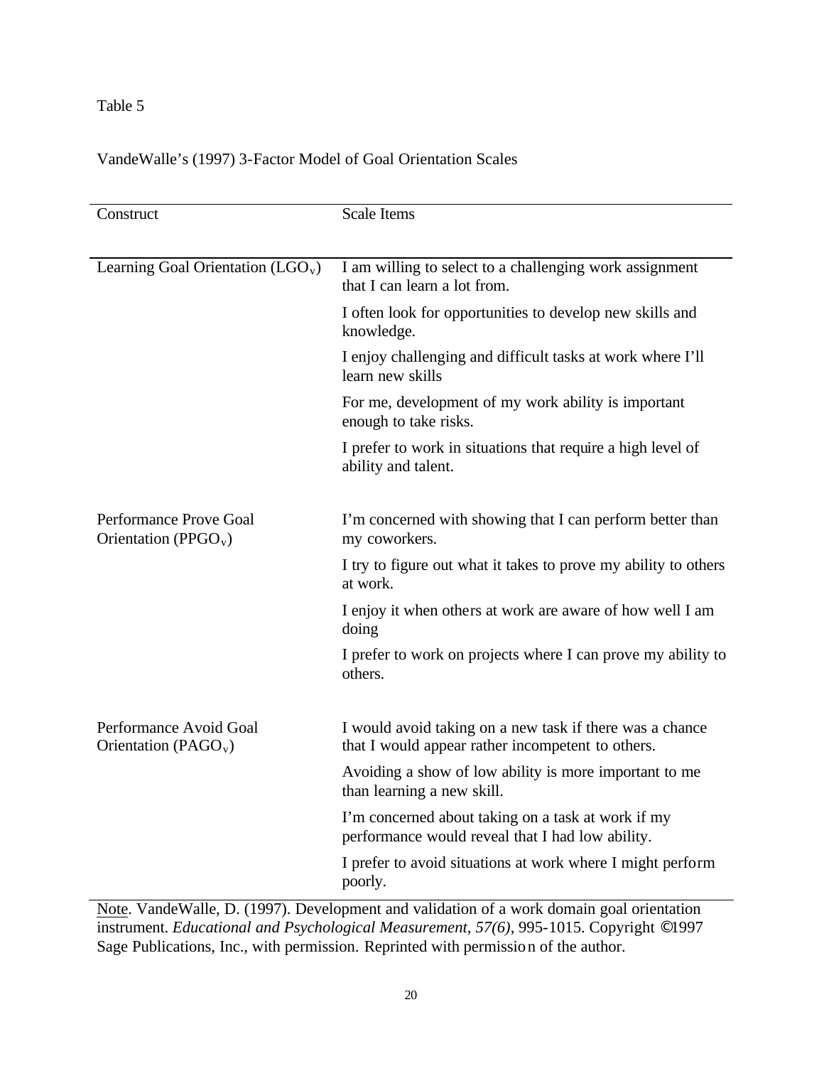Table 5

VandeWalle's (1997) 3-Factor Model of Goal Orientation Scales

| Construct | Scale Items |
|---|---|
| Learning Goal Orientation ($LGO_v$) | I am willing to select to a challenging work assignment that I can learn a lot from. |
| | I often look for opportunities to develop new skills and knowledge. |
| | I enjoy challenging and difficult tasks at work where I'll learn new skills |
| | For me, development of my work ability is important enough to take risks. |
| | I prefer to work in situations that require a high level of ability and talent. |
| Performance Prove Goal Orientation ($PPGO_v$) | I'm concerned with showing that I can perform better than my coworkers. |
| | I try to figure out what it takes to prove my ability to others at work. |
| | I enjoy it when others at work are aware of how well I am doing |
| | I prefer to work on projects where I can prove my ability to others. |
| Performance Avoid Goal Orientation ($PAGO_v$) | I would avoid taking on a new task if there was a chance that I would appear rather incompetent to others. |
| | Avoiding a show of low ability is more important to me than learning a new skill. |
| | I'm concerned about taking on a task at work if my performance would reveal that I had low ability. |
| | I prefer to avoid situations at work where I might perform poorly. |

Note. VandeWalle, D. (1997). Development and validation of a work domain goal orientation instrument. *Educational and Psychological Measurement*, *57(6)*, 995-1015. Copyright ©1997 Sage Publications, Inc., with permission. Reprinted with permission of the author.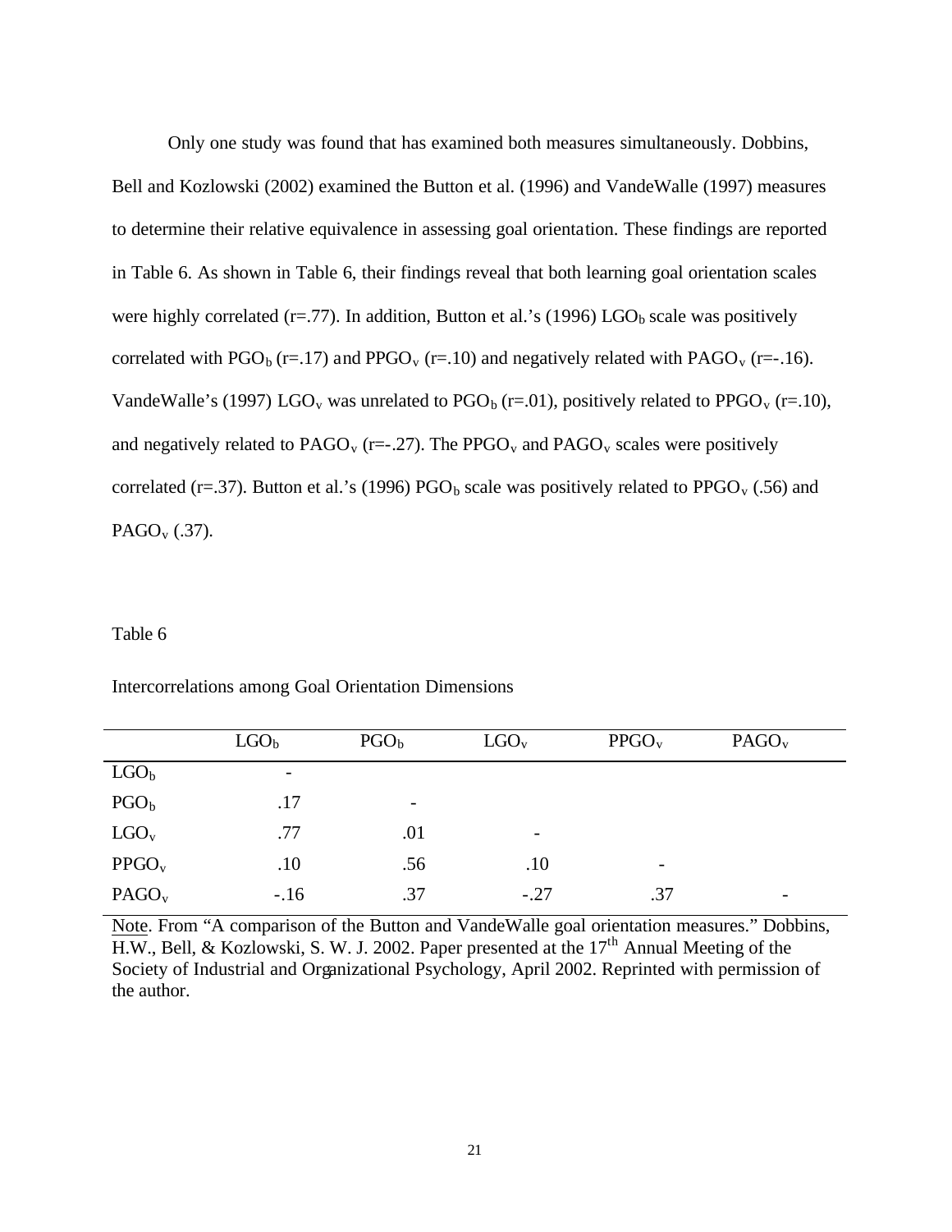Only one study was found that has examined both measures simultaneously. Dobbins, Bell and Kozlowski (2002) examined the Button et al. (1996) and VandeWalle (1997) measures to determine their relative equivalence in assessing goal orientation. These findings are reported in Table 6. As shown in Table 6, their findings reveal that both learning goal orientation scales were highly correlated (r=.77). In addition, Button et al.'s (1996) $LGO_b$ scale was positively correlated with $PGO_b$ (r=.17) and $PPGO_v$ (r=.10) and negatively related with $PAGO_v$ (r=-.16). VandeWalle's (1997) $LGO_v$ was unrelated to $PGO_b$ (r=.01), positively related to $PPGO_v$ (r=.10), and negatively related to $PAGO_v$ (r=-.27). The $PPGO_v$ and $PAGO_v$ scales were positively correlated (r=.37). Button et al.'s (1996) $PGO_b$ scale was positively related to $PPGO_v$ (.56) and $PAGO_v$ (.37).

Table 6

Intercorrelations among Goal Orientation Dimensions

| | $LGO_b$ | $PGO_b$ | $LGO_v$ | $PPGO_v$ | $PAGO_v$ |
|---|---|---|---|---|---|
| $LGO_b$ | - | | | | |
| $PGO_b$ | .17 | - | | | |
| $LGO_v$ | .77 | .01 | - | | |
| $PPGO_v$ | .10 | .56 | .10 | - | |
| $PAGO_v$ | -.16 | .37 | -.27 | .37 | - |

Note. From "A comparison of the Button and VandeWalle goal orientation measures." Dobbins, H.W., Bell, & Kozlowski, S. W. J. 2002. Paper presented at the 17th Annual Meeting of the Society of Industrial and Organizational Psychology, April 2002. Reprinted with permission of the author.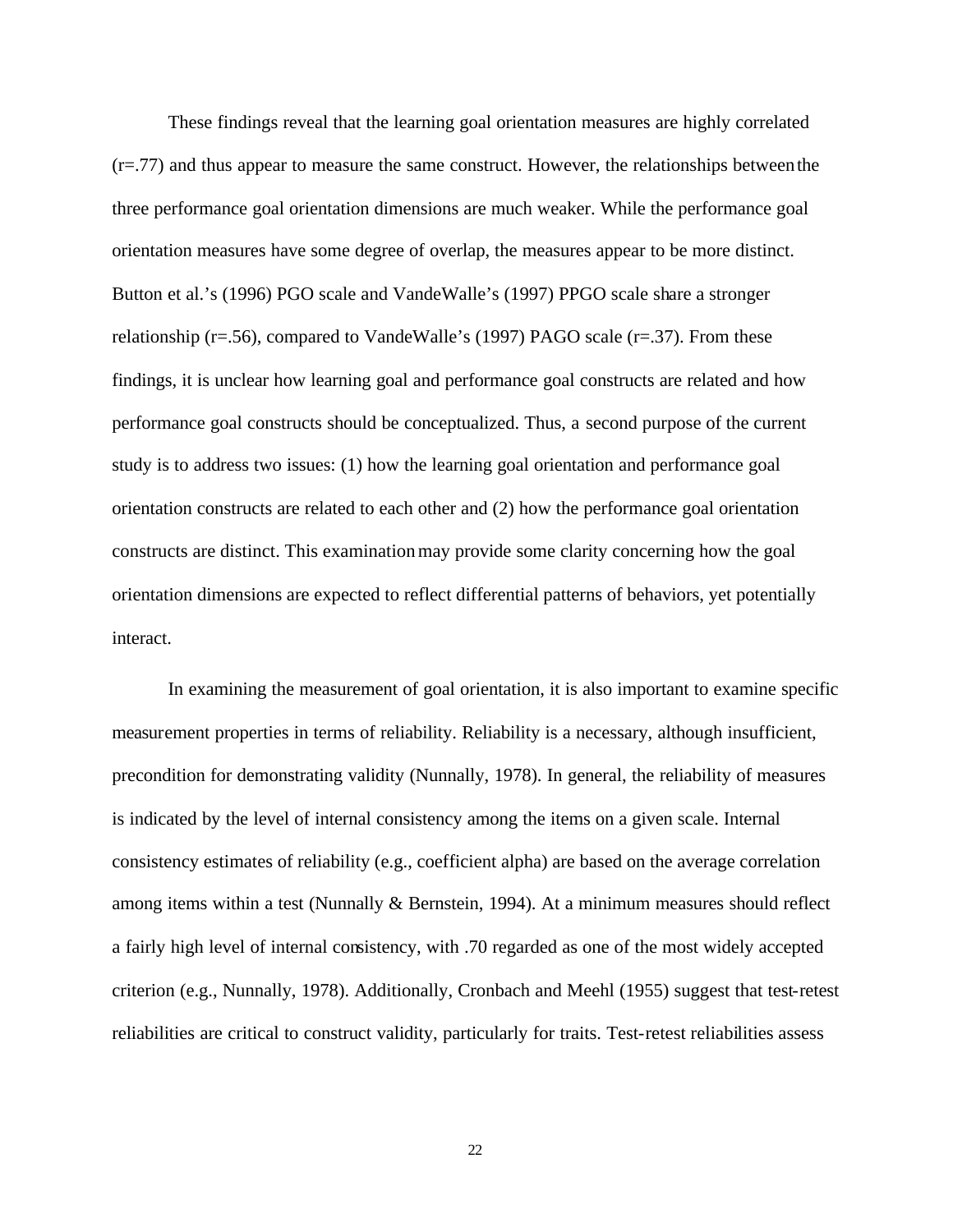These findings reveal that the learning goal orientation measures are highly correlated (r=.77) and thus appear to measure the same construct. However, the relationships between the three performance goal orientation dimensions are much weaker. While the performance goal orientation measures have some degree of overlap, the measures appear to be more distinct. Button et al.'s (1996) PGO scale and VandeWalle's (1997) PPGO scale share a stronger relationship (r=.56), compared to VandeWalle's (1997) PAGO scale (r=.37). From these findings, it is unclear how learning goal and performance goal constructs are related and how performance goal constructs should be conceptualized. Thus, a second purpose of the current study is to address two issues: (1) how the learning goal orientation and performance goal orientation constructs are related to each other and (2) how the performance goal orientation constructs are distinct. This examination may provide some clarity concerning how the goal orientation dimensions are expected to reflect differential patterns of behaviors, yet potentially interact.

In examining the measurement of goal orientation, it is also important to examine specific measurement properties in terms of reliability. Reliability is a necessary, although insufficient, precondition for demonstrating validity (Nunnally, 1978). In general, the reliability of measures is indicated by the level of internal consistency among the items on a given scale. Internal consistency estimates of reliability (e.g., coefficient alpha) are based on the average correlation among items within a test (Nunnally & Bernstein, 1994). At a minimum measures should reflect a fairly high level of internal consistency, with .70 regarded as one of the most widely accepted criterion (e.g., Nunnally, 1978). Additionally, Cronbach and Meehl (1955) suggest that test-retest reliabilities are critical to construct validity, particularly for traits. Test-retest reliabilities assess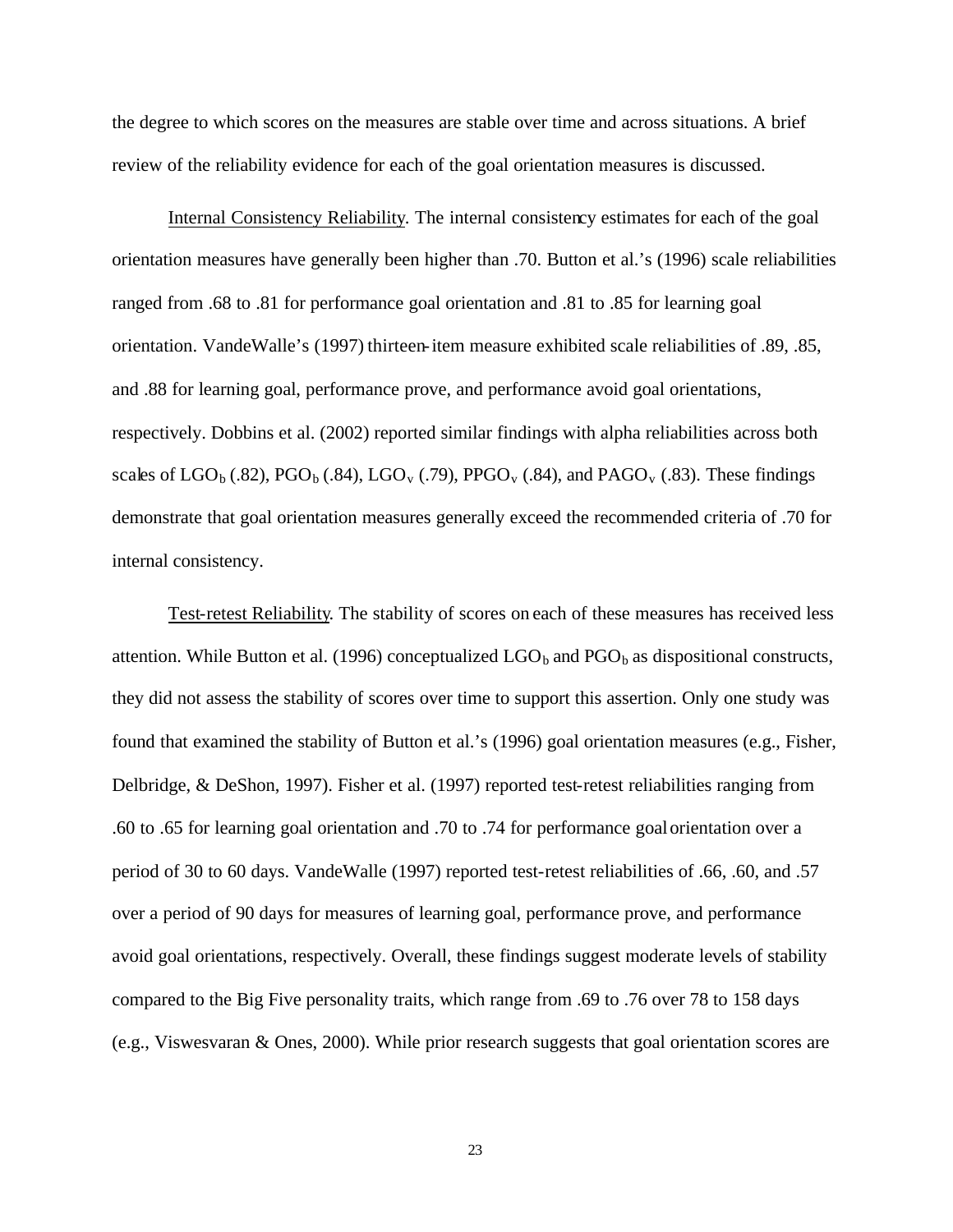the degree to which scores on the measures are stable over time and across situations. A brief review of the reliability evidence for each of the goal orientation measures is discussed.

Internal Consistency Reliability. The internal consistency estimates for each of the goal orientation measures have generally been higher than .70. Button et al.'s (1996) scale reliabilities ranged from .68 to .81 for performance goal orientation and .81 to .85 for learning goal orientation. VandeWalle's (1997) thirteen-item measure exhibited scale reliabilities of .89, .85, and .88 for learning goal, performance prove, and performance avoid goal orientations, respectively. Dobbins et al. (2002) reported similar findings with alpha reliabilities across both scales of $LGO_b$ (.82), $PGO_b$ (.84), $LGO_v$ (.79), $PPGO_v$ (.84), and $PAGO_v$ (.83). These findings demonstrate that goal orientation measures generally exceed the recommended criteria of .70 for internal consistency.

Test-retest Reliability. The stability of scores on each of these measures has received less attention. While Button et al. (1996) conceptualized $LGO_b$ and $PGO_b$ as dispositional constructs, they did not assess the stability of scores over time to support this assertion. Only one study was found that examined the stability of Button et al.'s (1996) goal orientation measures (e.g., Fisher, Delbridge, & DeShon, 1997). Fisher et al. (1997) reported test-retest reliabilities ranging from .60 to .65 for learning goal orientation and .70 to .74 for performance goal orientation over a period of 30 to 60 days. VandeWalle (1997) reported test-retest reliabilities of .66, .60, and .57 over a period of 90 days for measures of learning goal, performance prove, and performance avoid goal orientations, respectively. Overall, these findings suggest moderate levels of stability compared to the Big Five personality traits, which range from .69 to .76 over 78 to 158 days (e.g., Viswesvaran & Ones, 2000). While prior research suggests that goal orientation scores are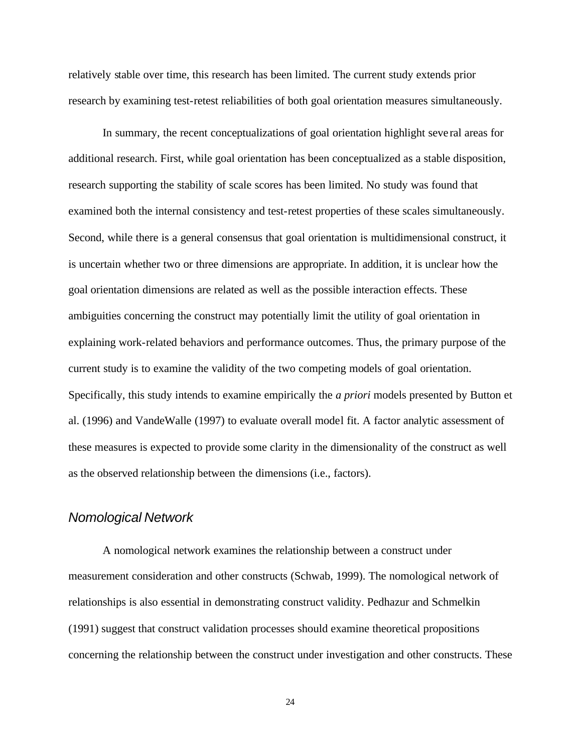relatively stable over time, this research has been limited. The current study extends prior research by examining test-retest reliabilities of both goal orientation measures simultaneously.

In summary, the recent conceptualizations of goal orientation highlight several areas for additional research. First, while goal orientation has been conceptualized as a stable disposition, research supporting the stability of scale scores has been limited. No study was found that examined both the internal consistency and test-retest properties of these scales simultaneously. Second, while there is a general consensus that goal orientation is multidimensional construct, it is uncertain whether two or three dimensions are appropriate. In addition, it is unclear how the goal orientation dimensions are related as well as the possible interaction effects. These ambiguities concerning the construct may potentially limit the utility of goal orientation in explaining work-related behaviors and performance outcomes. Thus, the primary purpose of the current study is to examine the validity of the two competing models of goal orientation. Specifically, this study intends to examine empirically the *a priori* models presented by Button et al. (1996) and VandeWalle (1997) to evaluate overall model fit. A factor analytic assessment of these measures is expected to provide some clarity in the dimensionality of the construct as well as the observed relationship between the dimensions (i.e., factors).

### *Nomological Network*

A nomological network examines the relationship between a construct under measurement consideration and other constructs (Schwab, 1999). The nomological network of relationships is also essential in demonstrating construct validity. Pedhazur and Schmelkin (1991) suggest that construct validation processes should examine theoretical propositions concerning the relationship between the construct under investigation and other constructs. These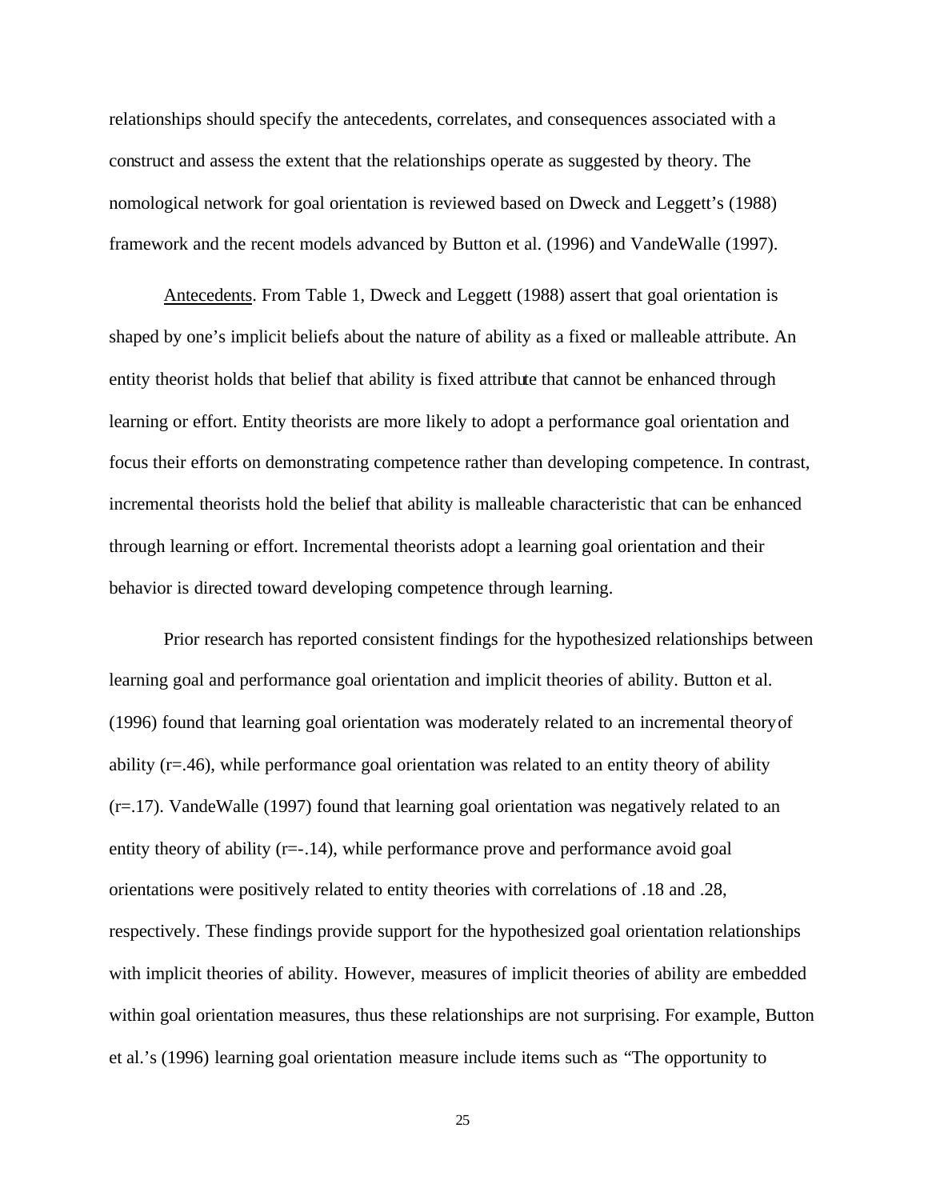relationships should specify the antecedents, correlates, and consequences associated with a construct and assess the extent that the relationships operate as suggested by theory. The nomological network for goal orientation is reviewed based on Dweck and Leggett's (1988) framework and the recent models advanced by Button et al. (1996) and VandeWalle (1997).

Antecedents. From Table 1, Dweck and Leggett (1988) assert that goal orientation is shaped by one's implicit beliefs about the nature of ability as a fixed or malleable attribute. An entity theorist holds that belief that ability is fixed attribute that cannot be enhanced through learning or effort. Entity theorists are more likely to adopt a performance goal orientation and focus their efforts on demonstrating competence rather than developing competence. In contrast, incremental theorists hold the belief that ability is malleable characteristic that can be enhanced through learning or effort. Incremental theorists adopt a learning goal orientation and their behavior is directed toward developing competence through learning.

Prior research has reported consistent findings for the hypothesized relationships between learning goal and performance goal orientation and implicit theories of ability. Button et al. (1996) found that learning goal orientation was moderately related to an incremental theory of ability (r=.46), while performance goal orientation was related to an entity theory of ability (r=.17). VandeWalle (1997) found that learning goal orientation was negatively related to an entity theory of ability (r=-.14), while performance prove and performance avoid goal orientations were positively related to entity theories with correlations of .18 and .28, respectively. These findings provide support for the hypothesized goal orientation relationships with implicit theories of ability. However, measures of implicit theories of ability are embedded within goal orientation measures, thus these relationships are not surprising. For example, Button et al.'s (1996) learning goal orientation measure include items such as "The opportunity to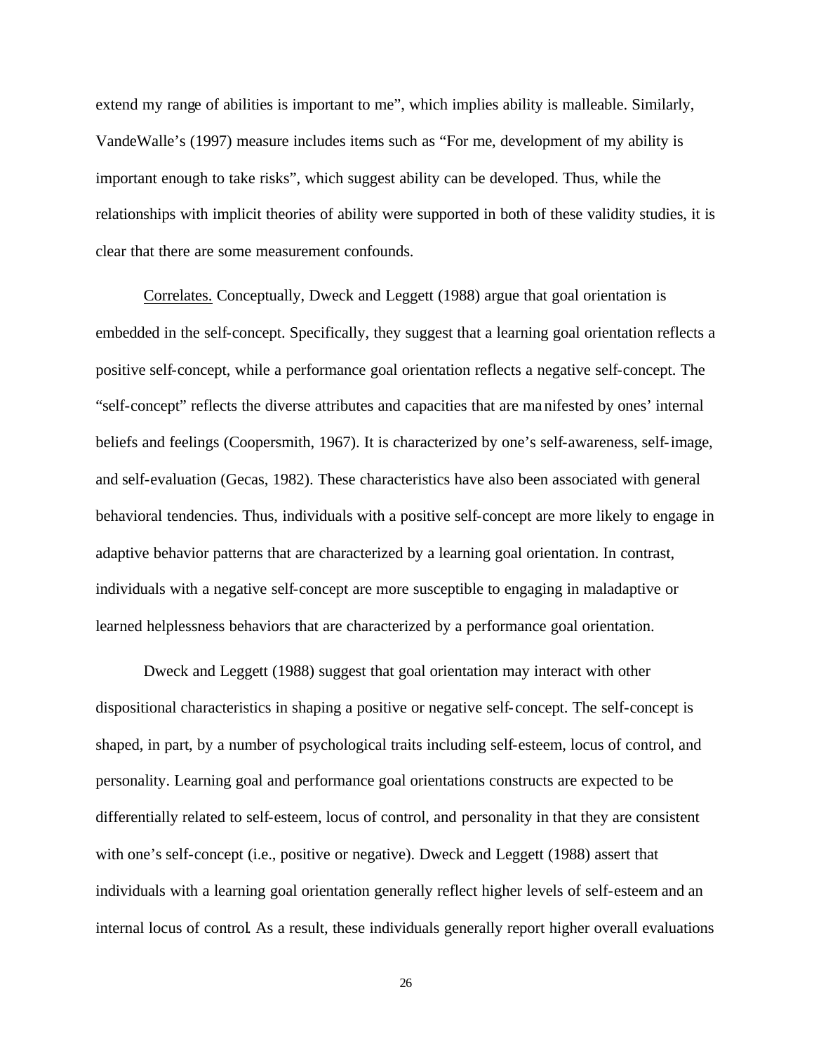extend my range of abilities is important to me", which implies ability is malleable. Similarly, VandeWalle's (1997) measure includes items such as "For me, development of my ability is important enough to take risks", which suggest ability can be developed. Thus, while the relationships with implicit theories of ability were supported in both of these validity studies, it is clear that there are some measurement confounds.

Correlates. Conceptually, Dweck and Leggett (1988) argue that goal orientation is embedded in the self-concept. Specifically, they suggest that a learning goal orientation reflects a positive self-concept, while a performance goal orientation reflects a negative self-concept. The "self-concept" reflects the diverse attributes and capacities that are manifested by ones' internal beliefs and feelings (Coopersmith, 1967). It is characterized by one's self-awareness, self-image, and self-evaluation (Gecas, 1982). These characteristics have also been associated with general behavioral tendencies. Thus, individuals with a positive self-concept are more likely to engage in adaptive behavior patterns that are characterized by a learning goal orientation. In contrast, individuals with a negative self-concept are more susceptible to engaging in maladaptive or learned helplessness behaviors that are characterized by a performance goal orientation.

Dweck and Leggett (1988) suggest that goal orientation may interact with other dispositional characteristics in shaping a positive or negative self-concept. The self-concept is shaped, in part, by a number of psychological traits including self-esteem, locus of control, and personality. Learning goal and performance goal orientations constructs are expected to be differentially related to self-esteem, locus of control, and personality in that they are consistent with one's self-concept (i.e., positive or negative). Dweck and Leggett (1988) assert that individuals with a learning goal orientation generally reflect higher levels of self-esteem and an internal locus of control. As a result, these individuals generally report higher overall evaluations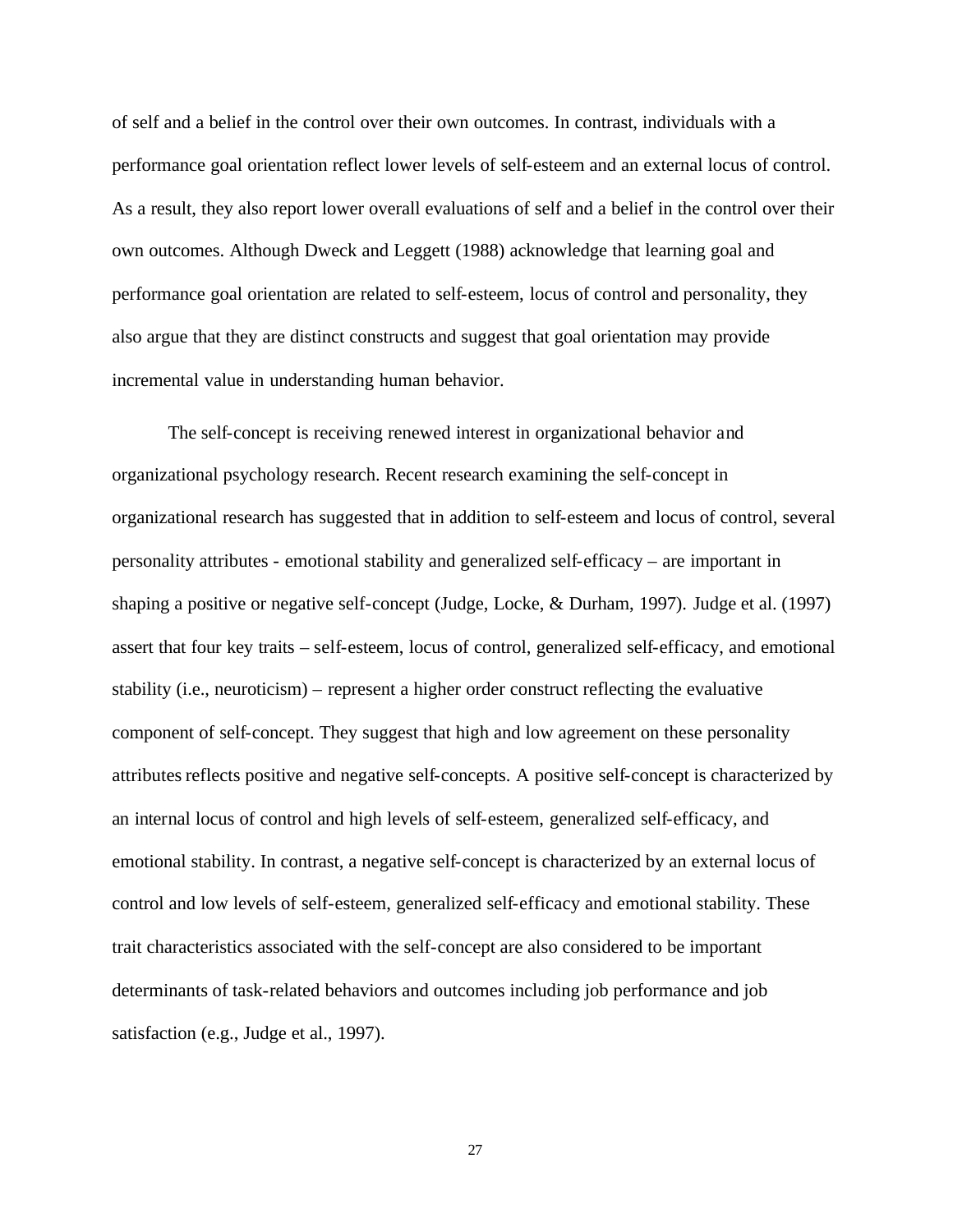of self and a belief in the control over their own outcomes. In contrast, individuals with a performance goal orientation reflect lower levels of self-esteem and an external locus of control. As a result, they also report lower overall evaluations of self and a belief in the control over their own outcomes. Although Dweck and Leggett (1988) acknowledge that learning goal and performance goal orientation are related to self-esteem, locus of control and personality, they also argue that they are distinct constructs and suggest that goal orientation may provide incremental value in understanding human behavior.

The self-concept is receiving renewed interest in organizational behavior and organizational psychology research. Recent research examining the self-concept in organizational research has suggested that in addition to self-esteem and locus of control, several personality attributes - emotional stability and generalized self-efficacy – are important in shaping a positive or negative self-concept (Judge, Locke, & Durham, 1997). Judge et al. (1997) assert that four key traits – self-esteem, locus of control, generalized self-efficacy, and emotional stability (i.e., neuroticism) – represent a higher order construct reflecting the evaluative component of self-concept. They suggest that high and low agreement on these personality attributes reflects positive and negative self-concepts. A positive self-concept is characterized by an internal locus of control and high levels of self-esteem, generalized self-efficacy, and emotional stability. In contrast, a negative self-concept is characterized by an external locus of control and low levels of self-esteem, generalized self-efficacy and emotional stability. These trait characteristics associated with the self-concept are also considered to be important determinants of task-related behaviors and outcomes including job performance and job satisfaction (e.g., Judge et al., 1997).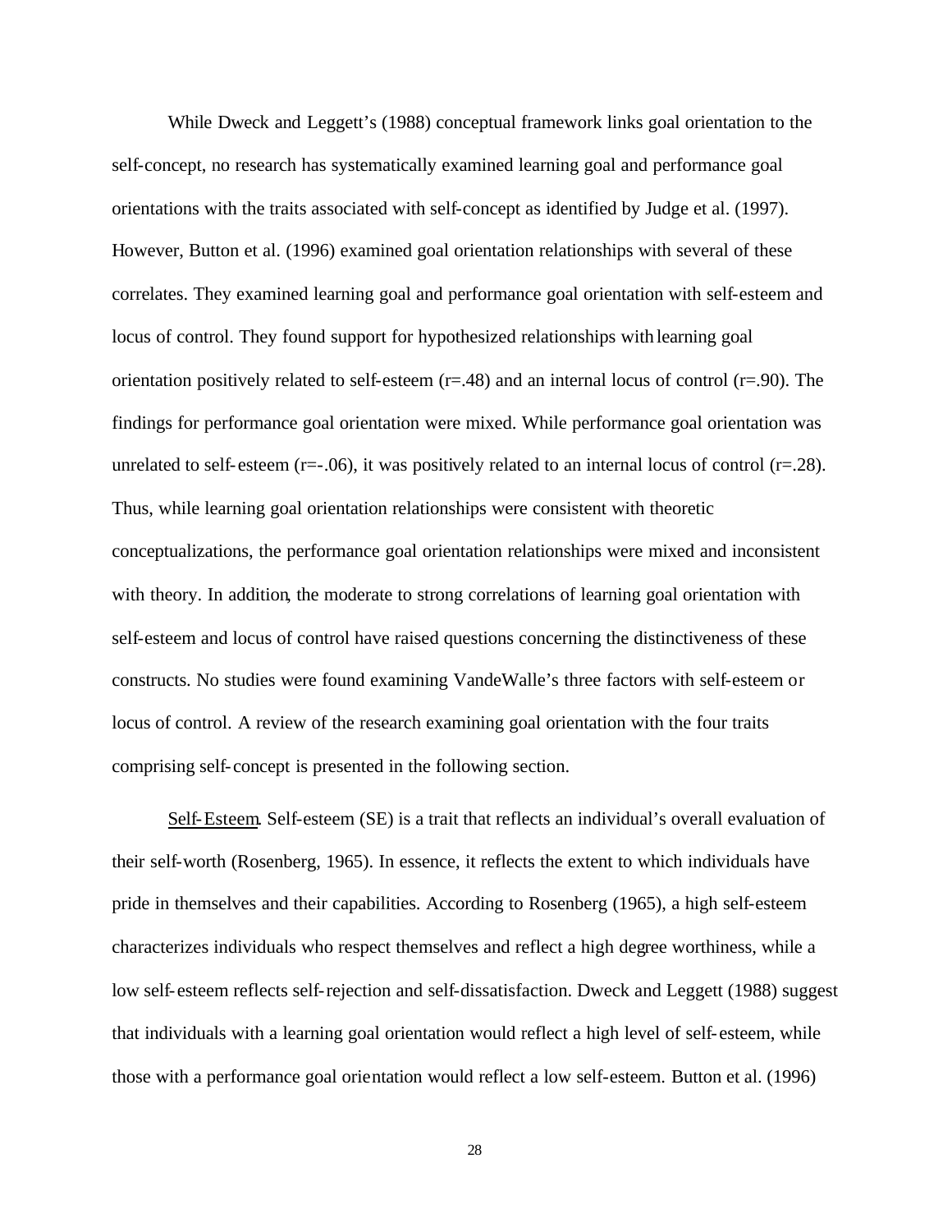While Dweck and Leggett's (1988) conceptual framework links goal orientation to the self-concept, no research has systematically examined learning goal and performance goal orientations with the traits associated with self-concept as identified by Judge et al. (1997). However, Button et al. (1996) examined goal orientation relationships with several of these correlates. They examined learning goal and performance goal orientation with self-esteem and locus of control. They found support for hypothesized relationships with learning goal orientation positively related to self-esteem ($r=.48$) and an internal locus of control ($r=.90$). The findings for performance goal orientation were mixed. While performance goal orientation was unrelated to self-esteem ($r=-.06$), it was positively related to an internal locus of control ($r=.28$). Thus, while learning goal orientation relationships were consistent with theoretic conceptualizations, the performance goal orientation relationships were mixed and inconsistent with theory. In addition, the moderate to strong correlations of learning goal orientation with self-esteem and locus of control have raised questions concerning the distinctiveness of these constructs. No studies were found examining VandeWalle's three factors with self-esteem or locus of control. A review of the research examining goal orientation with the four traits comprising self-concept is presented in the following section.

Self-Esteem. Self-esteem (SE) is a trait that reflects an individual's overall evaluation of their self-worth (Rosenberg, 1965). In essence, it reflects the extent to which individuals have pride in themselves and their capabilities. According to Rosenberg (1965), a high self-esteem characterizes individuals who respect themselves and reflect a high degree worthiness, while a low self-esteem reflects self-rejection and self-dissatisfaction. Dweck and Leggett (1988) suggest that individuals with a learning goal orientation would reflect a high level of self-esteem, while those with a performance goal orientation would reflect a low self-esteem. Button et al. (1996)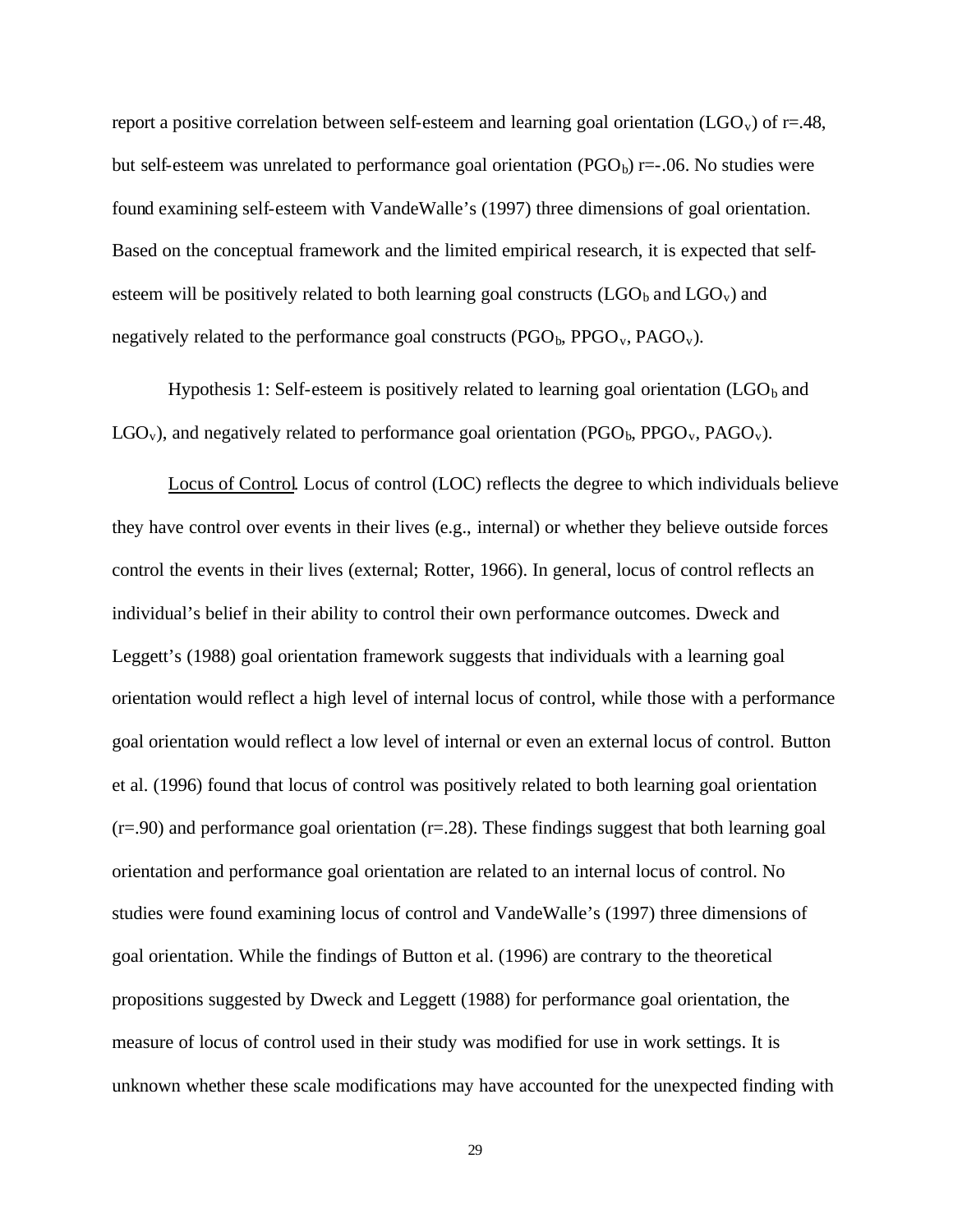report a positive correlation between self-esteem and learning goal orientation ($LGO_v$) of r=.48, but self-esteem was unrelated to performance goal orientation ($PGO_b$) r=-.06. No studies were found examining self-esteem with VandeWalle's (1997) three dimensions of goal orientation. Based on the conceptual framework and the limited empirical research, it is expected that self-esteem will be positively related to both learning goal constructs ($LGO_b$ and $LGO_v$) and negatively related to the performance goal constructs ($PGO_b$, $PPGO_v$, $PAGO_v$).

Hypothesis 1: Self-esteem is positively related to learning goal orientation ($LGO_b$ and $LGO_v$), and negatively related to performance goal orientation ($PGO_b$, $PPGO_v$, $PAGO_v$).

Locus of Control. Locus of control (LOC) reflects the degree to which individuals believe they have control over events in their lives (e.g., internal) or whether they believe outside forces control the events in their lives (external; Rotter, 1966). In general, locus of control reflects an individual's belief in their ability to control their own performance outcomes. Dweck and Leggett's (1988) goal orientation framework suggests that individuals with a learning goal orientation would reflect a high level of internal locus of control, while those with a performance goal orientation would reflect a low level of internal or even an external locus of control. Button et al. (1996) found that locus of control was positively related to both learning goal orientation (r=.90) and performance goal orientation (r=.28). These findings suggest that both learning goal orientation and performance goal orientation are related to an internal locus of control. No studies were found examining locus of control and VandeWalle's (1997) three dimensions of goal orientation. While the findings of Button et al. (1996) are contrary to the theoretical propositions suggested by Dweck and Leggett (1988) for performance goal orientation, the measure of locus of control used in their study was modified for use in work settings. It is unknown whether these scale modifications may have accounted for the unexpected finding with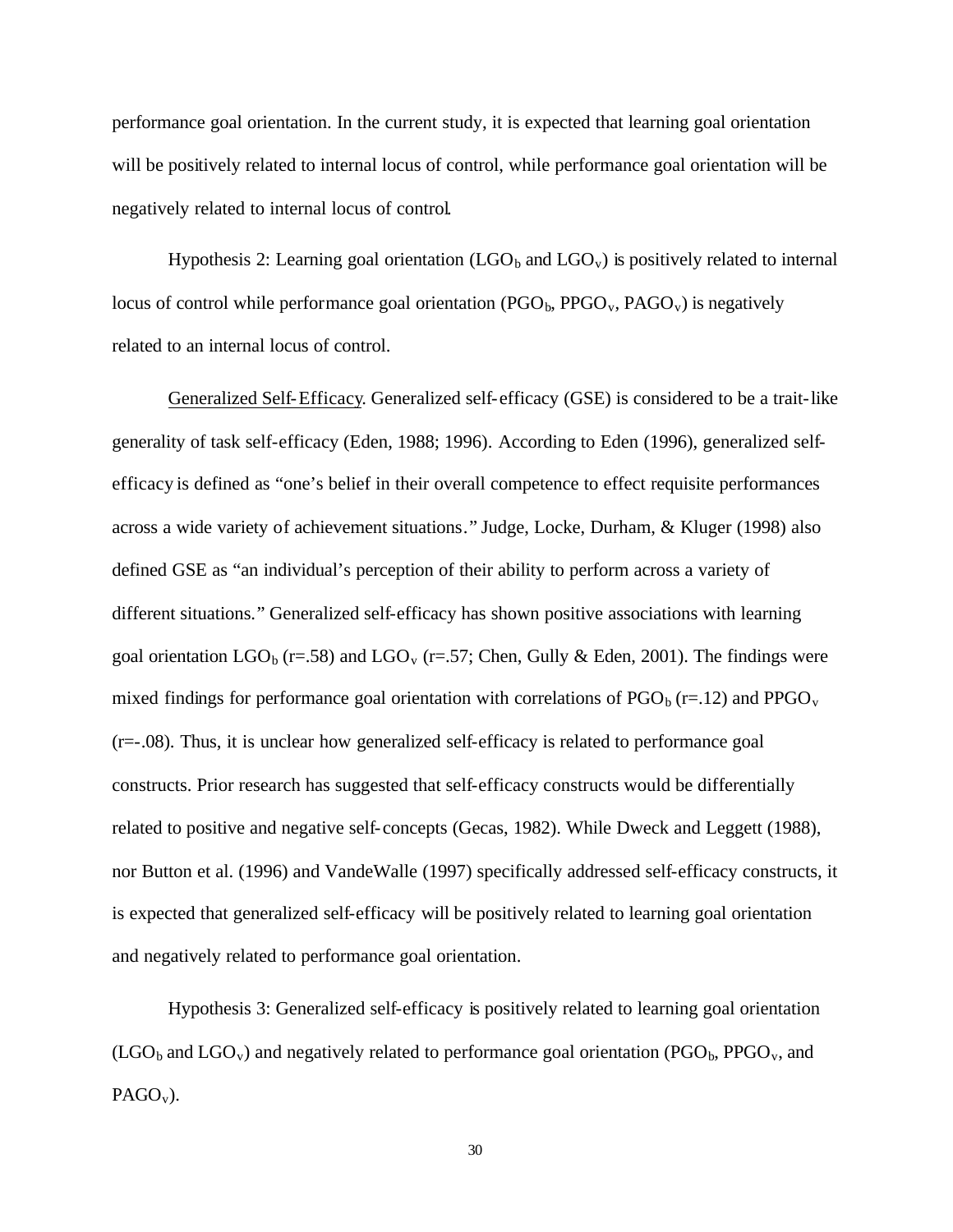performance goal orientation. In the current study, it is expected that learning goal orientation will be positively related to internal locus of control, while performance goal orientation will be negatively related to internal locus of control.

Hypothesis 2: Learning goal orientation ($LGO_b$ and $LGO_v$) is positively related to internal locus of control while performance goal orientation ($PGO_b$, $PPGO_v$, $PAGO_v$) is negatively related to an internal locus of control.

Generalized Self-Efficacy. Generalized self-efficacy (GSE) is considered to be a trait-like generality of task self-efficacy (Eden, 1988; 1996). According to Eden (1996), generalized self-efficacy is defined as "one's belief in their overall competence to effect requisite performances across a wide variety of achievement situations." Judge, Locke, Durham, & Kluger (1998) also defined GSE as "an individual's perception of their ability to perform across a variety of different situations." Generalized self-efficacy has shown positive associations with learning goal orientation $LGO_b$ (r=.58) and $LGO_v$ (r=.57; Chen, Gully & Eden, 2001). The findings were mixed findings for performance goal orientation with correlations of $PGO_b$ (r=.12) and $PPGO_v$ (r=-.08). Thus, it is unclear how generalized self-efficacy is related to performance goal constructs. Prior research has suggested that self-efficacy constructs would be differentially related to positive and negative self-concepts (Gecas, 1982). While Dweck and Leggett (1988), nor Button et al. (1996) and VandeWalle (1997) specifically addressed self-efficacy constructs, it is expected that generalized self-efficacy will be positively related to learning goal orientation and negatively related to performance goal orientation.

Hypothesis 3: Generalized self-efficacy is positively related to learning goal orientation ($LGO_b$ and $LGO_v$) and negatively related to performance goal orientation ($PGO_b$, $PPGO_v$, and $PAGO_v$).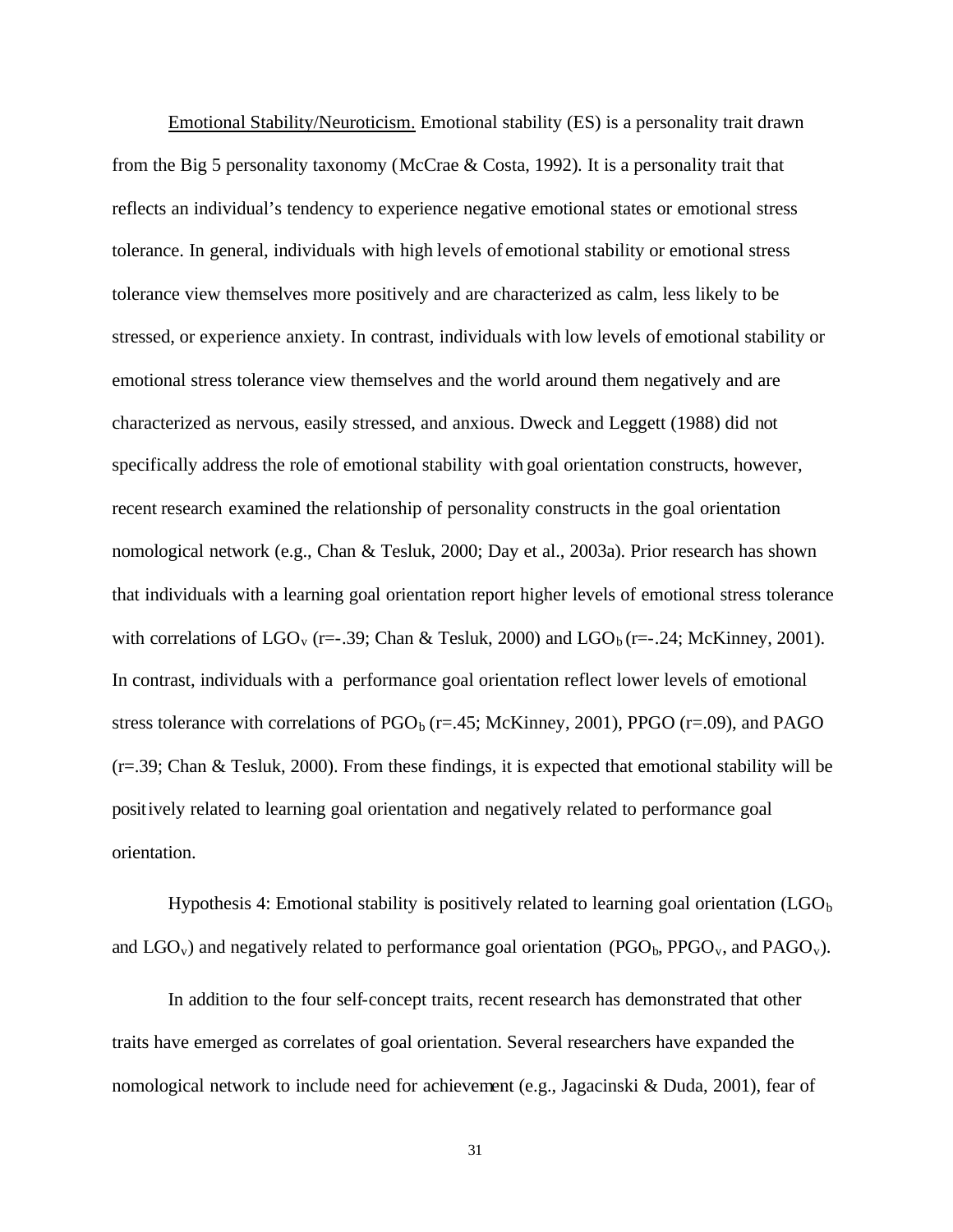Emotional Stability/Neuroticism. Emotional stability (ES) is a personality trait drawn from the Big 5 personality taxonomy (McCrae & Costa, 1992). It is a personality trait that reflects an individual's tendency to experience negative emotional states or emotional stress tolerance. In general, individuals with high levels of emotional stability or emotional stress tolerance view themselves more positively and are characterized as calm, less likely to be stressed, or experience anxiety. In contrast, individuals with low levels of emotional stability or emotional stress tolerance view themselves and the world around them negatively and are characterized as nervous, easily stressed, and anxious. Dweck and Leggett (1988) did not specifically address the role of emotional stability with goal orientation constructs, however, recent research examined the relationship of personality constructs in the goal orientation nomological network (e.g., Chan & Tesluk, 2000; Day et al., 2003a). Prior research has shown that individuals with a learning goal orientation report higher levels of emotional stress tolerance with correlations of $LGO_v$ (r=-.39; Chan & Tesluk, 2000) and $LGO_b$ (r=-.24; McKinney, 2001). In contrast, individuals with a performance goal orientation reflect lower levels of emotional stress tolerance with correlations of $PGO_b$ (r=.45; McKinney, 2001), PPGO (r=.09), and PAGO (r=.39; Chan & Tesluk, 2000). From these findings, it is expected that emotional stability will be positively related to learning goal orientation and negatively related to performance goal orientation.

Hypothesis 4: Emotional stability is positively related to learning goal orientation ($LGO_b$ and $LGO_v$) and negatively related to performance goal orientation ($PGO_b$, $PPGO_v$, and $PAGO_v$).

In addition to the four self-concept traits, recent research has demonstrated that other traits have emerged as correlates of goal orientation. Several researchers have expanded the nomological network to include need for achievement (e.g., Jagacinski & Duda, 2001), fear of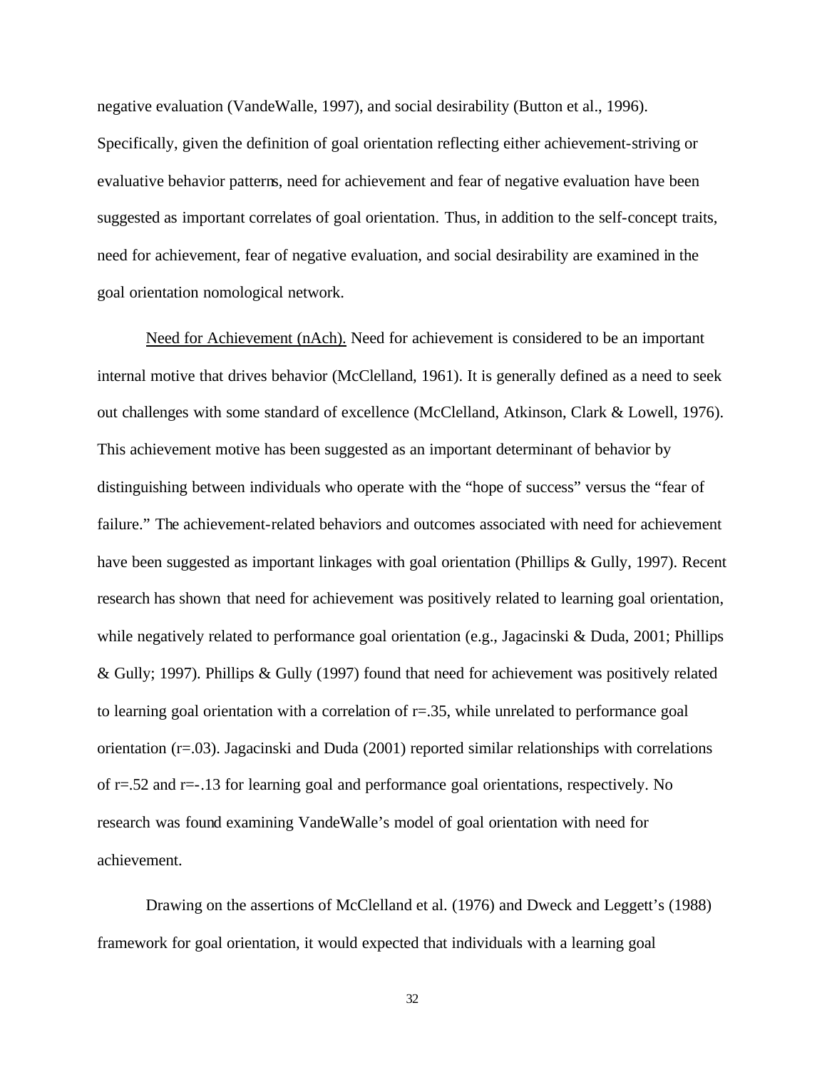negative evaluation (VandeWalle, 1997), and social desirability (Button et al., 1996). Specifically, given the definition of goal orientation reflecting either achievement-striving or evaluative behavior patterns, need for achievement and fear of negative evaluation have been suggested as important correlates of goal orientation. Thus, in addition to the self-concept traits, need for achievement, fear of negative evaluation, and social desirability are examined in the goal orientation nomological network.

Need for Achievement (nAch). Need for achievement is considered to be an important internal motive that drives behavior (McClelland, 1961). It is generally defined as a need to seek out challenges with some standard of excellence (McClelland, Atkinson, Clark & Lowell, 1976). This achievement motive has been suggested as an important determinant of behavior by distinguishing between individuals who operate with the "hope of success" versus the "fear of failure." The achievement-related behaviors and outcomes associated with need for achievement have been suggested as important linkages with goal orientation (Phillips & Gully, 1997). Recent research has shown that need for achievement was positively related to learning goal orientation, while negatively related to performance goal orientation (e.g., Jagacinski & Duda, 2001; Phillips & Gully; 1997). Phillips & Gully (1997) found that need for achievement was positively related to learning goal orientation with a correlation of r=.35, while unrelated to performance goal orientation (r=.03). Jagacinski and Duda (2001) reported similar relationships with correlations of r=.52 and r=-.13 for learning goal and performance goal orientations, respectively. No research was found examining VandeWalle's model of goal orientation with need for achievement.

Drawing on the assertions of McClelland et al. (1976) and Dweck and Leggett's (1988) framework for goal orientation, it would expected that individuals with a learning goal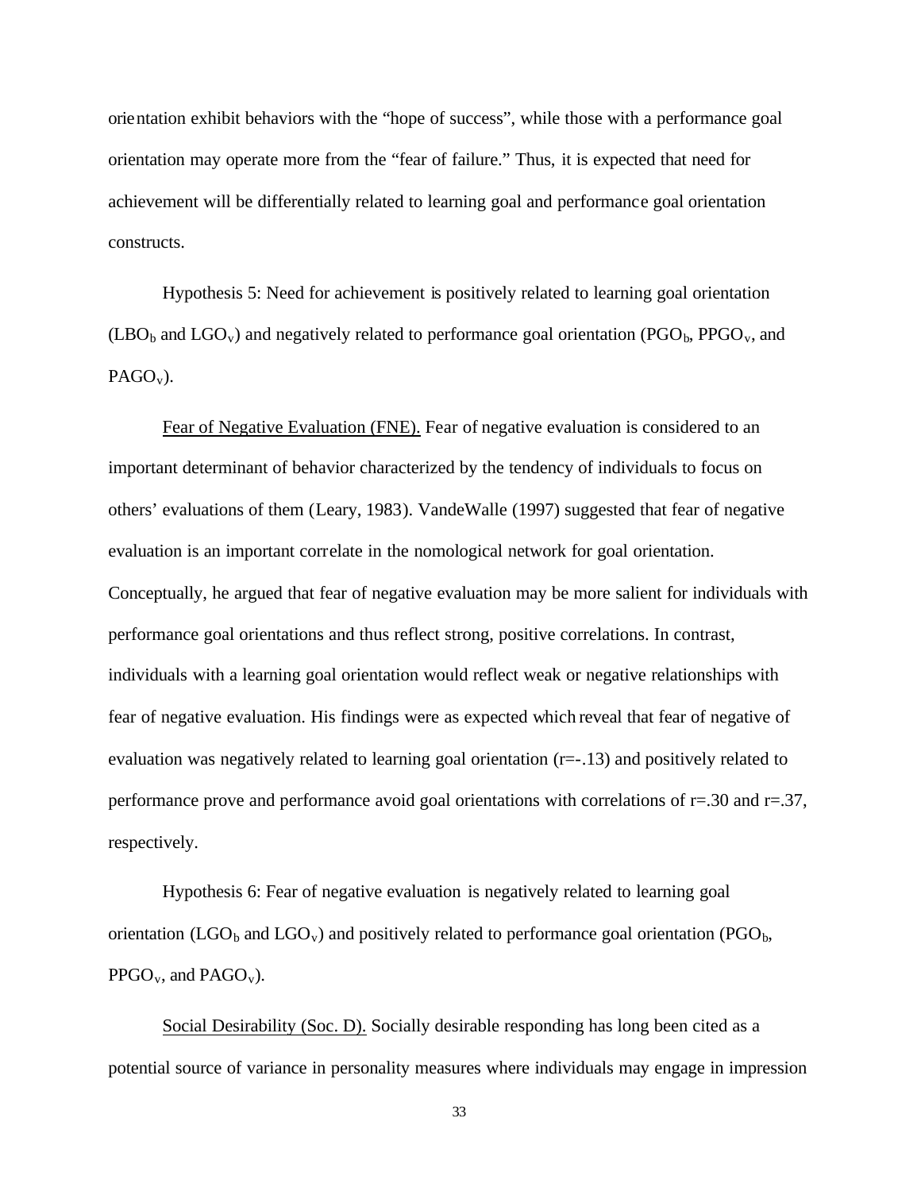orientation exhibit behaviors with the "hope of success", while those with a performance goal orientation may operate more from the "fear of failure." Thus, it is expected that need for achievement will be differentially related to learning goal and performance goal orientation constructs.

Hypothesis 5: Need for achievement is positively related to learning goal orientation ($LBO_b$ and $LGO_v$) and negatively related to performance goal orientation ($PGO_b$, $PPGO_v$, and $PAGO_v$).

Fear of Negative Evaluation (FNE). Fear of negative evaluation is considered to an important determinant of behavior characterized by the tendency of individuals to focus on others' evaluations of them (Leary, 1983). VandeWalle (1997) suggested that fear of negative evaluation is an important correlate in the nomological network for goal orientation. Conceptually, he argued that fear of negative evaluation may be more salient for individuals with performance goal orientations and thus reflect strong, positive correlations. In contrast, individuals with a learning goal orientation would reflect weak or negative relationships with fear of negative evaluation. His findings were as expected which reveal that fear of negative of evaluation was negatively related to learning goal orientation ($r=-.13$) and positively related to performance prove and performance avoid goal orientations with correlations of $r=.30$ and $r=.37$, respectively.

Hypothesis 6: Fear of negative evaluation is negatively related to learning goal orientation ($LGO_b$ and $LGO_v$) and positively related to performance goal orientation ($PGO_b$, $PPGO_v$, and $PAGO_v$).

Social Desirability (Soc. D). Socially desirable responding has long been cited as a potential source of variance in personality measures where individuals may engage in impression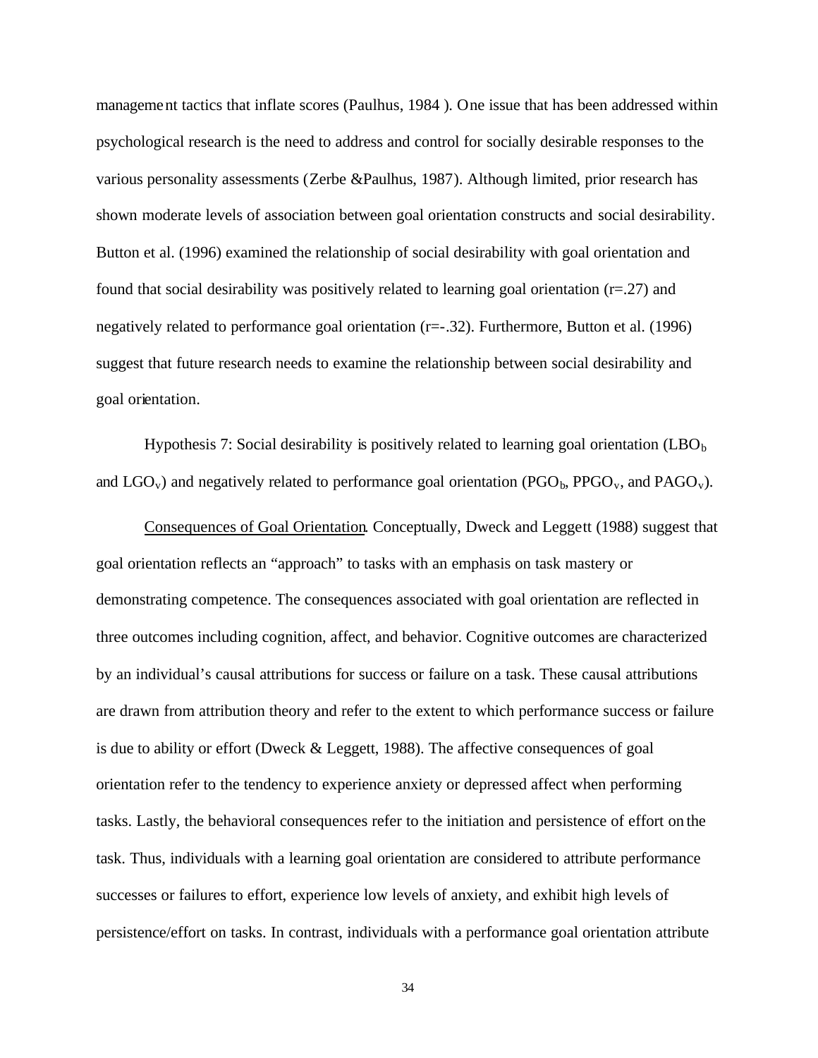management tactics that inflate scores (Paulhus, 1984 ). One issue that has been addressed within psychological research is the need to address and control for socially desirable responses to the various personality assessments (Zerbe &Paulhus, 1987). Although limited, prior research has shown moderate levels of association between goal orientation constructs and social desirability. Button et al. (1996) examined the relationship of social desirability with goal orientation and found that social desirability was positively related to learning goal orientation (r=.27) and negatively related to performance goal orientation (r=-.32). Furthermore, Button et al. (1996) suggest that future research needs to examine the relationship between social desirability and goal orientation.

Hypothesis 7: Social desirability is positively related to learning goal orientation ($LBO_b$ and $LGO_v$) and negatively related to performance goal orientation ($PGO_b$, $PPGO_v$, and $PAGO_v$).

Consequences of Goal Orientation. Conceptually, Dweck and Leggett (1988) suggest that goal orientation reflects an "approach" to tasks with an emphasis on task mastery or demonstrating competence. The consequences associated with goal orientation are reflected in three outcomes including cognition, affect, and behavior. Cognitive outcomes are characterized by an individual's causal attributions for success or failure on a task. These causal attributions are drawn from attribution theory and refer to the extent to which performance success or failure is due to ability or effort (Dweck & Leggett, 1988). The affective consequences of goal orientation refer to the tendency to experience anxiety or depressed affect when performing tasks. Lastly, the behavioral consequences refer to the initiation and persistence of effort on the task. Thus, individuals with a learning goal orientation are considered to attribute performance successes or failures to effort, experience low levels of anxiety, and exhibit high levels of persistence/effort on tasks. In contrast, individuals with a performance goal orientation attribute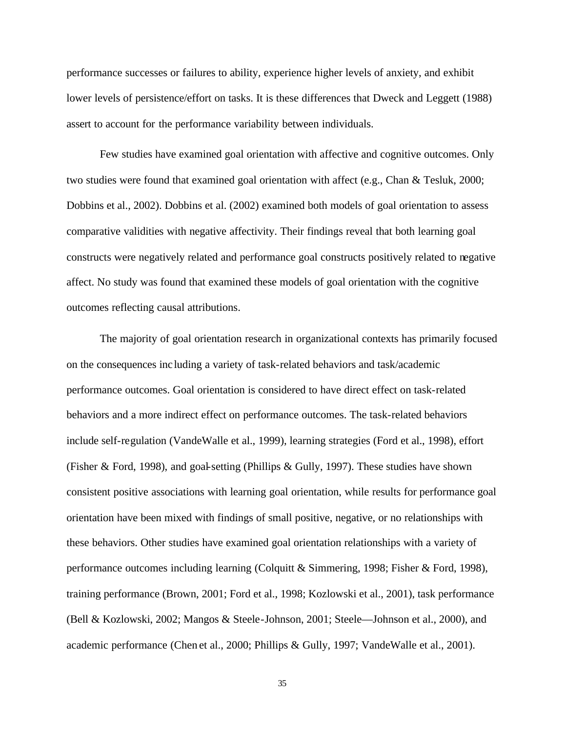performance successes or failures to ability, experience higher levels of anxiety, and exhibit lower levels of persistence/effort on tasks. It is these differences that Dweck and Leggett (1988) assert to account for the performance variability between individuals.

Few studies have examined goal orientation with affective and cognitive outcomes. Only two studies were found that examined goal orientation with affect (e.g., Chan & Tesluk, 2000; Dobbins et al., 2002). Dobbins et al. (2002) examined both models of goal orientation to assess comparative validities with negative affectivity. Their findings reveal that both learning goal constructs were negatively related and performance goal constructs positively related to negative affect. No study was found that examined these models of goal orientation with the cognitive outcomes reflecting causal attributions.

The majority of goal orientation research in organizational contexts has primarily focused on the consequences including a variety of task-related behaviors and task/academic performance outcomes. Goal orientation is considered to have direct effect on task-related behaviors and a more indirect effect on performance outcomes. The task-related behaviors include self-regulation (VandeWalle et al., 1999), learning strategies (Ford et al., 1998), effort (Fisher & Ford, 1998), and goal-setting (Phillips & Gully, 1997). These studies have shown consistent positive associations with learning goal orientation, while results for performance goal orientation have been mixed with findings of small positive, negative, or no relationships with these behaviors. Other studies have examined goal orientation relationships with a variety of performance outcomes including learning (Colquitt & Simmering, 1998; Fisher & Ford, 1998), training performance (Brown, 2001; Ford et al., 1998; Kozlowski et al., 2001), task performance (Bell & Kozlowski, 2002; Mangos & Steele-Johnson, 2001; Steele—Johnson et al., 2000), and academic performance (Chen et al., 2000; Phillips & Gully, 1997; VandeWalle et al., 2001).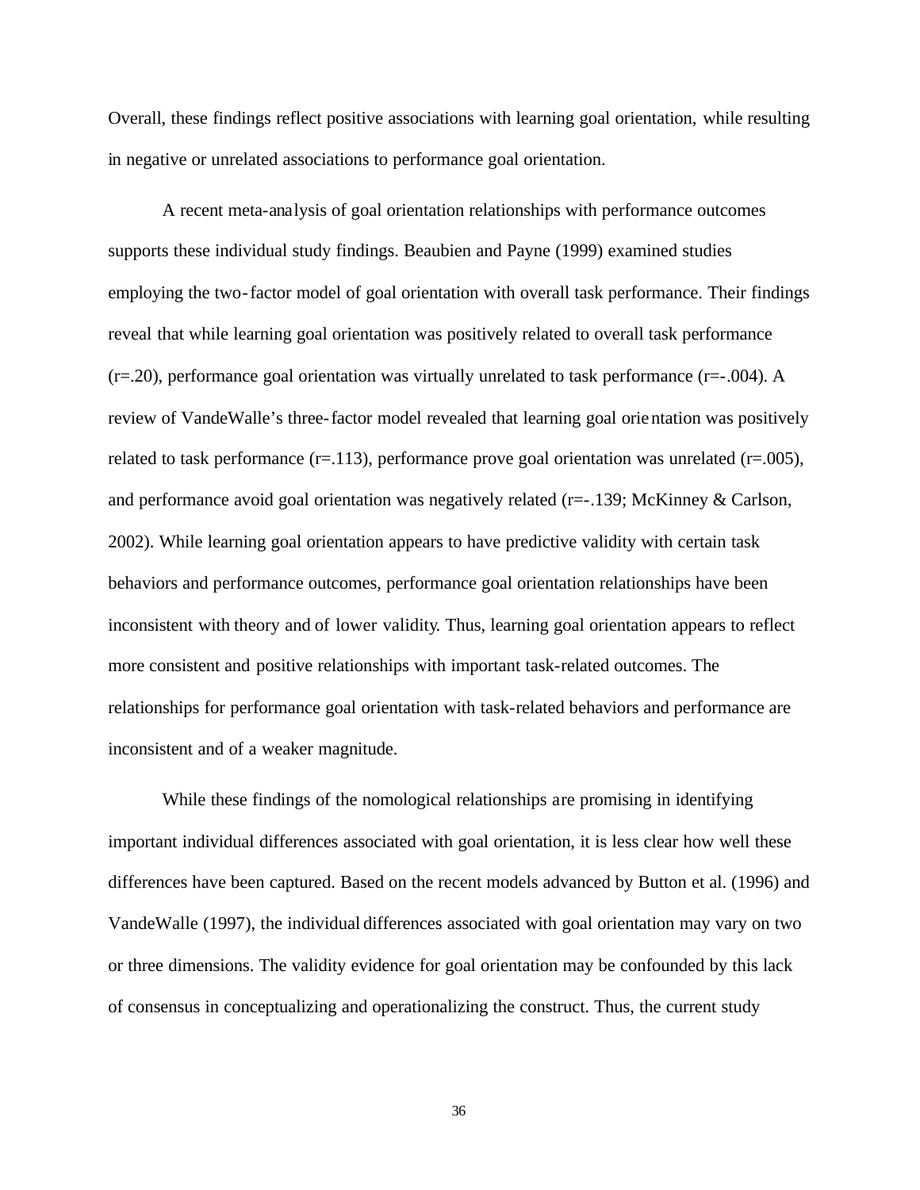Overall, these findings reflect positive associations with learning goal orientation, while resulting in negative or unrelated associations to performance goal orientation.

A recent meta-analysis of goal orientation relationships with performance outcomes supports these individual study findings. Beaubien and Payne (1999) examined studies employing the two-factor model of goal orientation with overall task performance. Their findings reveal that while learning goal orientation was positively related to overall task performance (r=.20), performance goal orientation was virtually unrelated to task performance (r=-.004). A review of VandeWalle's three-factor model revealed that learning goal orientation was positively related to task performance (r=.113), performance prove goal orientation was unrelated (r=.005), and performance avoid goal orientation was negatively related (r=-.139; McKinney & Carlson, 2002). While learning goal orientation appears to have predictive validity with certain task behaviors and performance outcomes, performance goal orientation relationships have been inconsistent with theory and of lower validity. Thus, learning goal orientation appears to reflect more consistent and positive relationships with important task-related outcomes. The relationships for performance goal orientation with task-related behaviors and performance are inconsistent and of a weaker magnitude.

While these findings of the nomological relationships are promising in identifying important individual differences associated with goal orientation, it is less clear how well these differences have been captured. Based on the recent models advanced by Button et al. (1996) and VandeWalle (1997), the individual differences associated with goal orientation may vary on two or three dimensions. The validity evidence for goal orientation may be confounded by this lack of consensus in conceptualizing and operationalizing the construct. Thus, the current study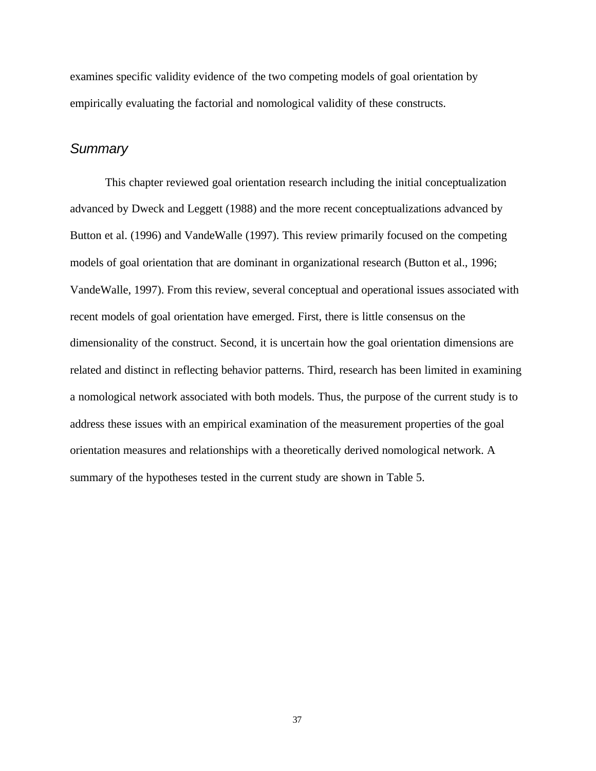examines specific validity evidence of the two competing models of goal orientation by empirically evaluating the factorial and nomological validity of these constructs.

## *Summary*

This chapter reviewed goal orientation research including the initial conceptualization advanced by Dweck and Leggett (1988) and the more recent conceptualizations advanced by Button et al. (1996) and VandeWalle (1997). This review primarily focused on the competing models of goal orientation that are dominant in organizational research (Button et al., 1996; VandeWalle, 1997). From this review, several conceptual and operational issues associated with recent models of goal orientation have emerged. First, there is little consensus on the dimensionality of the construct. Second, it is uncertain how the goal orientation dimensions are related and distinct in reflecting behavior patterns. Third, research has been limited in examining a nomological network associated with both models. Thus, the purpose of the current study is to address these issues with an empirical examination of the measurement properties of the goal orientation measures and relationships with a theoretically derived nomological network. A summary of the hypotheses tested in the current study are shown in Table 5.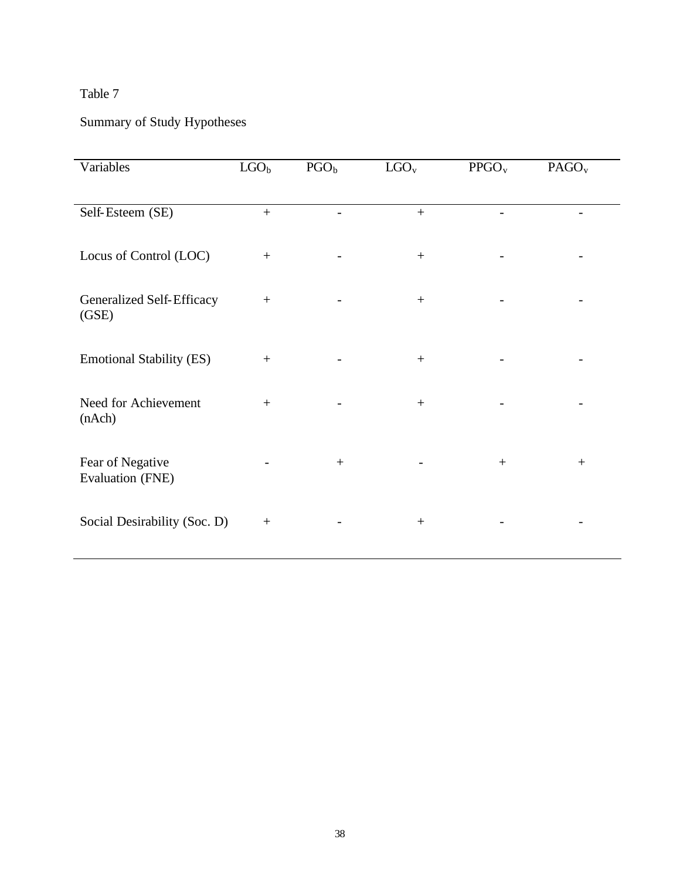Table 7

Summary of Study Hypotheses

| Variables | $LGO_b$ | $PGO_b$ | $LGO_v$ | $PPGO_v$ | $PAGO_v$ |
|---|---|---|---|---|---|
| Self-Esteem (SE) | + | - | + | - | - |
| Locus of Control (LOC) | + | - | + | - | - |
| Generalized Self-Efficacy (GSE) | + | - | + | - | - |
| Emotional Stability (ES) | + | - | + | - | - |
| Need for Achievement (nAch) | + | - | + | - | - |
| Fear of Negative Evaluation (FNE) | - | + | - | + | + |
| Social Desirability (Soc. D) | + | - | + | - | - |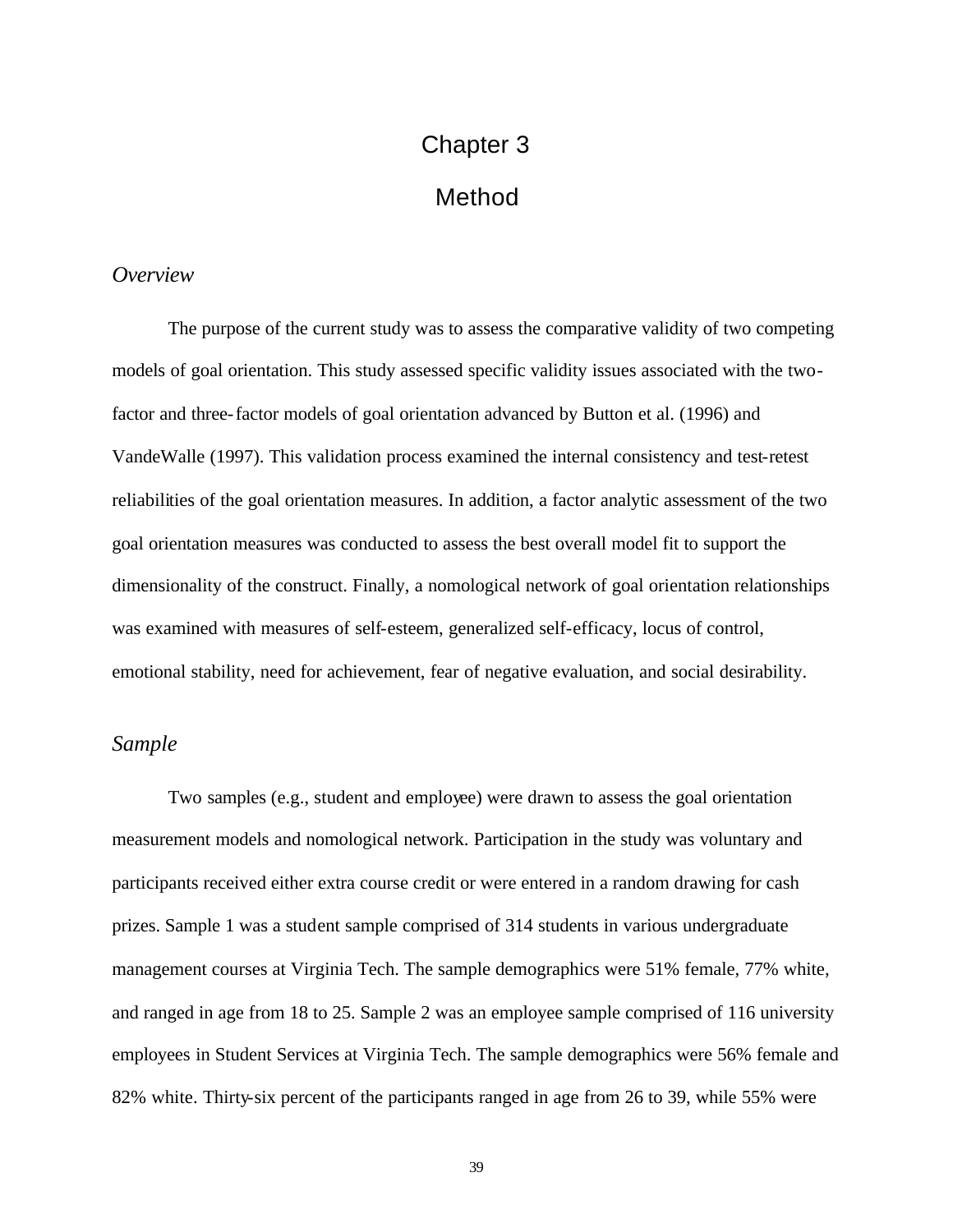# Chapter 3

# Method

### *Overview*

The purpose of the current study was to assess the comparative validity of two competing models of goal orientation. This study assessed specific validity issues associated with the two-factor and three-factor models of goal orientation advanced by Button et al. (1996) and VandeWalle (1997). This validation process examined the internal consistency and test-retest reliabilities of the goal orientation measures. In addition, a factor analytic assessment of the two goal orientation measures was conducted to assess the best overall model fit to support the dimensionality of the construct. Finally, a nomological network of goal orientation relationships was examined with measures of self-esteem, generalized self-efficacy, locus of control, emotional stability, need for achievement, fear of negative evaluation, and social desirability.

### *Sample*

Two samples (e.g., student and employee) were drawn to assess the goal orientation measurement models and nomological network. Participation in the study was voluntary and participants received either extra course credit or were entered in a random drawing for cash prizes. Sample 1 was a student sample comprised of 314 students in various undergraduate management courses at Virginia Tech. The sample demographics were 51% female, 77% white, and ranged in age from 18 to 25. Sample 2 was an employee sample comprised of 116 university employees in Student Services at Virginia Tech. The sample demographics were 56% female and 82% white. Thirty-six percent of the participants ranged in age from 26 to 39, while 55% were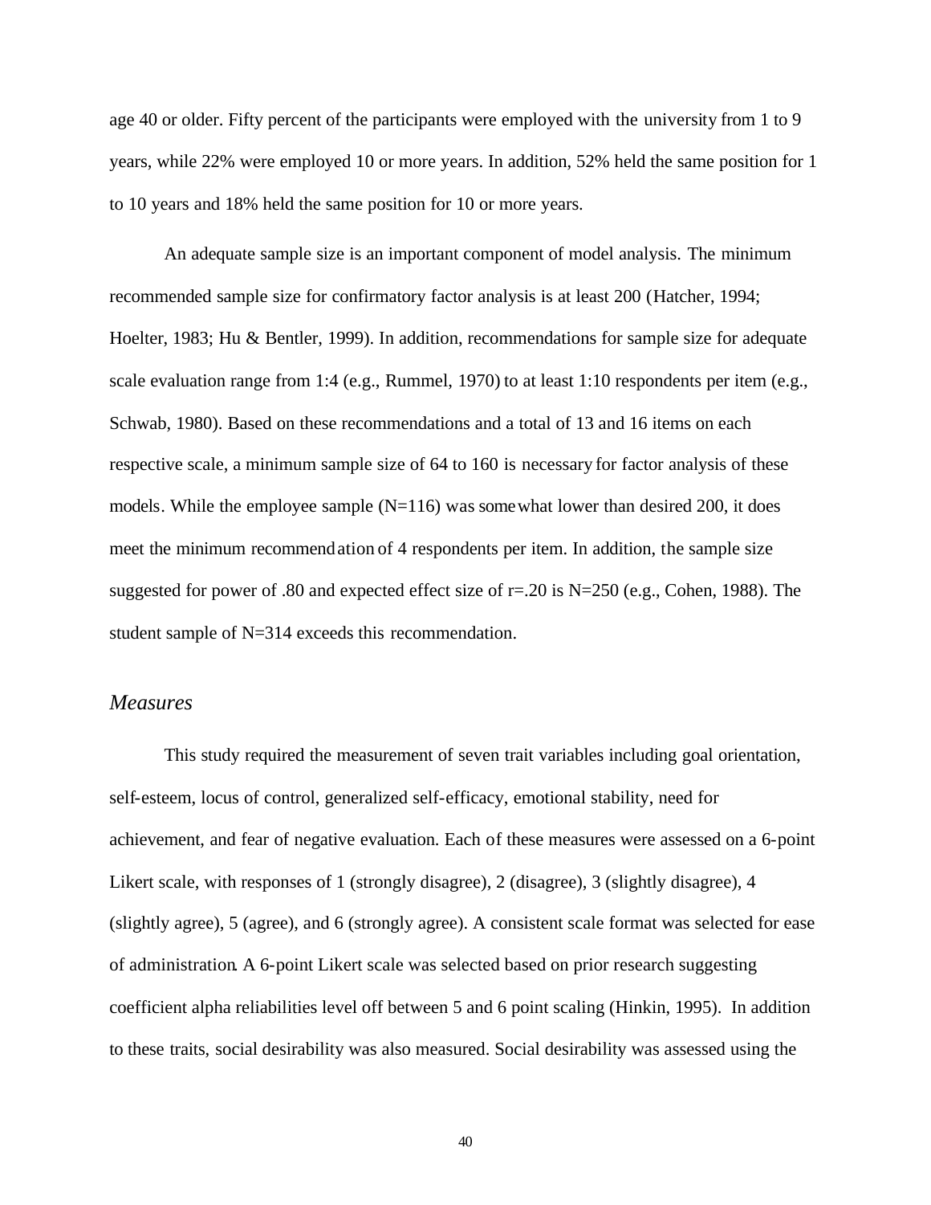age 40 or older. Fifty percent of the participants were employed with the university from 1 to 9 years, while 22% were employed 10 or more years. In addition, 52% held the same position for 1 to 10 years and 18% held the same position for 10 or more years.

An adequate sample size is an important component of model analysis. The minimum recommended sample size for confirmatory factor analysis is at least 200 (Hatcher, 1994; Hoelter, 1983; Hu & Bentler, 1999). In addition, recommendations for sample size for adequate scale evaluation range from 1:4 (e.g., Rummel, 1970) to at least 1:10 respondents per item (e.g., Schwab, 1980). Based on these recommendations and a total of 13 and 16 items on each respective scale, a minimum sample size of 64 to 160 is necessary for factor analysis of these models. While the employee sample (N=116) was somewhat lower than desired 200, it does meet the minimum recommendation of 4 respondents per item. In addition, the sample size suggested for power of .80 and expected effect size of r=.20 is N=250 (e.g., Cohen, 1988). The student sample of N=314 exceeds this recommendation.

### *Measures*

This study required the measurement of seven trait variables including goal orientation, self-esteem, locus of control, generalized self-efficacy, emotional stability, need for achievement, and fear of negative evaluation. Each of these measures were assessed on a 6-point Likert scale, with responses of 1 (strongly disagree), 2 (disagree), 3 (slightly disagree), 4 (slightly agree), 5 (agree), and 6 (strongly agree). A consistent scale format was selected for ease of administration. A 6-point Likert scale was selected based on prior research suggesting coefficient alpha reliabilities level off between 5 and 6 point scaling (Hinkin, 1995). In addition to these traits, social desirability was also measured. Social desirability was assessed using the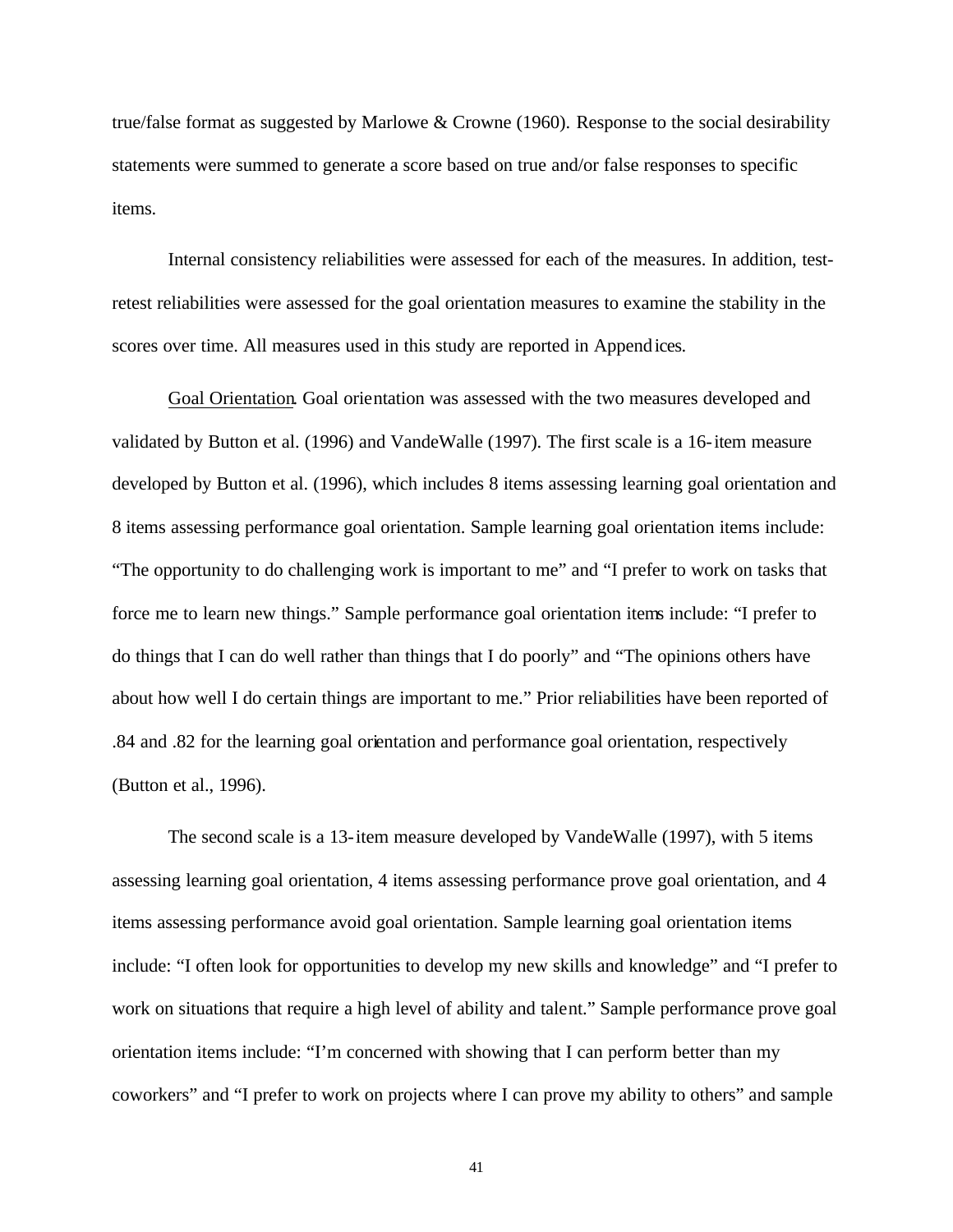true/false format as suggested by Marlowe & Crowne (1960). Response to the social desirability statements were summed to generate a score based on true and/or false responses to specific items.

Internal consistency reliabilities were assessed for each of the measures. In addition, test-retest reliabilities were assessed for the goal orientation measures to examine the stability in the scores over time. All measures used in this study are reported in Appendices.

Goal Orientation. Goal orientation was assessed with the two measures developed and validated by Button et al. (1996) and VandeWalle (1997). The first scale is a 16-item measure developed by Button et al. (1996), which includes 8 items assessing learning goal orientation and 8 items assessing performance goal orientation. Sample learning goal orientation items include: "The opportunity to do challenging work is important to me" and "I prefer to work on tasks that force me to learn new things." Sample performance goal orientation items include: "I prefer to do things that I can do well rather than things that I do poorly" and "The opinions others have about how well I do certain things are important to me." Prior reliabilities have been reported of .84 and .82 for the learning goal orientation and performance goal orientation, respectively (Button et al., 1996).

The second scale is a 13-item measure developed by VandeWalle (1997), with 5 items assessing learning goal orientation, 4 items assessing performance prove goal orientation, and 4 items assessing performance avoid goal orientation. Sample learning goal orientation items include: "I often look for opportunities to develop my new skills and knowledge" and "I prefer to work on situations that require a high level of ability and talent." Sample performance prove goal orientation items include: "I'm concerned with showing that I can perform better than my coworkers" and "I prefer to work on projects where I can prove my ability to others" and sample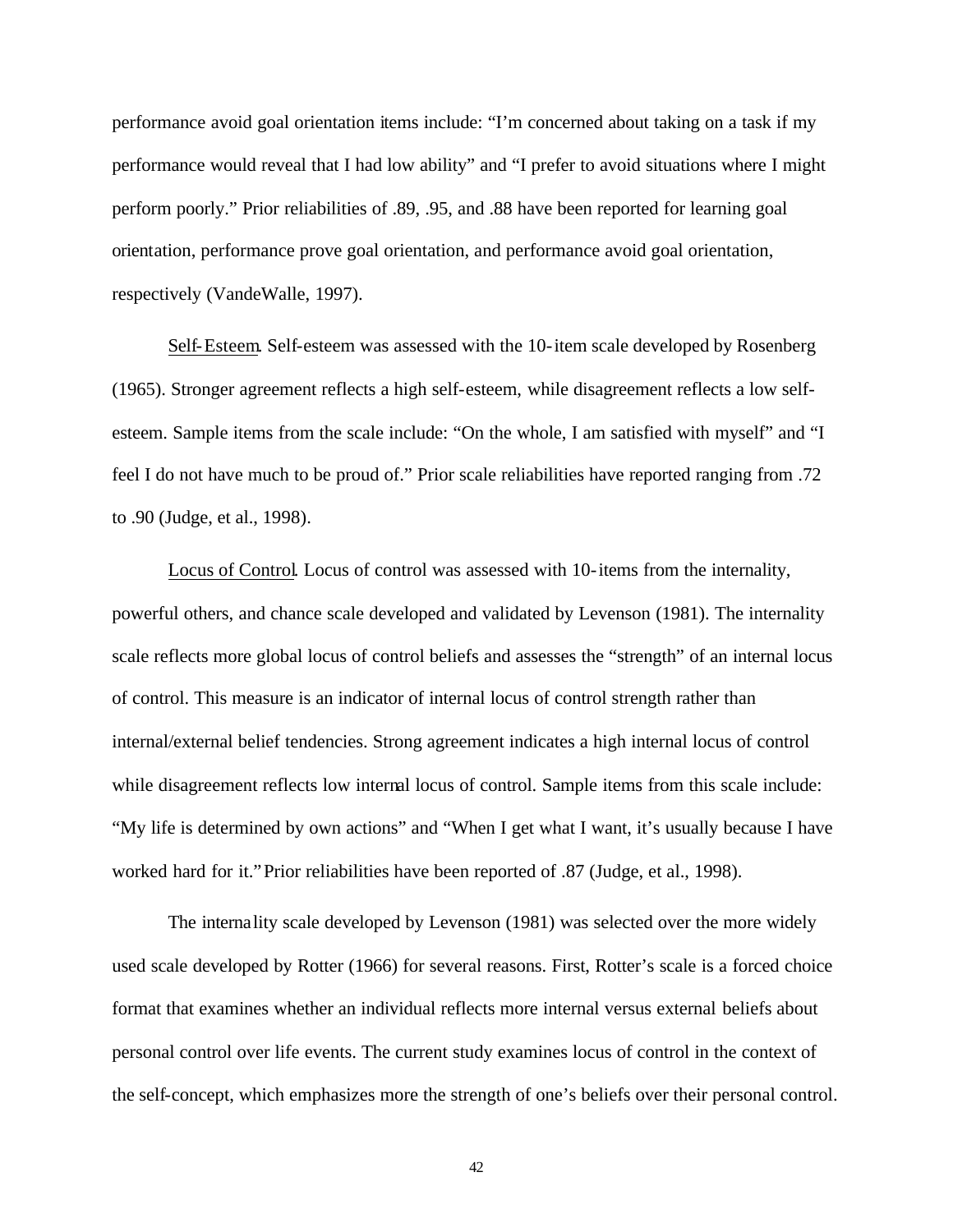performance avoid goal orientation items include: "I'm concerned about taking on a task if my performance would reveal that I had low ability" and "I prefer to avoid situations where I might perform poorly." Prior reliabilities of .89, .95, and .88 have been reported for learning goal orientation, performance prove goal orientation, and performance avoid goal orientation, respectively (VandeWalle, 1997).

Self-Esteem. Self-esteem was assessed with the 10-item scale developed by Rosenberg (1965). Stronger agreement reflects a high self-esteem, while disagreement reflects a low self-esteem. Sample items from the scale include: "On the whole, I am satisfied with myself" and "I feel I do not have much to be proud of." Prior scale reliabilities have reported ranging from .72 to .90 (Judge, et al., 1998).

Locus of Control. Locus of control was assessed with 10-items from the internality, powerful others, and chance scale developed and validated by Levenson (1981). The internality scale reflects more global locus of control beliefs and assesses the "strength" of an internal locus of control. This measure is an indicator of internal locus of control strength rather than internal/external belief tendencies. Strong agreement indicates a high internal locus of control while disagreement reflects low internal locus of control. Sample items from this scale include: "My life is determined by own actions" and "When I get what I want, it's usually because I have worked hard for it." Prior reliabilities have been reported of .87 (Judge, et al., 1998).

The internality scale developed by Levenson (1981) was selected over the more widely used scale developed by Rotter (1966) for several reasons. First, Rotter's scale is a forced choice format that examines whether an individual reflects more internal versus external beliefs about personal control over life events. The current study examines locus of control in the context of the self-concept, which emphasizes more the strength of one's beliefs over their personal control.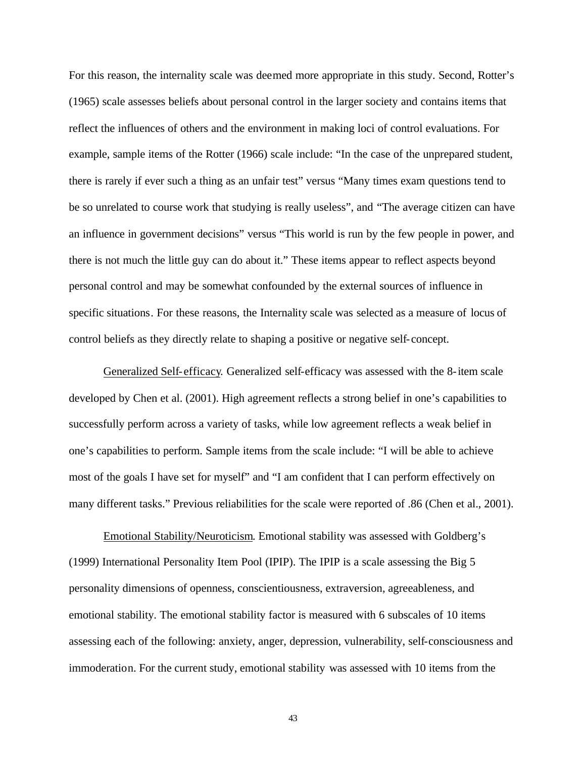For this reason, the internality scale was deemed more appropriate in this study. Second, Rotter's (1965) scale assesses beliefs about personal control in the larger society and contains items that reflect the influences of others and the environment in making loci of control evaluations. For example, sample items of the Rotter (1966) scale include: "In the case of the unprepared student, there is rarely if ever such a thing as an unfair test" versus "Many times exam questions tend to be so unrelated to course work that studying is really useless", and "The average citizen can have an influence in government decisions" versus "This world is run by the few people in power, and there is not much the little guy can do about it." These items appear to reflect aspects beyond personal control and may be somewhat confounded by the external sources of influence in specific situations. For these reasons, the Internality scale was selected as a measure of locus of control beliefs as they directly relate to shaping a positive or negative self-concept.

Generalized Self-efficacy. Generalized self-efficacy was assessed with the 8-item scale developed by Chen et al. (2001). High agreement reflects a strong belief in one's capabilities to successfully perform across a variety of tasks, while low agreement reflects a weak belief in one's capabilities to perform. Sample items from the scale include: "I will be able to achieve most of the goals I have set for myself" and "I am confident that I can perform effectively on many different tasks." Previous reliabilities for the scale were reported of .86 (Chen et al., 2001).

Emotional Stability/Neuroticism. Emotional stability was assessed with Goldberg's (1999) International Personality Item Pool (IPIP). The IPIP is a scale assessing the Big 5 personality dimensions of openness, conscientiousness, extraversion, agreeableness, and emotional stability. The emotional stability factor is measured with 6 subscales of 10 items assessing each of the following: anxiety, anger, depression, vulnerability, self-consciousness and immoderation. For the current study, emotional stability was assessed with 10 items from the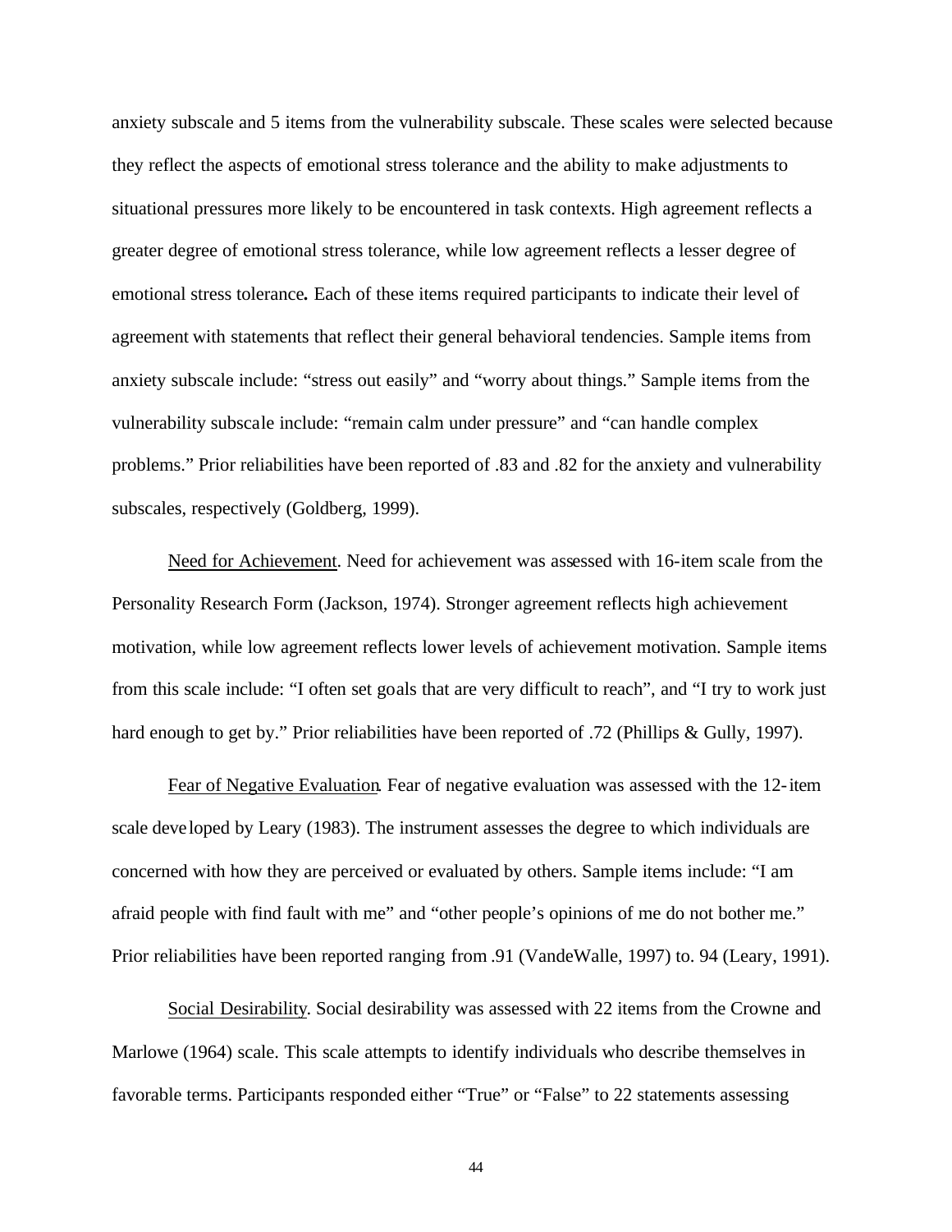anxiety subscale and 5 items from the vulnerability subscale. These scales were selected because they reflect the aspects of emotional stress tolerance and the ability to make adjustments to situational pressures more likely to be encountered in task contexts. High agreement reflects a greater degree of emotional stress tolerance, while low agreement reflects a lesser degree of emotional stress tolerance**.** Each of these items required participants to indicate their level of agreement with statements that reflect their general behavioral tendencies. Sample items from anxiety subscale include: "stress out easily" and "worry about things." Sample items from the vulnerability subscale include: "remain calm under pressure" and "can handle complex problems." Prior reliabilities have been reported of .83 and .82 for the anxiety and vulnerability subscales, respectively (Goldberg, 1999).

Need for Achievement. Need for achievement was assessed with 16-item scale from the Personality Research Form (Jackson, 1974). Stronger agreement reflects high achievement motivation, while low agreement reflects lower levels of achievement motivation. Sample items from this scale include: "I often set goals that are very difficult to reach", and "I try to work just hard enough to get by." Prior reliabilities have been reported of .72 (Phillips & Gully, 1997).

Fear of Negative Evaluation. Fear of negative evaluation was assessed with the 12-item scale developed by Leary (1983). The instrument assesses the degree to which individuals are concerned with how they are perceived or evaluated by others. Sample items include: "I am afraid people with find fault with me" and "other people's opinions of me do not bother me." Prior reliabilities have been reported ranging from .91 (VandeWalle, 1997) to. 94 (Leary, 1991).

Social Desirability. Social desirability was assessed with 22 items from the Crowne and Marlowe (1964) scale. This scale attempts to identify individuals who describe themselves in favorable terms. Participants responded either "True" or "False" to 22 statements assessing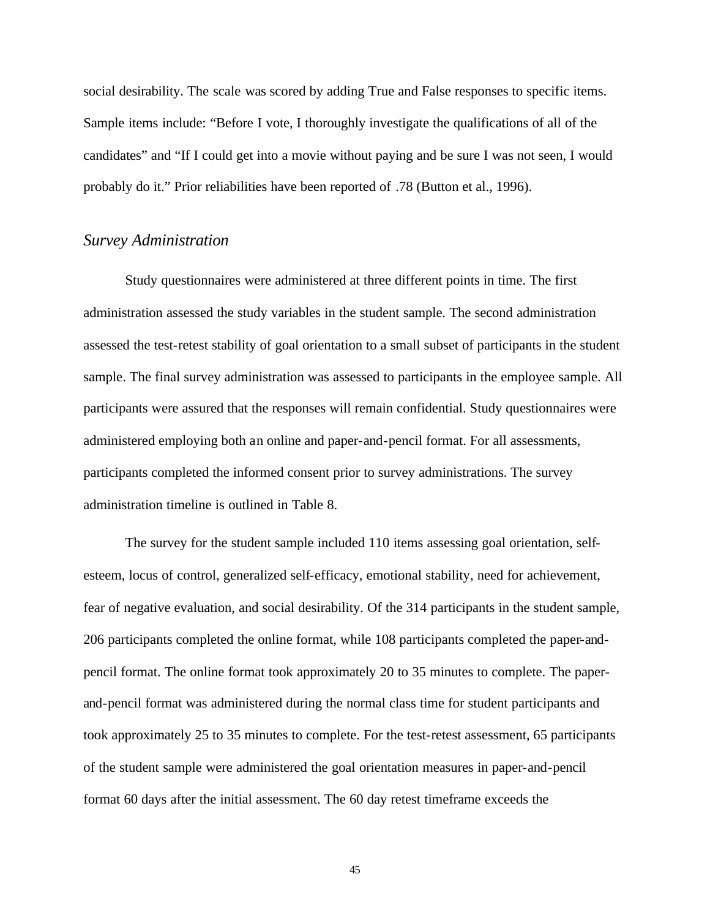social desirability. The scale was scored by adding True and False responses to specific items. Sample items include: "Before I vote, I thoroughly investigate the qualifications of all of the candidates" and "If I could get into a movie without paying and be sure I was not seen, I would probably do it." Prior reliabilities have been reported of .78 (Button et al., 1996).

### *Survey Administration*

Study questionnaires were administered at three different points in time. The first administration assessed the study variables in the student sample. The second administration assessed the test-retest stability of goal orientation to a small subset of participants in the student sample. The final survey administration was assessed to participants in the employee sample. All participants were assured that the responses will remain confidential. Study questionnaires were administered employing both an online and paper-and-pencil format. For all assessments, participants completed the informed consent prior to survey administrations. The survey administration timeline is outlined in Table 8.

The survey for the student sample included 110 items assessing goal orientation, self-esteem, locus of control, generalized self-efficacy, emotional stability, need for achievement, fear of negative evaluation, and social desirability. Of the 314 participants in the student sample, 206 participants completed the online format, while 108 participants completed the paper-and-pencil format. The online format took approximately 20 to 35 minutes to complete. The paper-and-pencil format was administered during the normal class time for student participants and took approximately 25 to 35 minutes to complete. For the test-retest assessment, 65 participants of the student sample were administered the goal orientation measures in paper-and-pencil format 60 days after the initial assessment. The 60 day retest timeframe exceeds the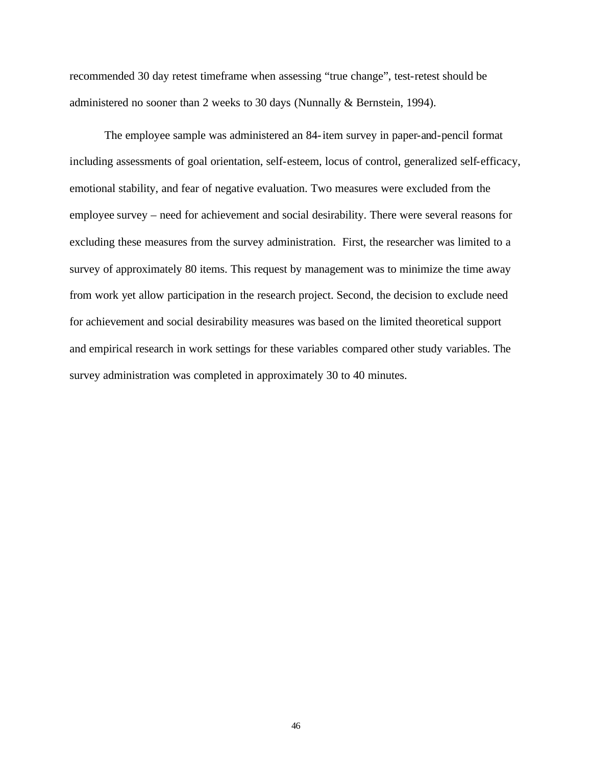recommended 30 day retest timeframe when assessing "true change", test-retest should be administered no sooner than 2 weeks to 30 days (Nunnally & Bernstein, 1994).

The employee sample was administered an 84-item survey in paper-and-pencil format including assessments of goal orientation, self-esteem, locus of control, generalized self-efficacy, emotional stability, and fear of negative evaluation. Two measures were excluded from the employee survey – need for achievement and social desirability. There were several reasons for excluding these measures from the survey administration. First, the researcher was limited to a survey of approximately 80 items. This request by management was to minimize the time away from work yet allow participation in the research project. Second, the decision to exclude need for achievement and social desirability measures was based on the limited theoretical support and empirical research in work settings for these variables compared other study variables. The survey administration was completed in approximately 30 to 40 minutes.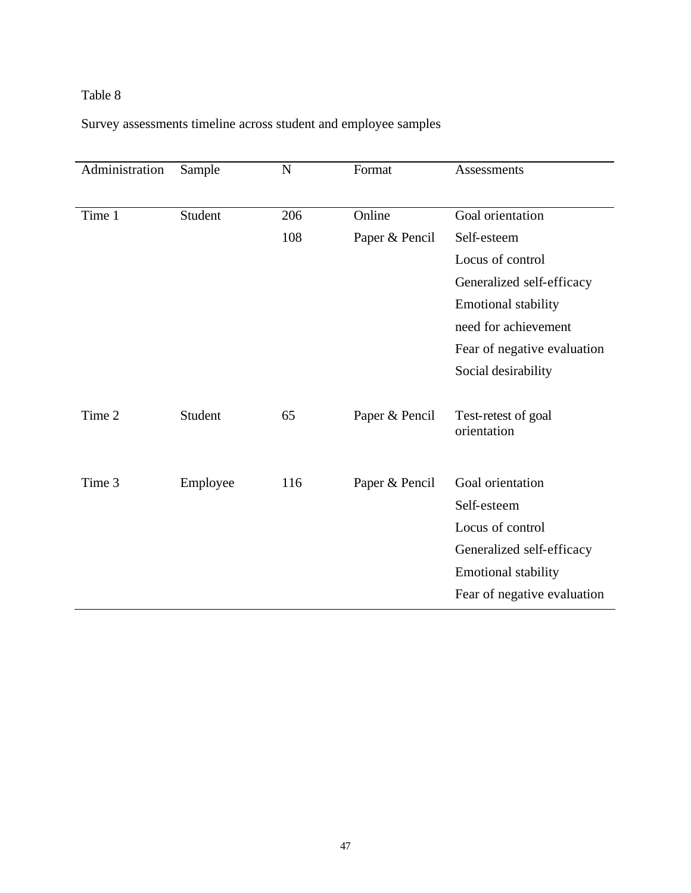Table 8

Survey assessments timeline across student and employee samples

| Administration | Sample | N | Format | Assessments |
|---|---|---|---|---|
| Time 1 | Student | 206 | Online | Goal orientation |
| | | 108 | Paper & Pencil | Self-esteem |
| | | | | Locus of control |
| | | | | Generalized self-efficacy |
| | | | | Emotional stability |
| | | | | need for achievement |
| | | | | Fear of negative evaluation |
| | | | | Social desirability |
| Time 2 | Student | 65 | Paper & Pencil | Test-retest of goal orientation |
| Time 3 | Employee | 116 | Paper & Pencil | Goal orientation |
| | | | | Self-esteem |
| | | | | Locus of control |
| | | | | Generalized self-efficacy |
| | | | | Emotional stability |
| | | | | Fear of negative evaluation |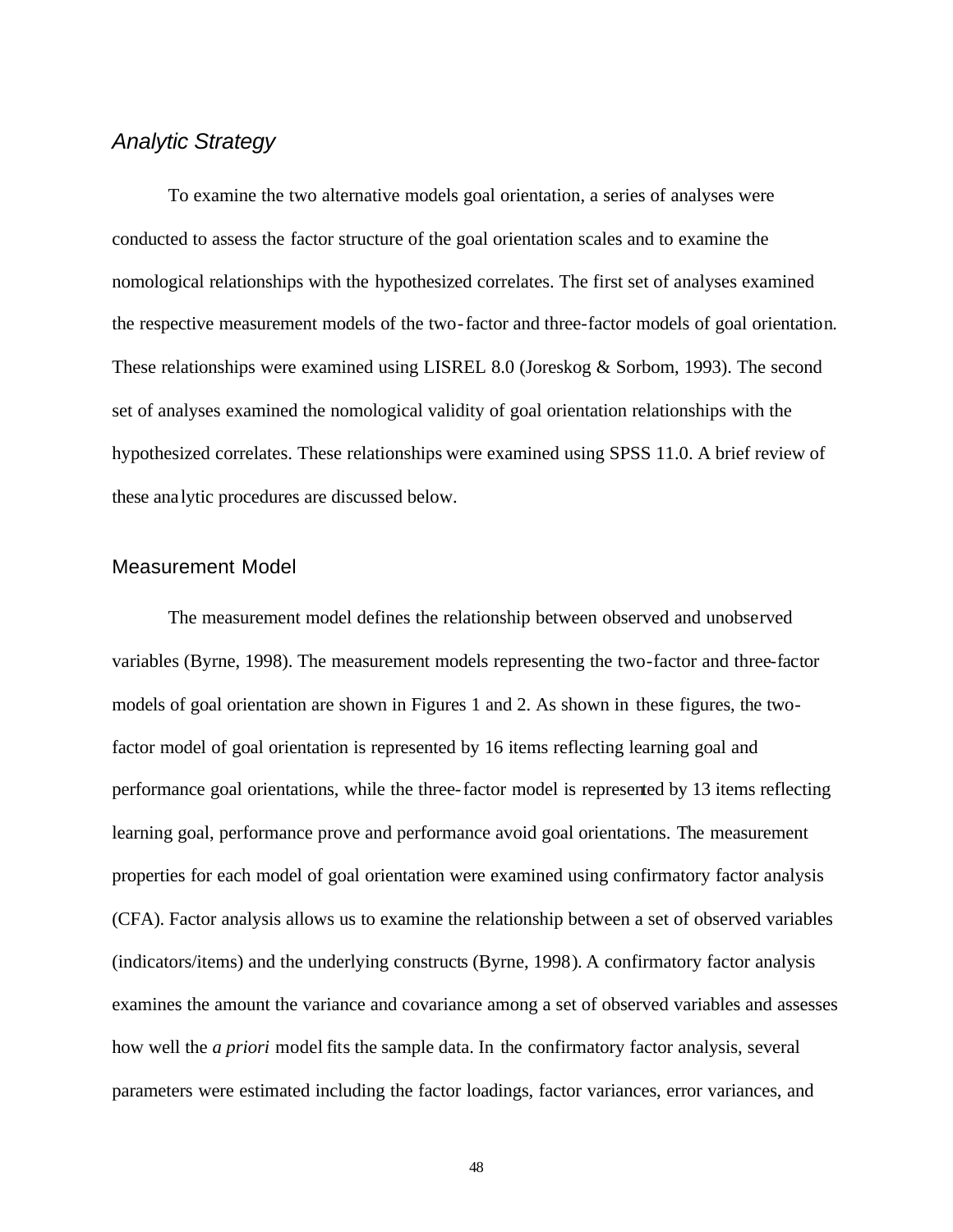### *Analytic Strategy*

To examine the two alternative models goal orientation, a series of analyses were conducted to assess the factor structure of the goal orientation scales and to examine the nomological relationships with the hypothesized correlates. The first set of analyses examined the respective measurement models of the two-factor and three-factor models of goal orientation. These relationships were examined using LISREL 8.0 (Joreskog & Sorbom, 1993). The second set of analyses examined the nomological validity of goal orientation relationships with the hypothesized correlates. These relationships were examined using SPSS 11.0. A brief review of these analytic procedures are discussed below.

#### Measurement Model

The measurement model defines the relationship between observed and unobserved variables (Byrne, 1998). The measurement models representing the two-factor and three-factor models of goal orientation are shown in Figures 1 and 2. As shown in these figures, the two-factor model of goal orientation is represented by 16 items reflecting learning goal and performance goal orientations, while the three-factor model is represented by 13 items reflecting learning goal, performance prove and performance avoid goal orientations. The measurement properties for each model of goal orientation were examined using confirmatory factor analysis (CFA). Factor analysis allows us to examine the relationship between a set of observed variables (indicators/items) and the underlying constructs (Byrne, 1998). A confirmatory factor analysis examines the amount the variance and covariance among a set of observed variables and assesses how well the *a priori* model fits the sample data. In the confirmatory factor analysis, several parameters were estimated including the factor loadings, factor variances, error variances, and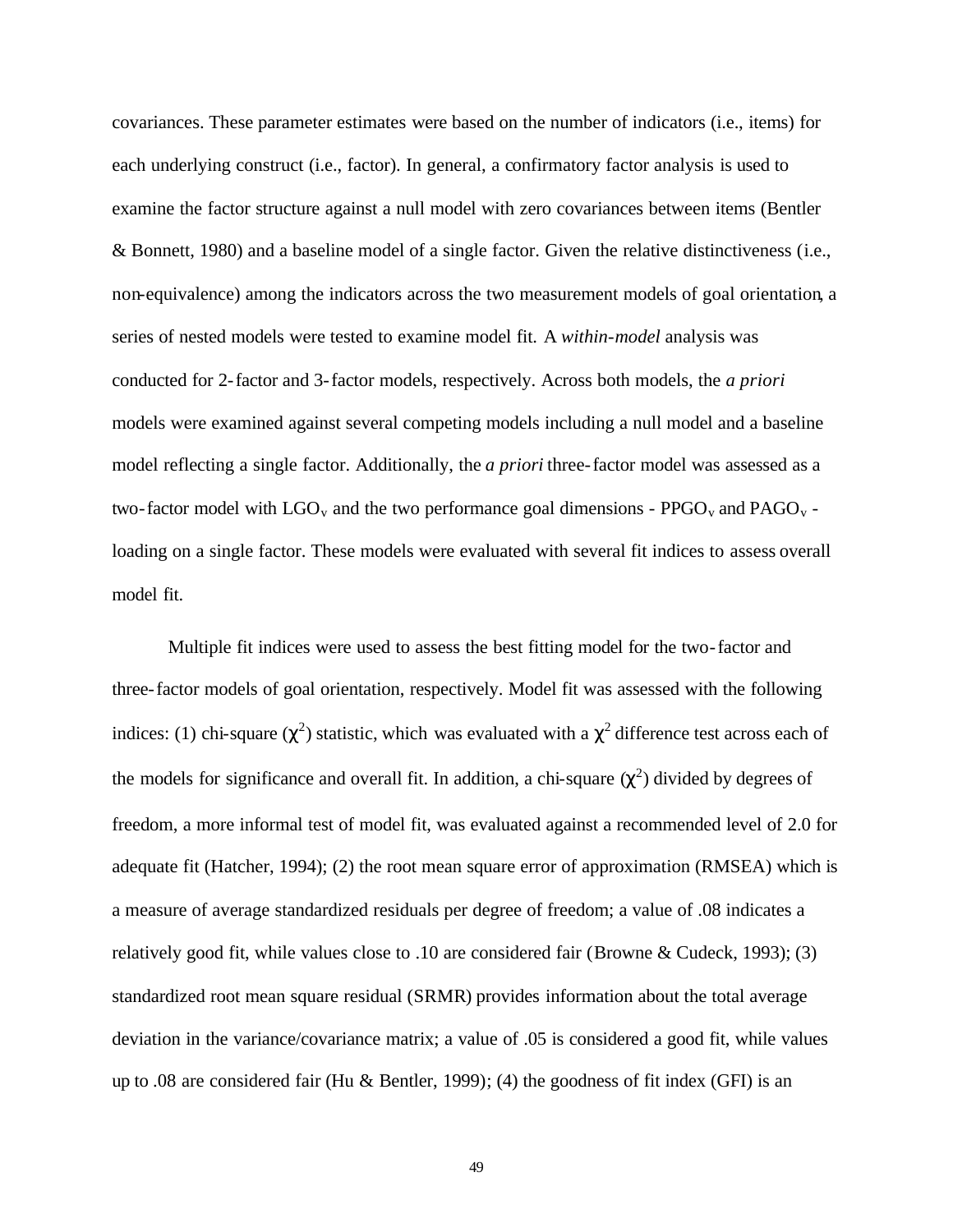covariances. These parameter estimates were based on the number of indicators (i.e., items) for each underlying construct (i.e., factor). In general, a confirmatory factor analysis is used to examine the factor structure against a null model with zero covariances between items (Bentler & Bonnett, 1980) and a baseline model of a single factor. Given the relative distinctiveness (i.e., non-equivalence) among the indicators across the two measurement models of goal orientation, a series of nested models were tested to examine model fit. A *within-model* analysis was conducted for 2-factor and 3-factor models, respectively. Across both models, the *a priori* models were examined against several competing models including a null model and a baseline model reflecting a single factor. Additionally, the *a priori* three-factor model was assessed as a two-factor model with $LGO_v$ and the two performance goal dimensions - $PPGO_v$ and $PAGO_v$ - loading on a single factor. These models were evaluated with several fit indices to assess overall model fit.

Multiple fit indices were used to assess the best fitting model for the two-factor and three-factor models of goal orientation, respectively. Model fit was assessed with the following indices: (1) chi-square ($\chi^2$) statistic, which was evaluated with a $\chi^2$ difference test across each of the models for significance and overall fit. In addition, a chi-square ($\chi^2$) divided by degrees of freedom, a more informal test of model fit, was evaluated against a recommended level of 2.0 for adequate fit (Hatcher, 1994); (2) the root mean square error of approximation (RMSEA) which is a measure of average standardized residuals per degree of freedom; a value of .08 indicates a relatively good fit, while values close to .10 are considered fair (Browne & Cudeck, 1993); (3) standardized root mean square residual (SRMR) provides information about the total average deviation in the variance/covariance matrix; a value of .05 is considered a good fit, while values up to .08 are considered fair (Hu & Bentler, 1999); (4) the goodness of fit index (GFI) is an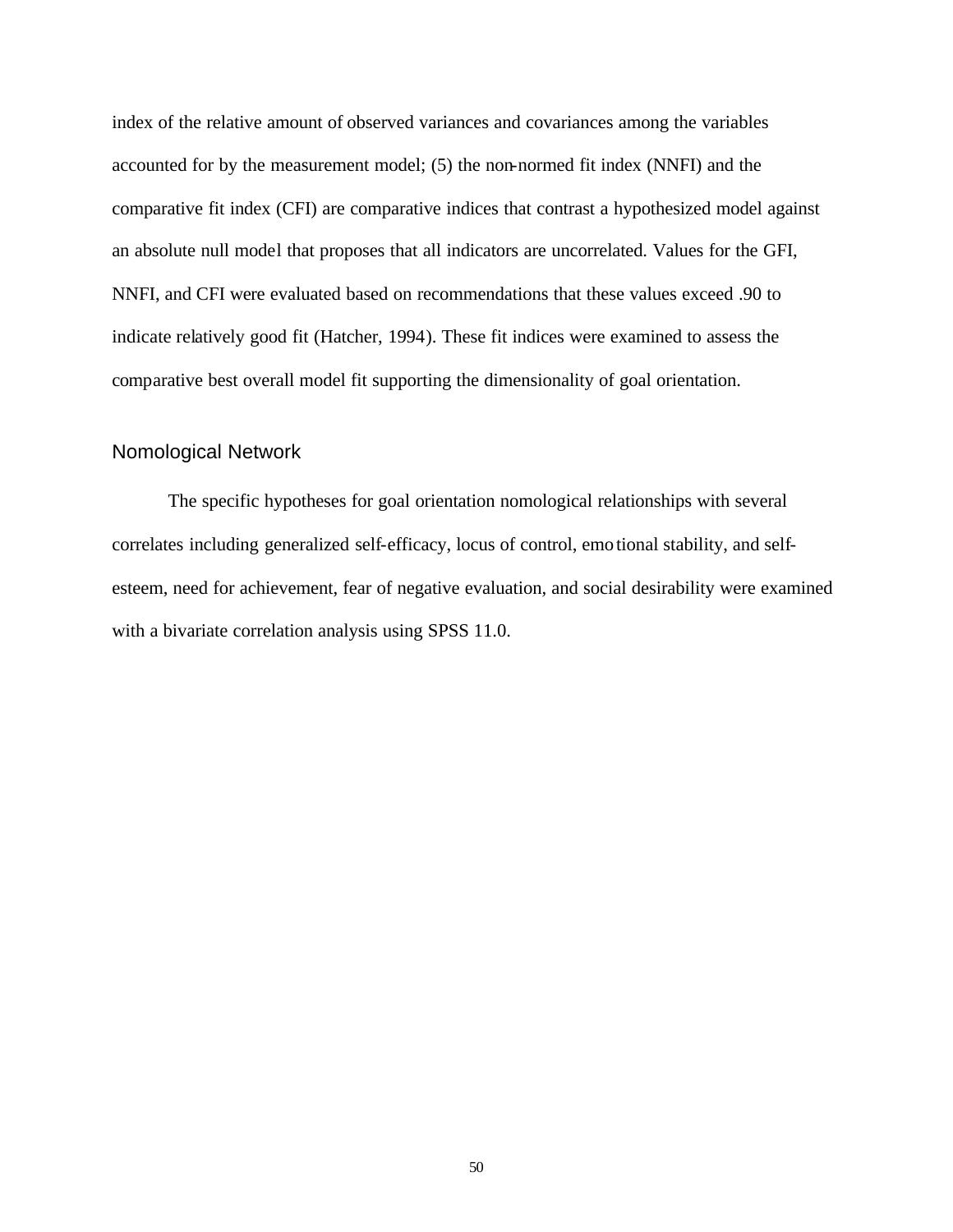index of the relative amount of observed variances and covariances among the variables accounted for by the measurement model; (5) the non-normed fit index (NNFI) and the comparative fit index (CFI) are comparative indices that contrast a hypothesized model against an absolute null model that proposes that all indicators are uncorrelated. Values for the GFI, NNFI, and CFI were evaluated based on recommendations that these values exceed .90 to indicate relatively good fit (Hatcher, 1994). These fit indices were examined to assess the comparative best overall model fit supporting the dimensionality of goal orientation.

## Nomological Network

The specific hypotheses for goal orientation nomological relationships with several correlates including generalized self-efficacy, locus of control, emotional stability, and self-esteem, need for achievement, fear of negative evaluation, and social desirability were examined with a bivariate correlation analysis using SPSS 11.0.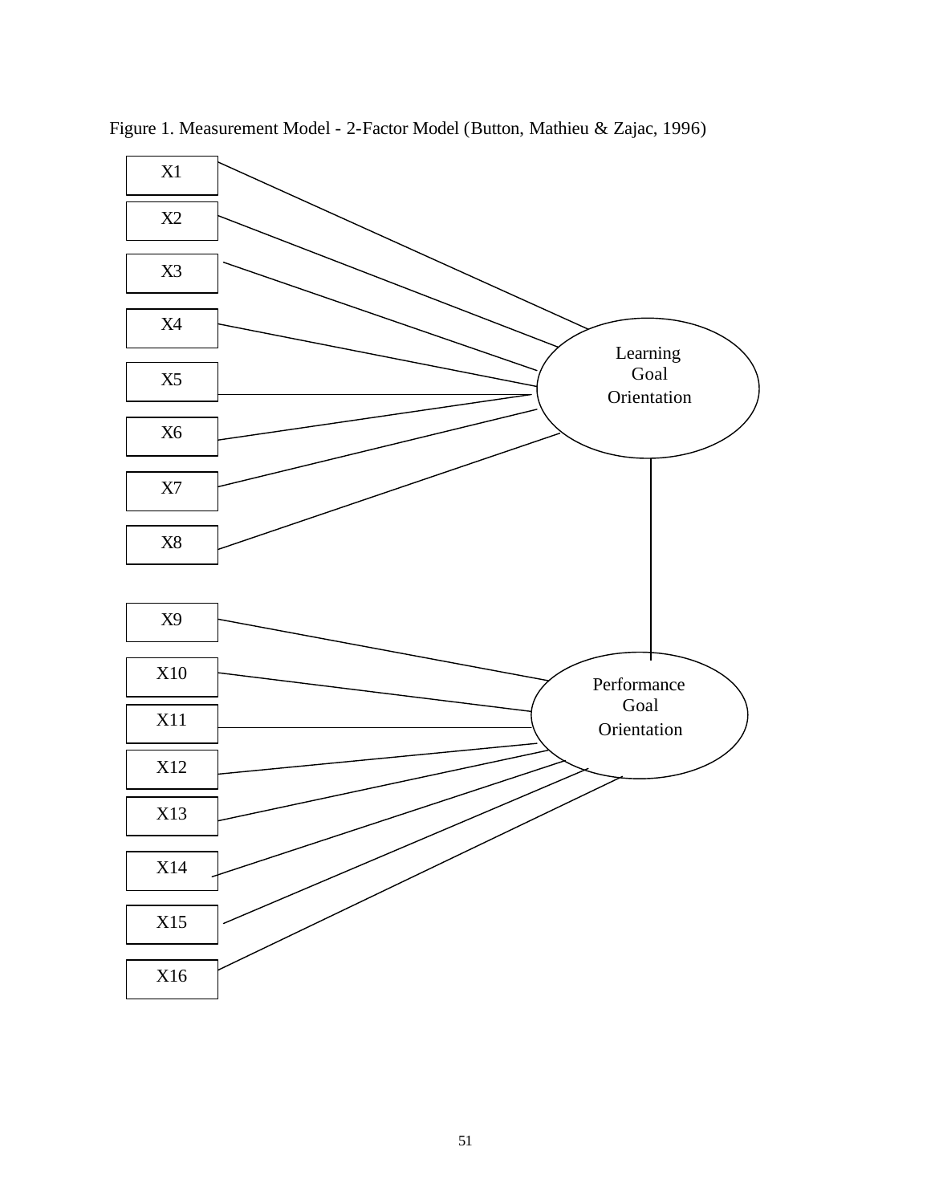Figure 1. Measurement Model - 2-Factor Model (Button, Mathieu & Zajac, 1996)

X1

X2

X3

X4

X5

X6

X7

X8

Learning Goal Orientation

X9

X10

X11

X12

X13

X14

X15

X16

Performance Goal Orientation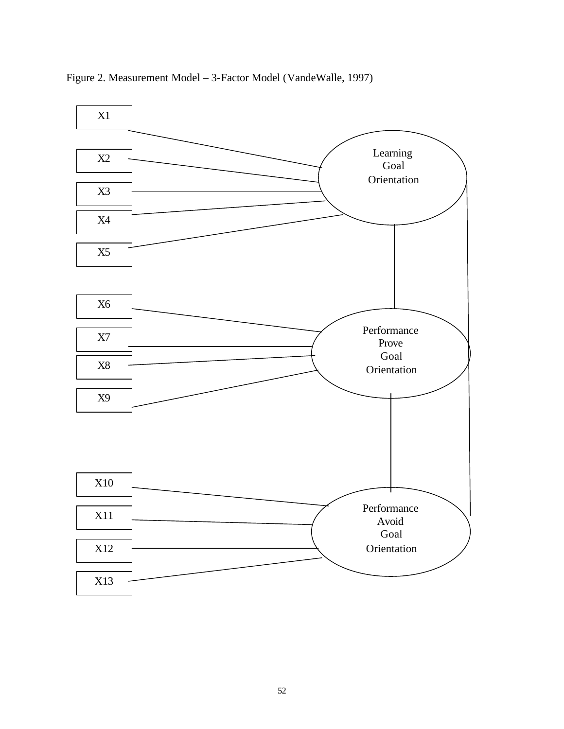Figure 2. Measurement Model – 3-Factor Model (VandeWalle, 1997)

X1

X2

X3

X4

X5

X6

X7

X8

X9

X10

X11

X12

X13

Learning Goal Orientation

Performance Prove Goal Orientation

Performance Avoid Goal Orientation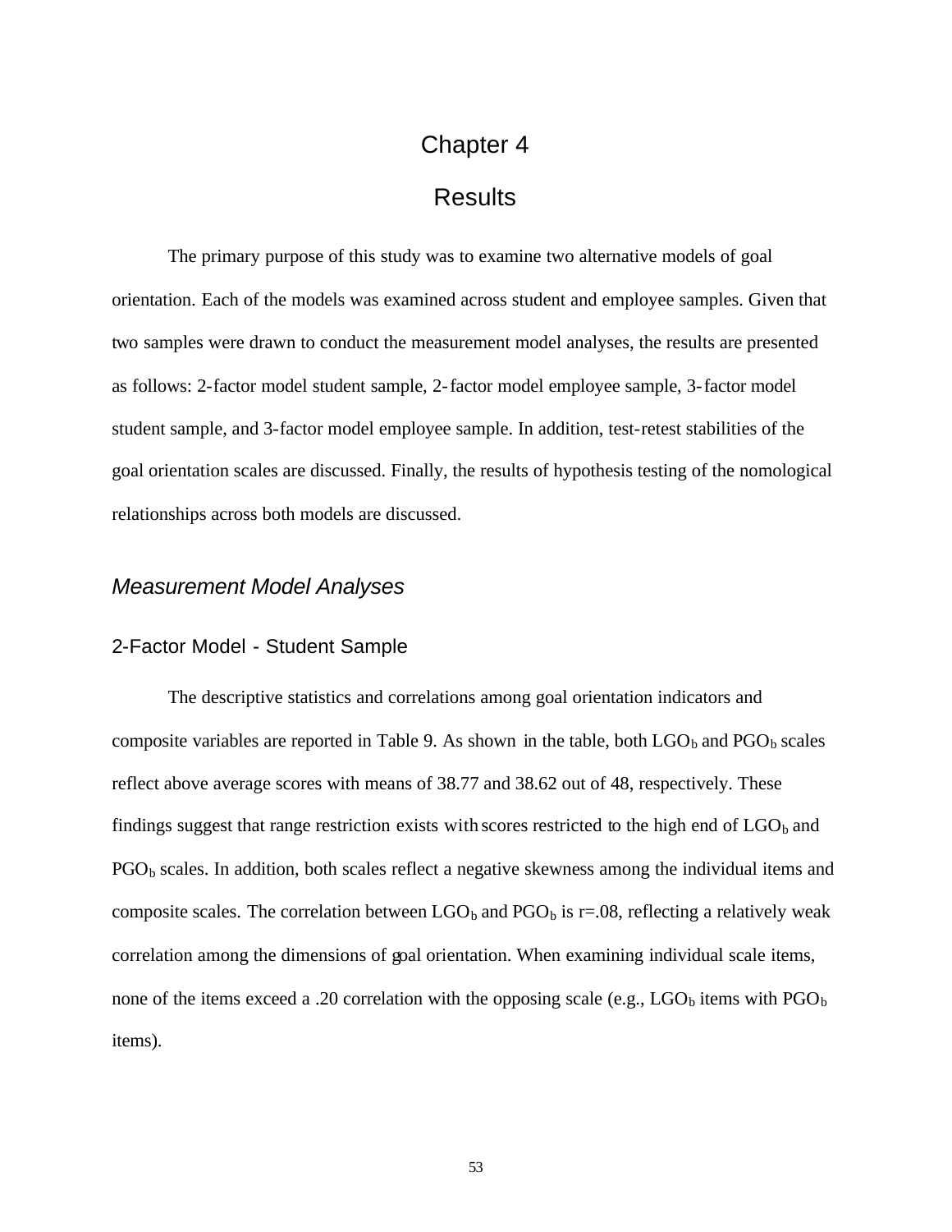# Chapter 4

# Results

The primary purpose of this study was to examine two alternative models of goal orientation. Each of the models was examined across student and employee samples. Given that two samples were drawn to conduct the measurement model analyses, the results are presented as follows: 2-factor model student sample, 2-factor model employee sample, 3-factor model student sample, and 3-factor model employee sample. In addition, test-retest stabilities of the goal orientation scales are discussed. Finally, the results of hypothesis testing of the nomological relationships across both models are discussed.

## *Measurement Model Analyses*

### 2-Factor Model - Student Sample

The descriptive statistics and correlations among goal orientation indicators and composite variables are reported in Table 9. As shown in the table, both $LGO_b$ and $PGO_b$ scales reflect above average scores with means of 38.77 and 38.62 out of 48, respectively. These findings suggest that range restriction exists with scores restricted to the high end of $LGO_b$ and $PGO_b$ scales. In addition, both scales reflect a negative skewness among the individual items and composite scales. The correlation between $LGO_b$ and $PGO_b$ is r=.08, reflecting a relatively weak correlation among the dimensions of goal orientation. When examining individual scale items, none of the items exceed a .20 correlation with the opposing scale (e.g., $LGO_b$ items with $PGO_b$ items).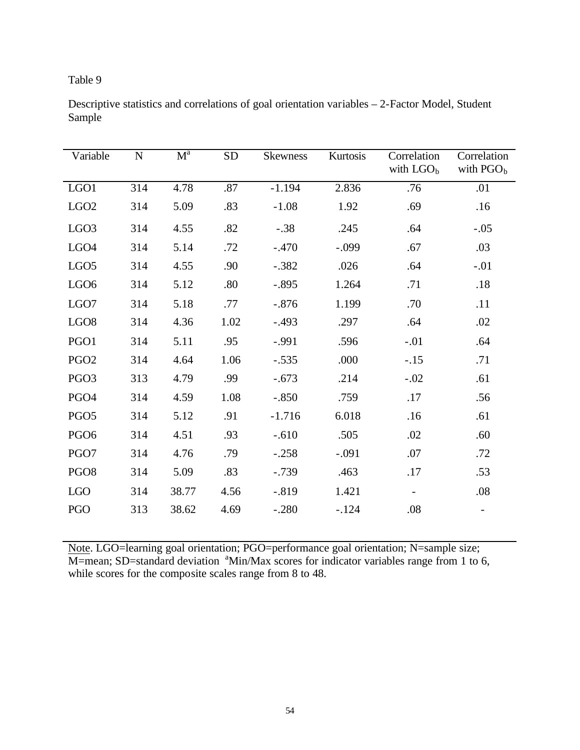Table 9

Descriptive statistics and correlations of goal orientation variables – 2-Factor Model, Student Sample

| Variable | N | M[a] | SD | Skewness | Kurtosis | Correlation with $LGO_b$ | Correlation with $PGO_b$ |
|---|---|---|---|---|---|---|---|
| LGO1 | 314 | 4.78 | .87 | -1.194 | 2.836 | .76 | .01 |
| LGO2 | 314 | 5.09 | .83 | -1.08 | 1.92 | .69 | .16 |
| LGO3 | 314 | 4.55 | .82 | -.38 | .245 | .64 | -.05 |
| LGO4 | 314 | 5.14 | .72 | -.470 | -.099 | .67 | .03 |
| LGO5 | 314 | 4.55 | .90 | -.382 | .026 | .64 | -.01 |
| LGO6 | 314 | 5.12 | .80 | -.895 | 1.264 | .71 | .18 |
| LGO7 | 314 | 5.18 | .77 | -.876 | 1.199 | .70 | .11 |
| LGO8 | 314 | 4.36 | 1.02 | -.493 | .297 | .64 | .02 |
| PGO1 | 314 | 5.11 | .95 | -.991 | .596 | -.01 | .64 |
| PGO2 | 314 | 4.64 | 1.06 | -.535 | .000 | -.15 | .71 |
| PGO3 | 313 | 4.79 | .99 | -.673 | .214 | -.02 | .61 |
| PGO4 | 314 | 4.59 | 1.08 | -.850 | .759 | .17 | .56 |
| PGO5 | 314 | 5.12 | .91 | -1.716 | 6.018 | .16 | .61 |
| PGO6 | 314 | 4.51 | .93 | -.610 | .505 | .02 | .60 |
| PGO7 | 314 | 4.76 | .79 | -.258 | -.091 | .07 | .72 |
| PGO8 | 314 | 5.09 | .83 | -.739 | .463 | .17 | .53 |
| LGO | 314 | 38.77 | 4.56 | -.819 | 1.421 | - | .08 |
| PGO | 313 | 38.62 | 4.69 | -.280 | -.124 | .08 | - |

Note. LGO=learning goal orientation; PGO=performance goal orientation; N=sample size; M=mean; SD=standard deviation [a]Min/Max scores for indicator variables range from 1 to 6, while scores for the composite scales range from 8 to 48.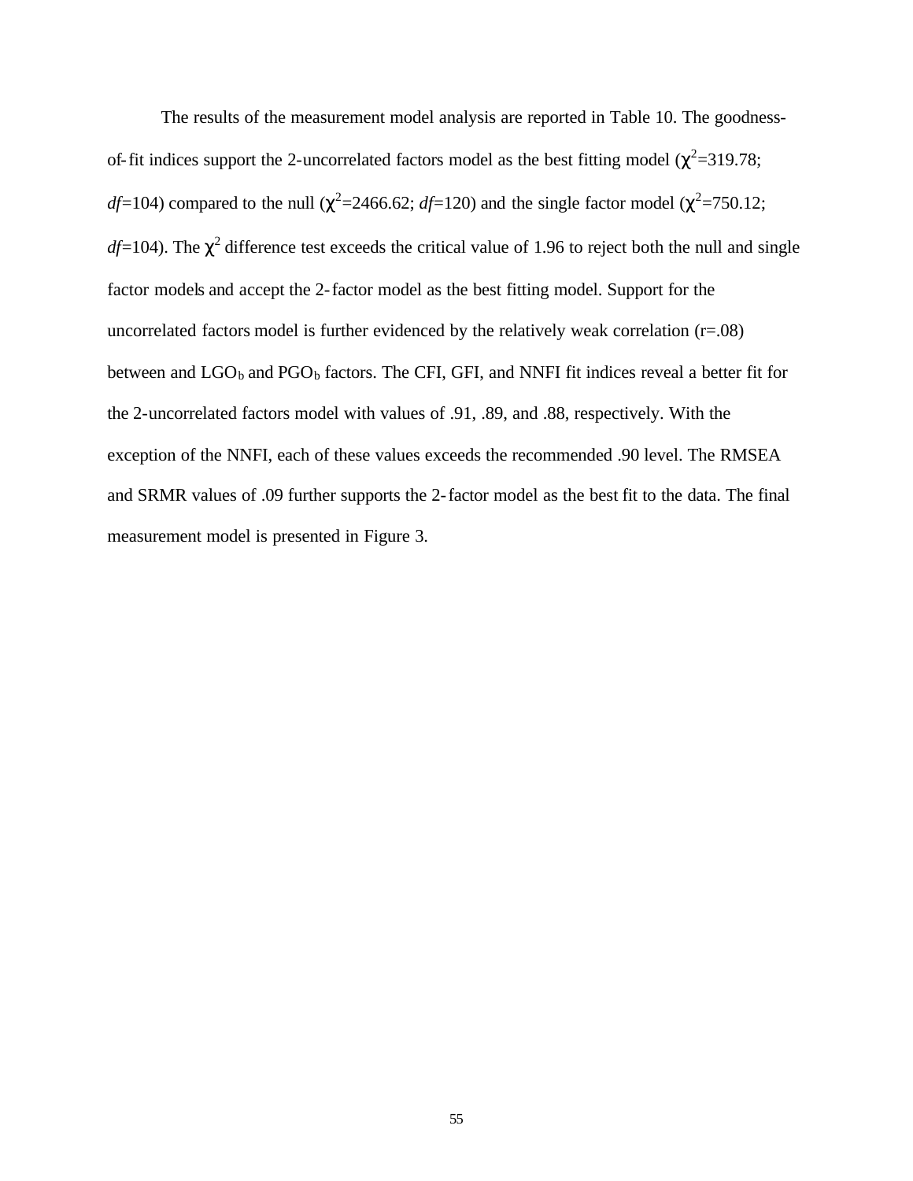The results of the measurement model analysis are reported in Table 10. The goodness-of-fit indices support the 2-uncorrelated factors model as the best fitting model ($\chi^2$=319.78; *df*=104) compared to the null ($\chi^2$=2466.62; *df*=120) and the single factor model ($\chi^2$=750.12; *df*=104). The $\chi^2$ difference test exceeds the critical value of 1.96 to reject both the null and single factor models and accept the 2-factor model as the best fitting model. Support for the uncorrelated factors model is further evidenced by the relatively weak correlation (r=.08) between and $LGO_b$ and $PGO_b$ factors. The CFI, GFI, and NNFI fit indices reveal a better fit for the 2-uncorrelated factors model with values of .91, .89, and .88, respectively. With the exception of the NNFI, each of these values exceeds the recommended .90 level. The RMSEA and SRMR values of .09 further supports the 2-factor model as the best fit to the data. The final measurement model is presented in Figure 3.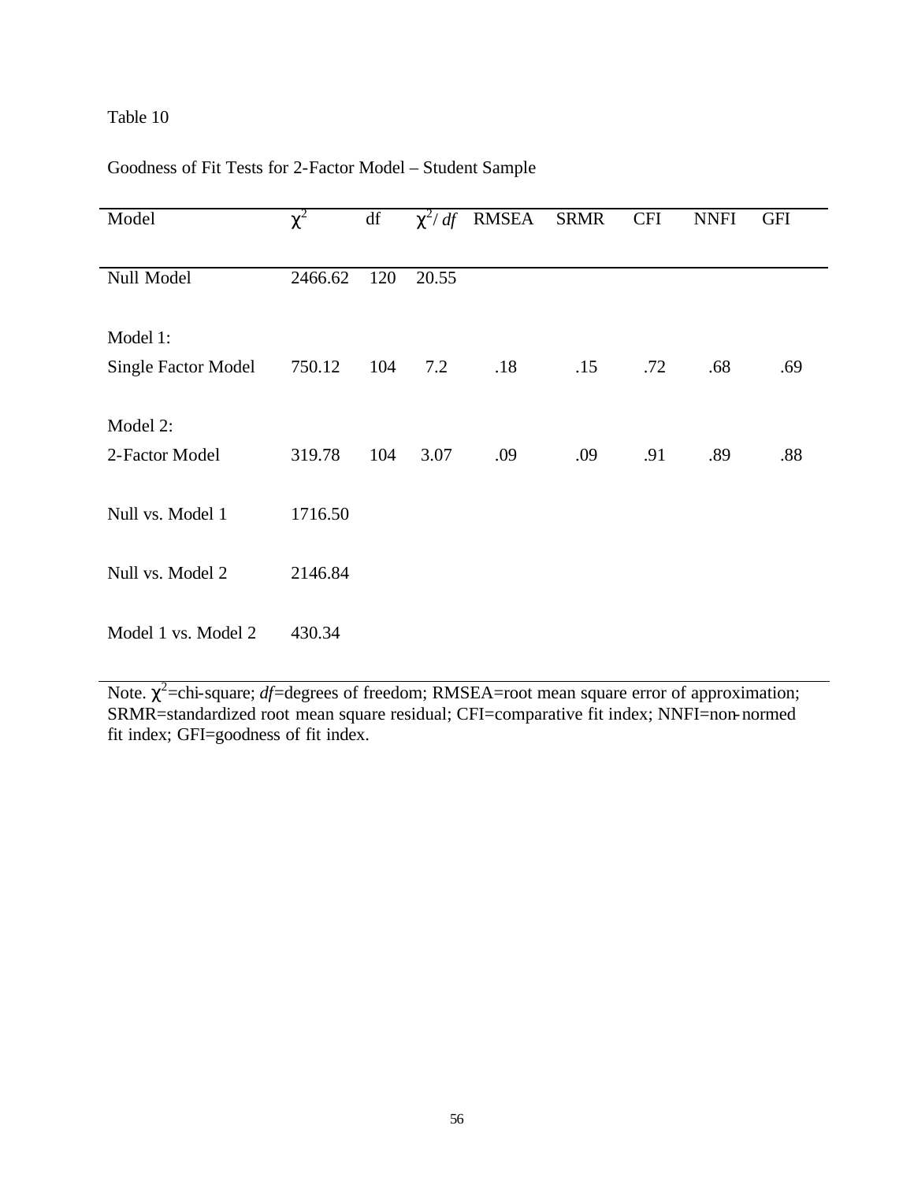Table 10

Goodness of Fit Tests for 2-Factor Model – Student Sample

| Model | $\chi^2$ | df | $\chi^2/df$ | RMSEA | SRMR | CFI | NNFI | GFI |
|---|---|---|---|---|---|---|---|---|
| Null Model | 2466.62 | 120 | 20.55 | | | | | |
| Model 1: Single Factor Model | 750.12 | 104 | 7.2 | .18 | .15 | .72 | .68 | .69 |
| Model 2: 2-Factor Model | 319.78 | 104 | 3.07 | .09 | .09 | .91 | .89 | .88 |
| Null vs. Model 1 | 1716.50 | | | | | | | |
| Null vs. Model 2 | 2146.84 | | | | | | | |
| Model 1 vs. Model 2 | 430.34 | | | | | | | |

Note. $\chi^2$=chi-square; *df*=degrees of freedom; RMSEA=root mean square error of approximation; SRMR=standardized root mean square residual; CFI=comparative fit index; NNFI=non-normed fit index; GFI=goodness of fit index.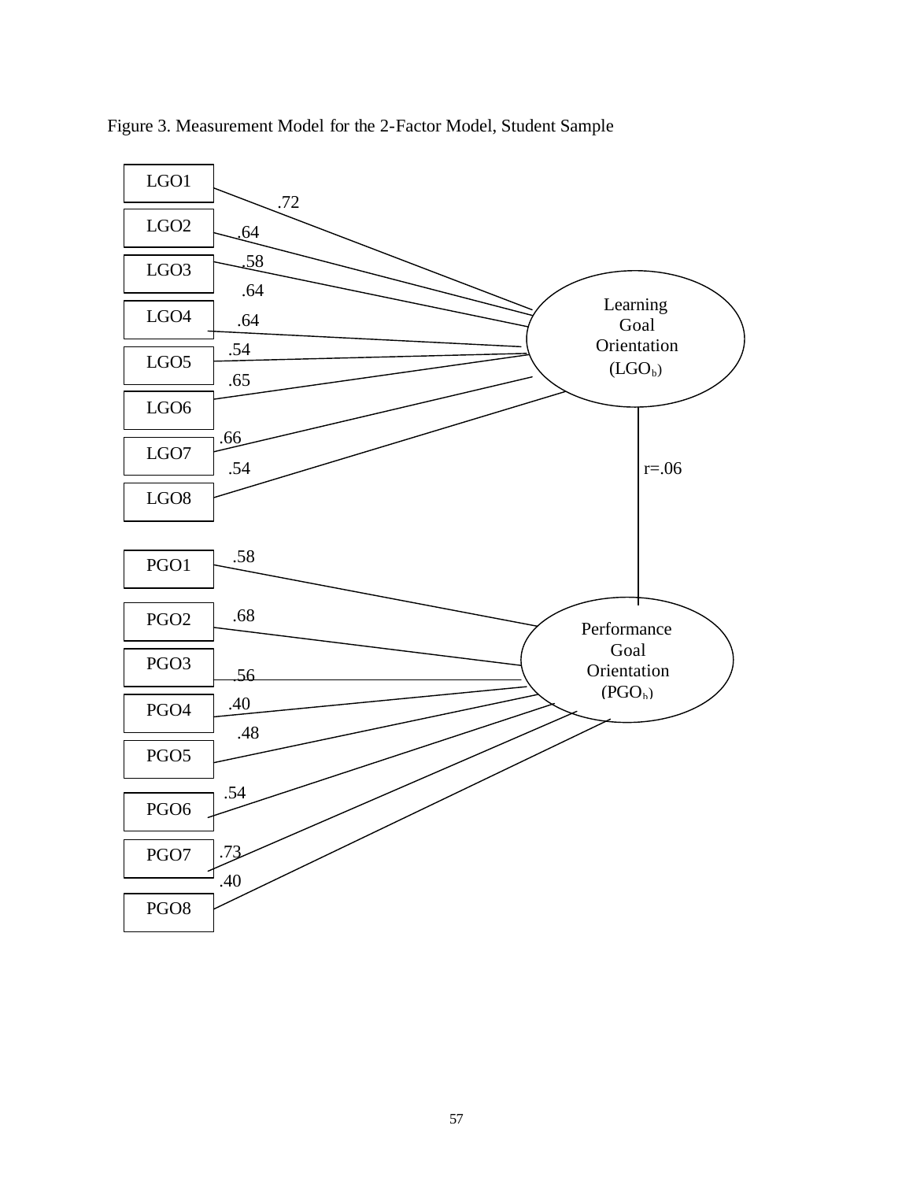Figure 3. Measurement Model for the 2-Factor Model, Student Sample

LGO1

LGO2

LGO3

LGO4

LGO5

LGO6

LGO7

LGO8

.72

.64

.58

.64

.64

.54

.65

.66

.54

Learning Goal Orientation ($LGO_b$)

r=.06

PGO1

PGO2

PGO3

PGO4

PGO5

PGO6

PGO7

PGO8

.58

.68

.56

.40

.48

.54

.73

.40

Performance Goal Orientation ($PGO_b$)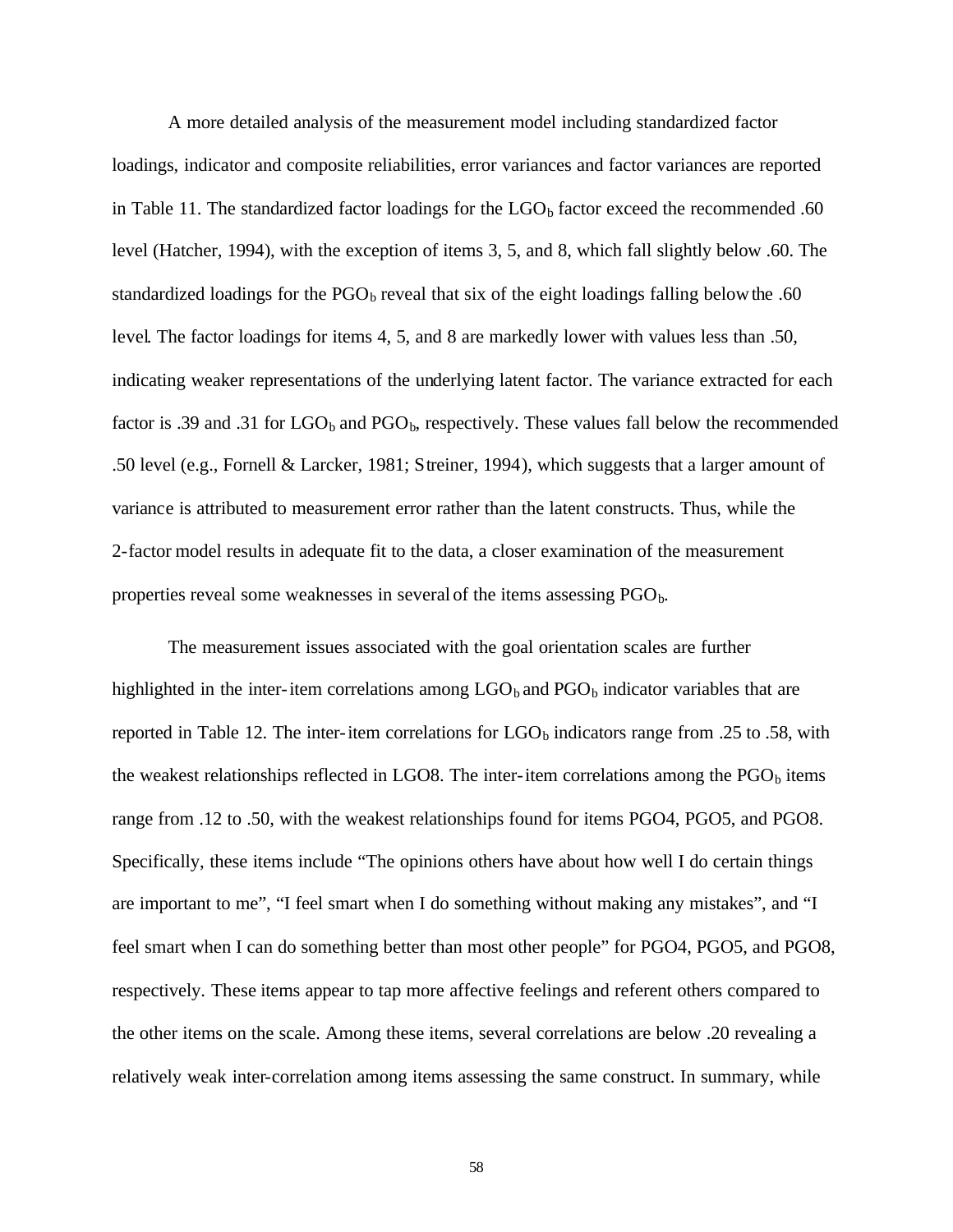A more detailed analysis of the measurement model including standardized factor loadings, indicator and composite reliabilities, error variances and factor variances are reported in Table 11. The standardized factor loadings for the $LGO_b$ factor exceed the recommended .60 level (Hatcher, 1994), with the exception of items 3, 5, and 8, which fall slightly below .60. The standardized loadings for the $PGO_b$ reveal that six of the eight loadings falling below the .60 level. The factor loadings for items 4, 5, and 8 are markedly lower with values less than .50, indicating weaker representations of the underlying latent factor. The variance extracted for each factor is .39 and .31 for $LGO_b$ and $PGO_b$, respectively. These values fall below the recommended .50 level (e.g., Fornell & Larcker, 1981; Streiner, 1994), which suggests that a larger amount of variance is attributed to measurement error rather than the latent constructs. Thus, while the 2-factor model results in adequate fit to the data, a closer examination of the measurement properties reveal some weaknesses in several of the items assessing $PGO_b$.

The measurement issues associated with the goal orientation scales are further highlighted in the inter-item correlations among $LGO_b$ and $PGO_b$ indicator variables that are reported in Table 12. The inter-item correlations for $LGO_b$ indicators range from .25 to .58, with the weakest relationships reflected in LGO8. The inter-item correlations among the $PGO_b$ items range from .12 to .50, with the weakest relationships found for items PGO4, PGO5, and PGO8. Specifically, these items include "The opinions others have about how well I do certain things are important to me", "I feel smart when I do something without making any mistakes", and "I feel smart when I can do something better than most other people" for PGO4, PGO5, and PGO8, respectively. These items appear to tap more affective feelings and referent others compared to the other items on the scale. Among these items, several correlations are below .20 revealing a relatively weak inter-correlation among items assessing the same construct. In summary, while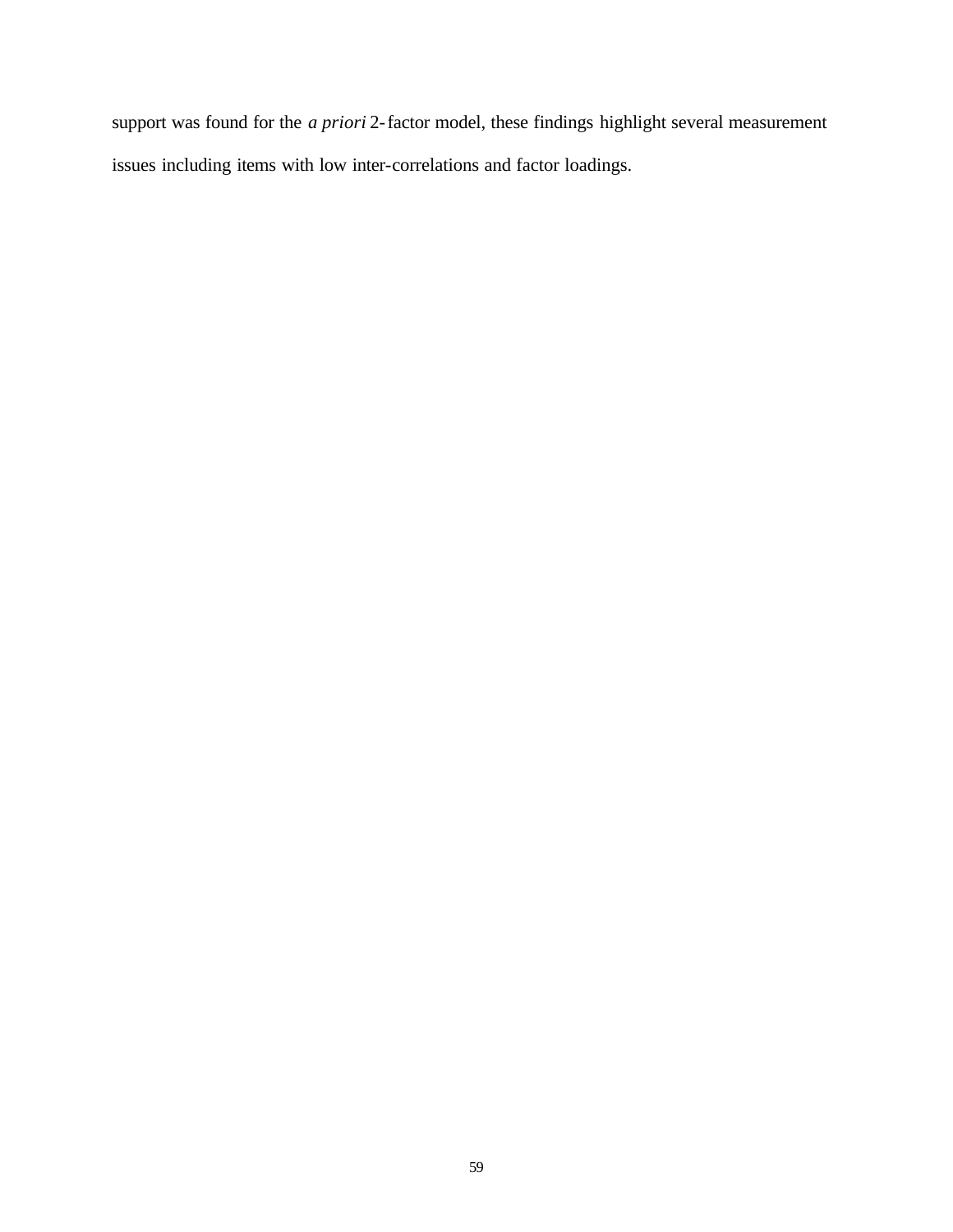support was found for the *a priori* 2-factor model, these findings highlight several measurement issues including items with low inter-correlations and factor loadings.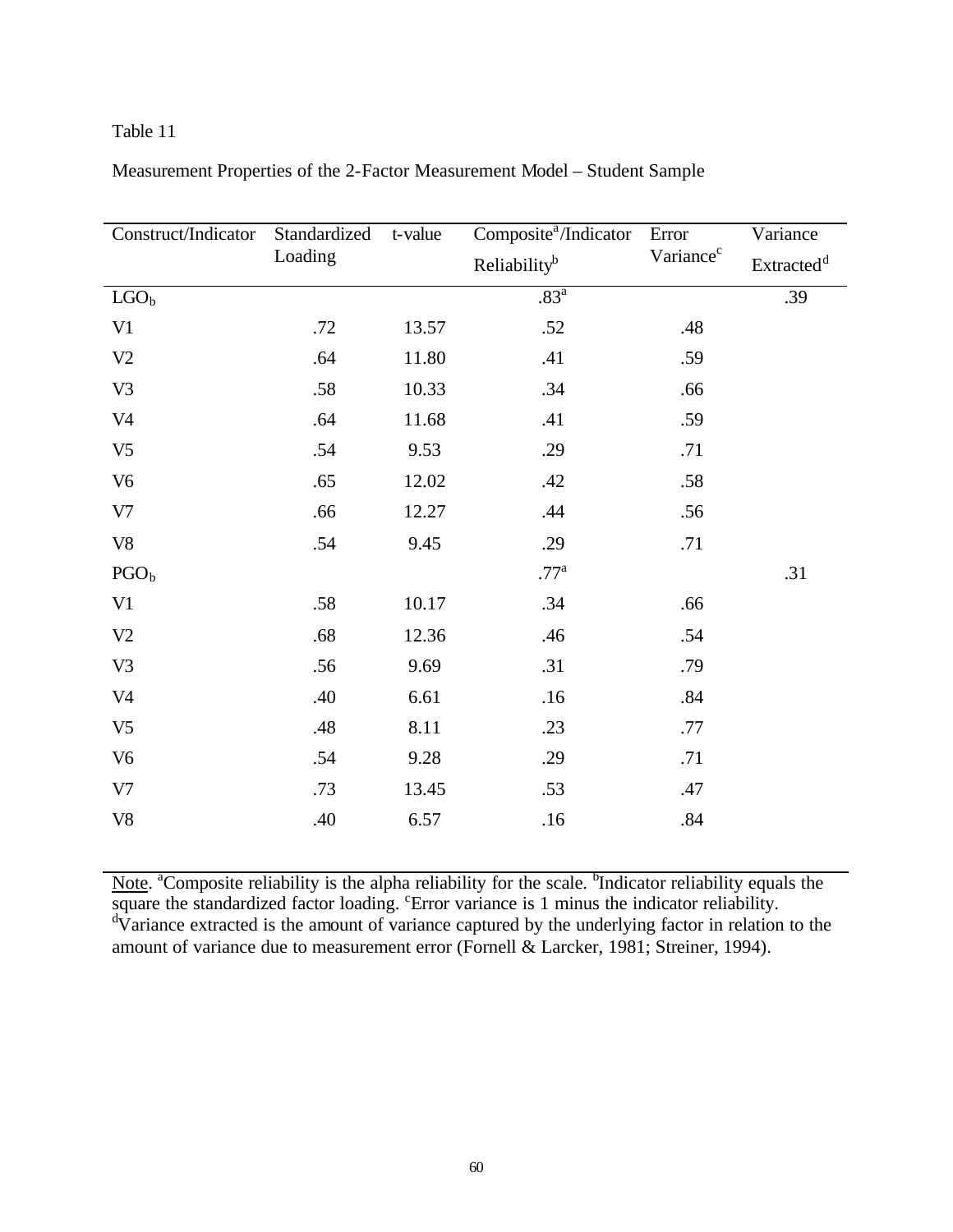Table 11

Measurement Properties of the 2-Factor Measurement Model – Student Sample

| Construct/Indicator | Standardized Loading | t-value | Composite[a]/Indicator Reliability[b] | Error Variance[c] | Variance Extracted[d] |
|---|---|---|---|---|---|
| $LGO_b$ | | | .83[a] | | .39 |
| V1 | .72 | 13.57 | .52 | .48 | |
| V2 | .64 | 11.80 | .41 | .59 | |
| V3 | .58 | 10.33 | .34 | .66 | |
| V4 | .64 | 11.68 | .41 | .59 | |
| V5 | .54 | 9.53 | .29 | .71 | |
| V6 | .65 | 12.02 | .42 | .58 | |
| V7 | .66 | 12.27 | .44 | .56 | |
| V8 | .54 | 9.45 | .29 | .71 | |
| $PGO_b$ | | | .77[a] | | .31 |
| V1 | .58 | 10.17 | .34 | .66 | |
| V2 | .68 | 12.36 | .46 | .54 | |
| V3 | .56 | 9.69 | .31 | .79 | |
| V4 | .40 | 6.61 | .16 | .84 | |
| V5 | .48 | 8.11 | .23 | .77 | |
| V6 | .54 | 9.28 | .29 | .71 | |
| V7 | .73 | 13.45 | .53 | .47 | |
| V8 | .40 | 6.57 | .16 | .84 | |

Note. [a]Composite reliability is the alpha reliability for the scale. [b]Indicator reliability equals the square the standardized factor loading. [c]Error variance is 1 minus the indicator reliability. [d]Variance extracted is the amount of variance captured by the underlying factor in relation to the amount of variance due to measurement error (Fornell & Larcker, 1981; Streiner, 1994).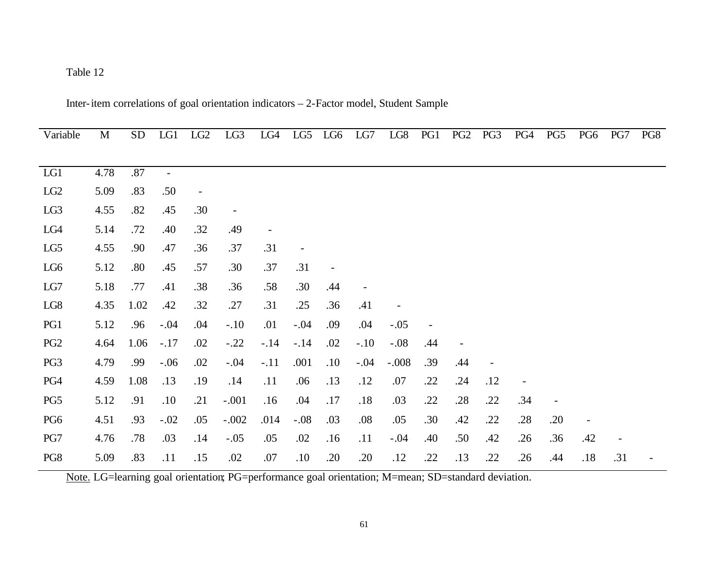Table 12

Inter-item correlations of goal orientation indicators – 2-Factor model, Student Sample

| Variable | M | SD | LG1 | LG2 | LG3 | LG4 | LG5 | LG6 | LG7 | LG8 | PG1 | PG2 | PG3 | PG4 | PG5 | PG6 | PG7 | PG8 |
|---|---|---|---|---|---|---|---|---|---|---|---|---|---|---|---|---|---|---|
| LG1 | 4.78 | .87 | - | | | | | | | | | | | | | | | |
| LG2 | 5.09 | .83 | .50 | - | | | | | | | | | | | | | | |
| LG3 | 4.55 | .82 | .45 | .30 | - | | | | | | | | | | | | | |
| LG4 | 5.14 | .72 | .40 | .32 | .49 | - | | | | | | | | | | | | |
| LG5 | 4.55 | .90 | .47 | .36 | .37 | .31 | - | | | | | | | | | | | |
| LG6 | 5.12 | .80 | .45 | .57 | .30 | .37 | .31 | - | | | | | | | | | | |
| LG7 | 5.18 | .77 | .41 | .38 | .36 | .58 | .30 | .44 | - | | | | | | | | | |
| LG8 | 4.35 | 1.02 | .42 | .32 | .27 | .31 | .25 | .36 | .41 | - | | | | | | | | |
| PG1 | 5.12 | .96 | -.04 | .04 | -.10 | .01 | -.04 | .09 | .04 | -.05 | - | | | | | | | |
| PG2 | 4.64 | 1.06 | -.17 | .02 | -.22 | -.14 | -.14 | .02 | -.10 | -.08 | .44 | - | | | | | | |
| PG3 | 4.79 | .99 | -.06 | .02 | -.04 | -.11 | .001 | .10 | -.04 | -.008 | .39 | .44 | - | | | | | |
| PG4 | 4.59 | 1.08 | .13 | .19 | .14 | .11 | .06 | .13 | .12 | .07 | .22 | .24 | .12 | - | | | | |
| PG5 | 5.12 | .91 | .10 | .21 | -.001 | .16 | .04 | .17 | .18 | .03 | .22 | .28 | .22 | .34 | - | | | |
| PG6 | 4.51 | .93 | -.02 | .05 | -.002 | .014 | -.08 | .03 | .08 | .05 | .30 | .42 | .22 | .28 | .20 | - | | |
| PG7 | 4.76 | .78 | .03 | .14 | -.05 | .05 | .02 | .16 | .11 | -.04 | .40 | .50 | .42 | .26 | .36 | .42 | - | |
| PG8 | 5.09 | .83 | .11 | .15 | .02 | .07 | .10 | .20 | .20 | .12 | .22 | .13 | .22 | .26 | .44 | .18 | .31 | - |

Note. LG=learning goal orientation; PG=performance goal orientation; M=mean; SD=standard deviation.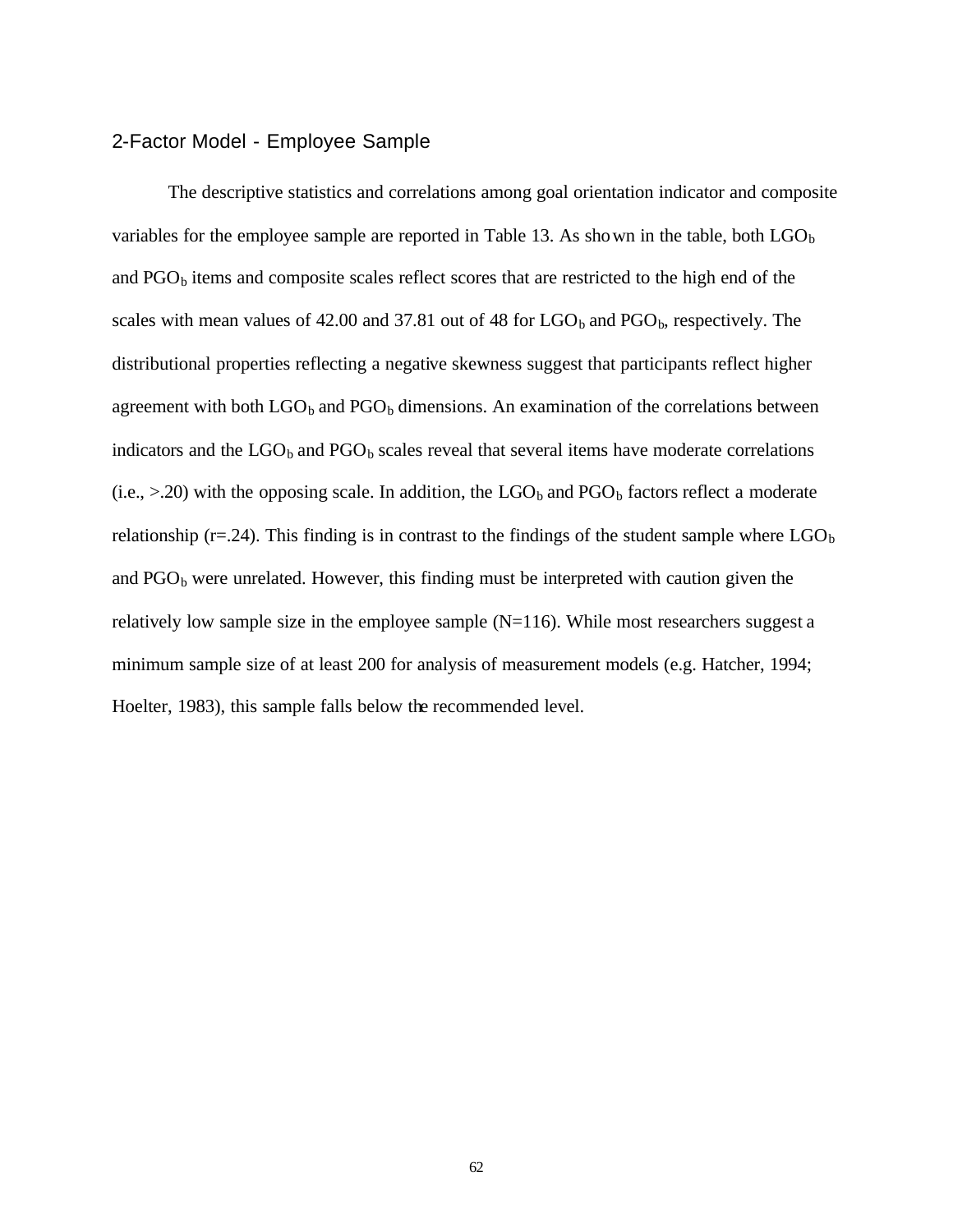## 2-Factor Model - Employee Sample

The descriptive statistics and correlations among goal orientation indicator and composite variables for the employee sample are reported in Table 13. As shown in the table, both $LGO_b$ and $PGO_b$ items and composite scales reflect scores that are restricted to the high end of the scales with mean values of 42.00 and 37.81 out of 48 for $LGO_b$ and $PGO_b$, respectively. The distributional properties reflecting a negative skewness suggest that participants reflect higher agreement with both $LGO_b$ and $PGO_b$ dimensions. An examination of the correlations between indicators and the $LGO_b$ and $PGO_b$ scales reveal that several items have moderate correlations (i.e., >.20) with the opposing scale. In addition, the $LGO_b$ and $PGO_b$ factors reflect a moderate relationship (r=.24). This finding is in contrast to the findings of the student sample where $LGO_b$ and $PGO_b$ were unrelated. However, this finding must be interpreted with caution given the relatively low sample size in the employee sample (N=116). While most researchers suggest a minimum sample size of at least 200 for analysis of measurement models (e.g. Hatcher, 1994; Hoelter, 1983), this sample falls below the recommended level.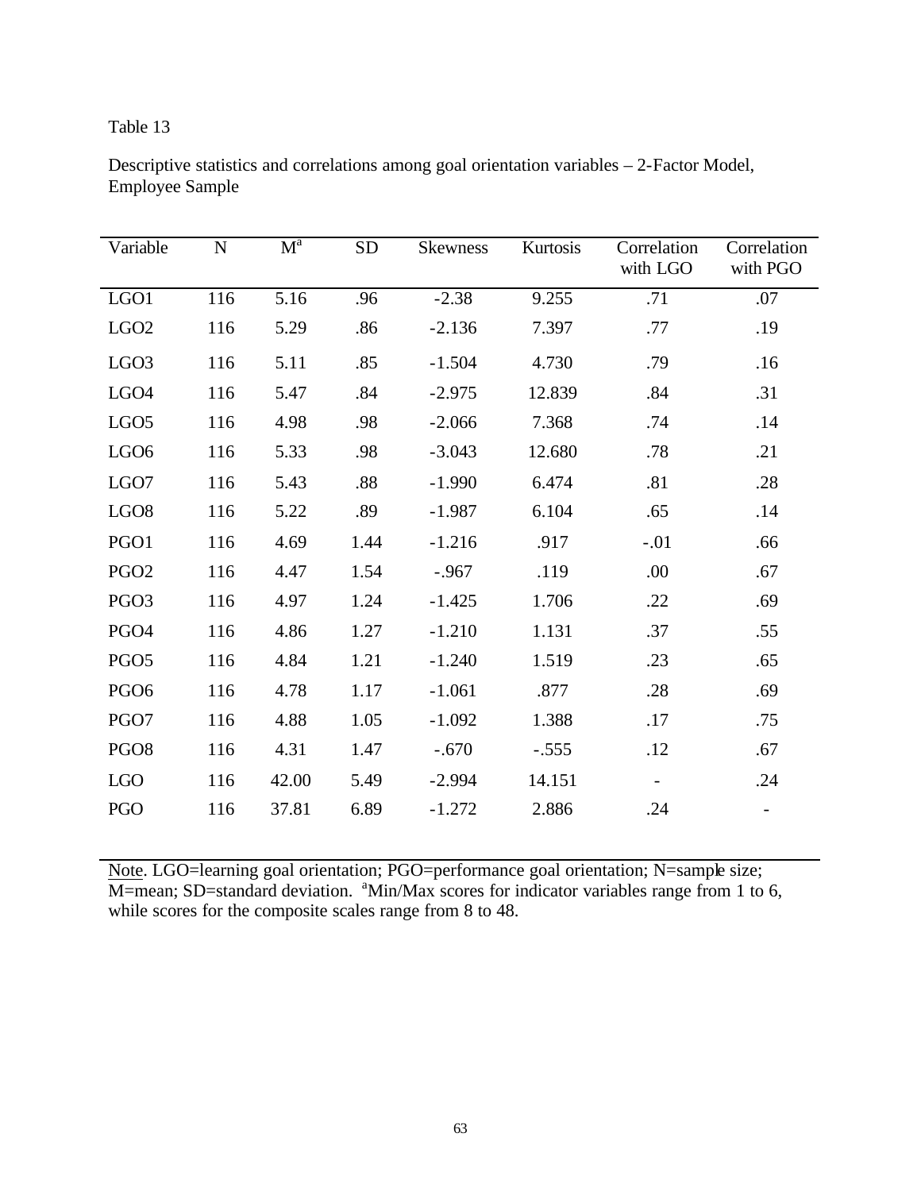Table 13

Descriptive statistics and correlations among goal orientation variables – 2-Factor Model, Employee Sample

| Variable | N | M[a] | SD | Skewness | Kurtosis | Correlation with LGO | Correlation with PGO |
|---|---|---|---|---|---|---|---|
| LGO1 | 116 | 5.16 | .96 | -2.38 | 9.255 | .71 | .07 |
| LGO2 | 116 | 5.29 | .86 | -2.136 | 7.397 | .77 | .19 |
| LGO3 | 116 | 5.11 | .85 | -1.504 | 4.730 | .79 | .16 |
| LGO4 | 116 | 5.47 | .84 | -2.975 | 12.839 | .84 | .31 |
| LGO5 | 116 | 4.98 | .98 | -2.066 | 7.368 | .74 | .14 |
| LGO6 | 116 | 5.33 | .98 | -3.043 | 12.680 | .78 | .21 |
| LGO7 | 116 | 5.43 | .88 | -1.990 | 6.474 | .81 | .28 |
| LGO8 | 116 | 5.22 | .89 | -1.987 | 6.104 | .65 | .14 |
| PGO1 | 116 | 4.69 | 1.44 | -1.216 | .917 | -.01 | .66 |
| PGO2 | 116 | 4.47 | 1.54 | -.967 | .119 | .00 | .67 |
| PGO3 | 116 | 4.97 | 1.24 | -1.425 | 1.706 | .22 | .69 |
| PGO4 | 116 | 4.86 | 1.27 | -1.210 | 1.131 | .37 | .55 |
| PGO5 | 116 | 4.84 | 1.21 | -1.240 | 1.519 | .23 | .65 |
| PGO6 | 116 | 4.78 | 1.17 | -1.061 | .877 | .28 | .69 |
| PGO7 | 116 | 4.88 | 1.05 | -1.092 | 1.388 | .17 | .75 |
| PGO8 | 116 | 4.31 | 1.47 | -.670 | -.555 | .12 | .67 |
| LGO | 116 | 42.00 | 5.49 | -2.994 | 14.151 | - | .24 |
| PGO | 116 | 37.81 | 6.89 | -1.272 | 2.886 | .24 | - |

Note. LGO=learning goal orientation; PGO=performance goal orientation; N=sample size; M=mean; SD=standard deviation. [a]Min/Max scores for indicator variables range from 1 to 6, while scores for the composite scales range from 8 to 48.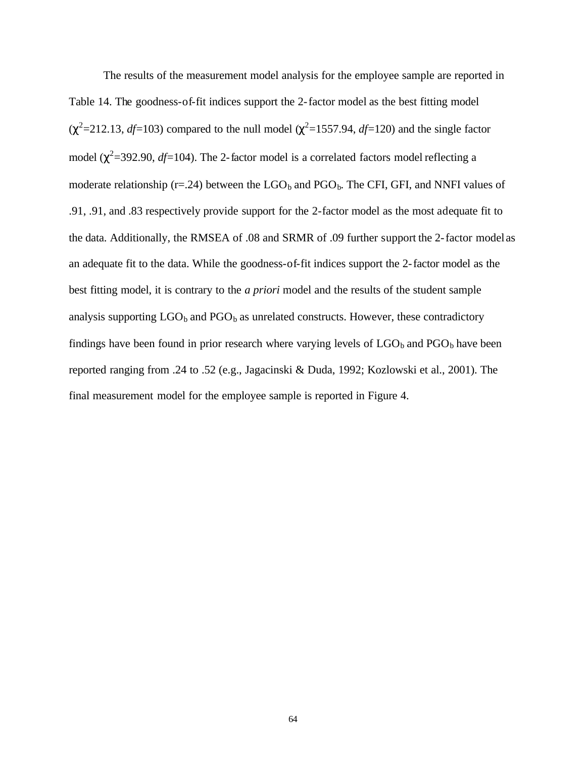The results of the measurement model analysis for the employee sample are reported in Table 14. The goodness-of-fit indices support the 2-factor model as the best fitting model ($\chi^2$=212.13, *df*=103) compared to the null model ($\chi^2$=1557.94, *df*=120) and the single factor model ($\chi^2$=392.90, *df*=104). The 2-factor model is a correlated factors model reflecting a moderate relationship (r=.24) between the $LGO_b$ and $PGO_b$. The CFI, GFI, and NNFI values of .91, .91, and .83 respectively provide support for the 2-factor model as the most adequate fit to the data. Additionally, the RMSEA of .08 and SRMR of .09 further support the 2-factor model as an adequate fit to the data. While the goodness-of-fit indices support the 2-factor model as the best fitting model, it is contrary to the *a priori* model and the results of the student sample analysis supporting $LGO_b$ and $PGO_b$ as unrelated constructs. However, these contradictory findings have been found in prior research where varying levels of $LGO_b$ and $PGO_b$ have been reported ranging from .24 to .52 (e.g., Jagacinski & Duda, 1992; Kozlowski et al., 2001). The final measurement model for the employee sample is reported in Figure 4.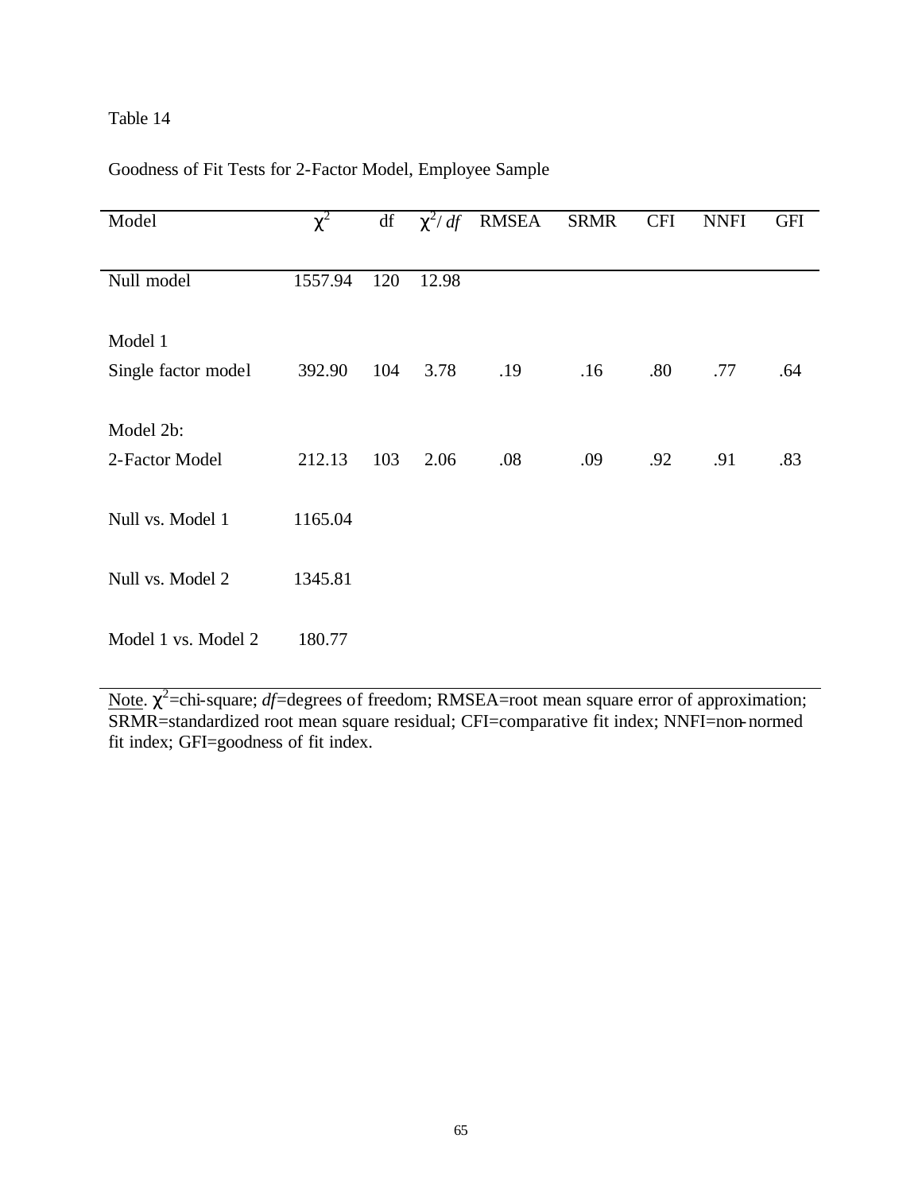Table 14

Goodness of Fit Tests for 2-Factor Model, Employee Sample

| Model | $\chi^2$ | df | $\chi^2/df$ | RMSEA | SRMR | CFI | NNFI | GFI |
|---|---|---|---|---|---|---|---|---|
| Null model | 1557.94 | 120 | 12.98 | | | | | |
| Model 1<br>Single factor model | 392.90 | 104 | 3.78 | .19 | .16 | .80 | .77 | .64 |
| Model 2b:<br>2-Factor Model | 212.13 | 103 | 2.06 | .08 | .09 | .92 | .91 | .83 |
| Null vs. Model 1 | 1165.04 | | | | | | | |
| Null vs. Model 2 | 1345.81 | | | | | | | |
| Model 1 vs. Model 2 | 180.77 | | | | | | | |

Note. $\chi^2$=chi-square; *df*=degrees of freedom; RMSEA=root mean square error of approximation; SRMR=standardized root mean square residual; CFI=comparative fit index; NNFI=non-normed fit index; GFI=goodness of fit index.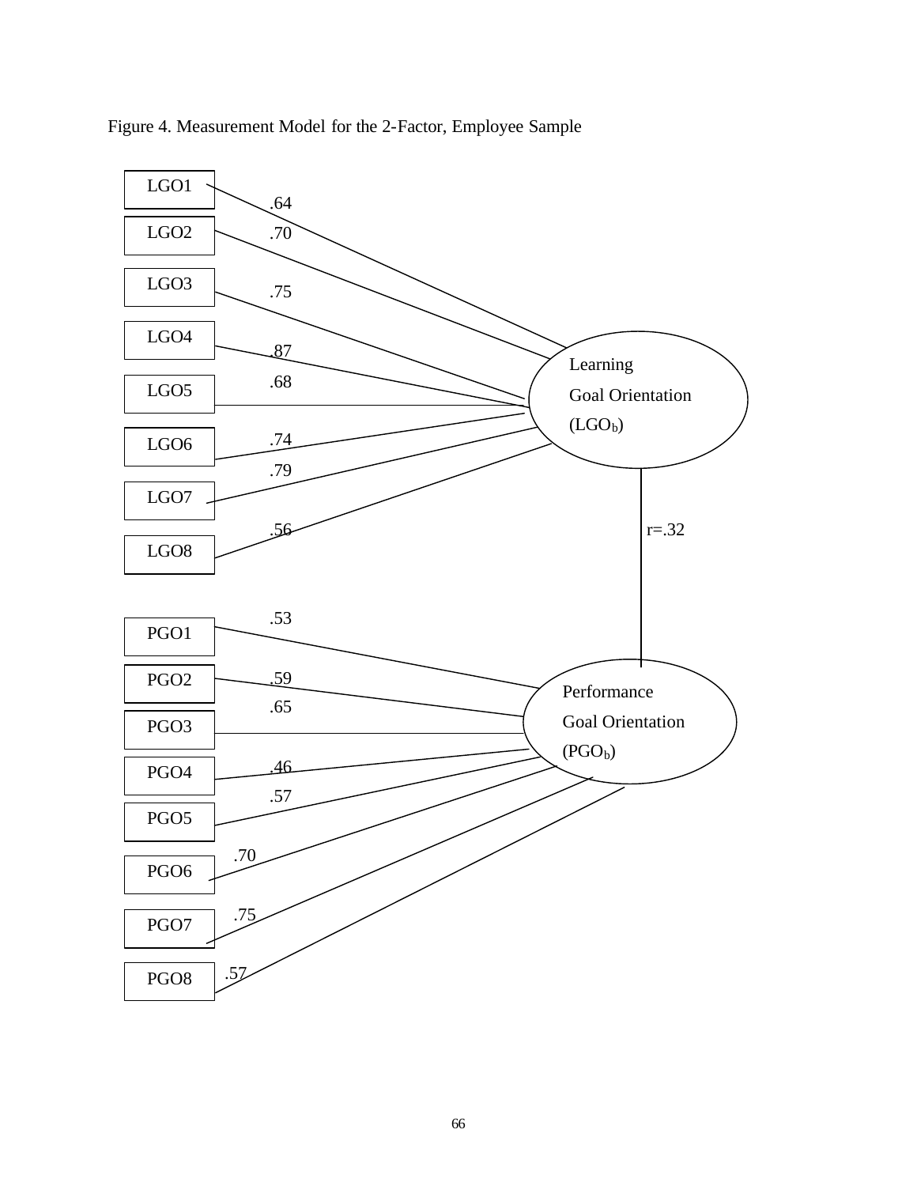Figure 4. Measurement Model for the 2-Factor, Employee Sample

LGO1
LGO2
LGO3
LGO4
LGO5
LGO6
LGO7
LGO8

.64
.70
.75
.87
.68
.74
.79
.56

Learning
Goal Orientation
($LGO_b$)

r=.32

PGO1
PGO2
PGO3
PGO4
PGO5
PGO6
PGO7
PGO8

.53
.59
.65
.46
.57
.70
.75
.57

Performance
Goal Orientation
($PGO_b$)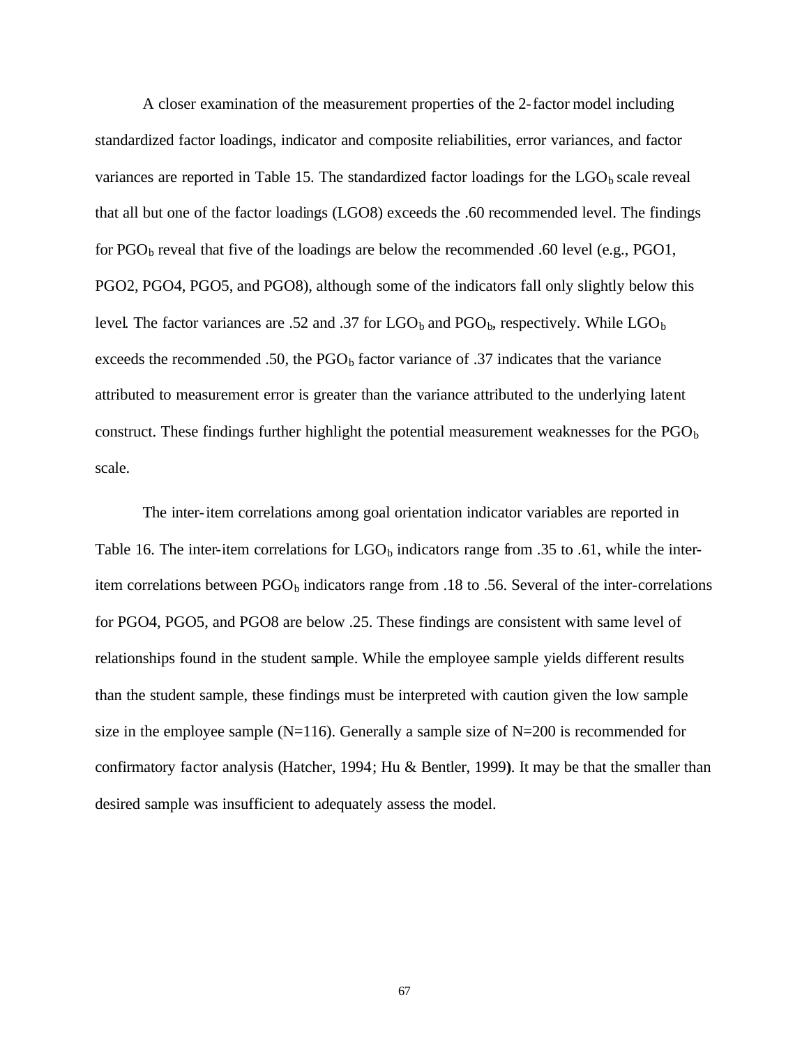A closer examination of the measurement properties of the 2-factor model including standardized factor loadings, indicator and composite reliabilities, error variances, and factor variances are reported in Table 15. The standardized factor loadings for the $LGO_b$ scale reveal that all but one of the factor loadings (LGO8) exceeds the .60 recommended level. The findings for $PGO_b$ reveal that five of the loadings are below the recommended .60 level (e.g., PGO1, PGO2, PGO4, PGO5, and PGO8), although some of the indicators fall only slightly below this level. The factor variances are .52 and .37 for $LGO_b$ and $PGO_b$, respectively. While $LGO_b$ exceeds the recommended .50, the $PGO_b$ factor variance of .37 indicates that the variance attributed to measurement error is greater than the variance attributed to the underlying latent construct. These findings further highlight the potential measurement weaknesses for the $PGO_b$ scale.

The inter-item correlations among goal orientation indicator variables are reported in Table 16. The inter-item correlations for $LGO_b$ indicators range from .35 to .61, while the inter-item correlations between $PGO_b$ indicators range from .18 to .56. Several of the inter-correlations for PGO4, PGO5, and PGO8 are below .25. These findings are consistent with same level of relationships found in the student sample. While the employee sample yields different results than the student sample, these findings must be interpreted with caution given the low sample size in the employee sample (N=116). Generally a sample size of N=200 is recommended for confirmatory factor analysis (Hatcher, 1994; Hu & Bentler, 1999**)**. It may be that the smaller than desired sample was insufficient to adequately assess the model.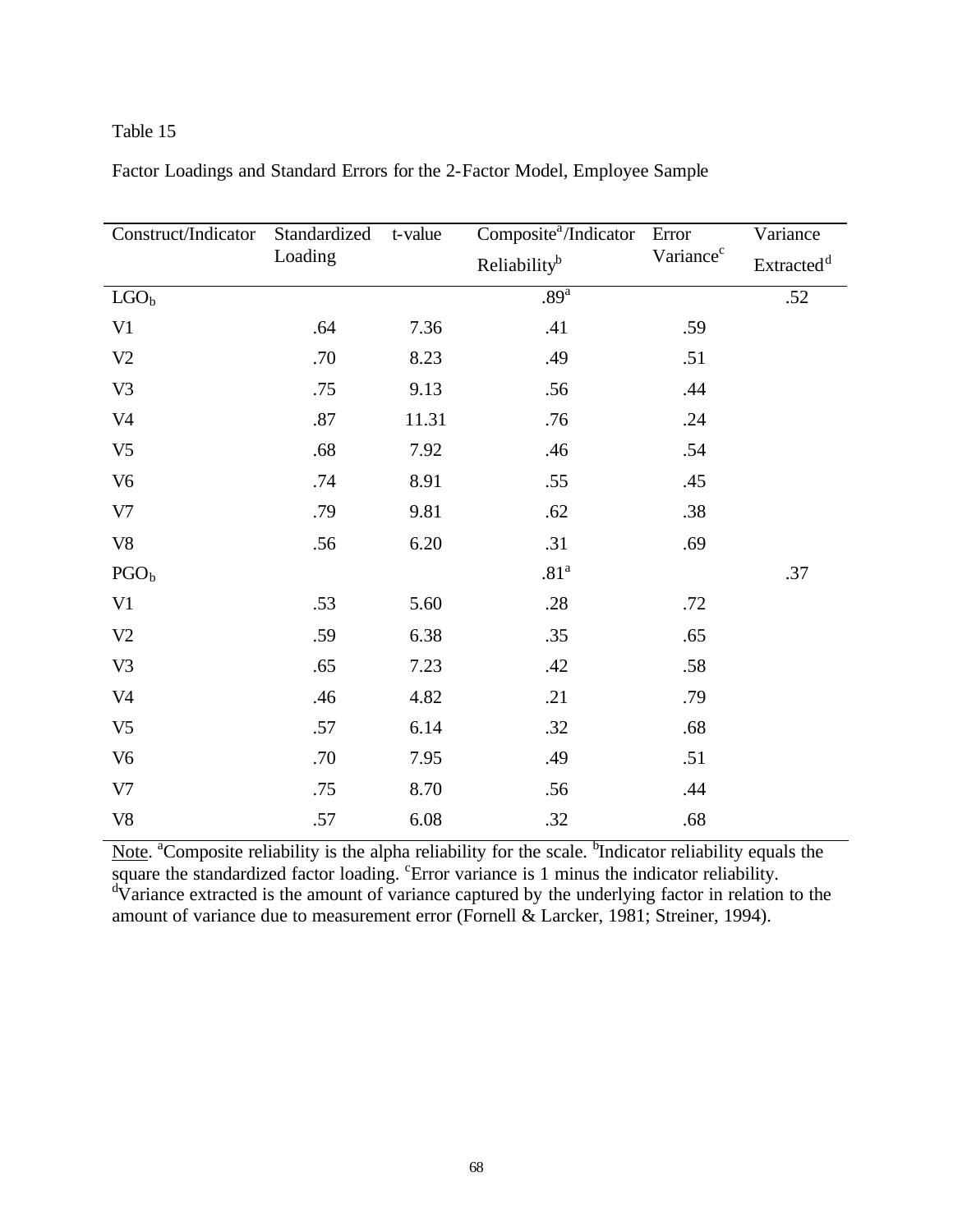Table 15

Factor Loadings and Standard Errors for the 2-Factor Model, Employee Sample

| Construct/Indicator | Standardized Loading | t-value | Composite[a]/Indicator Reliability[b] | Error Variance[c] | Variance Extracted[d] |
|---|---|---|---|---|---|
| $LGO_b$ | | | .89[a] | | .52 |
| V1 | .64 | 7.36 | .41 | .59 | |
| V2 | .70 | 8.23 | .49 | .51 | |
| V3 | .75 | 9.13 | .56 | .44 | |
| V4 | .87 | 11.31 | .76 | .24 | |
| V5 | .68 | 7.92 | .46 | .54 | |
| V6 | .74 | 8.91 | .55 | .45 | |
| V7 | .79 | 9.81 | .62 | .38 | |
| V8 | .56 | 6.20 | .31 | .69 | |
| $PGO_b$ | | | .81[a] | | .37 |
| V1 | .53 | 5.60 | .28 | .72 | |
| V2 | .59 | 6.38 | .35 | .65 | |
| V3 | .65 | 7.23 | .42 | .58 | |
| V4 | .46 | 4.82 | .21 | .79 | |
| V5 | .57 | 6.14 | .32 | .68 | |
| V6 | .70 | 7.95 | .49 | .51 | |
| V7 | .75 | 8.70 | .56 | .44 | |
| V8 | .57 | 6.08 | .32 | .68 | |

Note. [a]Composite reliability is the alpha reliability for the scale. [b]Indicator reliability equals the square the standardized factor loading. [c]Error variance is 1 minus the indicator reliability. [d]Variance extracted is the amount of variance captured by the underlying factor in relation to the amount of variance due to measurement error (Fornell & Larcker, 1981; Streiner, 1994).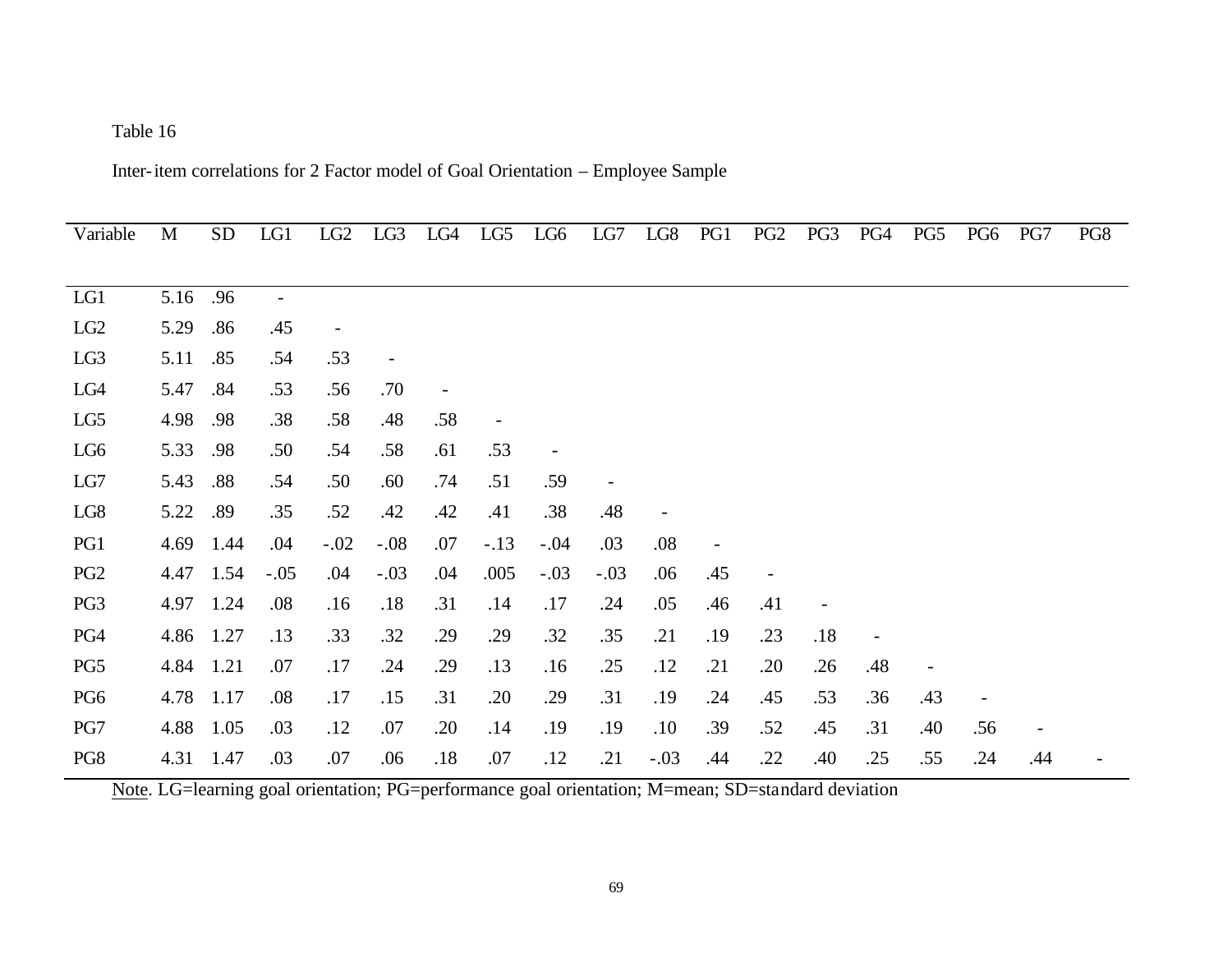Table 16

Inter-item correlations for 2 Factor model of Goal Orientation – Employee Sample

| Variable | M | SD | LG1 | LG2 | LG3 | LG4 | LG5 | LG6 | LG7 | LG8 | PG1 | PG2 | PG3 | PG4 | PG5 | PG6 | PG7 | PG8 |
|---|---|---|---|---|---|---|---|---|---|---|---|---|---|---|---|---|---|---|
| LG1 | 5.16 | .96 | - | | | | | | | | | | | | | | | |
| LG2 | 5.29 | .86 | .45 | - | | | | | | | | | | | | | | |
| LG3 | 5.11 | .85 | .54 | .53 | - | | | | | | | | | | | | | |
| LG4 | 5.47 | .84 | .53 | .56 | .70 | - | | | | | | | | | | | | |
| LG5 | 4.98 | .98 | .38 | .58 | .48 | .58 | - | | | | | | | | | | | |
| LG6 | 5.33 | .98 | .50 | .54 | .58 | .61 | .53 | - | | | | | | | | | | |
| LG7 | 5.43 | .88 | .54 | .50 | .60 | .74 | .51 | .59 | - | | | | | | | | | |
| LG8 | 5.22 | .89 | .35 | .52 | .42 | .42 | .41 | .38 | .48 | - | | | | | | | | |
| PG1 | 4.69 | 1.44 | .04 | -.02 | -.08 | .07 | -.13 | -.04 | .03 | .08 | - | | | | | | | |
| PG2 | 4.47 | 1.54 | -.05 | .04 | -.03 | .04 | .005 | -.03 | -.03 | .06 | .45 | - | | | | | | |
| PG3 | 4.97 | 1.24 | .08 | .16 | .18 | .31 | .14 | .17 | .24 | .05 | .46 | .41 | - | | | | | |
| PG4 | 4.86 | 1.27 | .13 | .33 | .32 | .29 | .29 | .32 | .35 | .21 | .19 | .23 | .18 | - | | | | |
| PG5 | 4.84 | 1.21 | .07 | .17 | .24 | .29 | .13 | .16 | .25 | .12 | .21 | .20 | .26 | .48 | - | | | |
| PG6 | 4.78 | 1.17 | .08 | .17 | .15 | .31 | .20 | .29 | .31 | .19 | .24 | .45 | .53 | .36 | .43 | - | | |
| PG7 | 4.88 | 1.05 | .03 | .12 | .07 | .20 | .14 | .19 | .19 | .10 | .39 | .52 | .45 | .31 | .40 | .56 | - | |
| PG8 | 4.31 | 1.47 | .03 | .07 | .06 | .18 | .07 | .12 | .21 | -.03 | .44 | .22 | .40 | .25 | .55 | .24 | .44 | - |

Note. LG=learning goal orientation; PG=performance goal orientation; M=mean; SD=standard deviation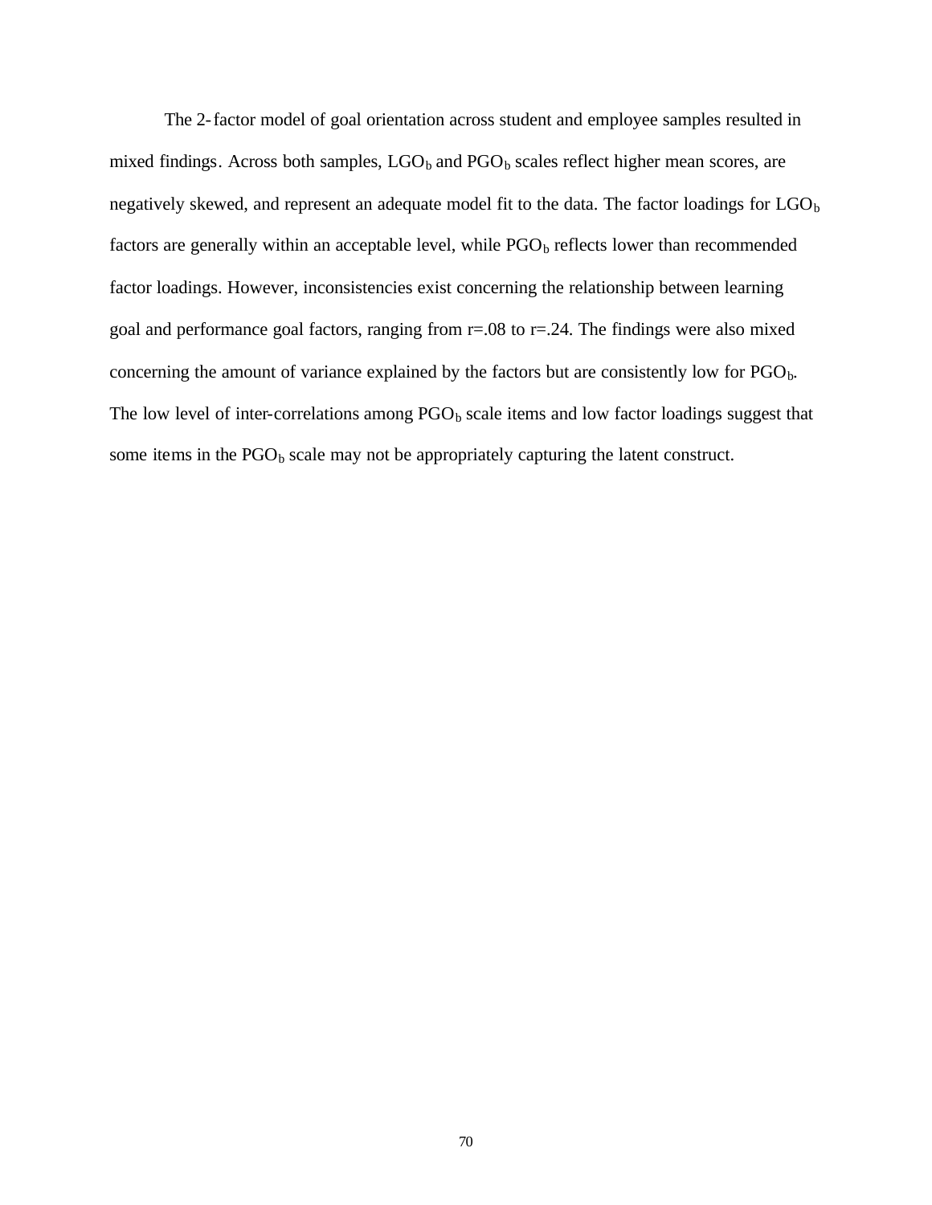The 2-factor model of goal orientation across student and employee samples resulted in mixed findings. Across both samples, $LGO_b$ and $PGO_b$ scales reflect higher mean scores, are negatively skewed, and represent an adequate model fit to the data. The factor loadings for $LGO_b$ factors are generally within an acceptable level, while $PGO_b$ reflects lower than recommended factor loadings. However, inconsistencies exist concerning the relationship between learning goal and performance goal factors, ranging from $r=.08$ to $r=.24$. The findings were also mixed concerning the amount of variance explained by the factors but are consistently low for $PGO_b$. The low level of inter-correlations among $PGO_b$ scale items and low factor loadings suggest that some items in the $PGO_b$ scale may not be appropriately capturing the latent construct.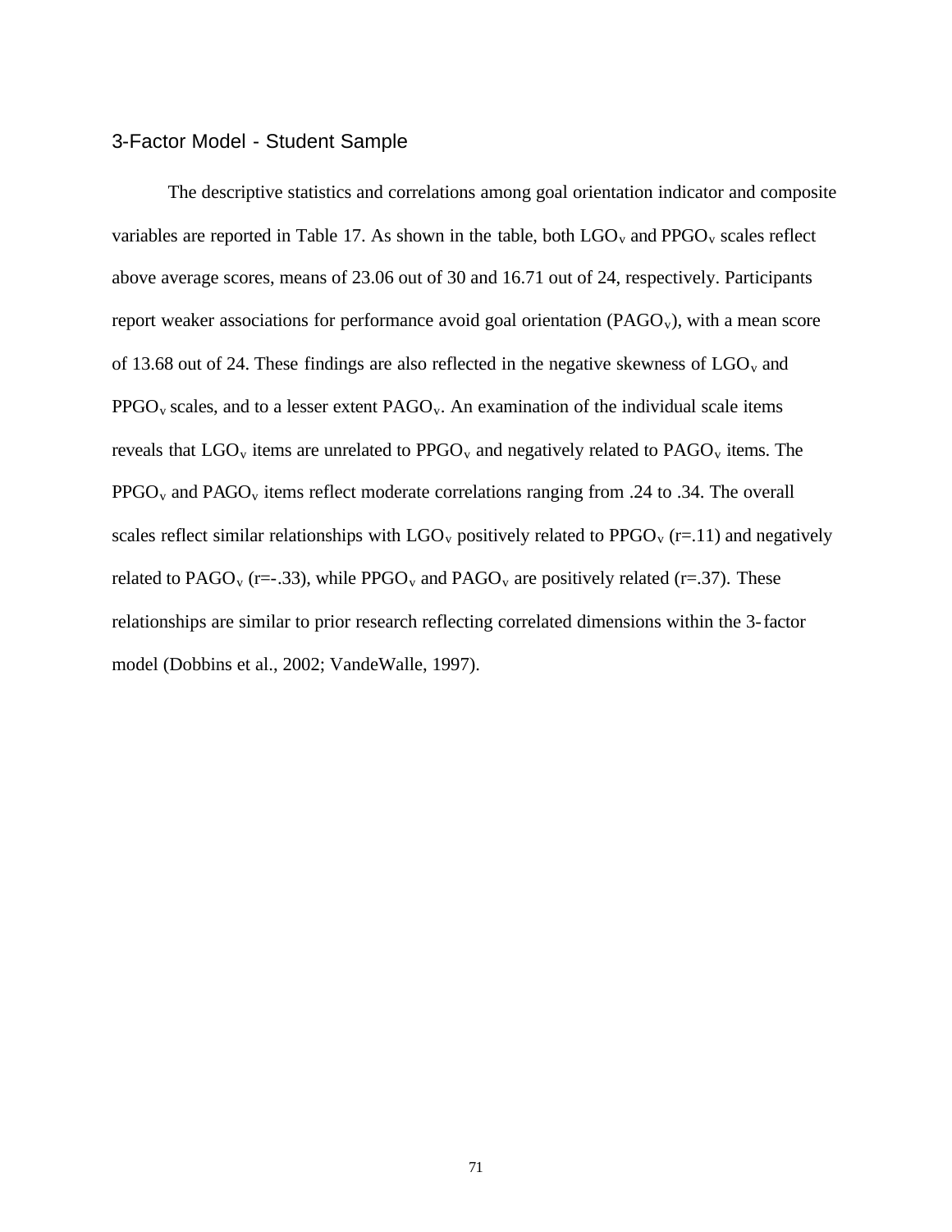### 3-Factor Model - Student Sample

The descriptive statistics and correlations among goal orientation indicator and composite variables are reported in Table 17. As shown in the table, both $LGO_v$ and $PPGO_v$ scales reflect above average scores, means of 23.06 out of 30 and 16.71 out of 24, respectively. Participants report weaker associations for performance avoid goal orientation ($PAGO_v$), with a mean score of 13.68 out of 24. These findings are also reflected in the negative skewness of $LGO_v$ and $PPGO_v$ scales, and to a lesser extent $PAGO_v$. An examination of the individual scale items reveals that $LGO_v$ items are unrelated to $PPGO_v$ and negatively related to $PAGO_v$ items. The $PPGO_v$ and $PAGO_v$ items reflect moderate correlations ranging from .24 to .34. The overall scales reflect similar relationships with $LGO_v$ positively related to $PPGO_v$ ($r$=.11) and negatively related to $PAGO_v$ ($r$=-.33), while $PPGO_v$ and $PAGO_v$ are positively related ($r$=.37). These relationships are similar to prior research reflecting correlated dimensions within the 3-factor model (Dobbins et al., 2002; VandeWalle, 1997).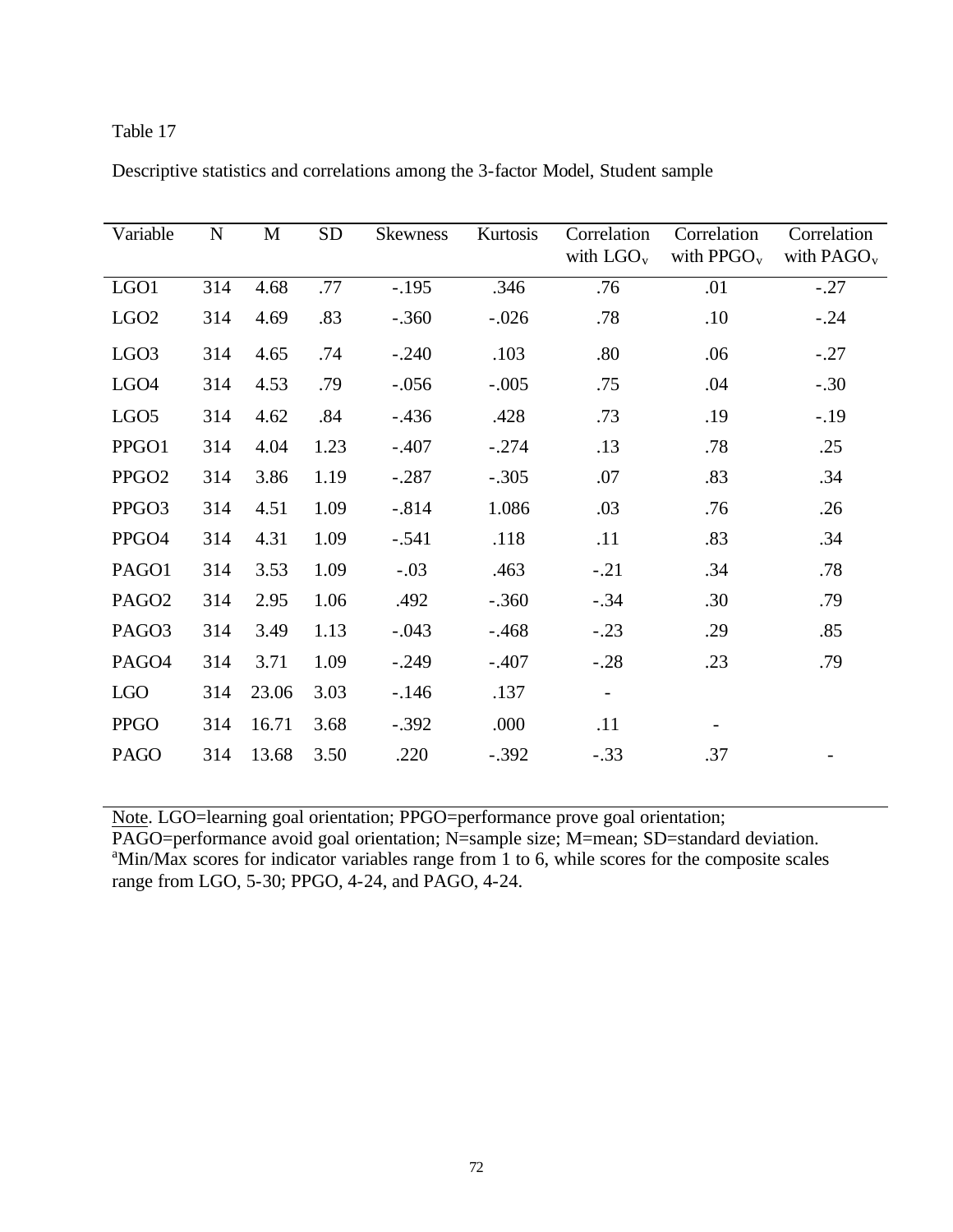Table 17

Descriptive statistics and correlations among the 3-factor Model, Student sample

| Variable | N | M | SD | Skewness | Kurtosis | Correlation with $LGO_v$ | Correlation with $PPGO_v$ | Correlation with $PAGO_v$ |
|---|---|---|---|---|---|---|---|---|
| LGO1 | 314 | 4.68 | .77 | -.195 | .346 | .76 | .01 | -.27 |
| LGO2 | 314 | 4.69 | .83 | -.360 | -.026 | .78 | .10 | -.24 |
| LGO3 | 314 | 4.65 | .74 | -.240 | .103 | .80 | .06 | -.27 |
| LGO4 | 314 | 4.53 | .79 | -.056 | -.005 | .75 | .04 | -.30 |
| LGO5 | 314 | 4.62 | .84 | -.436 | .428 | .73 | .19 | -.19 |
| PPGO1 | 314 | 4.04 | 1.23 | -.407 | -.274 | .13 | .78 | .25 |
| PPGO2 | 314 | 3.86 | 1.19 | -.287 | -.305 | .07 | .83 | .34 |
| PPGO3 | 314 | 4.51 | 1.09 | -.814 | 1.086 | .03 | .76 | .26 |
| PPGO4 | 314 | 4.31 | 1.09 | -.541 | .118 | .11 | .83 | .34 |
| PAGO1 | 314 | 3.53 | 1.09 | -.03 | .463 | -.21 | .34 | .78 |
| PAGO2 | 314 | 2.95 | 1.06 | .492 | -.360 | -.34 | .30 | .79 |
| PAGO3 | 314 | 3.49 | 1.13 | -.043 | -.468 | -.23 | .29 | .85 |
| PAGO4 | 314 | 3.71 | 1.09 | -.249 | -.407 | -.28 | .23 | .79 |
| LGO | 314 | 23.06 | 3.03 | -.146 | .137 | - | | |
| PPGO | 314 | 16.71 | 3.68 | -.392 | .000 | .11 | - | |
| PAGO | 314 | 13.68 | 3.50 | .220 | -.392 | -.33 | .37 | - |

Note. LGO=learning goal orientation; PPGO=performance prove goal orientation; PAGO=performance avoid goal orientation; N=sample size; M=mean; SD=standard deviation.
[a]Min/Max scores for indicator variables range from 1 to 6, while scores for the composite scales range from LGO, 5-30; PPGO, 4-24, and PAGO, 4-24.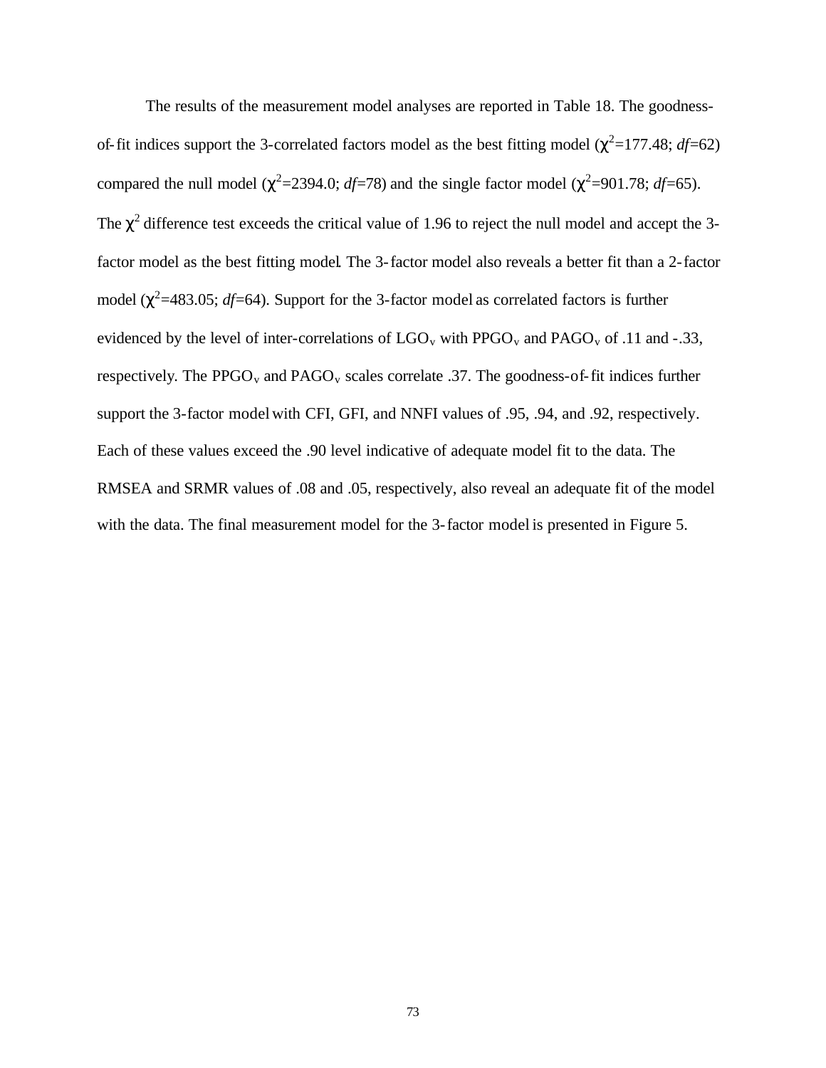The results of the measurement model analyses are reported in Table 18. The goodness-of-fit indices support the 3-correlated factors model as the best fitting model ($\chi^2$=177.48; *df*=62) compared the null model ($\chi^2$=2394.0; *df*=78) and the single factor model ($\chi^2$=901.78; *df*=65). The $\chi^2$ difference test exceeds the critical value of 1.96 to reject the null model and accept the 3-factor model as the best fitting model. The 3-factor model also reveals a better fit than a 2-factor model ($\chi^2$=483.05; *df*=64). Support for the 3-factor model as correlated factors is further evidenced by the level of inter-correlations of $LGO_v$ with $PPGO_v$ and $PAGO_v$ of .11 and -.33, respectively. The $PPGO_v$ and $PAGO_v$ scales correlate .37. The goodness-of-fit indices further support the 3-factor model with CFI, GFI, and NNFI values of .95, .94, and .92, respectively. Each of these values exceed the .90 level indicative of adequate model fit to the data. The RMSEA and SRMR values of .08 and .05, respectively, also reveal an adequate fit of the model with the data. The final measurement model for the 3-factor model is presented in Figure 5.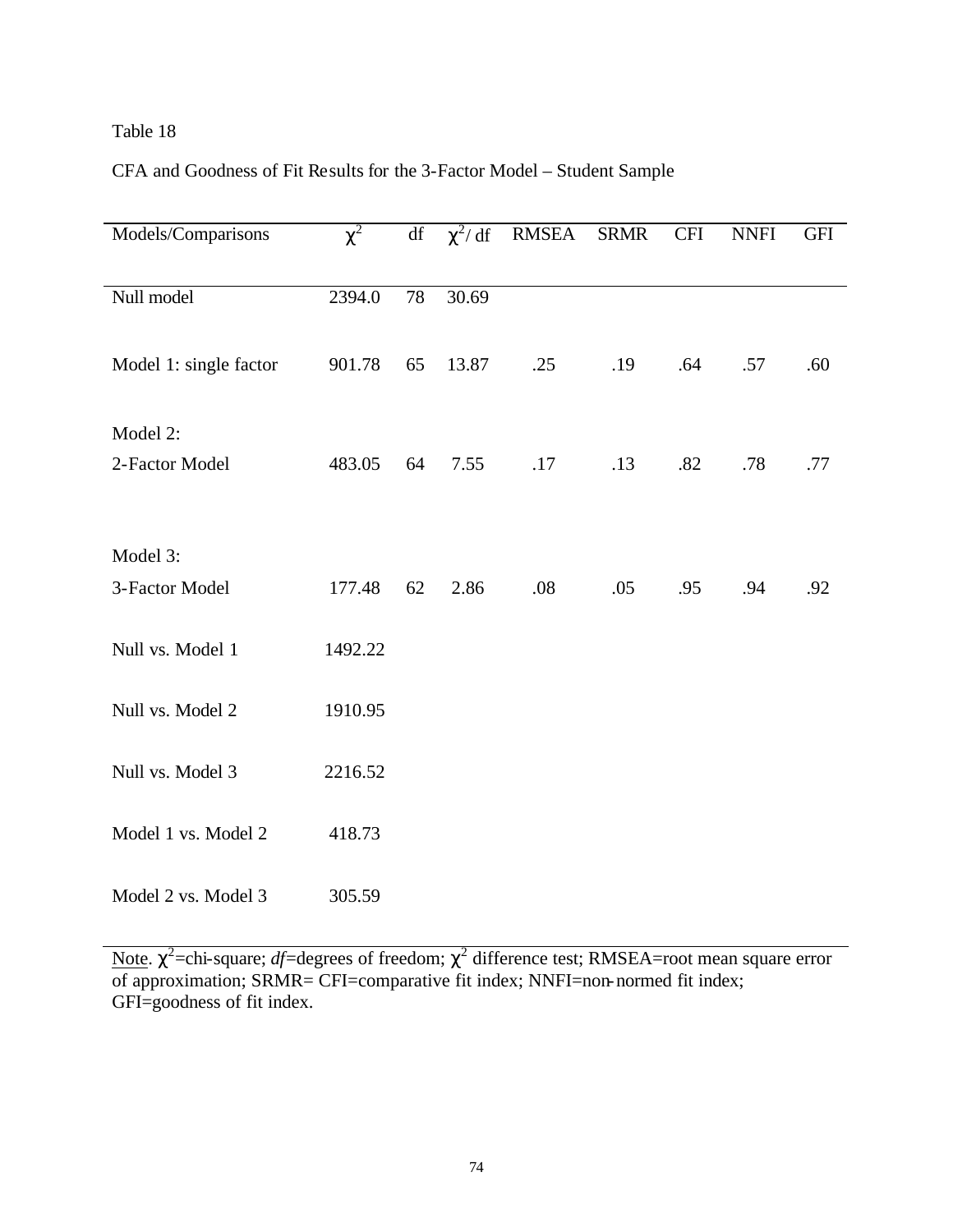Table 18

CFA and Goodness of Fit Results for the 3-Factor Model – Student Sample

| Models/Comparisons | $\chi^2$ | df | $\chi^2$/ df | RMSEA | SRMR | CFI | NNFI | GFI |
|---|---|---|---|---|---|---|---|---|
| Null model | 2394.0 | 78 | 30.69 | | | | | |
| Model 1: single factor | 901.78 | 65 | 13.87 | .25 | .19 | .64 | .57 | .60 |
| Model 2: 2-Factor Model | 483.05 | 64 | 7.55 | .17 | .13 | .82 | .78 | .77 |
| Model 3: 3-Factor Model | 177.48 | 62 | 2.86 | .08 | .05 | .95 | .94 | .92 |
| Null vs. Model 1 | 1492.22 | | | | | | | |
| Null vs. Model 2 | 1910.95 | | | | | | | |
| Null vs. Model 3 | 2216.52 | | | | | | | |
| Model 1 vs. Model 2 | 418.73 | | | | | | | |
| Model 2 vs. Model 3 | 305.59 | | | | | | | |

Note. $\chi^2$=chi-square; *df*=degrees of freedom; $\chi^2$ difference test; RMSEA=root mean square error of approximation; SRMR= CFI=comparative fit index; NNFI=non-normed fit index; GFI=goodness of fit index.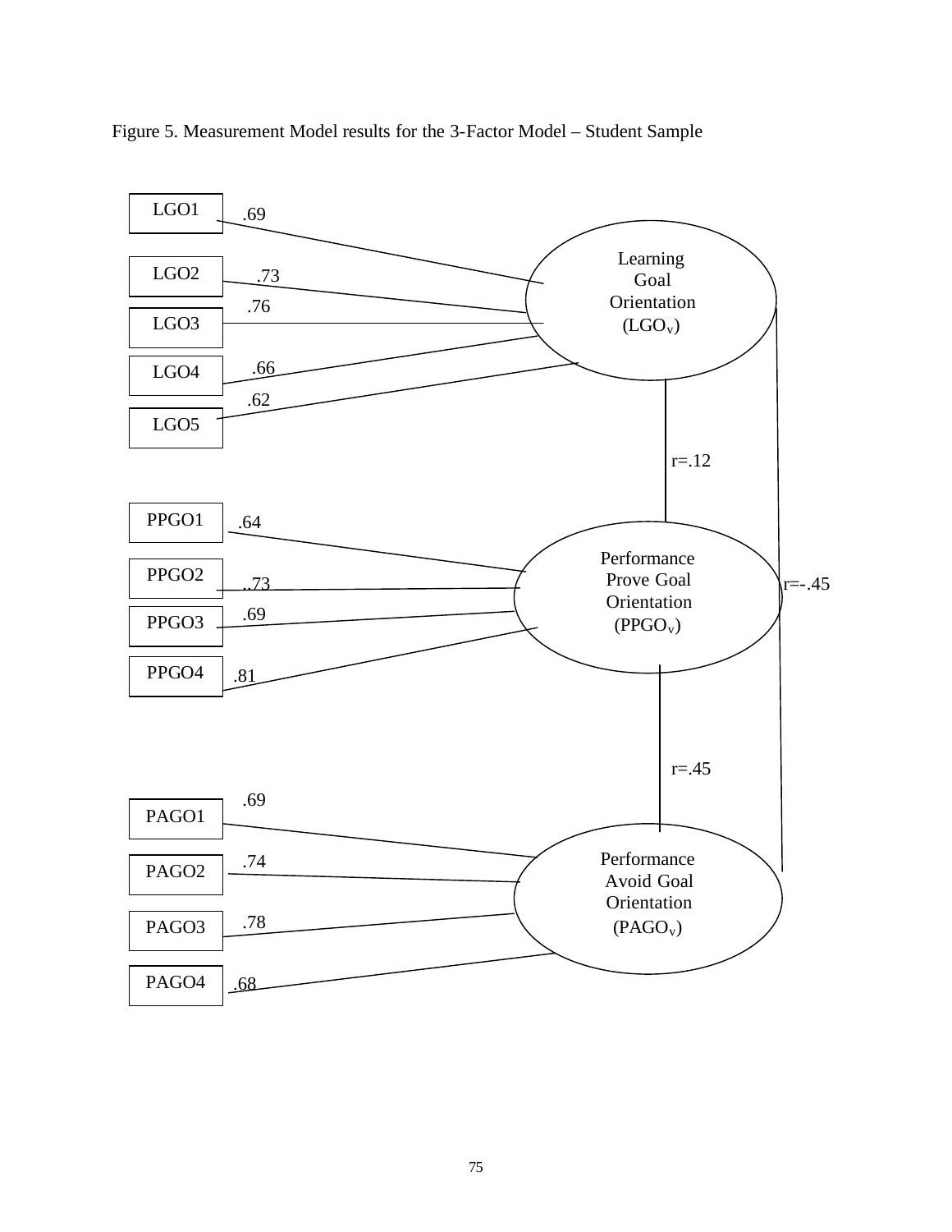Figure 5. Measurement Model results for the 3-Factor Model – Student Sample

LGO1 .69
LGO2 .73
LGO3 .76
LGO4 .66
LGO5 .62

Learning Goal Orientation ($LGO_v$)

r=.12

PPGO1 .64
PPGO2 ..73
PPGO3 .69
PPGO4 .81

Performance Prove Goal Orientation ($PPGO_v$)

r=-.45

r=.45

PAGO1 .69
PAGO2 .74
PAGO3 .78
PAGO4 .68

Performance Avoid Goal Orientation ($PAGO_v$)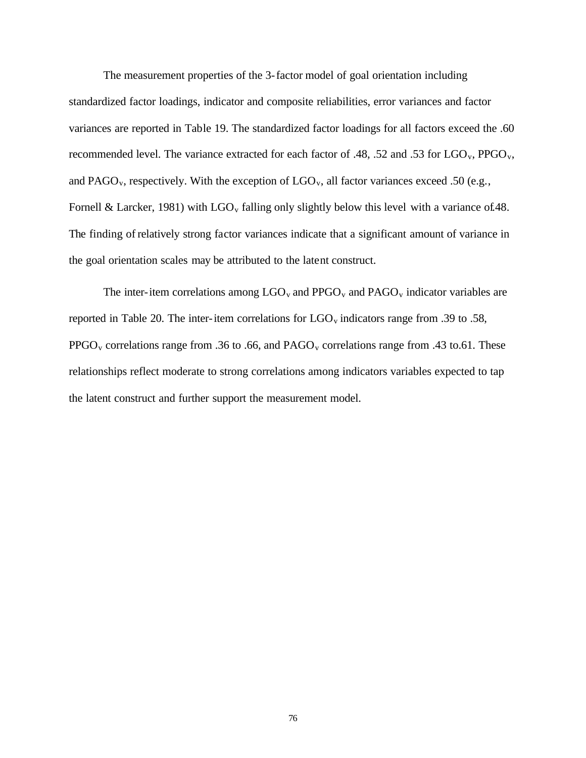The measurement properties of the 3-factor model of goal orientation including standardized factor loadings, indicator and composite reliabilities, error variances and factor variances are reported in Table 19. The standardized factor loadings for all factors exceed the .60 recommended level. The variance extracted for each factor of .48, .52 and .53 for $LGO_v$, $PPGO_v$, and $PAGO_v$, respectively. With the exception of $LGO_v$, all factor variances exceed .50 (e.g., Fornell & Larcker, 1981) with $LGO_v$ falling only slightly below this level with a variance of .48. The finding of relatively strong factor variances indicate that a significant amount of variance in the goal orientation scales may be attributed to the latent construct.

The inter-item correlations among $LGO_v$ and $PPGO_v$ and $PAGO_v$ indicator variables are reported in Table 20. The inter-item correlations for $LGO_v$ indicators range from .39 to .58, $PPGO_v$ correlations range from .36 to .66, and $PAGO_v$ correlations range from .43 to .61. These relationships reflect moderate to strong correlations among indicators variables expected to tap the latent construct and further support the measurement model.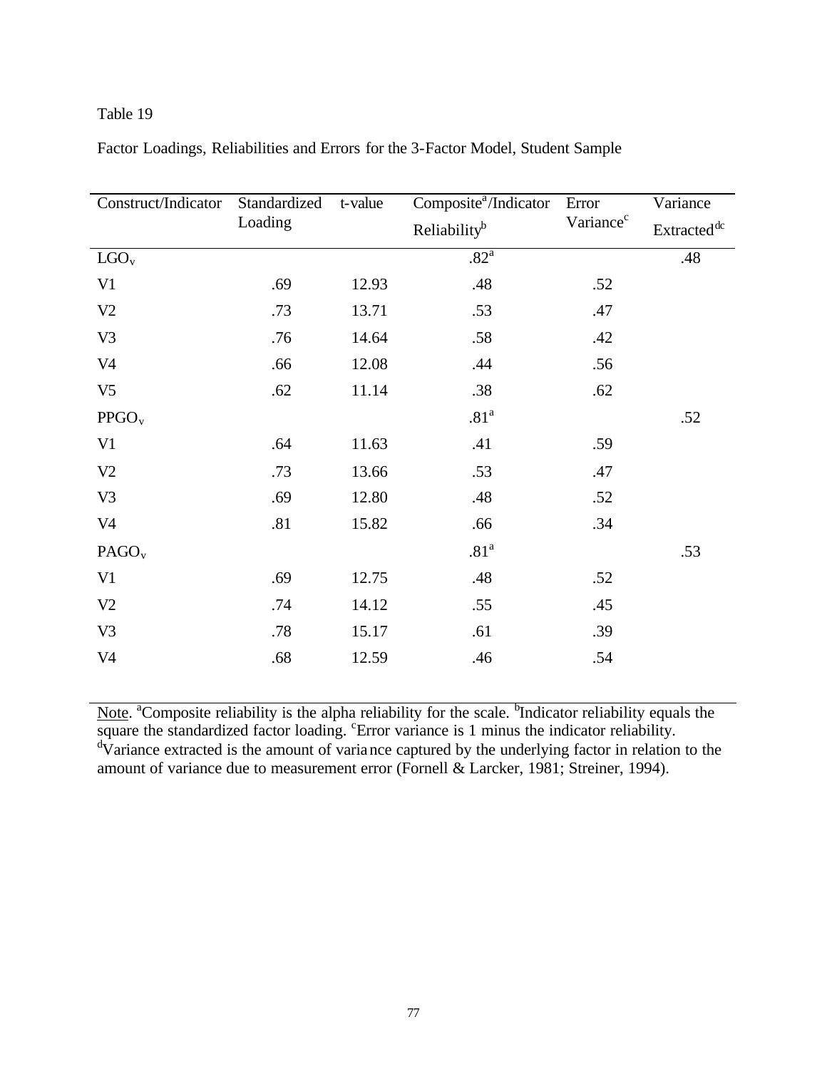Table 19

Factor Loadings, Reliabilities and Errors for the 3-Factor Model, Student Sample

| Construct/Indicator | Standardized Loading | t-value | Composite[a]/Indicator Reliability[b] | Error Variance[c] | Variance Extracted[dc] |
|---|---|---|---|---|---|
| $LGO_v$ | | | .82[a] | | .48 |
| V1 | .69 | 12.93 | .48 | .52 | |
| V2 | .73 | 13.71 | .53 | .47 | |
| V3 | .76 | 14.64 | .58 | .42 | |
| V4 | .66 | 12.08 | .44 | .56 | |
| V5 | .62 | 11.14 | .38 | .62 | |
| $PPGO_v$ | | | .81[a] | | .52 |
| V1 | .64 | 11.63 | .41 | .59 | |
| V2 | .73 | 13.66 | .53 | .47 | |
| V3 | .69 | 12.80 | .48 | .52 | |
| V4 | .81 | 15.82 | .66 | .34 | |
| $PAGO_v$ | | | .81[a] | | .53 |
| V1 | .69 | 12.75 | .48 | .52 | |
| V2 | .74 | 14.12 | .55 | .45 | |
| V3 | .78 | 15.17 | .61 | .39 | |
| V4 | .68 | 12.59 | .46 | .54 | |

Note. [a]Composite reliability is the alpha reliability for the scale. [b]Indicator reliability equals the square the standardized factor loading. [c]Error variance is 1 minus the indicator reliability. [d]Variance extracted is the amount of variance captured by the underlying factor in relation to the amount of variance due to measurement error (Fornell & Larcker, 1981; Streiner, 1994).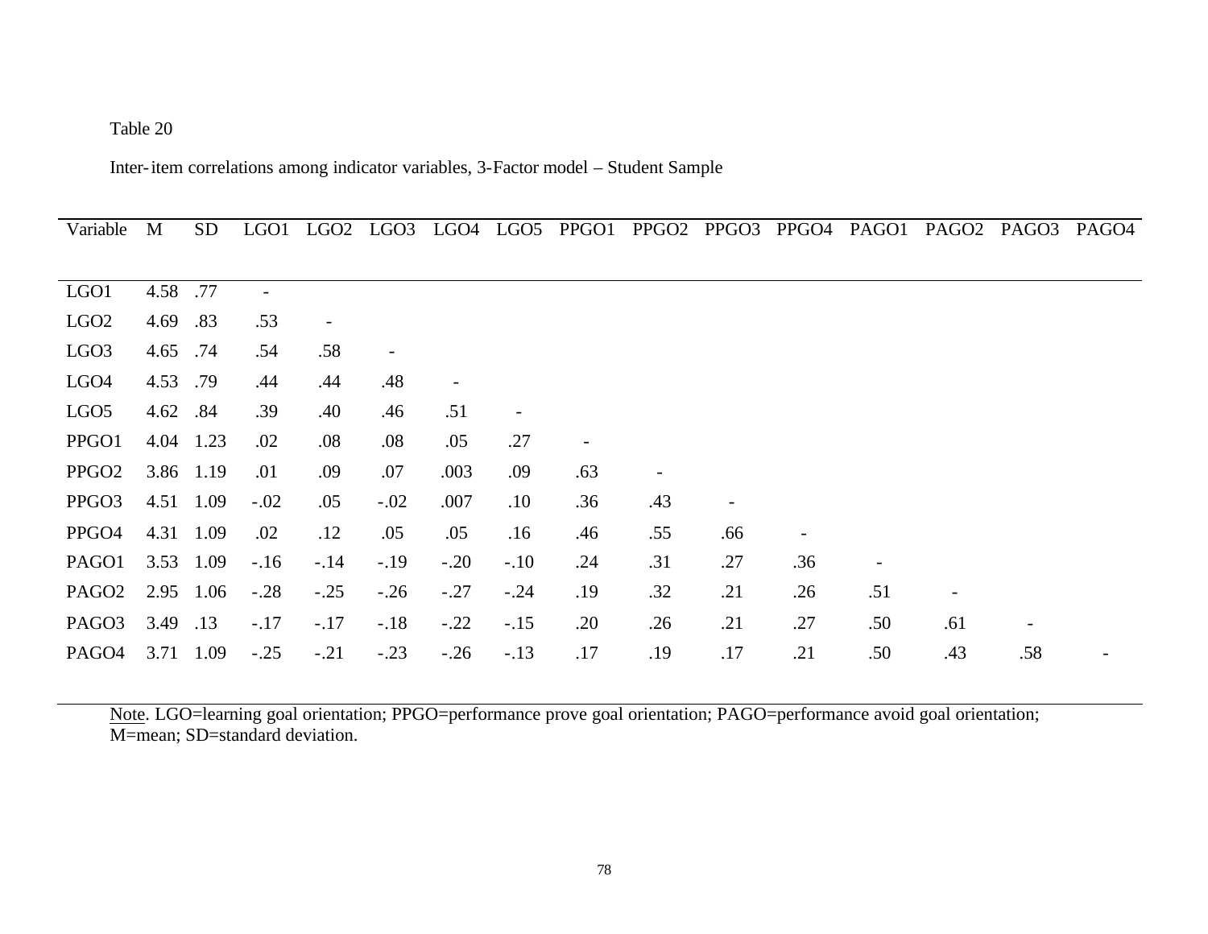Table 20

Inter-item correlations among indicator variables, 3-Factor model – Student Sample

| Variable | M | SD | LGO1 | LGO2 | LGO3 | LGO4 | LGO5 | PPGO1 | PPGO2 | PPGO3 | PPGO4 | PAGO1 | PAGO2 | PAGO3 | PAGO4 |
|---|---|---|---|---|---|---|---|---|---|---|---|---|---|---|---|
| LGO1 | 4.58 | .77 | - | | | | | | | | | | | | |
| LGO2 | 4.69 | .83 | .53 | - | | | | | | | | | | | |
| LGO3 | 4.65 | .74 | .54 | .58 | - | | | | | | | | | | |
| LGO4 | 4.53 | .79 | .44 | .44 | .48 | - | | | | | | | | | |
| LGO5 | 4.62 | .84 | .39 | .40 | .46 | .51 | - | | | | | | | | |
| PPGO1 | 4.04 | 1.23 | .02 | .08 | .08 | .05 | .27 | - | | | | | | | |
| PPGO2 | 3.86 | 1.19 | .01 | .09 | .07 | .003 | .09 | .63 | - | | | | | | |
| PPGO3 | 4.51 | 1.09 | -.02 | .05 | -.02 | .007 | .10 | .36 | .43 | - | | | | | |
| PPGO4 | 4.31 | 1.09 | .02 | .12 | .05 | .05 | .16 | .46 | .55 | .66 | - | | | | |
| PAGO1 | 3.53 | 1.09 | -.16 | -.14 | -.19 | -.20 | -.10 | .24 | .31 | .27 | .36 | - | | | |
| PAGO2 | 2.95 | 1.06 | -.28 | -.25 | -.26 | -.27 | -.24 | .19 | .32 | .21 | .26 | .51 | - | | |
| PAGO3 | 3.49 | .13 | -.17 | -.17 | -.18 | -.22 | -.15 | .20 | .26 | .21 | .27 | .50 | .61 | - | |
| PAGO4 | 3.71 | 1.09 | -.25 | -.21 | -.23 | -.26 | -.13 | .17 | .19 | .17 | .21 | .50 | .43 | .58 | - |

Note. LGO=learning goal orientation; PPGO=performance prove goal orientation; PAGO=performance avoid goal orientation; M=mean; SD=standard deviation.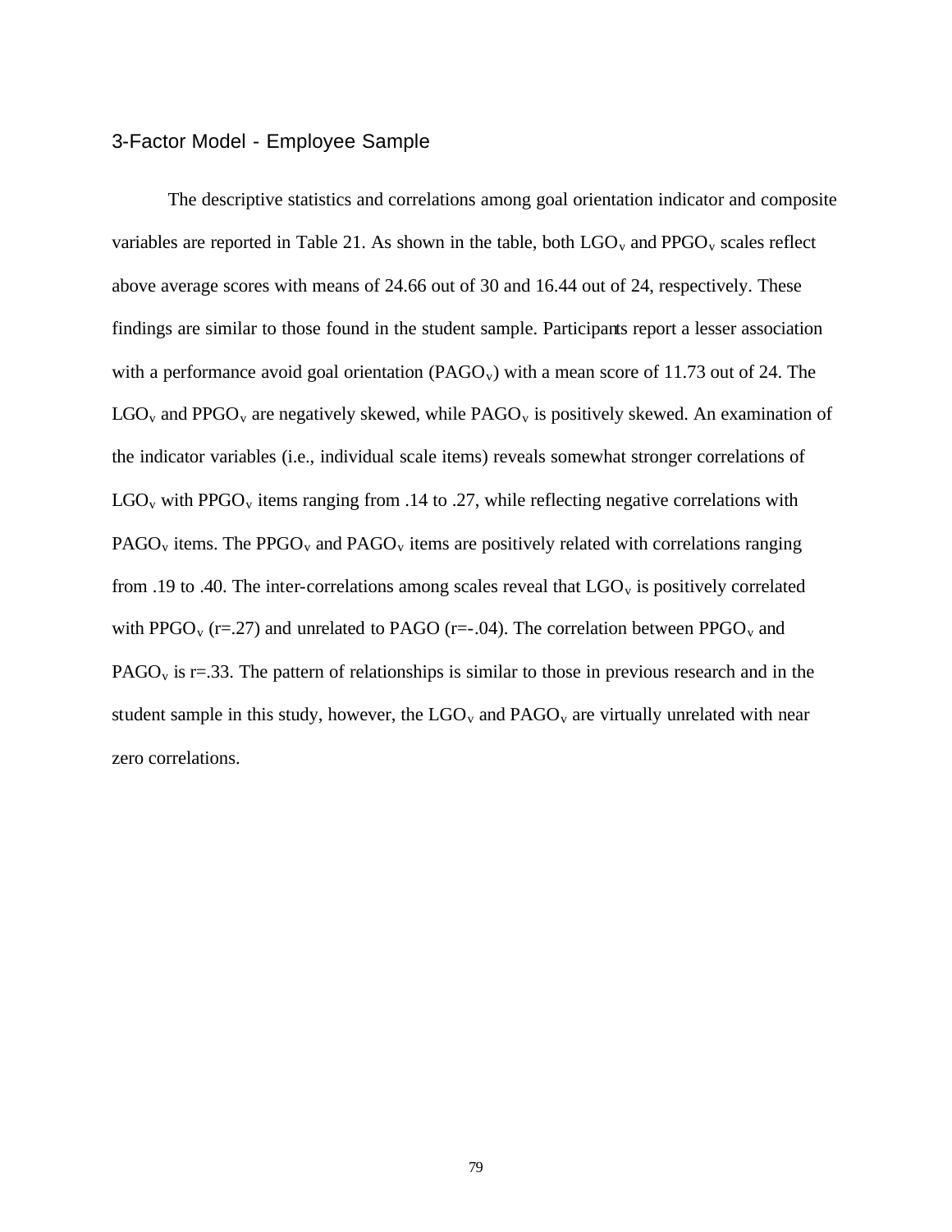### 3-Factor Model - Employee Sample

The descriptive statistics and correlations among goal orientation indicator and composite variables are reported in Table 21. As shown in the table, both $LGO_v$ and $PPGO_v$ scales reflect above average scores with means of 24.66 out of 30 and 16.44 out of 24, respectively. These findings are similar to those found in the student sample. Participants report a lesser association with a performance avoid goal orientation ($PAGO_v$) with a mean score of 11.73 out of 24. The $LGO_v$ and $PPGO_v$ are negatively skewed, while $PAGO_v$ is positively skewed. An examination of the indicator variables (i.e., individual scale items) reveals somewhat stronger correlations of $LGO_v$ with $PPGO_v$ items ranging from .14 to .27, while reflecting negative correlations with $PAGO_v$ items. The $PPGO_v$ and $PAGO_v$ items are positively related with correlations ranging from .19 to .40. The inter-correlations among scales reveal that $LGO_v$ is positively correlated with $PPGO_v$ ($r$=.27) and unrelated to PAGO ($r$=-.04). The correlation between $PPGO_v$ and $PAGO_v$ is $r$=.33. The pattern of relationships is similar to those in previous research and in the student sample in this study, however, the $LGO_v$ and $PAGO_v$ are virtually unrelated with near zero correlations.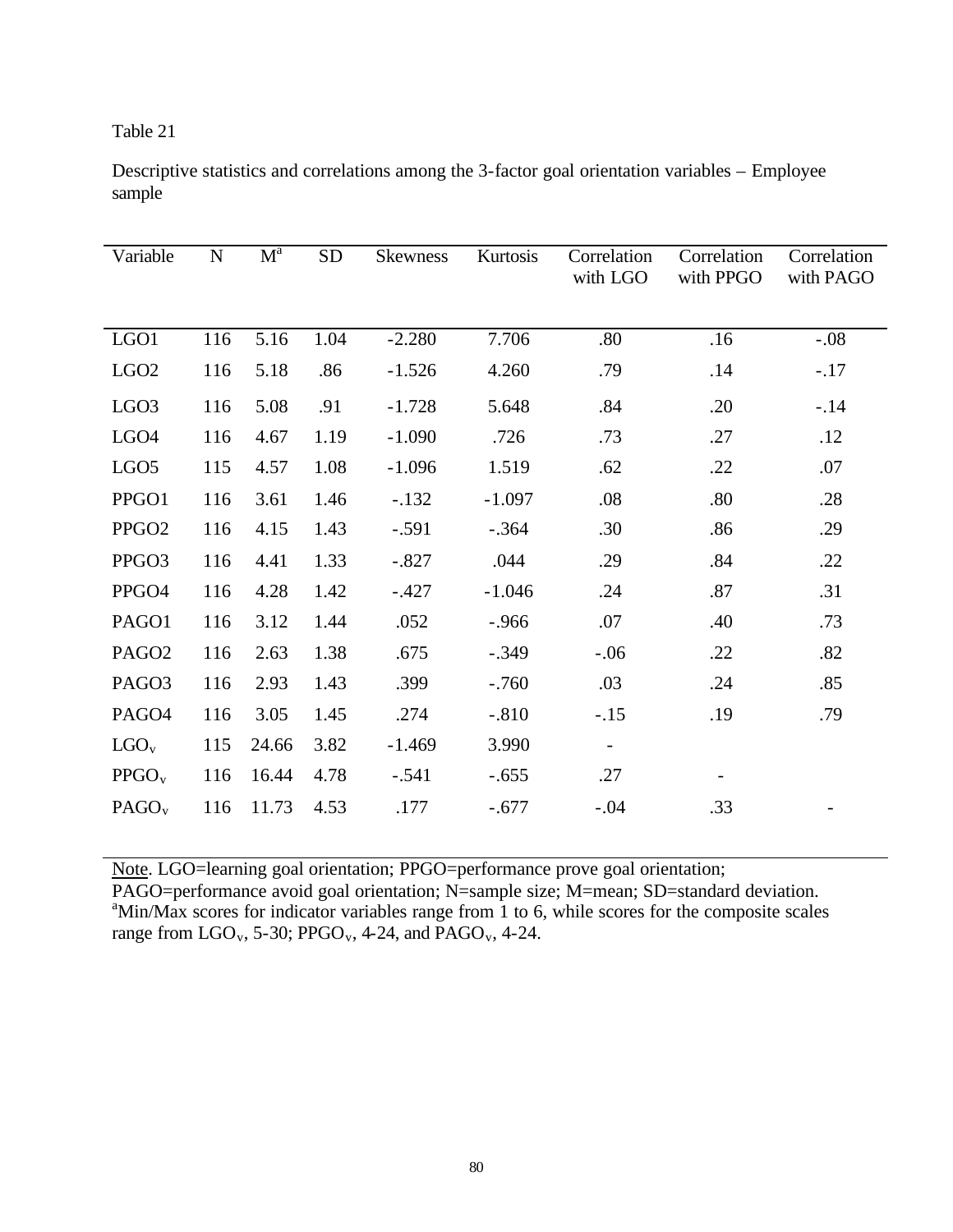Table 21

Descriptive statistics and correlations among the 3-factor goal orientation variables – Employee sample

| Variable | N | M[a] | SD | Skewness | Kurtosis | Correlation with LGO | Correlation with PPGO | Correlation with PAGO |
|---|---|---|---|---|---|---|---|---|
| LGO1 | 116 | 5.16 | 1.04 | -2.280 | 7.706 | .80 | .16 | -.08 |
| LGO2 | 116 | 5.18 | .86 | -1.526 | 4.260 | .79 | .14 | -.17 |
| LGO3 | 116 | 5.08 | .91 | -1.728 | 5.648 | .84 | .20 | -.14 |
| LGO4 | 116 | 4.67 | 1.19 | -1.090 | .726 | .73 | .27 | .12 |
| LGO5 | 115 | 4.57 | 1.08 | -1.096 | 1.519 | .62 | .22 | .07 |
| PPGO1 | 116 | 3.61 | 1.46 | -.132 | -1.097 | .08 | .80 | .28 |
| PPGO2 | 116 | 4.15 | 1.43 | -.591 | -.364 | .30 | .86 | .29 |
| PPGO3 | 116 | 4.41 | 1.33 | -.827 | .044 | .29 | .84 | .22 |
| PPGO4 | 116 | 4.28 | 1.42 | -.427 | -1.046 | .24 | .87 | .31 |
| PAGO1 | 116 | 3.12 | 1.44 | .052 | -.966 | .07 | .40 | .73 |
| PAGO2 | 116 | 2.63 | 1.38 | .675 | -.349 | -.06 | .22 | .82 |
| PAGO3 | 116 | 2.93 | 1.43 | .399 | -.760 | .03 | .24 | .85 |
| PAGO4 | 116 | 3.05 | 1.45 | .274 | -.810 | -.15 | .19 | .79 |
| $LGO_v$ | 115 | 24.66 | 3.82 | -1.469 | 3.990 | - | | |
| $PPGO_v$ | 116 | 16.44 | 4.78 | -.541 | -.655 | .27 | - | |
| $PAGO_v$ | 116 | 11.73 | 4.53 | .177 | -.677 | -.04 | .33 | - |

Note. LGO=learning goal orientation; PPGO=performance prove goal orientation; PAGO=performance avoid goal orientation; N=sample size; M=mean; SD=standard deviation.
[a]Min/Max scores for indicator variables range from 1 to 6, while scores for the composite scales range from $LGO_v$, 5-30; $PPGO_v$, 4-24, and $PAGO_v$, 4-24.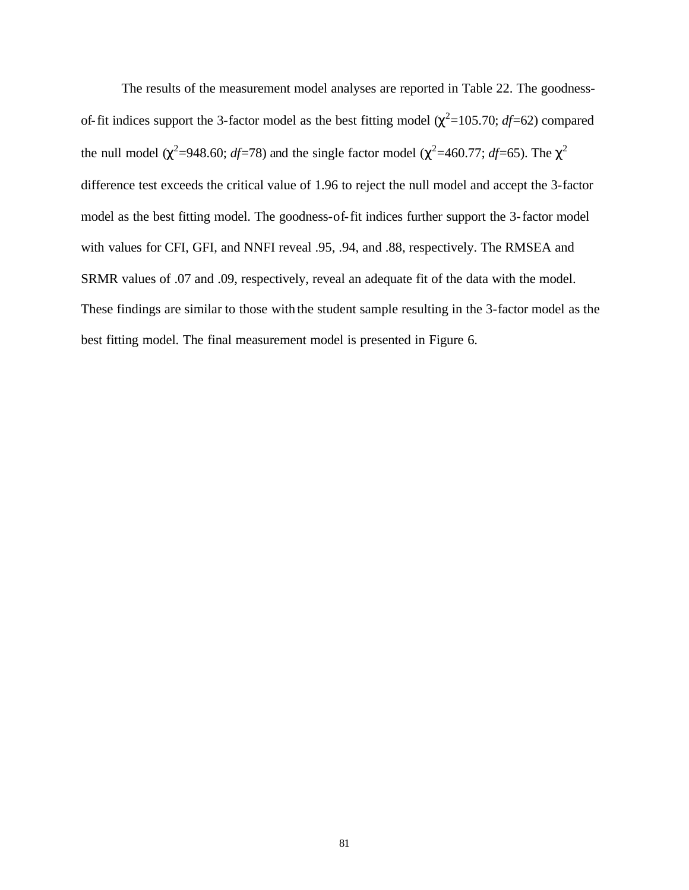The results of the measurement model analyses are reported in Table 22. The goodness-of-fit indices support the 3-factor model as the best fitting model ($\chi^2$=105.70; *df*=62) compared the null model ($\chi^2$=948.60; *df*=78) and the single factor model ($\chi^2$=460.77; *df*=65). The $\chi^2$ difference test exceeds the critical value of 1.96 to reject the null model and accept the 3-factor model as the best fitting model. The goodness-of-fit indices further support the 3-factor model with values for CFI, GFI, and NNFI reveal .95, .94, and .88, respectively. The RMSEA and SRMR values of .07 and .09, respectively, reveal an adequate fit of the data with the model. These findings are similar to those with the student sample resulting in the 3-factor model as the best fitting model. The final measurement model is presented in Figure 6.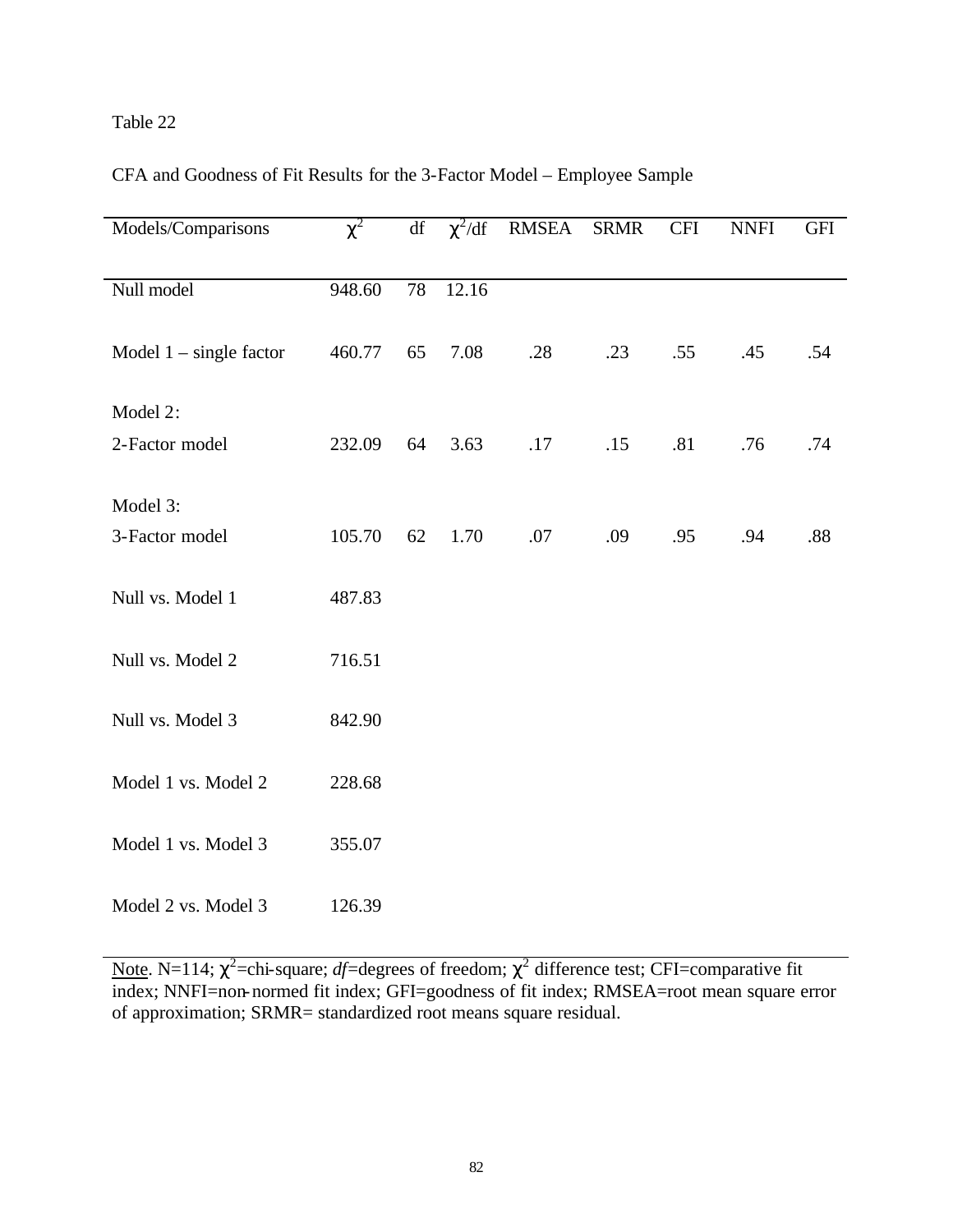Table 22

CFA and Goodness of Fit Results for the 3-Factor Model – Employee Sample

| Models/Comparisons | $\chi^2$ | df | $\chi^2$/df | RMSEA | SRMR | CFI | NNFI | GFI |
|---|---|---|---|---|---|---|---|---|
| Null model | 948.60 | 78 | 12.16 | | | | | |
| Model 1 – single factor | 460.77 | 65 | 7.08 | .28 | .23 | .55 | .45 | .54 |
| Model 2: 2-Factor model | 232.09 | 64 | 3.63 | .17 | .15 | .81 | .76 | .74 |
| Model 3: 3-Factor model | 105.70 | 62 | 1.70 | .07 | .09 | .95 | .94 | .88 |
| Null vs. Model 1 | 487.83 | | | | | | | |
| Null vs. Model 2 | 716.51 | | | | | | | |
| Null vs. Model 3 | 842.90 | | | | | | | |
| Model 1 vs. Model 2 | 228.68 | | | | | | | |
| Model 1 vs. Model 3 | 355.07 | | | | | | | |
| Model 2 vs. Model 3 | 126.39 | | | | | | | |

Note. N=114; $\chi^2$=chi-square; *df*=degrees of freedom; $\chi^2$ difference test; CFI=comparative fit index; NNFI=non-normed fit index; GFI=goodness of fit index; RMSEA=root mean square error of approximation; SRMR= standardized root means square residual.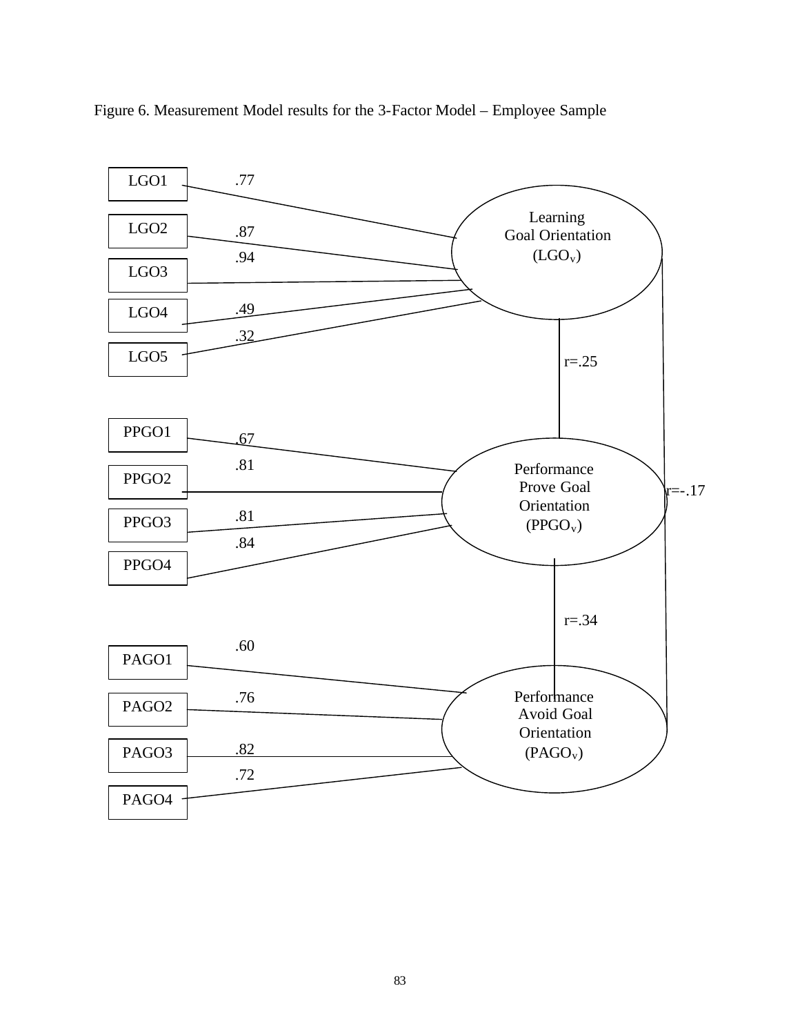Figure 6. Measurement Model results for the 3-Factor Model – Employee Sample

LGO1
LGO2
LGO3
LGO4
LGO5

.77
.87
.94
.49
.32

Learning Goal Orientation ($LGO_v$)

r=.25

PPGO1
PPGO2
PPGO3
PPGO4

.67
.81
.81
.84

Performance Prove Goal Orientation ($PPGO_v$)

r=-.17

r=.34

PAGO1
PAGO2
PAGO3
PAGO4

.60
.76
.82
.72

Performance Avoid Goal Orientation ($PAGO_v$)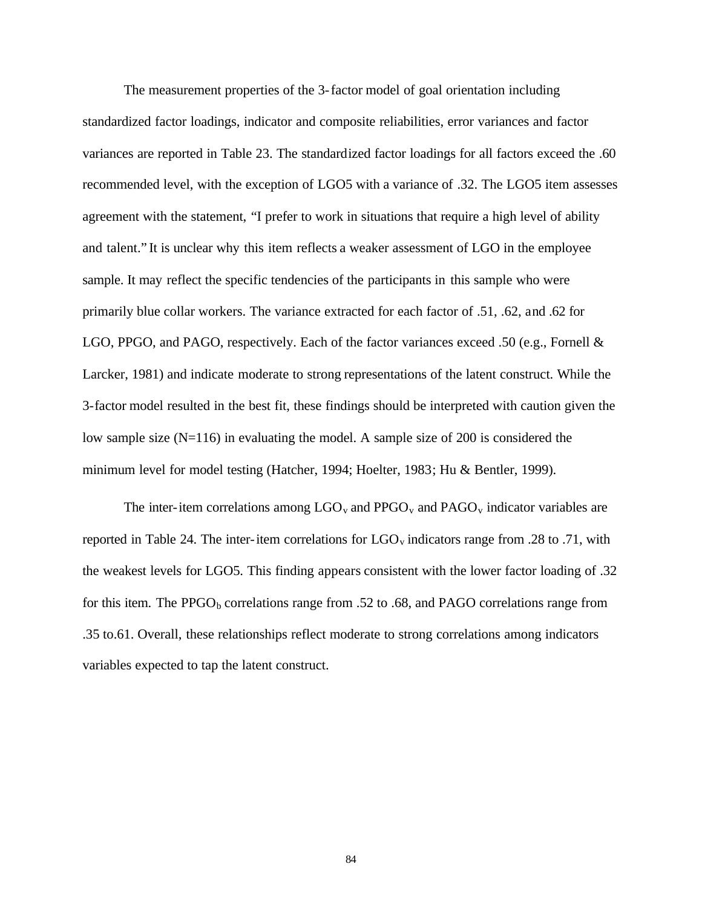The measurement properties of the 3-factor model of goal orientation including standardized factor loadings, indicator and composite reliabilities, error variances and factor variances are reported in Table 23. The standardized factor loadings for all factors exceed the .60 recommended level, with the exception of LGO5 with a variance of .32. The LGO5 item assesses agreement with the statement, "I prefer to work in situations that require a high level of ability and talent." It is unclear why this item reflects a weaker assessment of LGO in the employee sample. It may reflect the specific tendencies of the participants in this sample who were primarily blue collar workers. The variance extracted for each factor of .51, .62, and .62 for LGO, PPGO, and PAGO, respectively. Each of the factor variances exceed .50 (e.g., Fornell & Larcker, 1981) and indicate moderate to strong representations of the latent construct. While the 3-factor model resulted in the best fit, these findings should be interpreted with caution given the low sample size (N=116) in evaluating the model. A sample size of 200 is considered the minimum level for model testing (Hatcher, 1994; Hoelter, 1983; Hu & Bentler, 1999).

The inter-item correlations among $LGO_v$ and $PPGO_v$ and $PAGO_v$ indicator variables are reported in Table 24. The inter-item correlations for $LGO_v$ indicators range from .28 to .71, with the weakest levels for LGO5. This finding appears consistent with the lower factor loading of .32 for this item. The $PPGO_b$ correlations range from .52 to .68, and PAGO correlations range from .35 to.61. Overall, these relationships reflect moderate to strong correlations among indicators variables expected to tap the latent construct.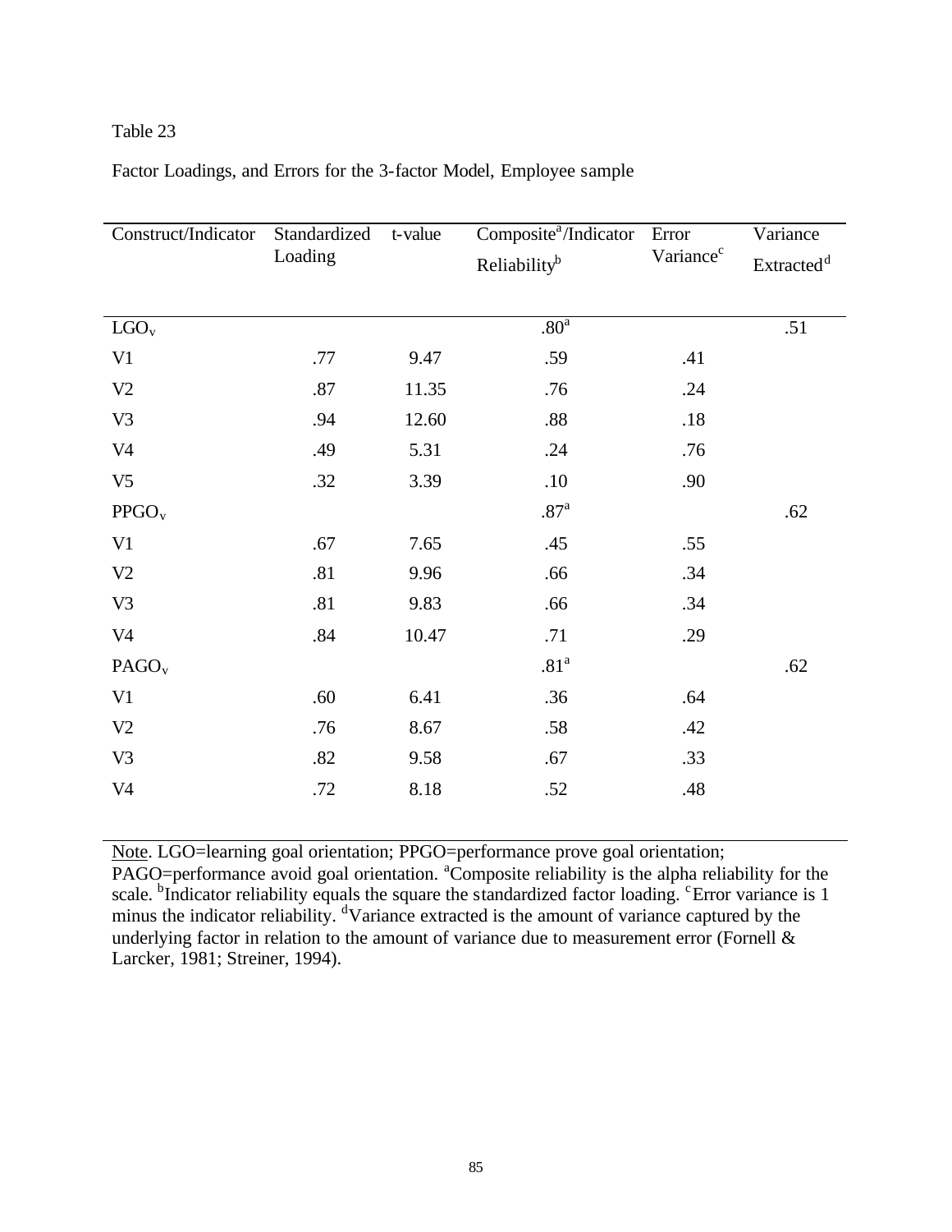Table 23

Factor Loadings, and Errors for the 3-factor Model, Employee sample

| Construct/Indicator | Standardized Loading | t-value | Composite[a]/Indicator Reliability[b] | Error Variance[c] | Variance Extracted[d] |
|---|---|---|---|---|---|
| $LGO_v$ | | | .80[a] | | .51 |
| V1 | .77 | 9.47 | .59 | .41 | |
| V2 | .87 | 11.35 | .76 | .24 | |
| V3 | .94 | 12.60 | .88 | .18 | |
| V4 | .49 | 5.31 | .24 | .76 | |
| V5 | .32 | 3.39 | .10 | .90 | |
| $PPGO_v$ | | | .87[a] | | .62 |
| V1 | .67 | 7.65 | .45 | .55 | |
| V2 | .81 | 9.96 | .66 | .34 | |
| V3 | .81 | 9.83 | .66 | .34 | |
| V4 | .84 | 10.47 | .71 | .29 | |
| $PAGO_v$ | | | .81[a] | | .62 |
| V1 | .60 | 6.41 | .36 | .64 | |
| V2 | .76 | 8.67 | .58 | .42 | |
| V3 | .82 | 9.58 | .67 | .33 | |
| V4 | .72 | 8.18 | .52 | .48 | |

Note. LGO=learning goal orientation; PPGO=performance prove goal orientation; PAGO=performance avoid goal orientation. [a]Composite reliability is the alpha reliability for the scale. [b]Indicator reliability equals the square the standardized factor loading. [c]Error variance is 1 minus the indicator reliability. [d]Variance extracted is the amount of variance captured by the underlying factor in relation to the amount of variance due to measurement error (Fornell & Larcker, 1981; Streiner, 1994).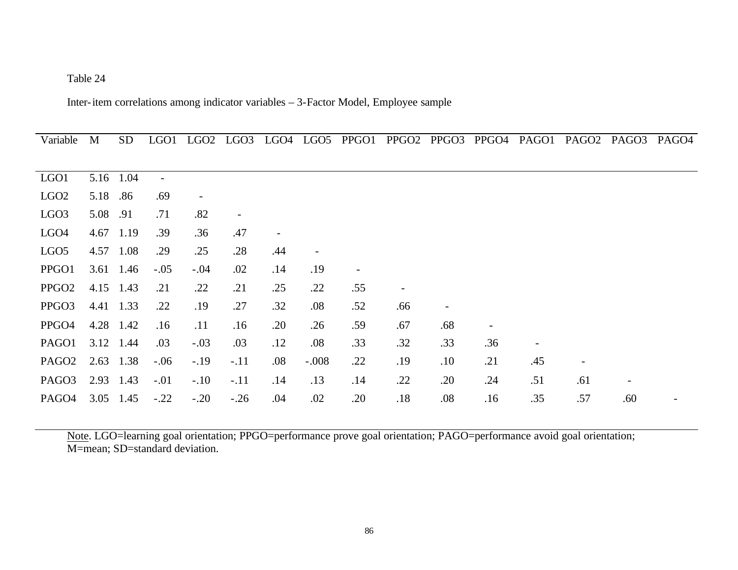Table 24

Inter-item correlations among indicator variables – 3-Factor Model, Employee sample

| Variable | M | SD | LGO1 | LGO2 | LGO3 | LGO4 | LGO5 | PPGO1 | PPGO2 | PPGO3 | PPGO4 | PAGO1 | PAGO2 | PAGO3 | PAGO4 |
|---|---|---|---|---|---|---|---|---|---|---|---|---|---|---|---|
| LGO1 | 5.16 | 1.04 | - | | | | | | | | | | | | |
| LGO2 | 5.18 | .86 | .69 | - | | | | | | | | | | | |
| LGO3 | 5.08 | .91 | .71 | .82 | - | | | | | | | | | | |
| LGO4 | 4.67 | 1.19 | .39 | .36 | .47 | - | | | | | | | | | |
| LGO5 | 4.57 | 1.08 | .29 | .25 | .28 | .44 | - | | | | | | | | |
| PPGO1 | 3.61 | 1.46 | -.05 | -.04 | .02 | .14 | .19 | - | | | | | | | |
| PPGO2 | 4.15 | 1.43 | .21 | .22 | .21 | .25 | .22 | .55 | - | | | | | | |
| PPGO3 | 4.41 | 1.33 | .22 | .19 | .27 | .32 | .08 | .52 | .66 | - | | | | | |
| PPGO4 | 4.28 | 1.42 | .16 | .11 | .16 | .20 | .26 | .59 | .67 | .68 | - | | | | |
| PAGO1 | 3.12 | 1.44 | .03 | -.03 | .03 | .12 | .08 | .33 | .32 | .33 | .36 | - | | | |
| PAGO2 | 2.63 | 1.38 | -.06 | -.19 | -.11 | .08 | -.008 | .22 | .19 | .10 | .21 | .45 | - | | |
| PAGO3 | 2.93 | 1.43 | -.01 | -.10 | -.11 | .14 | .13 | .14 | .22 | .20 | .24 | .51 | .61 | - | |
| PAGO4 | 3.05 | 1.45 | -.22 | -.20 | -.26 | .04 | .02 | .20 | .18 | .08 | .16 | .35 | .57 | .60 | - |

Note. LGO=learning goal orientation; PPGO=performance prove goal orientation; PAGO=performance avoid goal orientation; M=mean; SD=standard deviation.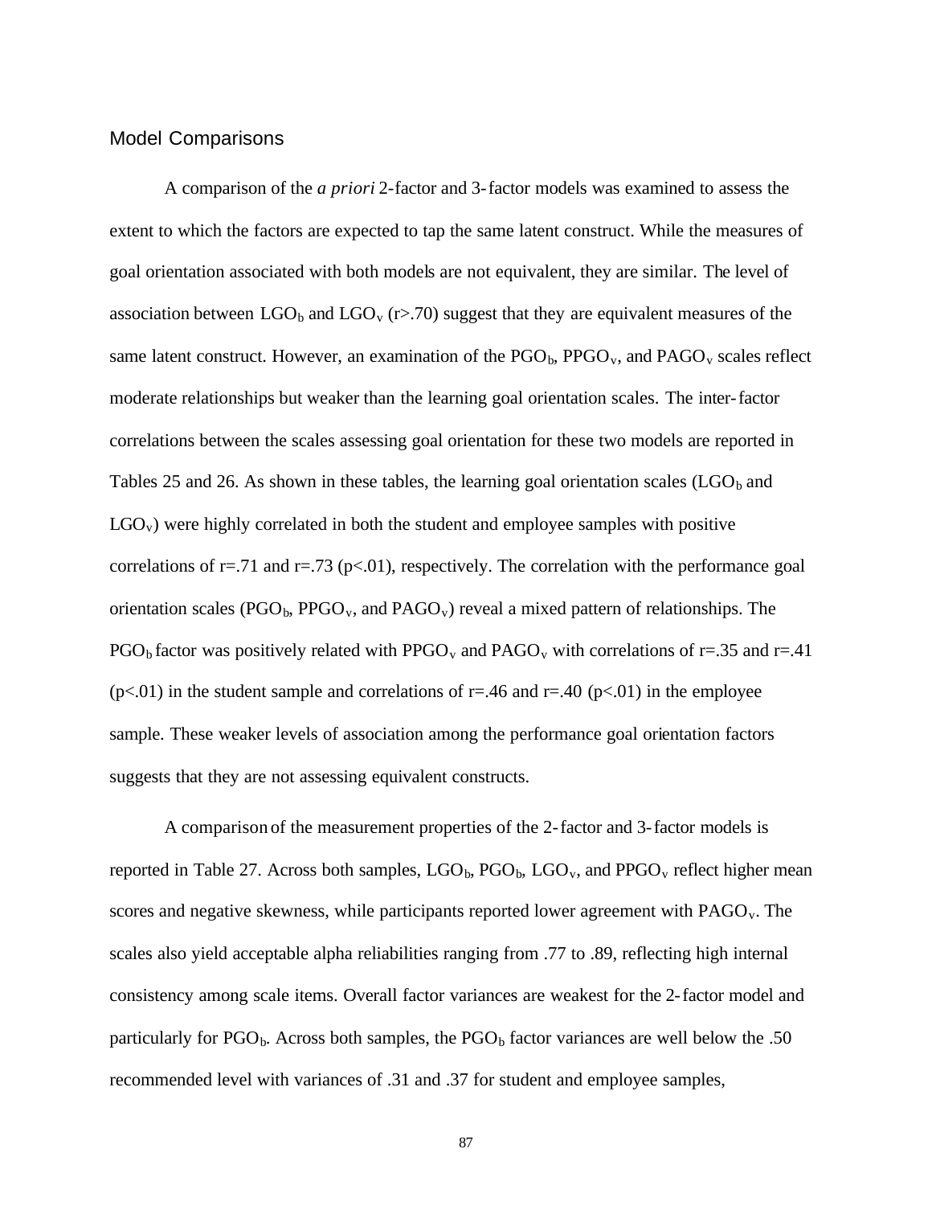## Model Comparisons

A comparison of the *a priori* 2-factor and 3-factor models was examined to assess the extent to which the factors are expected to tap the same latent construct. While the measures of goal orientation associated with both models are not equivalent, they are similar. The level of association between $LGO_b$ and $LGO_v$ ($r>.70$) suggest that they are equivalent measures of the same latent construct. However, an examination of the $PGO_b$, $PPGO_v$, and $PAGO_v$ scales reflect moderate relationships but weaker than the learning goal orientation scales. The inter-factor correlations between the scales assessing goal orientation for these two models are reported in Tables 25 and 26. As shown in these tables, the learning goal orientation scales ($LGO_b$ and $LGO_v$) were highly correlated in both the student and employee samples with positive correlations of $r=.71$ and $r=.73$ ($p<.01$), respectively. The correlation with the performance goal orientation scales ($PGO_b$, $PPGO_v$, and $PAGO_v$) reveal a mixed pattern of relationships. The $PGO_b$ factor was positively related with $PPGO_v$ and $PAGO_v$ with correlations of $r=.35$ and $r=.41$ ($p<.01$) in the student sample and correlations of $r=.46$ and $r=.40$ ($p<.01$) in the employee sample. These weaker levels of association among the performance goal orientation factors suggests that they are not assessing equivalent constructs.

A comparison of the measurement properties of the 2-factor and 3-factor models is reported in Table 27. Across both samples, $LGO_b$, $PGO_b$, $LGO_v$, and $PPGO_v$ reflect higher mean scores and negative skewness, while participants reported lower agreement with $PAGO_v$. The scales also yield acceptable alpha reliabilities ranging from .77 to .89, reflecting high internal consistency among scale items. Overall factor variances are weakest for the 2-factor model and particularly for $PGO_b$. Across both samples, the $PGO_b$ factor variances are well below the .50 recommended level with variances of .31 and .37 for student and employee samples,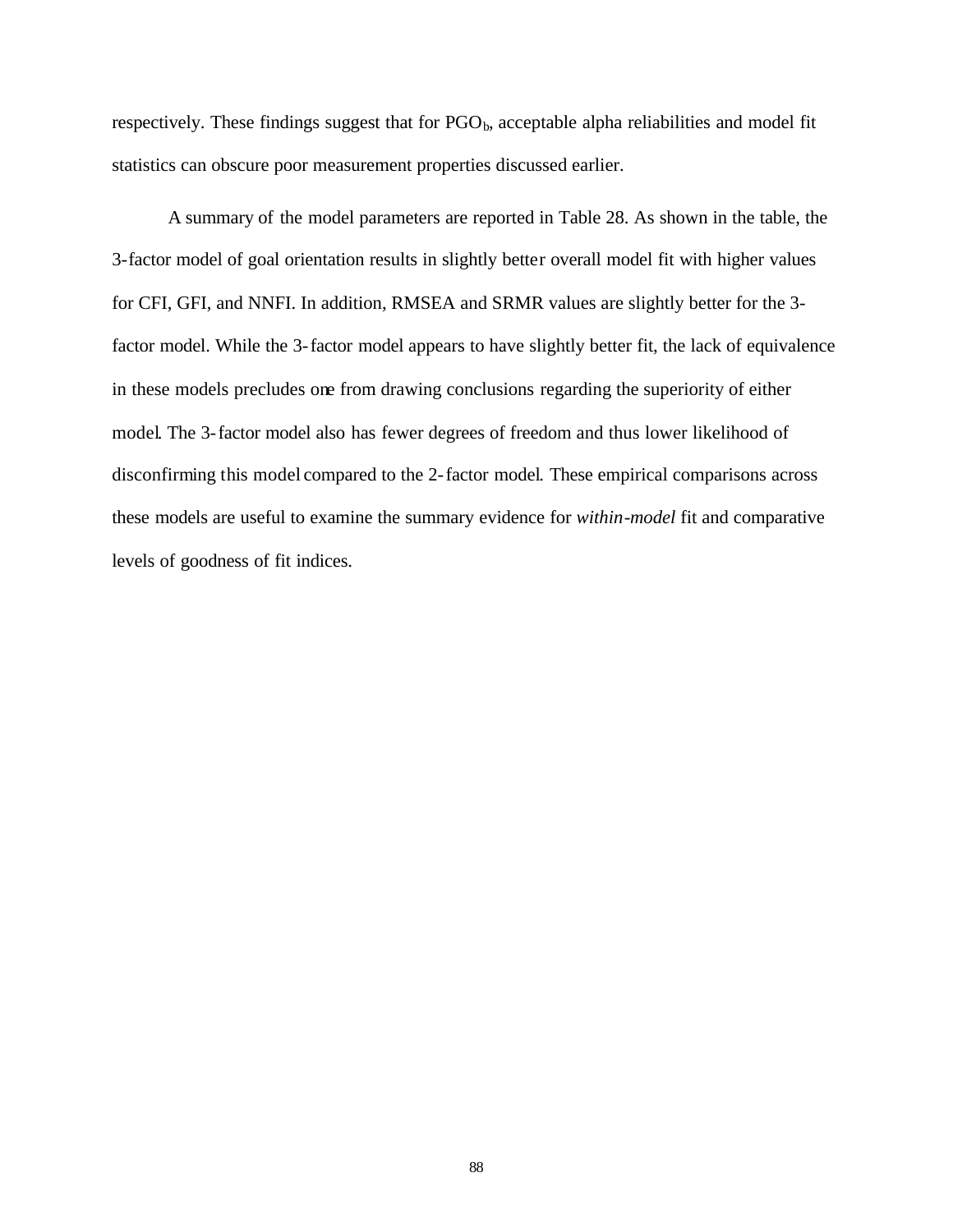respectively. These findings suggest that for $PGO_b$, acceptable alpha reliabilities and model fit statistics can obscure poor measurement properties discussed earlier.

A summary of the model parameters are reported in Table 28. As shown in the table, the 3-factor model of goal orientation results in slightly better overall model fit with higher values for CFI, GFI, and NNFI. In addition, RMSEA and SRMR values are slightly better for the 3-factor model. While the 3-factor model appears to have slightly better fit, the lack of equivalence in these models precludes one from drawing conclusions regarding the superiority of either model. The 3-factor model also has fewer degrees of freedom and thus lower likelihood of disconfirming this model compared to the 2-factor model. These empirical comparisons across these models are useful to examine the summary evidence for *within-model* fit and comparative levels of goodness of fit indices.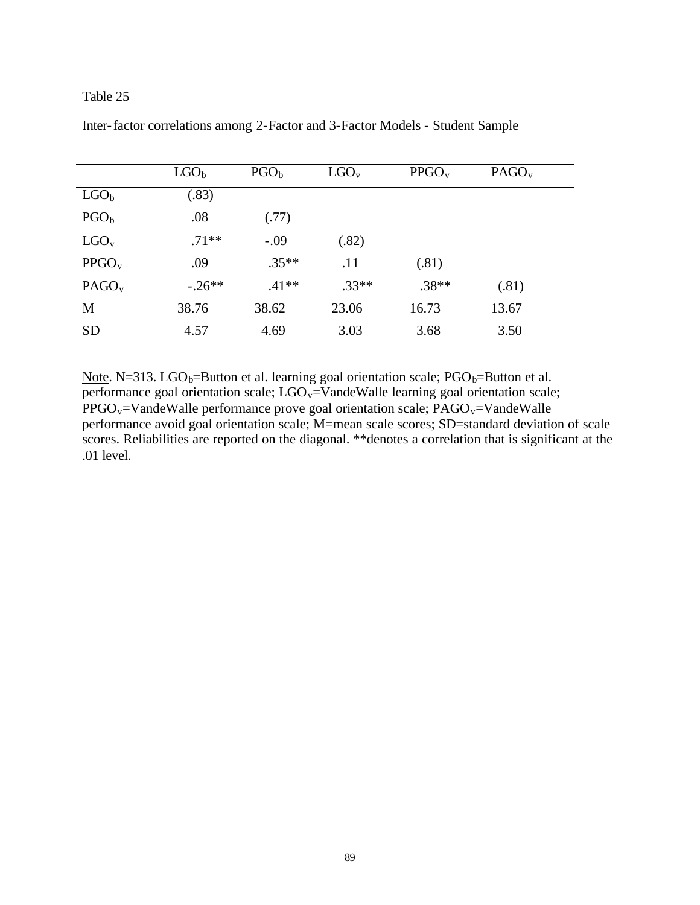Table 25

Inter-factor correlations among 2-Factor and 3-Factor Models - Student Sample

| | $LGO_b$ | $PGO_b$ | $LGO_v$ | $PPGO_v$ | $PAGO_v$ |
|---|---|---|---|---|---|
| $LGO_b$ | (.83) | | | | |
| $PGO_b$ | .08 | (.77) | | | |
| $LGO_v$ | .71** | -.09 | (.82) | | |
| $PPGO_v$ | .09 | .35** | .11 | (.81) | |
| $PAGO_v$ | -.26** | .41** | .33** | .38** | (.81) |
| M | 38.76 | 38.62 | 23.06 | 16.73 | 13.67 |
| SD | 4.57 | 4.69 | 3.03 | 3.68 | 3.50 |

Note. N=313. $LGO_b$=Button et al. learning goal orientation scale; $PGO_b$=Button et al. performance goal orientation scale; $LGO_v$=VandeWalle learning goal orientation scale; $PPGO_v$=VandeWalle performance prove goal orientation scale; $PAGO_v$=VandeWalle performance avoid goal orientation scale; M=mean scale scores; SD=standard deviation of scale scores. Reliabilities are reported on the diagonal. **denotes a correlation that is significant at the .01 level.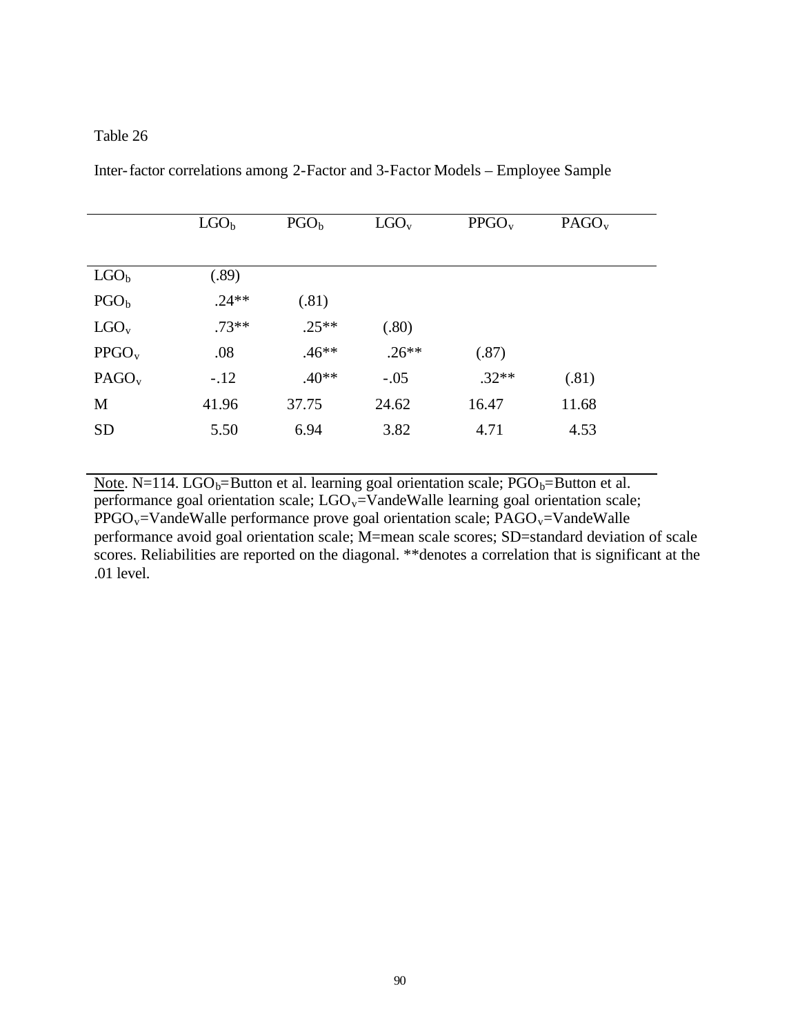Table 26

Inter-factor correlations among 2-Factor and 3-Factor Models – Employee Sample

| | $LGO_b$ | $PGO_b$ | $LGO_v$ | $PPGO_v$ | $PAGO_v$ |
|---|---|---|---|---|---|
| $LGO_b$ | (.89) | | | | |
| $PGO_b$ | .24** | (.81) | | | |
| $LGO_v$ | .73** | .25** | (.80) | | |
| $PPGO_v$ | .08 | .46** | .26** | (.87) | |
| $PAGO_v$ | -.12 | .40** | -.05 | .32** | (.81) |
| M | 41.96 | 37.75 | 24.62 | 16.47 | 11.68 |
| SD | 5.50 | 6.94 | 3.82 | 4.71 | 4.53 |

Note. N=114. $LGO_b$=Button et al. learning goal orientation scale; $PGO_b$=Button et al. performance goal orientation scale; $LGO_v$=VandeWalle learning goal orientation scale; $PPGO_v$=VandeWalle performance prove goal orientation scale; $PAGO_v$=VandeWalle performance avoid goal orientation scale; M=mean scale scores; SD=standard deviation of scale scores. Reliabilities are reported on the diagonal. **denotes a correlation that is significant at the .01 level.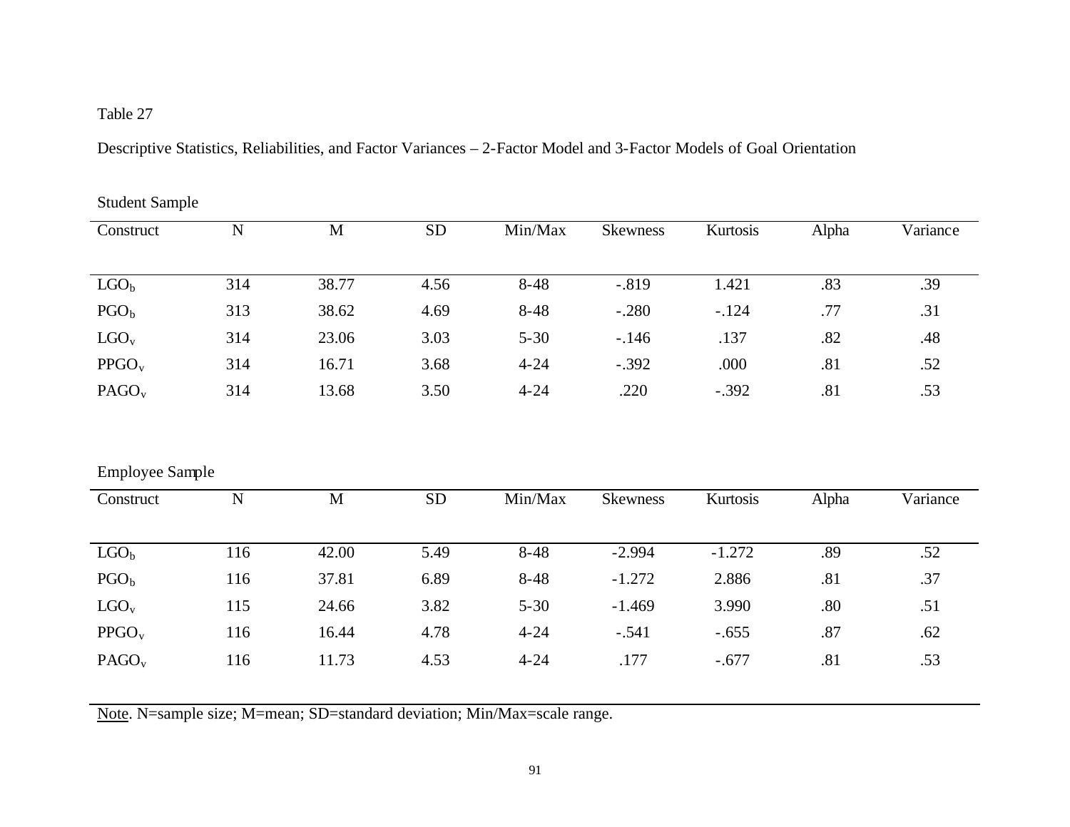Table 27

Descriptive Statistics, Reliabilities, and Factor Variances – 2-Factor Model and 3-Factor Models of Goal Orientation

Student Sample

| Construct | N | M | SD | Min/Max | Skewness | Kurtosis | Alpha | Variance |
|---|---|---|---|---|---|---|---|---|
| $LGO_b$ | 314 | 38.77 | 4.56 | 8-48 | -.819 | 1.421 | .83 | .39 |
| $PGO_b$ | 313 | 38.62 | 4.69 | 8-48 | -.280 | -.124 | .77 | .31 |
| $LGO_v$ | 314 | 23.06 | 3.03 | 5-30 | -.146 | .137 | .82 | .48 |
| $PPGO_v$ | 314 | 16.71 | 3.68 | 4-24 | -.392 | .000 | .81 | .52 |
| $PAGO_v$ | 314 | 13.68 | 3.50 | 4-24 | .220 | -.392 | .81 | .53 |

Employee Sample

| Construct | N | M | SD | Min/Max | Skewness | Kurtosis | Alpha | Variance |
|---|---|---|---|---|---|---|---|---|
| $LGO_b$ | 116 | 42.00 | 5.49 | 8-48 | -2.994 | -1.272 | .89 | .52 |
| $PGO_b$ | 116 | 37.81 | 6.89 | 8-48 | -1.272 | 2.886 | .81 | .37 |
| $LGO_v$ | 115 | 24.66 | 3.82 | 5-30 | -1.469 | 3.990 | .80 | .51 |
| $PPGO_v$ | 116 | 16.44 | 4.78 | 4-24 | -.541 | -.655 | .87 | .62 |
| $PAGO_v$ | 116 | 11.73 | 4.53 | 4-24 | .177 | -.677 | .81 | .53 |

Note. N=sample size; M=mean; SD=standard deviation; Min/Max=scale range.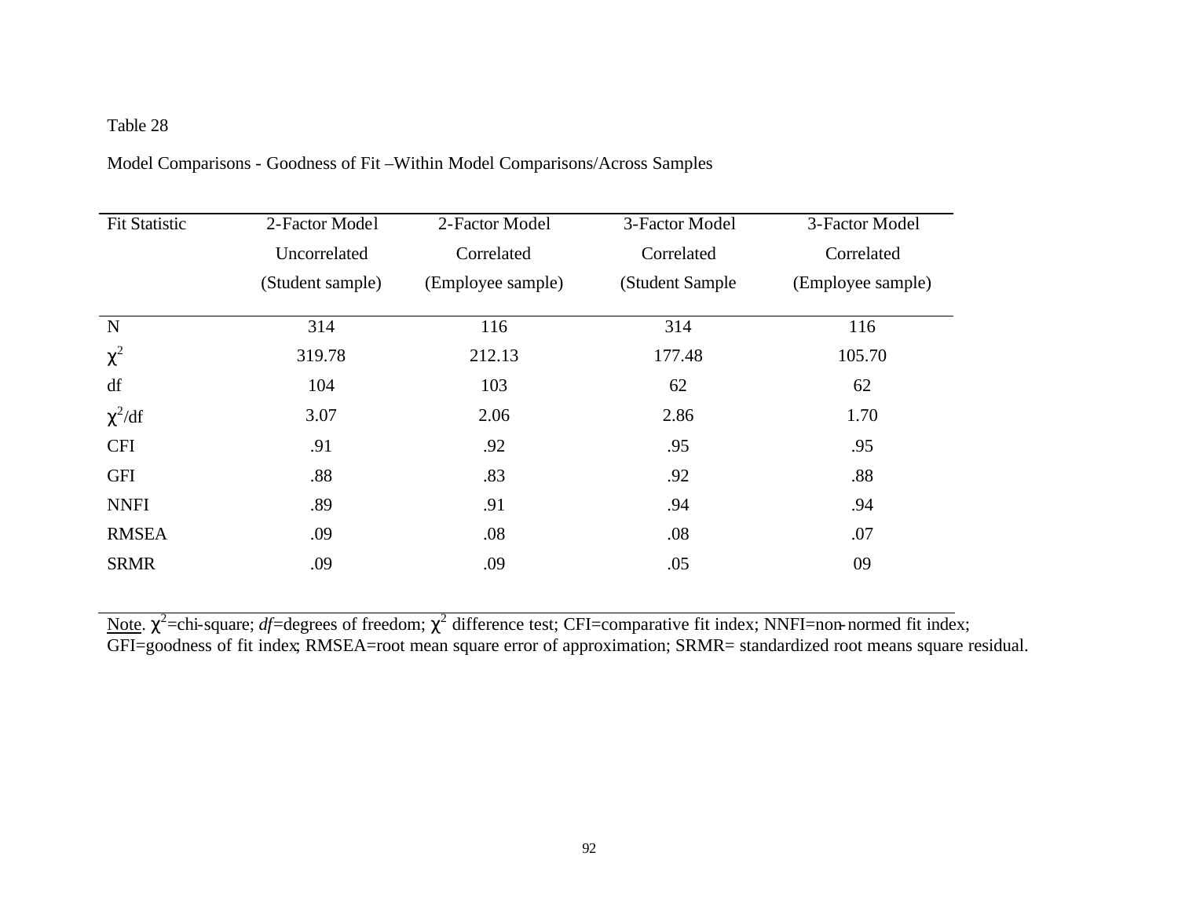Table 28

Model Comparisons - Goodness of Fit –Within Model Comparisons/Across Samples

| Fit Statistic | 2-Factor Model Uncorrelated (Student sample) | 2-Factor Model Correlated (Employee sample) | 3-Factor Model Correlated (Student Sample | 3-Factor Model Correlated (Employee sample) |
|---|---|---|---|---|
| N | 314 | 116 | 314 | 116 |
| $\chi^2$ | 319.78 | 212.13 | 177.48 | 105.70 |
| df | 104 | 103 | 62 | 62 |
| $\chi^2$/df | 3.07 | 2.06 | 2.86 | 1.70 |
| CFI | .91 | .92 | .95 | .95 |
| GFI | .88 | .83 | .92 | .88 |
| NNFI | .89 | .91 | .94 | .94 |
| RMSEA | .09 | .08 | .08 | .07 |
| SRMR | .09 | .09 | .05 | 09 |

Note. $\chi^2$=chi-square; *df*=degrees of freedom; $\chi^2$ difference test; CFI=comparative fit index; NNFI=non-normed fit index; GFI=goodness of fit index; RMSEA=root mean square error of approximation; SRMR= standardized root means square residual.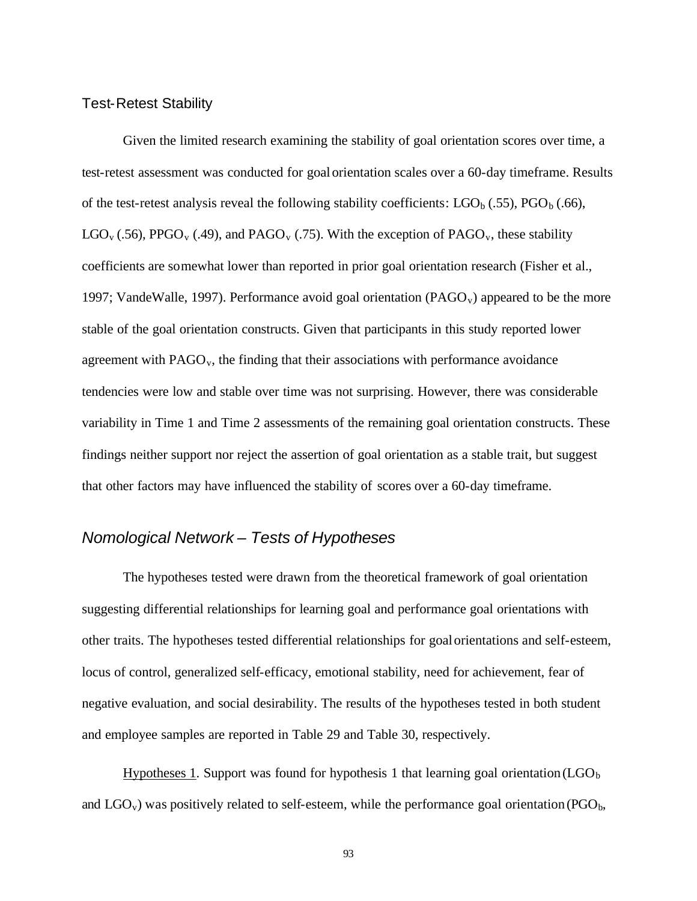### Test-Retest Stability

Given the limited research examining the stability of goal orientation scores over time, a test-retest assessment was conducted for goal orientation scales over a 60-day timeframe. Results of the test-retest analysis reveal the following stability coefficients: $LGO_b$ (.55), $PGO_b$ (.66), $LGO_v$ (.56), $PPGO_v$ (.49), and $PAGO_v$ (.75). With the exception of $PAGO_v$, these stability coefficients are somewhat lower than reported in prior goal orientation research (Fisher et al., 1997; VandeWalle, 1997). Performance avoid goal orientation ($PAGO_v$) appeared to be the more stable of the goal orientation constructs. Given that participants in this study reported lower agreement with $PAGO_v$, the finding that their associations with performance avoidance tendencies were low and stable over time was not surprising. However, there was considerable variability in Time 1 and Time 2 assessments of the remaining goal orientation constructs. These findings neither support nor reject the assertion of goal orientation as a stable trait, but suggest that other factors may have influenced the stability of scores over a 60-day timeframe.

## *Nomological Network – Tests of Hypotheses*

The hypotheses tested were drawn from the theoretical framework of goal orientation suggesting differential relationships for learning goal and performance goal orientations with other traits. The hypotheses tested differential relationships for goal orientations and self-esteem, locus of control, generalized self-efficacy, emotional stability, need for achievement, fear of negative evaluation, and social desirability. The results of the hypotheses tested in both student and employee samples are reported in Table 29 and Table 30, respectively.

Hypotheses 1. Support was found for hypothesis 1 that learning goal orientation ($LGO_b$ and $LGO_v$) was positively related to self-esteem, while the performance goal orientation ($PGO_b$,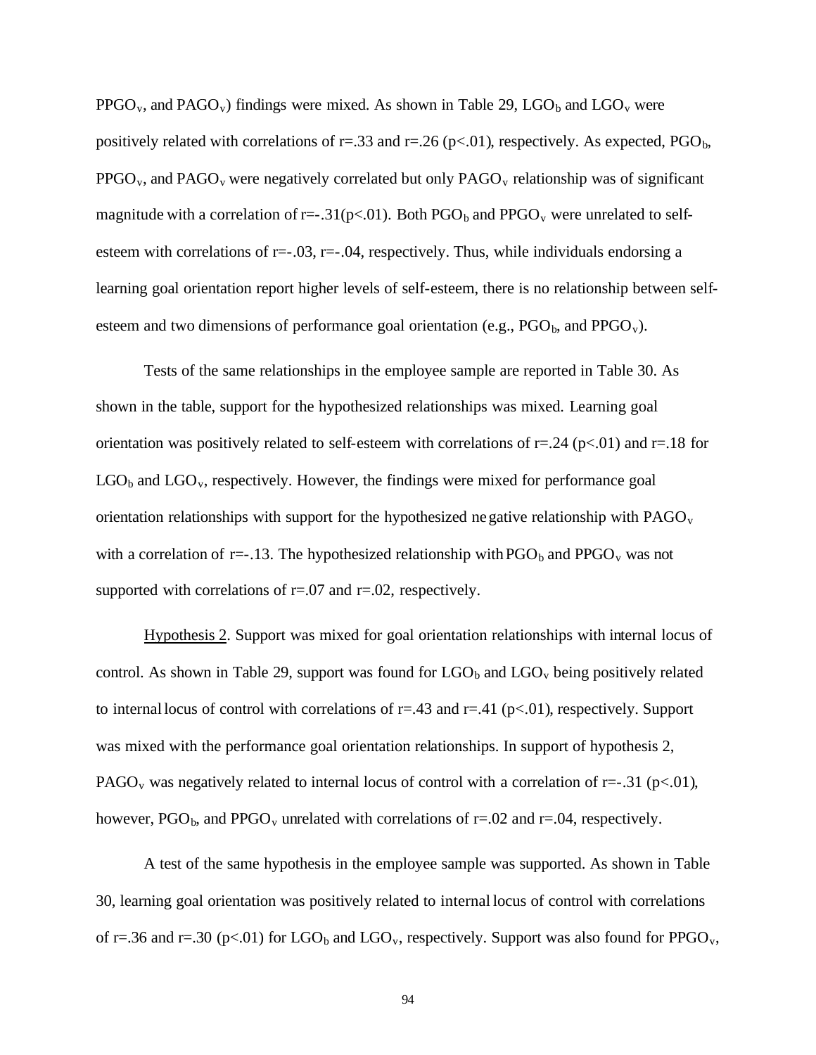$PPGO_v$, and $PAGO_v$) findings were mixed. As shown in Table 29, $LGO_b$ and $LGO_v$ were positively related with correlations of r=.33 and r=.26 (p<.01), respectively. As expected, $PGO_b$, $PPGO_v$, and $PAGO_v$ were negatively correlated but only $PAGO_v$ relationship was of significant magnitude with a correlation of r=-.31(p<.01). Both $PGO_b$ and $PPGO_v$ were unrelated to self-esteem with correlations of r=-.03, r=-.04, respectively. Thus, while individuals endorsing a learning goal orientation report higher levels of self-esteem, there is no relationship between self-esteem and two dimensions of performance goal orientation (e.g., $PGO_b$, and $PPGO_v$).

Tests of the same relationships in the employee sample are reported in Table 30. As shown in the table, support for the hypothesized relationships was mixed. Learning goal orientation was positively related to self-esteem with correlations of r=.24 (p<.01) and r=.18 for $LGO_b$ and $LGO_v$, respectively. However, the findings were mixed for performance goal orientation relationships with support for the hypothesized negative relationship with $PAGO_v$ with a correlation of r=-.13. The hypothesized relationship with $PGO_b$ and $PPGO_v$ was not supported with correlations of r=.07 and r=.02, respectively.

Hypothesis 2. Support was mixed for goal orientation relationships with internal locus of control. As shown in Table 29, support was found for $LGO_b$ and $LGO_v$ being positively related to internal locus of control with correlations of r=.43 and r=.41 (p<.01), respectively. Support was mixed with the performance goal orientation relationships. In support of hypothesis 2, $PAGO_v$ was negatively related to internal locus of control with a correlation of r=-.31 (p<.01), however, $PGO_b$, and $PPGO_v$ unrelated with correlations of r=.02 and r=.04, respectively.

A test of the same hypothesis in the employee sample was supported. As shown in Table 30, learning goal orientation was positively related to internal locus of control with correlations of r=.36 and r=.30 (p<.01) for $LGO_b$ and $LGO_v$, respectively. Support was also found for $PPGO_v$,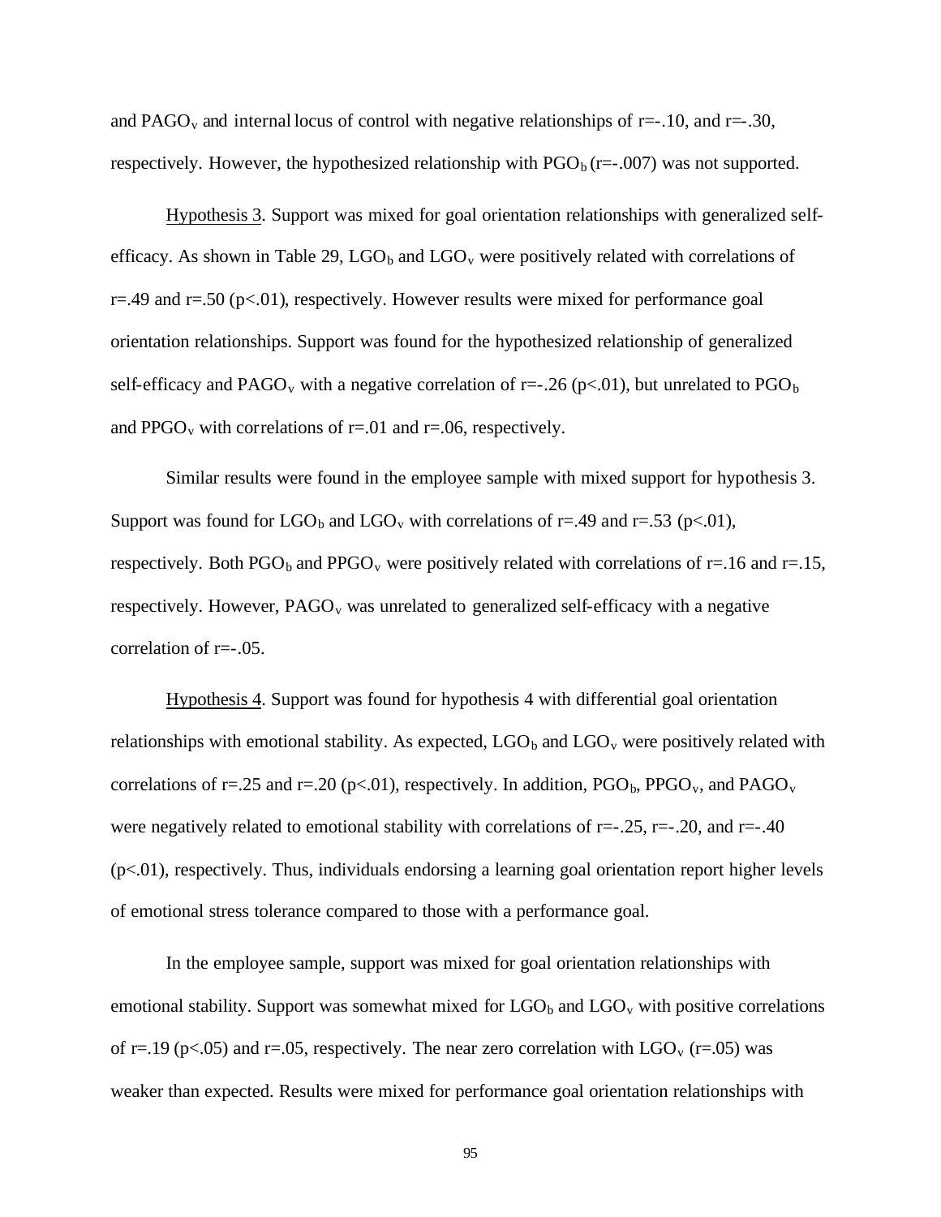and $PAGO_v$ and internal locus of control with negative relationships of r=-.10, and r=-.30, respectively. However, the hypothesized relationship with $PGO_b$ (r=-.007) was not supported.

<u>Hypothesis 3</u>. Support was mixed for goal orientation relationships with generalized self-efficacy. As shown in Table 29, $LGO_b$ and $LGO_v$ were positively related with correlations of r=.49 and r=.50 (p<.01), respectively. However results were mixed for performance goal orientation relationships. Support was found for the hypothesized relationship of generalized self-efficacy and $PAGO_v$ with a negative correlation of r=-.26 (p<.01), but unrelated to $PGO_b$ and $PPGO_v$ with correlations of r=.01 and r=.06, respectively.

Similar results were found in the employee sample with mixed support for hypothesis 3. Support was found for $LGO_b$ and $LGO_v$ with correlations of r=.49 and r=.53 (p<.01), respectively. Both $PGO_b$ and $PPGO_v$ were positively related with correlations of r=.16 and r=.15, respectively. However, $PAGO_v$ was unrelated to generalized self-efficacy with a negative correlation of r=-.05.

<u>Hypothesis 4</u>. Support was found for hypothesis 4 with differential goal orientation relationships with emotional stability. As expected, $LGO_b$ and $LGO_v$ were positively related with correlations of r=.25 and r=.20 (p<.01), respectively. In addition, $PGO_b$, $PPGO_v$, and $PAGO_v$ were negatively related to emotional stability with correlations of r=-.25, r=-.20, and r=-.40 (p<.01), respectively. Thus, individuals endorsing a learning goal orientation report higher levels of emotional stress tolerance compared to those with a performance goal.

In the employee sample, support was mixed for goal orientation relationships with emotional stability. Support was somewhat mixed for $LGO_b$ and $LGO_v$ with positive correlations of r=.19 (p<.05) and r=.05, respectively. The near zero correlation with $LGO_v$ (r=.05) was weaker than expected. Results were mixed for performance goal orientation relationships with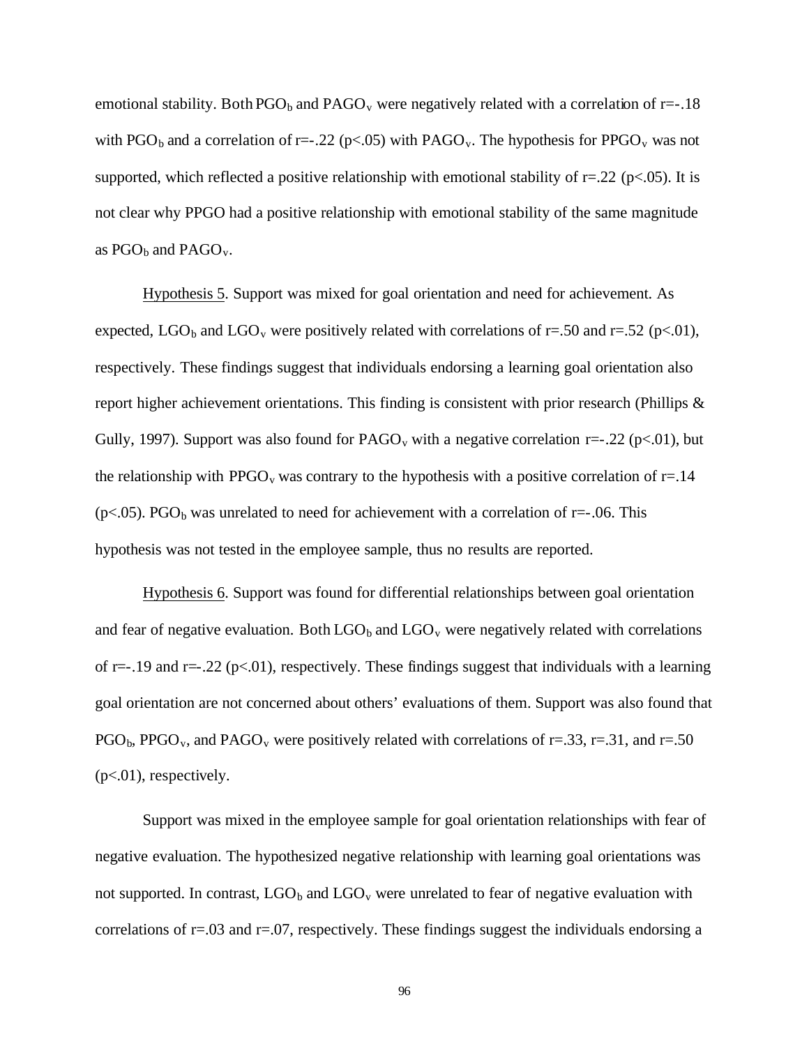emotional stability. Both $PGO_b$ and $PAGO_v$ were negatively related with a correlation of r=-.18 with $PGO_b$ and a correlation of r=-.22 ($p<.05$) with $PAGO_v$. The hypothesis for $PPGO_v$ was not supported, which reflected a positive relationship with emotional stability of r=.22 ($p<.05$). It is not clear why PPGO had a positive relationship with emotional stability of the same magnitude as $PGO_b$ and $PAGO_v$.

Hypothesis 5. Support was mixed for goal orientation and need for achievement. As expected, $LGO_b$ and $LGO_v$ were positively related with correlations of r=.50 and r=.52 ($p<.01$), respectively. These findings suggest that individuals endorsing a learning goal orientation also report higher achievement orientations. This finding is consistent with prior research (Phillips & Gully, 1997). Support was also found for $PAGO_v$ with a negative correlation r=-.22 ($p<.01$), but the relationship with $PPGO_v$ was contrary to the hypothesis with a positive correlation of r=.14 ($p<.05$). $PGO_b$ was unrelated to need for achievement with a correlation of r=-.06. This hypothesis was not tested in the employee sample, thus no results are reported.

Hypothesis 6. Support was found for differential relationships between goal orientation and fear of negative evaluation. Both $LGO_b$ and $LGO_v$ were negatively related with correlations of r=-.19 and r=-.22 ($p<.01$), respectively. These findings suggest that individuals with a learning goal orientation are not concerned about others' evaluations of them. Support was also found that $PGO_b$, $PPGO_v$, and $PAGO_v$ were positively related with correlations of r=.33, r=.31, and r=.50 ($p<.01$), respectively.

Support was mixed in the employee sample for goal orientation relationships with fear of negative evaluation. The hypothesized negative relationship with learning goal orientations was not supported. In contrast, $LGO_b$ and $LGO_v$ were unrelated to fear of negative evaluation with correlations of r=.03 and r=.07, respectively. These findings suggest the individuals endorsing a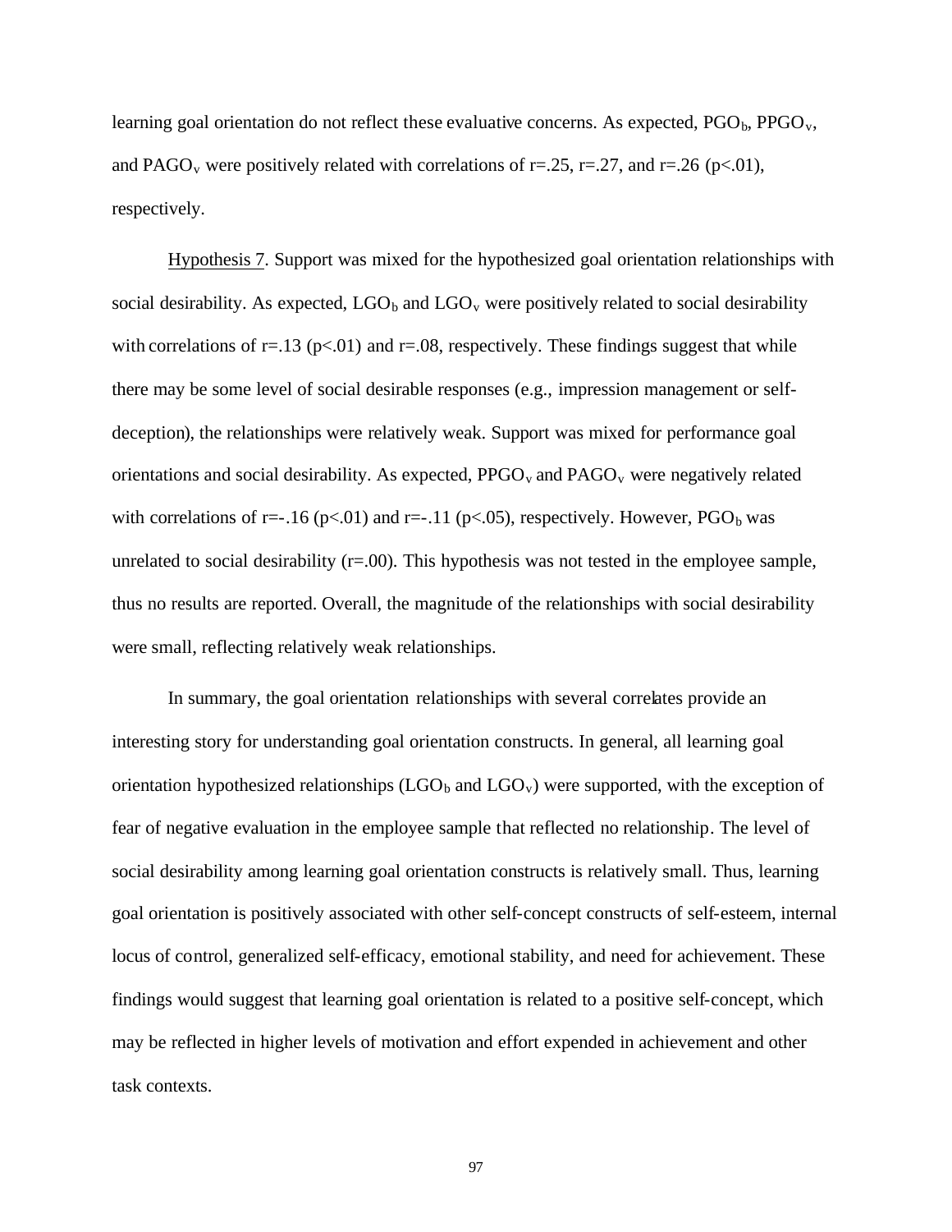learning goal orientation do not reflect these evaluative concerns. As expected, $PGO_b$, $PPGO_v$, and $PAGO_v$ were positively related with correlations of $r=.25$, $r=.27$, and $r=.26$ ($p<.01$), respectively.

Hypothesis 7. Support was mixed for the hypothesized goal orientation relationships with social desirability. As expected, $LGO_b$ and $LGO_v$ were positively related to social desirability with correlations of $r=.13$ ($p<.01$) and $r=.08$, respectively. These findings suggest that while there may be some level of social desirable responses (e.g., impression management or self-deception), the relationships were relatively weak. Support was mixed for performance goal orientations and social desirability. As expected, $PPGO_v$ and $PAGO_v$ were negatively related with correlations of $r=-.16$ ($p<.01$) and $r=-.11$ ($p<.05$), respectively. However, $PGO_b$ was unrelated to social desirability ($r=.00$). This hypothesis was not tested in the employee sample, thus no results are reported. Overall, the magnitude of the relationships with social desirability were small, reflecting relatively weak relationships.

In summary, the goal orientation relationships with several correlates provide an interesting story for understanding goal orientation constructs. In general, all learning goal orientation hypothesized relationships ($LGO_b$ and $LGO_v$) were supported, with the exception of fear of negative evaluation in the employee sample that reflected no relationship. The level of social desirability among learning goal orientation constructs is relatively small. Thus, learning goal orientation is positively associated with other self-concept constructs of self-esteem, internal locus of control, generalized self-efficacy, emotional stability, and need for achievement. These findings would suggest that learning goal orientation is related to a positive self-concept, which may be reflected in higher levels of motivation and effort expended in achievement and other task contexts.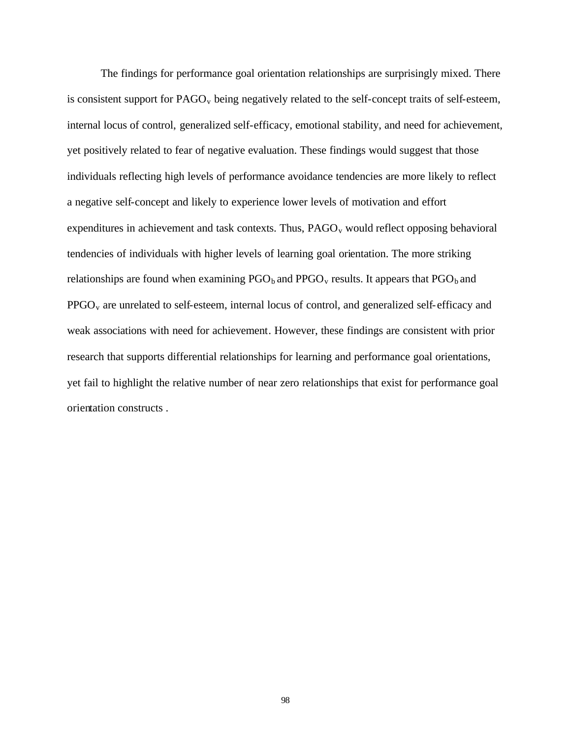The findings for performance goal orientation relationships are surprisingly mixed. There is consistent support for $PAGO_v$ being negatively related to the self-concept traits of self-esteem, internal locus of control, generalized self-efficacy, emotional stability, and need for achievement, yet positively related to fear of negative evaluation. These findings would suggest that those individuals reflecting high levels of performance avoidance tendencies are more likely to reflect a negative self-concept and likely to experience lower levels of motivation and effort expenditures in achievement and task contexts. Thus, $PAGO_v$ would reflect opposing behavioral tendencies of individuals with higher levels of learning goal orientation. The more striking relationships are found when examining $PGO_b$ and $PPGO_v$ results. It appears that $PGO_b$ and $PPGO_v$ are unrelated to self-esteem, internal locus of control, and generalized self-efficacy and weak associations with need for achievement. However, these findings are consistent with prior research that supports differential relationships for learning and performance goal orientations, yet fail to highlight the relative number of near zero relationships that exist for performance goal orientation constructs .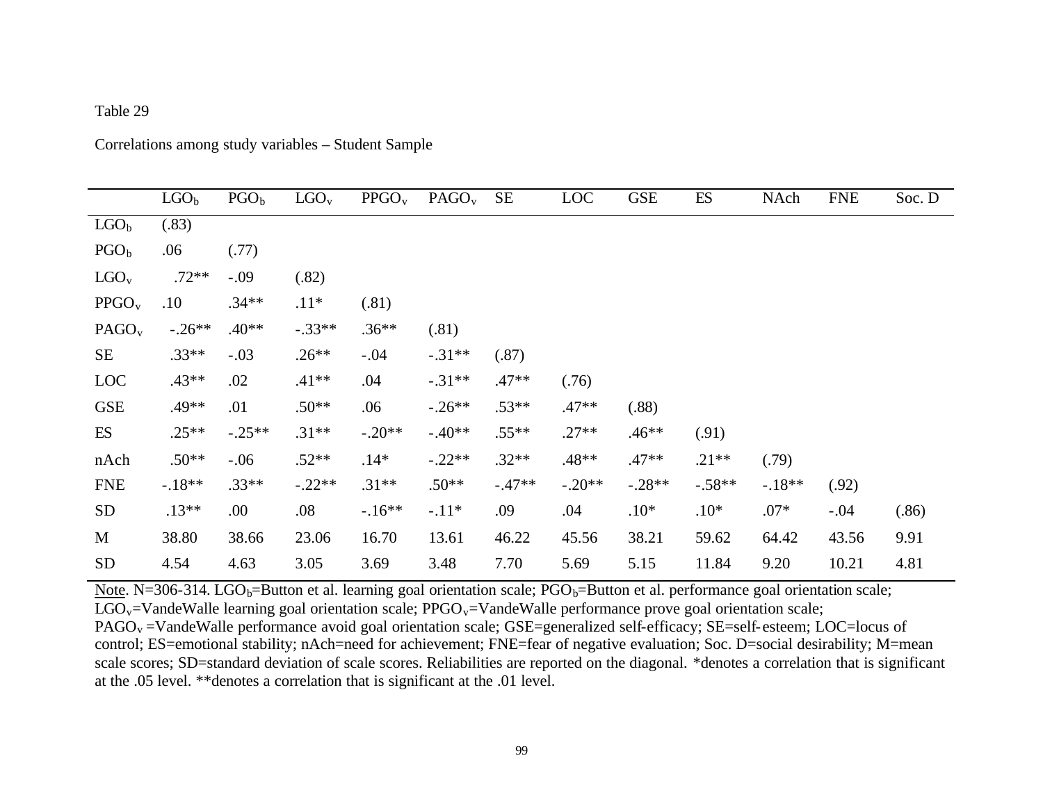Table 29

Correlations among study variables – Student Sample

| | $LGO_b$ | $PGO_b$ | $LGO_v$ | $PPGO_v$ | $PAGO_v$ | SE | LOC | GSE | ES | NAch | FNE | Soc. D |
|---|---|---|---|---|---|---|---|---|---|---|---|---|
| $LGO_b$ | (.83) | | | | | | | | | | | |
| $PGO_b$ | .06 | (.77) | | | | | | | | | | |
| $LGO_v$ | .72** | -.09 | (.82) | | | | | | | | | |
| $PPGO_v$ | .10 | .34** | .11* | (.81) | | | | | | | | |
| $PAGO_v$ | -.26** | .40** | -.33** | .36** | (.81) | | | | | | | |
| SE | .33** | -.03 | .26** | -.04 | -.31** | (.87) | | | | | | |
| LOC | .43** | .02 | .41** | .04 | -.31** | .47** | (.76) | | | | | |
| GSE | .49** | .01 | .50** | .06 | -.26** | .53** | .47** | (.88) | | | | |
| ES | .25** | -.25** | .31** | -.20** | -.40** | .55** | .27** | .46** | (.91) | | | |
| nAch | .50** | -.06 | .52** | .14* | -.22** | .32** | .48** | .47** | .21** | (.79) | | |
| FNE | -.18** | .33** | -.22** | .31** | .50** | -.47** | -.20** | -.28** | -.58** | -.18** | (.92) | |
| SD | .13** | .00 | .08 | -.16** | -.11* | .09 | .04 | .10* | .10* | .07* | -.04 | (.86) |
| M | 38.80 | 38.66 | 23.06 | 16.70 | 13.61 | 46.22 | 45.56 | 38.21 | 59.62 | 64.42 | 43.56 | 9.91 |
| SD | 4.54 | 4.63 | 3.05 | 3.69 | 3.48 | 7.70 | 5.69 | 5.15 | 11.84 | 9.20 | 10.21 | 4.81 |

Note. N=306-314. $LGO_b$=Button et al. learning goal orientation scale; $PGO_b$=Button et al. performance goal orientation scale; $LGO_v$=VandeWalle learning goal orientation scale; $PPGO_v$=VandeWalle performance prove goal orientation scale; $PAGO_v$ =VandeWalle performance avoid goal orientation scale; GSE=generalized self-efficacy; SE=self-esteem; LOC=locus of control; ES=emotional stability; nAch=need for achievement; FNE=fear of negative evaluation; Soc. D=social desirability; M=mean scale scores; SD=standard deviation of scale scores. Reliabilities are reported on the diagonal. *denotes a correlation that is significant at the .05 level. **denotes a correlation that is significant at the .01 level.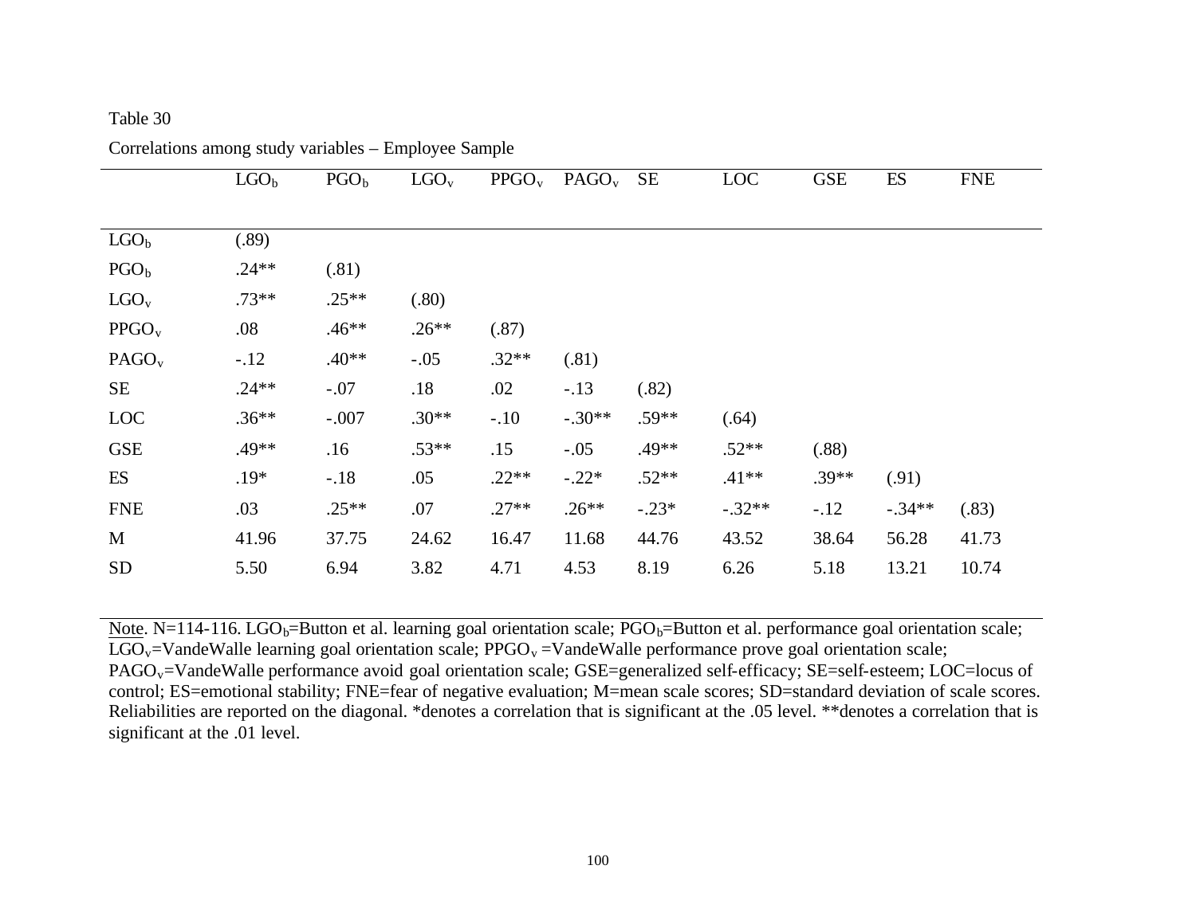Table 30

Correlations among study variables – Employee Sample

| | $LGO_b$ | $PGO_b$ | $LGO_v$ | $PPGO_v$ | $PAGO_v$ | SE | LOC | GSE | ES | FNE |
|---|---|---|---|---|---|---|---|---|---|---|
| $LGO_b$ | (.89) | | | | | | | | | |
| $PGO_b$ | .24** | (.81) | | | | | | | | |
| $LGO_v$ | .73** | .25** | (.80) | | | | | | | |
| $PPGO_v$ | .08 | .46** | .26** | (.87) | | | | | | |
| $PAGO_v$ | -.12 | .40** | -.05 | .32** | (.81) | | | | | |
| SE | .24** | -.07 | .18 | .02 | -.13 | (.82) | | | | |
| LOC | .36** | -.007 | .30** | -.10 | -.30** | .59** | (.64) | | | |
| GSE | .49** | .16 | .53** | .15 | -.05 | .49** | .52** | (.88) | | |
| ES | .19* | -.18 | .05 | .22** | -.22* | .52** | .41** | .39** | (.91) | |
| FNE | .03 | .25** | .07 | .27** | .26** | -.23* | -.32** | -.12 | -.34** | (.83) |
| M | 41.96 | 37.75 | 24.62 | 16.47 | 11.68 | 44.76 | 43.52 | 38.64 | 56.28 | 41.73 |
| SD | 5.50 | 6.94 | 3.82 | 4.71 | 4.53 | 8.19 | 6.26 | 5.18 | 13.21 | 10.74 |

Note. N=114-116. $LGO_b$=Button et al. learning goal orientation scale; $PGO_b$=Button et al. performance goal orientation scale; $LGO_v$=VandeWalle learning goal orientation scale; $PPGO_v$ =VandeWalle performance prove goal orientation scale; $PAGO_v$=VandeWalle performance avoid goal orientation scale; GSE=generalized self-efficacy; SE=self-esteem; LOC=locus of control; ES=emotional stability; FNE=fear of negative evaluation; M=mean scale scores; SD=standard deviation of scale scores. Reliabilities are reported on the diagonal. *denotes a correlation that is significant at the .05 level. **denotes a correlation that is significant at the .01 level.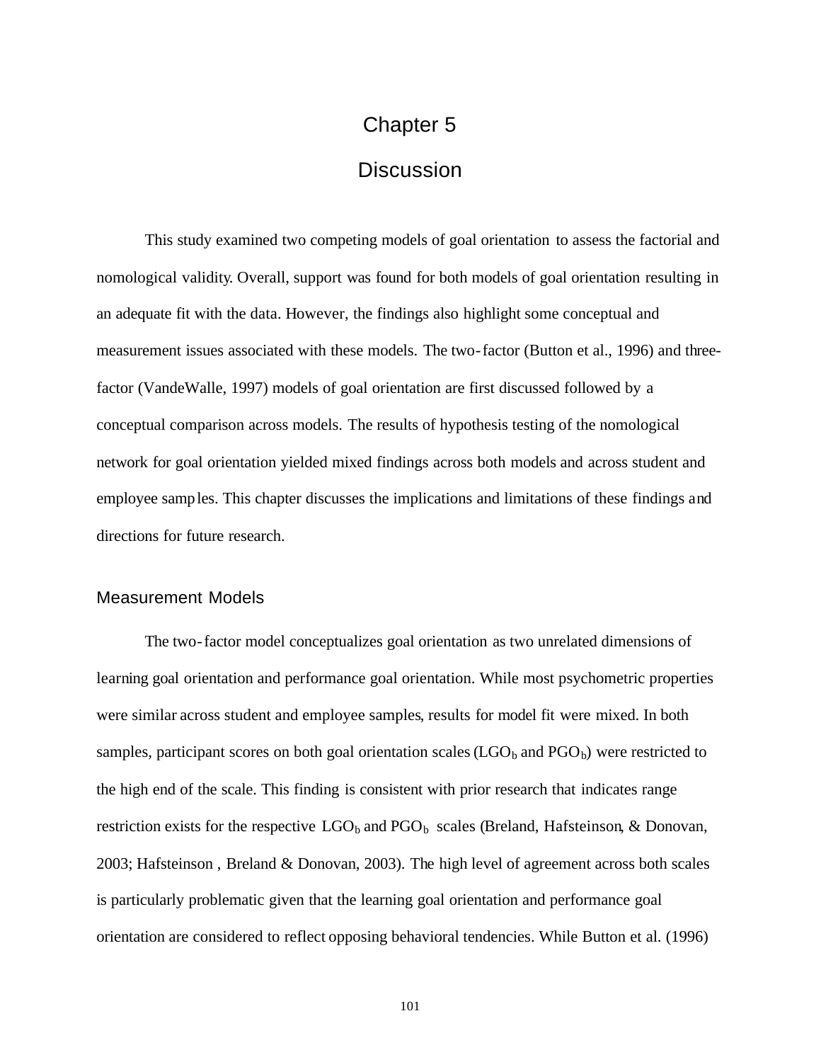# Chapter 5

# Discussion

This study examined two competing models of goal orientation to assess the factorial and nomological validity. Overall, support was found for both models of goal orientation resulting in an adequate fit with the data. However, the findings also highlight some conceptual and measurement issues associated with these models. The two-factor (Button et al., 1996) and three-factor (VandeWalle, 1997) models of goal orientation are first discussed followed by a conceptual comparison across models. The results of hypothesis testing of the nomological network for goal orientation yielded mixed findings across both models and across student and employee samples. This chapter discusses the implications and limitations of these findings and directions for future research.

## Measurement Models

The two-factor model conceptualizes goal orientation as two unrelated dimensions of learning goal orientation and performance goal orientation. While most psychometric properties were similar across student and employee samples, results for model fit were mixed. In both samples, participant scores on both goal orientation scales ($LGO_b$ and $PGO_b$) were restricted to the high end of the scale. This finding is consistent with prior research that indicates range restriction exists for the respective $LGO_b$ and $PGO_b$ scales (Breland, Hafsteinson, & Donovan, 2003; Hafsteinson , Breland & Donovan, 2003). The high level of agreement across both scales is particularly problematic given that the learning goal orientation and performance goal orientation are considered to reflect opposing behavioral tendencies. While Button et al. (1996)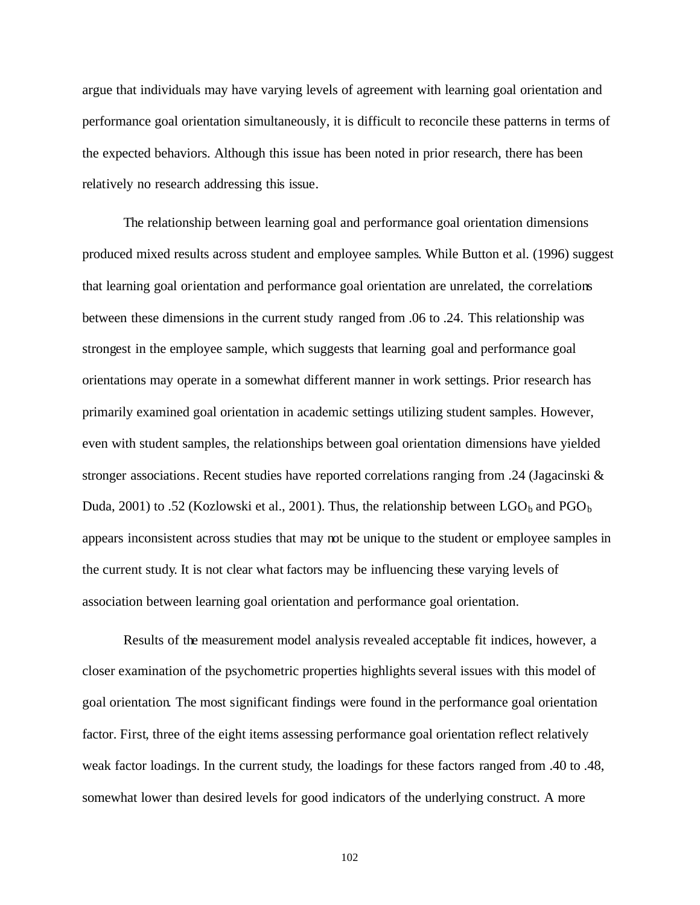argue that individuals may have varying levels of agreement with learning goal orientation and performance goal orientation simultaneously, it is difficult to reconcile these patterns in terms of the expected behaviors. Although this issue has been noted in prior research, there has been relatively no research addressing this issue.

The relationship between learning goal and performance goal orientation dimensions produced mixed results across student and employee samples. While Button et al. (1996) suggest that learning goal orientation and performance goal orientation are unrelated, the correlations between these dimensions in the current study ranged from .06 to .24. This relationship was strongest in the employee sample, which suggests that learning goal and performance goal orientations may operate in a somewhat different manner in work settings. Prior research has primarily examined goal orientation in academic settings utilizing student samples. However, even with student samples, the relationships between goal orientation dimensions have yielded stronger associations. Recent studies have reported correlations ranging from .24 (Jagacinski & Duda, 2001) to .52 (Kozlowski et al., 2001). Thus, the relationship between $LGO_b$ and $PGO_b$ appears inconsistent across studies that may not be unique to the student or employee samples in the current study. It is not clear what factors may be influencing these varying levels of association between learning goal orientation and performance goal orientation.

Results of the measurement model analysis revealed acceptable fit indices, however, a closer examination of the psychometric properties highlights several issues with this model of goal orientation. The most significant findings were found in the performance goal orientation factor. First, three of the eight items assessing performance goal orientation reflect relatively weak factor loadings. In the current study, the loadings for these factors ranged from .40 to .48, somewhat lower than desired levels for good indicators of the underlying construct. A more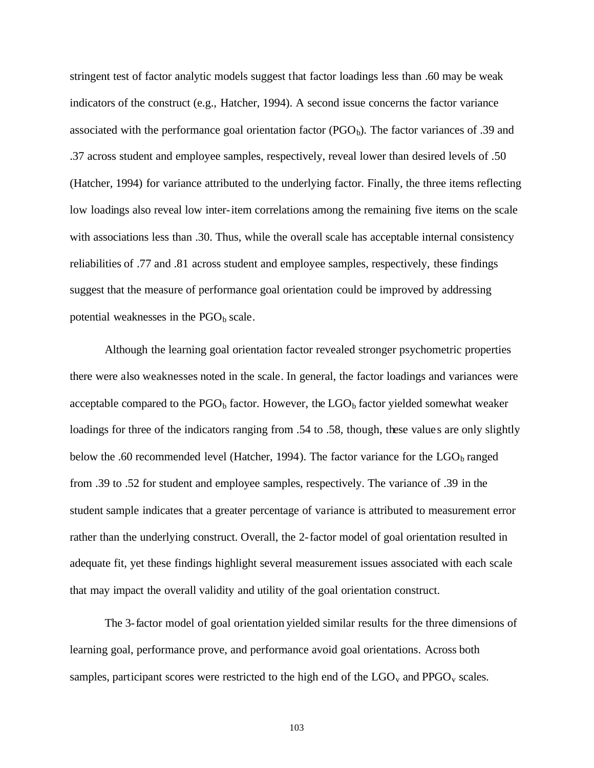stringent test of factor analytic models suggest that factor loadings less than .60 may be weak indicators of the construct (e.g., Hatcher, 1994). A second issue concerns the factor variance associated with the performance goal orientation factor ($PGO_b$). The factor variances of .39 and .37 across student and employee samples, respectively, reveal lower than desired levels of .50 (Hatcher, 1994) for variance attributed to the underlying factor. Finally, the three items reflecting low loadings also reveal low inter-item correlations among the remaining five items on the scale with associations less than .30. Thus, while the overall scale has acceptable internal consistency reliabilities of .77 and .81 across student and employee samples, respectively, these findings suggest that the measure of performance goal orientation could be improved by addressing potential weaknesses in the $PGO_b$ scale.

Although the learning goal orientation factor revealed stronger psychometric properties there were also weaknesses noted in the scale. In general, the factor loadings and variances were acceptable compared to the $PGO_b$ factor. However, the $LGO_b$ factor yielded somewhat weaker loadings for three of the indicators ranging from .54 to .58, though, these values are only slightly below the .60 recommended level (Hatcher, 1994). The factor variance for the $LGO_b$ ranged from .39 to .52 for student and employee samples, respectively. The variance of .39 in the student sample indicates that a greater percentage of variance is attributed to measurement error rather than the underlying construct. Overall, the 2-factor model of goal orientation resulted in adequate fit, yet these findings highlight several measurement issues associated with each scale that may impact the overall validity and utility of the goal orientation construct.

The 3-factor model of goal orientation yielded similar results for the three dimensions of learning goal, performance prove, and performance avoid goal orientations. Across both samples, participant scores were restricted to the high end of the $LGO_v$ and $PPGO_v$ scales.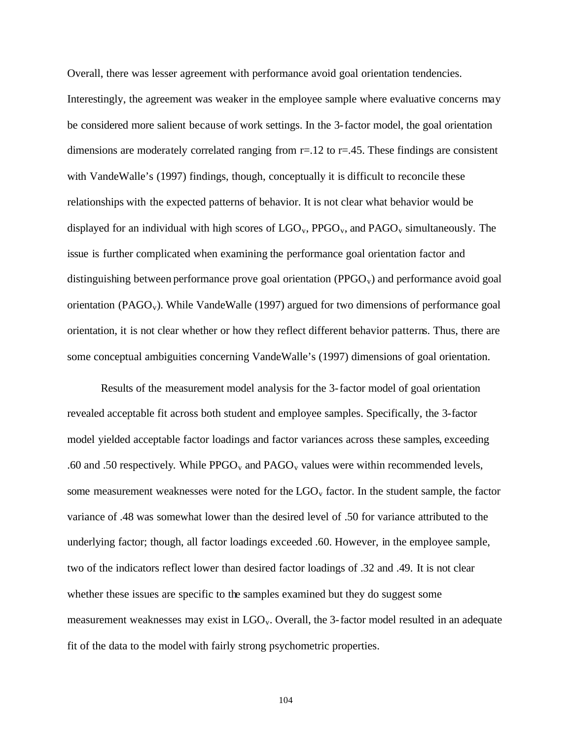Overall, there was lesser agreement with performance avoid goal orientation tendencies. Interestingly, the agreement was weaker in the employee sample where evaluative concerns may be considered more salient because of work settings. In the 3-factor model, the goal orientation dimensions are moderately correlated ranging from r=.12 to r=.45. These findings are consistent with VandeWalle's (1997) findings, though, conceptually it is difficult to reconcile these relationships with the expected patterns of behavior. It is not clear what behavior would be displayed for an individual with high scores of $LGO_v$, $PPGO_v$, and $PAGO_v$ simultaneously. The issue is further complicated when examining the performance goal orientation factor and distinguishing between performance prove goal orientation ($PPGO_v$) and performance avoid goal orientation ($PAGO_v$). While VandeWalle (1997) argued for two dimensions of performance goal orientation, it is not clear whether or how they reflect different behavior patterns. Thus, there are some conceptual ambiguities concerning VandeWalle's (1997) dimensions of goal orientation.

Results of the measurement model analysis for the 3-factor model of goal orientation revealed acceptable fit across both student and employee samples. Specifically, the 3-factor model yielded acceptable factor loadings and factor variances across these samples, exceeding .60 and .50 respectively. While $PPGO_v$ and $PAGO_v$ values were within recommended levels, some measurement weaknesses were noted for the $LGO_v$ factor. In the student sample, the factor variance of .48 was somewhat lower than the desired level of .50 for variance attributed to the underlying factor; though, all factor loadings exceeded .60. However, in the employee sample, two of the indicators reflect lower than desired factor loadings of .32 and .49. It is not clear whether these issues are specific to the samples examined but they do suggest some measurement weaknesses may exist in $LGO_v$. Overall, the 3-factor model resulted in an adequate fit of the data to the model with fairly strong psychometric properties.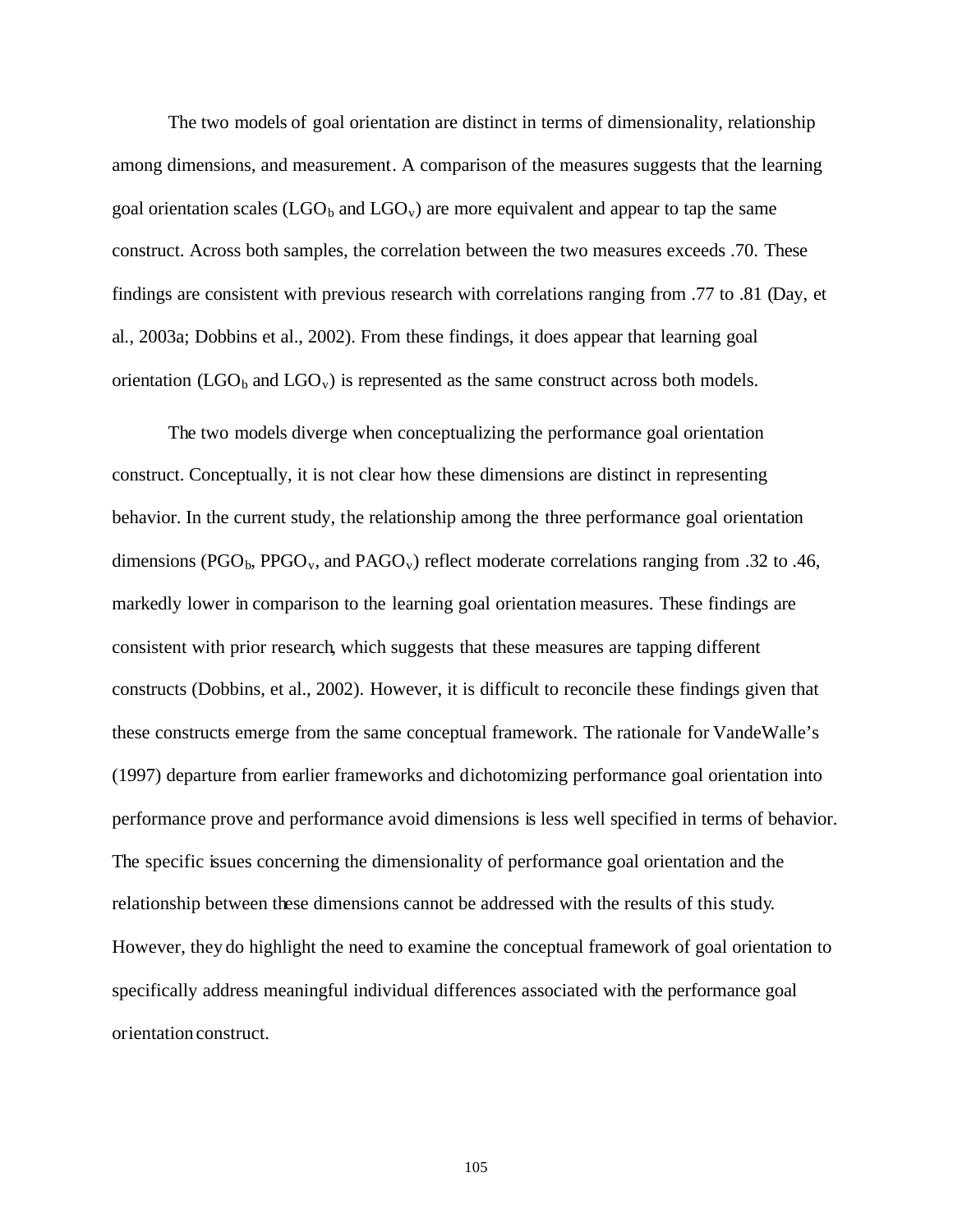The two models of goal orientation are distinct in terms of dimensionality, relationship among dimensions, and measurement. A comparison of the measures suggests that the learning goal orientation scales ($LGO_b$ and $LGO_v$) are more equivalent and appear to tap the same construct. Across both samples, the correlation between the two measures exceeds .70. These findings are consistent with previous research with correlations ranging from .77 to .81 (Day, et al., 2003a; Dobbins et al., 2002). From these findings, it does appear that learning goal orientation ($LGO_b$ and $LGO_v$) is represented as the same construct across both models.

The two models diverge when conceptualizing the performance goal orientation construct. Conceptually, it is not clear how these dimensions are distinct in representing behavior. In the current study, the relationship among the three performance goal orientation dimensions ($PGO_b$, $PPGO_v$, and $PAGO_v$) reflect moderate correlations ranging from .32 to .46, markedly lower in comparison to the learning goal orientation measures. These findings are consistent with prior research, which suggests that these measures are tapping different constructs (Dobbins, et al., 2002). However, it is difficult to reconcile these findings given that these constructs emerge from the same conceptual framework. The rationale for VandeWalle's (1997) departure from earlier frameworks and dichotomizing performance goal orientation into performance prove and performance avoid dimensions is less well specified in terms of behavior. The specific issues concerning the dimensionality of performance goal orientation and the relationship between these dimensions cannot be addressed with the results of this study. However, they do highlight the need to examine the conceptual framework of goal orientation to specifically address meaningful individual differences associated with the performance goal orientation construct.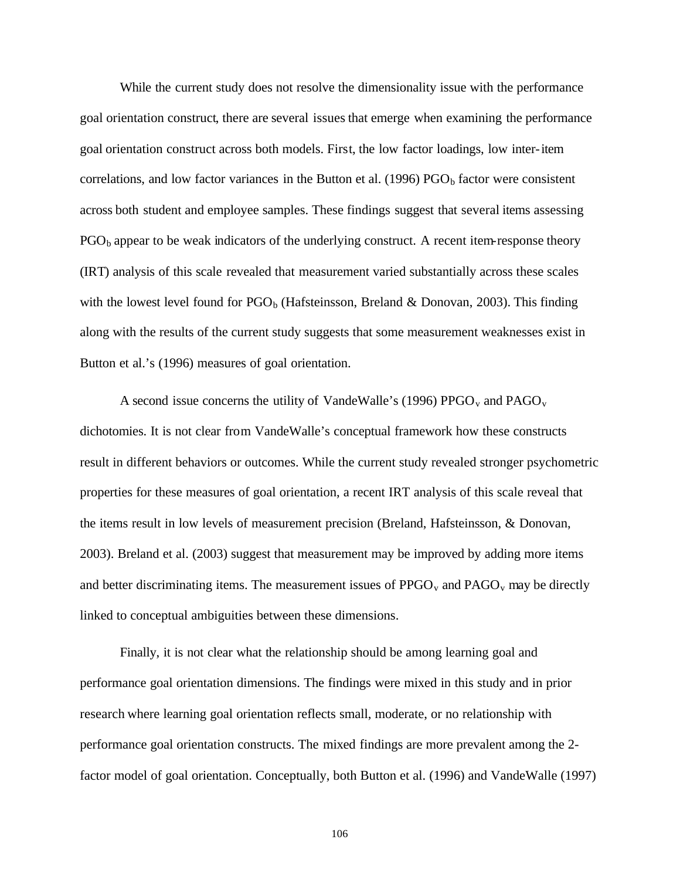While the current study does not resolve the dimensionality issue with the performance goal orientation construct, there are several issues that emerge when examining the performance goal orientation construct across both models. First, the low factor loadings, low inter-item correlations, and low factor variances in the Button et al. (1996) $PGO_b$ factor were consistent across both student and employee samples. These findings suggest that several items assessing $PGO_b$ appear to be weak indicators of the underlying construct. A recent item-response theory (IRT) analysis of this scale revealed that measurement varied substantially across these scales with the lowest level found for $PGO_b$ (Hafsteinsson, Breland & Donovan, 2003). This finding along with the results of the current study suggests that some measurement weaknesses exist in Button et al.'s (1996) measures of goal orientation.

A second issue concerns the utility of VandeWalle's (1996) $PPGO_v$ and $PAGO_v$ dichotomies. It is not clear from VandeWalle's conceptual framework how these constructs result in different behaviors or outcomes. While the current study revealed stronger psychometric properties for these measures of goal orientation, a recent IRT analysis of this scale reveal that the items result in low levels of measurement precision (Breland, Hafsteinsson, & Donovan, 2003). Breland et al. (2003) suggest that measurement may be improved by adding more items and better discriminating items. The measurement issues of $PPGO_v$ and $PAGO_v$ may be directly linked to conceptual ambiguities between these dimensions.

Finally, it is not clear what the relationship should be among learning goal and performance goal orientation dimensions. The findings were mixed in this study and in prior research where learning goal orientation reflects small, moderate, or no relationship with performance goal orientation constructs. The mixed findings are more prevalent among the 2-factor model of goal orientation. Conceptually, both Button et al. (1996) and VandeWalle (1997)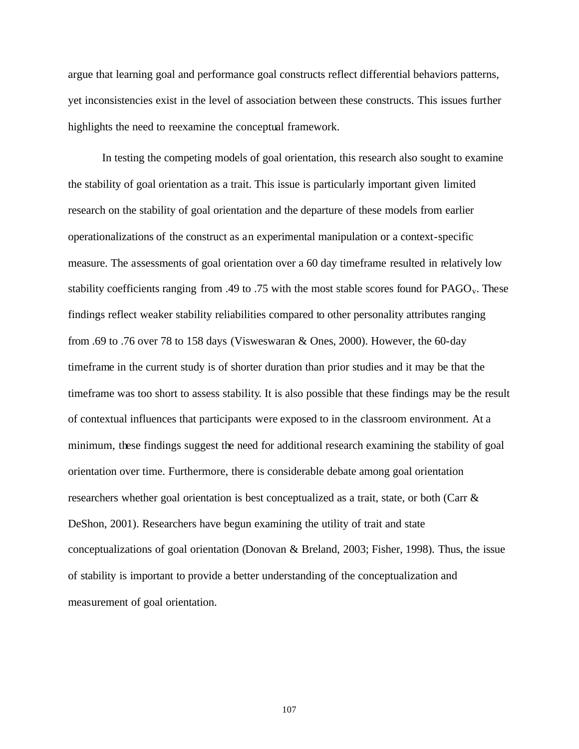argue that learning goal and performance goal constructs reflect differential behaviors patterns, yet inconsistencies exist in the level of association between these constructs. This issues further highlights the need to reexamine the conceptual framework.

In testing the competing models of goal orientation, this research also sought to examine the stability of goal orientation as a trait. This issue is particularly important given limited research on the stability of goal orientation and the departure of these models from earlier operationalizations of the construct as an experimental manipulation or a context-specific measure. The assessments of goal orientation over a 60 day timeframe resulted in relatively low stability coefficients ranging from .49 to .75 with the most stable scores found for $PAGO_V$. These findings reflect weaker stability reliabilities compared to other personality attributes ranging from .69 to .76 over 78 to 158 days (Visweswaran & Ones, 2000). However, the 60-day timeframe in the current study is of shorter duration than prior studies and it may be that the timeframe was too short to assess stability. It is also possible that these findings may be the result of contextual influences that participants were exposed to in the classroom environment. At a minimum, these findings suggest the need for additional research examining the stability of goal orientation over time. Furthermore, there is considerable debate among goal orientation researchers whether goal orientation is best conceptualized as a trait, state, or both (Carr & DeShon, 2001). Researchers have begun examining the utility of trait and state conceptualizations of goal orientation (Donovan & Breland, 2003; Fisher, 1998). Thus, the issue of stability is important to provide a better understanding of the conceptualization and measurement of goal orientation.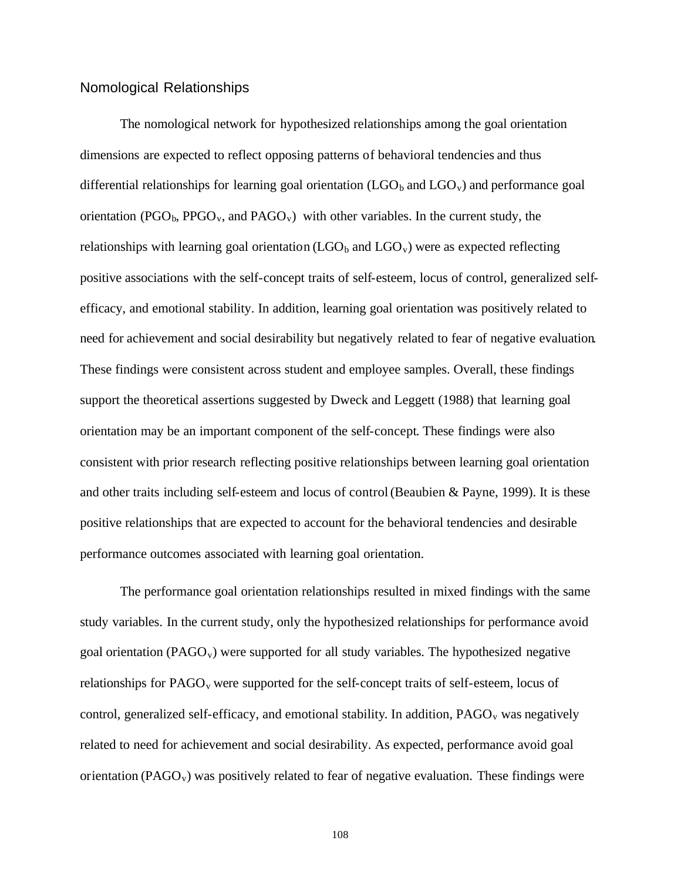## Nomological Relationships

The nomological network for hypothesized relationships among the goal orientation dimensions are expected to reflect opposing patterns of behavioral tendencies and thus differential relationships for learning goal orientation ($LGO_b$ and $LGO_v$) and performance goal orientation ($PGO_b$, $PPGO_v$, and $PAGO_v$) with other variables. In the current study, the relationships with learning goal orientation ($LGO_b$ and $LGO_v$) were as expected reflecting positive associations with the self-concept traits of self-esteem, locus of control, generalized self-efficacy, and emotional stability. In addition, learning goal orientation was positively related to need for achievement and social desirability but negatively related to fear of negative evaluation. These findings were consistent across student and employee samples. Overall, these findings support the theoretical assertions suggested by Dweck and Leggett (1988) that learning goal orientation may be an important component of the self-concept. These findings were also consistent with prior research reflecting positive relationships between learning goal orientation and other traits including self-esteem and locus of control (Beaubien & Payne, 1999). It is these positive relationships that are expected to account for the behavioral tendencies and desirable performance outcomes associated with learning goal orientation.

The performance goal orientation relationships resulted in mixed findings with the same study variables. In the current study, only the hypothesized relationships for performance avoid goal orientation ($PAGO_v$) were supported for all study variables. The hypothesized negative relationships for $PAGO_v$ were supported for the self-concept traits of self-esteem, locus of control, generalized self-efficacy, and emotional stability. In addition, $PAGO_v$ was negatively related to need for achievement and social desirability. As expected, performance avoid goal orientation ($PAGO_v$) was positively related to fear of negative evaluation. These findings were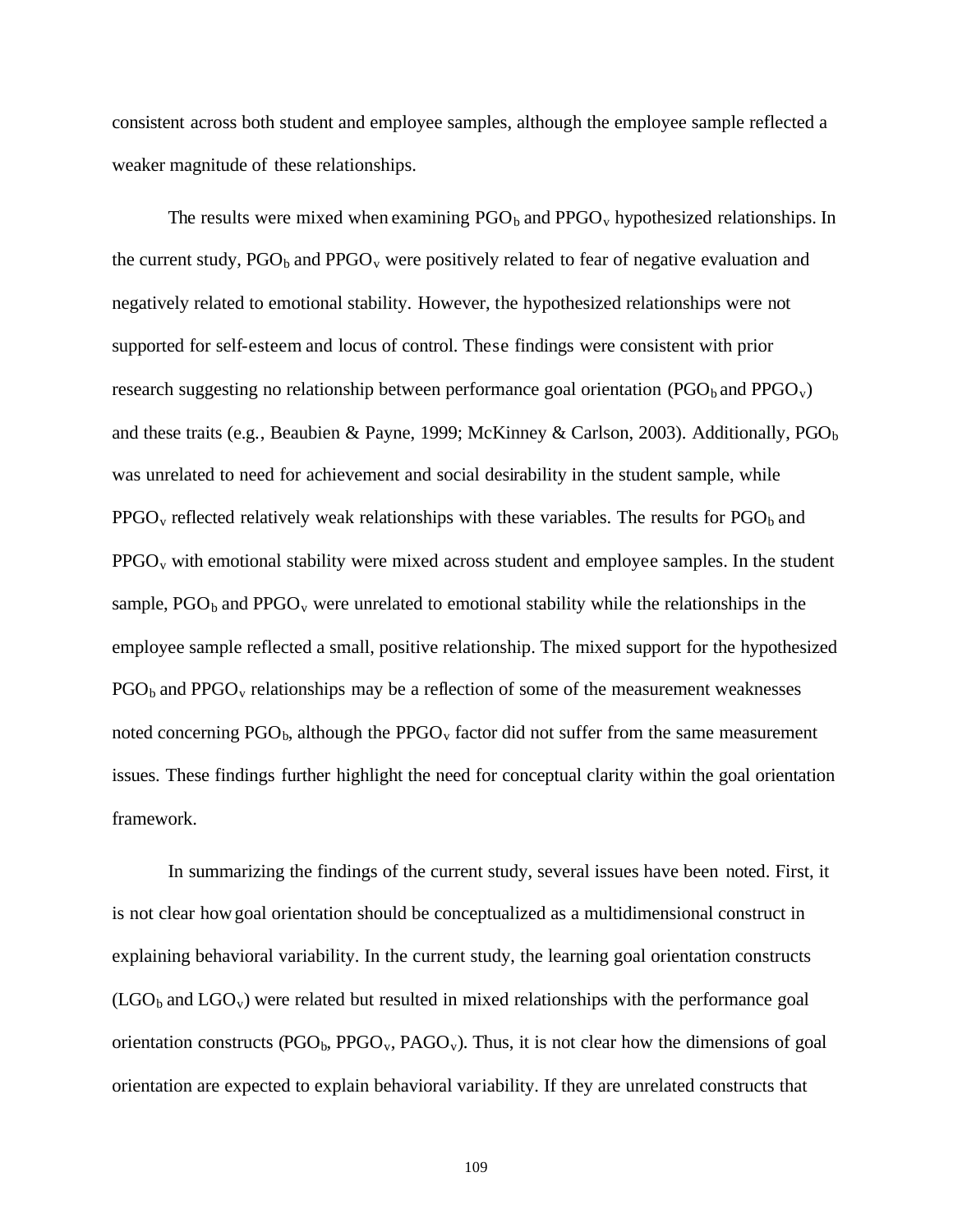consistent across both student and employee samples, although the employee sample reflected a weaker magnitude of these relationships.

The results were mixed when examining $PGO_b$ and $PPGO_v$ hypothesized relationships. In the current study, $PGO_b$ and $PPGO_v$ were positively related to fear of negative evaluation and negatively related to emotional stability. However, the hypothesized relationships were not supported for self-esteem and locus of control. These findings were consistent with prior research suggesting no relationship between performance goal orientation ($PGO_b$ and $PPGO_v$) and these traits (e.g., Beaubien & Payne, 1999; McKinney & Carlson, 2003). Additionally, $PGO_b$ was unrelated to need for achievement and social desirability in the student sample, while $PPGO_v$ reflected relatively weak relationships with these variables. The results for $PGO_b$ and $PPGO_v$ with emotional stability were mixed across student and employee samples. In the student sample, $PGO_b$ and $PPGO_v$ were unrelated to emotional stability while the relationships in the employee sample reflected a small, positive relationship. The mixed support for the hypothesized $PGO_b$ and $PPGO_v$ relationships may be a reflection of some of the measurement weaknesses noted concerning $PGO_b$, although the $PPGO_v$ factor did not suffer from the same measurement issues. These findings further highlight the need for conceptual clarity within the goal orientation framework.

In summarizing the findings of the current study, several issues have been noted. First, it is not clear how goal orientation should be conceptualized as a multidimensional construct in explaining behavioral variability. In the current study, the learning goal orientation constructs ($LGO_b$ and $LGO_v$) were related but resulted in mixed relationships with the performance goal orientation constructs ($PGO_b$, $PPGO_v$, $PAGO_v$). Thus, it is not clear how the dimensions of goal orientation are expected to explain behavioral variability. If they are unrelated constructs that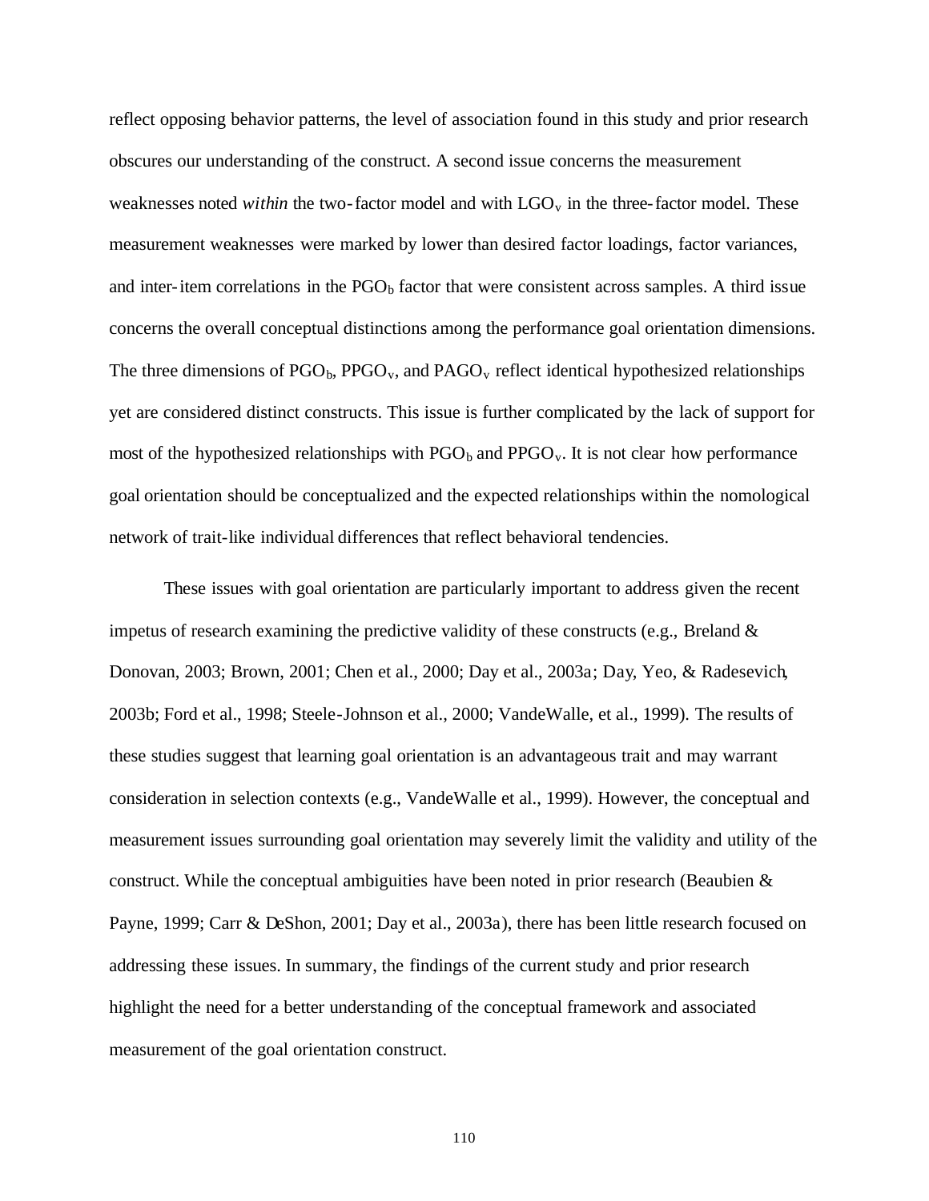reflect opposing behavior patterns, the level of association found in this study and prior research obscures our understanding of the construct. A second issue concerns the measurement weaknesses noted *within* the two-factor model and with $LGO_v$ in the three-factor model. These measurement weaknesses were marked by lower than desired factor loadings, factor variances, and inter-item correlations in the $PGO_b$ factor that were consistent across samples. A third issue concerns the overall conceptual distinctions among the performance goal orientation dimensions. The three dimensions of $PGO_b$, $PPGO_v$, and $PAGO_v$ reflect identical hypothesized relationships yet are considered distinct constructs. This issue is further complicated by the lack of support for most of the hypothesized relationships with $PGO_b$ and $PPGO_v$. It is not clear how performance goal orientation should be conceptualized and the expected relationships within the nomological network of trait-like individual differences that reflect behavioral tendencies.

These issues with goal orientation are particularly important to address given the recent impetus of research examining the predictive validity of these constructs (e.g., Breland & Donovan, 2003; Brown, 2001; Chen et al., 2000; Day et al., 2003a; Day, Yeo, & Radesevich, 2003b; Ford et al., 1998; Steele-Johnson et al., 2000; VandeWalle, et al., 1999). The results of these studies suggest that learning goal orientation is an advantageous trait and may warrant consideration in selection contexts (e.g., VandeWalle et al., 1999). However, the conceptual and measurement issues surrounding goal orientation may severely limit the validity and utility of the construct. While the conceptual ambiguities have been noted in prior research (Beaubien & Payne, 1999; Carr & DeShon, 2001; Day et al., 2003a), there has been little research focused on addressing these issues. In summary, the findings of the current study and prior research highlight the need for a better understanding of the conceptual framework and associated measurement of the goal orientation construct.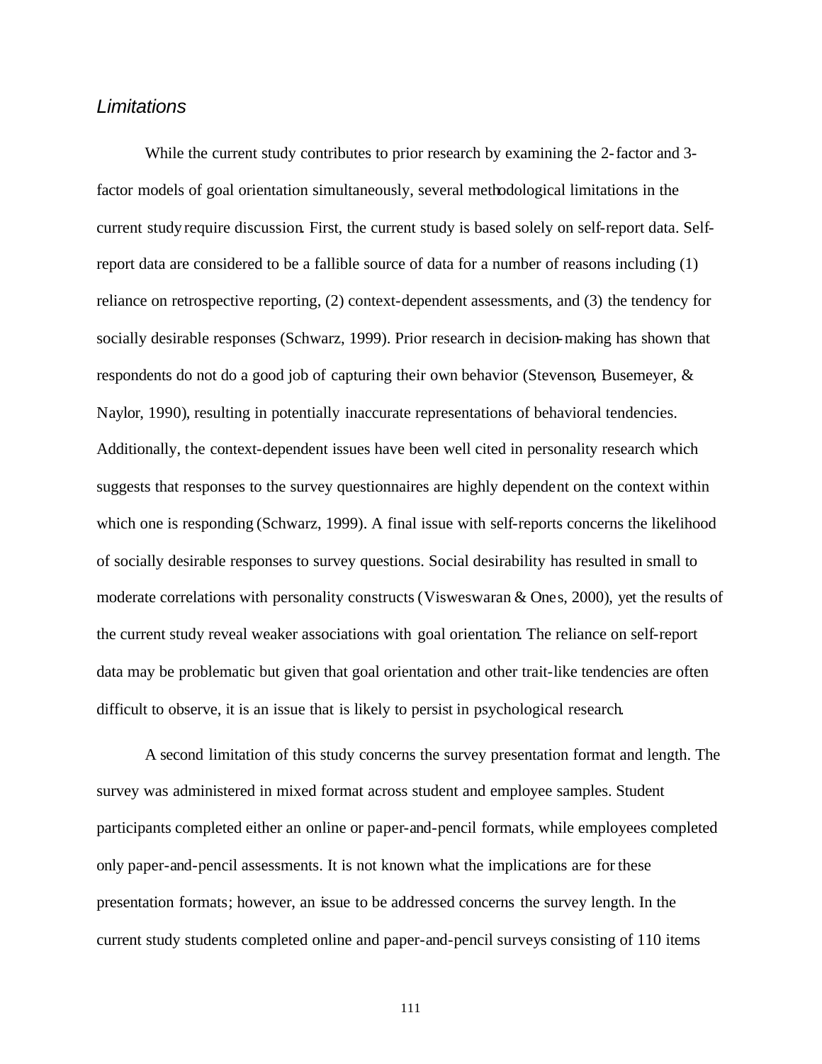### *Limitations*

While the current study contributes to prior research by examining the 2-factor and 3-factor models of goal orientation simultaneously, several methodological limitations in the current study require discussion. First, the current study is based solely on self-report data. Self-report data are considered to be a fallible source of data for a number of reasons including (1) reliance on retrospective reporting, (2) context-dependent assessments, and (3) the tendency for socially desirable responses (Schwarz, 1999). Prior research in decision-making has shown that respondents do not do a good job of capturing their own behavior (Stevenson, Busemeyer, & Naylor, 1990), resulting in potentially inaccurate representations of behavioral tendencies. Additionally, the context-dependent issues have been well cited in personality research which suggests that responses to the survey questionnaires are highly dependent on the context within which one is responding (Schwarz, 1999). A final issue with self-reports concerns the likelihood of socially desirable responses to survey questions. Social desirability has resulted in small to moderate correlations with personality constructs (Visweswaran & Ones, 2000), yet the results of the current study reveal weaker associations with goal orientation. The reliance on self-report data may be problematic but given that goal orientation and other trait-like tendencies are often difficult to observe, it is an issue that is likely to persist in psychological research.

A second limitation of this study concerns the survey presentation format and length. The survey was administered in mixed format across student and employee samples. Student participants completed either an online or paper-and-pencil formats, while employees completed only paper-and-pencil assessments. It is not known what the implications are for these presentation formats; however, an issue to be addressed concerns the survey length. In the current study students completed online and paper-and-pencil surveys consisting of 110 items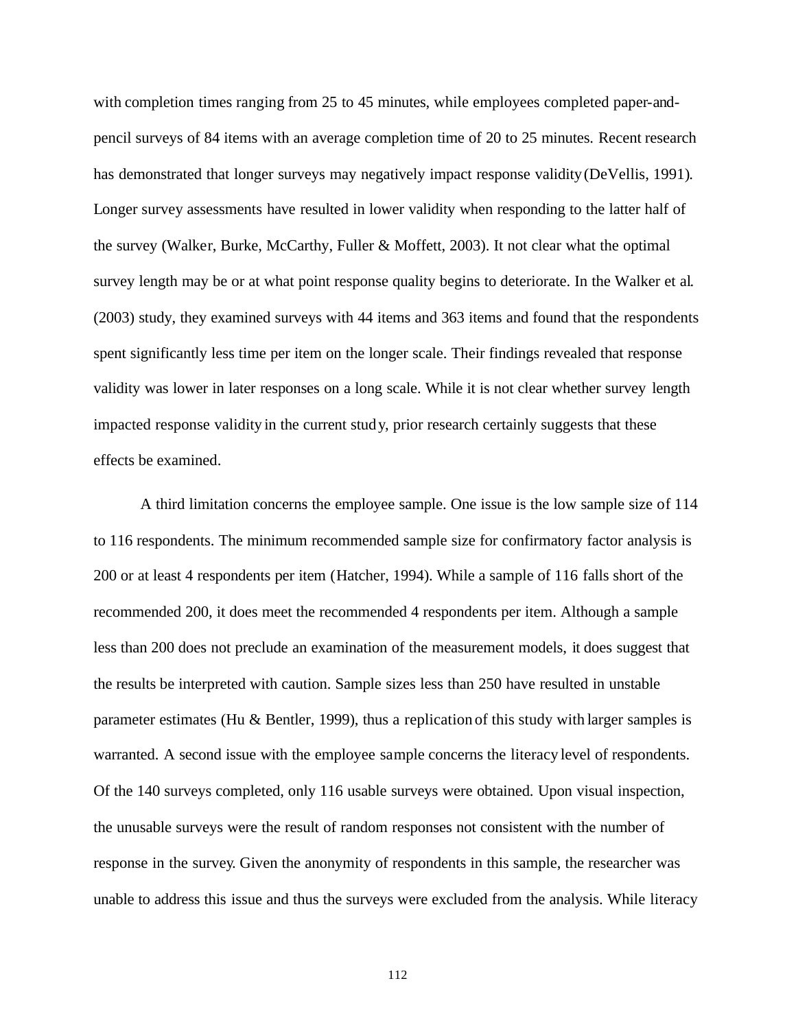with completion times ranging from 25 to 45 minutes, while employees completed paper-and-pencil surveys of 84 items with an average completion time of 20 to 25 minutes. Recent research has demonstrated that longer surveys may negatively impact response validity (DeVellis, 1991). Longer survey assessments have resulted in lower validity when responding to the latter half of the survey (Walker, Burke, McCarthy, Fuller & Moffett, 2003). It not clear what the optimal survey length may be or at what point response quality begins to deteriorate. In the Walker et al. (2003) study, they examined surveys with 44 items and 363 items and found that the respondents spent significantly less time per item on the longer scale. Their findings revealed that response validity was lower in later responses on a long scale. While it is not clear whether survey length impacted response validity in the current study, prior research certainly suggests that these effects be examined.

A third limitation concerns the employee sample. One issue is the low sample size of 114 to 116 respondents. The minimum recommended sample size for confirmatory factor analysis is 200 or at least 4 respondents per item (Hatcher, 1994). While a sample of 116 falls short of the recommended 200, it does meet the recommended 4 respondents per item. Although a sample less than 200 does not preclude an examination of the measurement models, it does suggest that the results be interpreted with caution. Sample sizes less than 250 have resulted in unstable parameter estimates (Hu & Bentler, 1999), thus a replication of this study with larger samples is warranted. A second issue with the employee sample concerns the literacy level of respondents. Of the 140 surveys completed, only 116 usable surveys were obtained. Upon visual inspection, the unusable surveys were the result of random responses not consistent with the number of response in the survey. Given the anonymity of respondents in this sample, the researcher was unable to address this issue and thus the surveys were excluded from the analysis. While literacy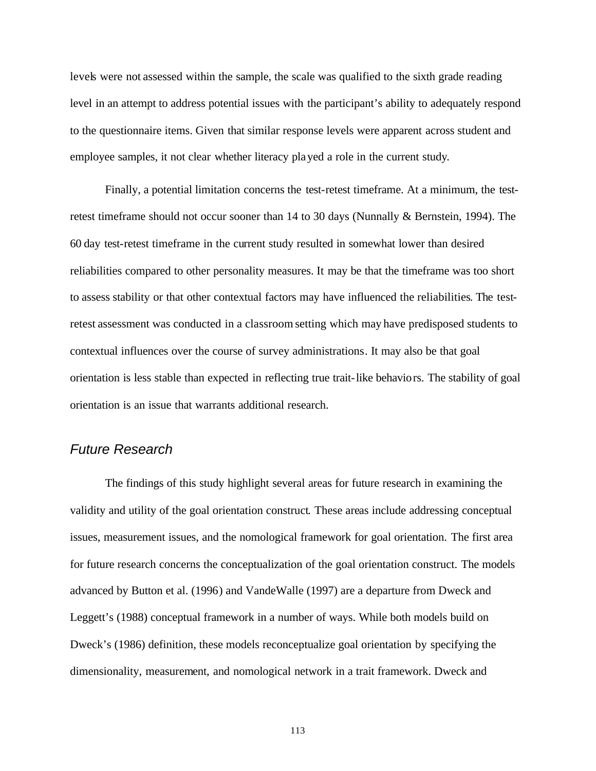levels were not assessed within the sample, the scale was qualified to the sixth grade reading level in an attempt to address potential issues with the participant's ability to adequately respond to the questionnaire items. Given that similar response levels were apparent across student and employee samples, it not clear whether literacy played a role in the current study.

Finally, a potential limitation concerns the test-retest timeframe. At a minimum, the test-retest timeframe should not occur sooner than 14 to 30 days (Nunnally & Bernstein, 1994). The 60 day test-retest timeframe in the current study resulted in somewhat lower than desired reliabilities compared to other personality measures. It may be that the timeframe was too short to assess stability or that other contextual factors may have influenced the reliabilities. The test-retest assessment was conducted in a classroom setting which may have predisposed students to contextual influences over the course of survey administrations. It may also be that goal orientation is less stable than expected in reflecting true trait-like behaviors. The stability of goal orientation is an issue that warrants additional research.

## *Future Research*

The findings of this study highlight several areas for future research in examining the validity and utility of the goal orientation construct. These areas include addressing conceptual issues, measurement issues, and the nomological framework for goal orientation. The first area for future research concerns the conceptualization of the goal orientation construct. The models advanced by Button et al. (1996) and VandeWalle (1997) are a departure from Dweck and Leggett's (1988) conceptual framework in a number of ways. While both models build on Dweck's (1986) definition, these models reconceptualize goal orientation by specifying the dimensionality, measurement, and nomological network in a trait framework. Dweck and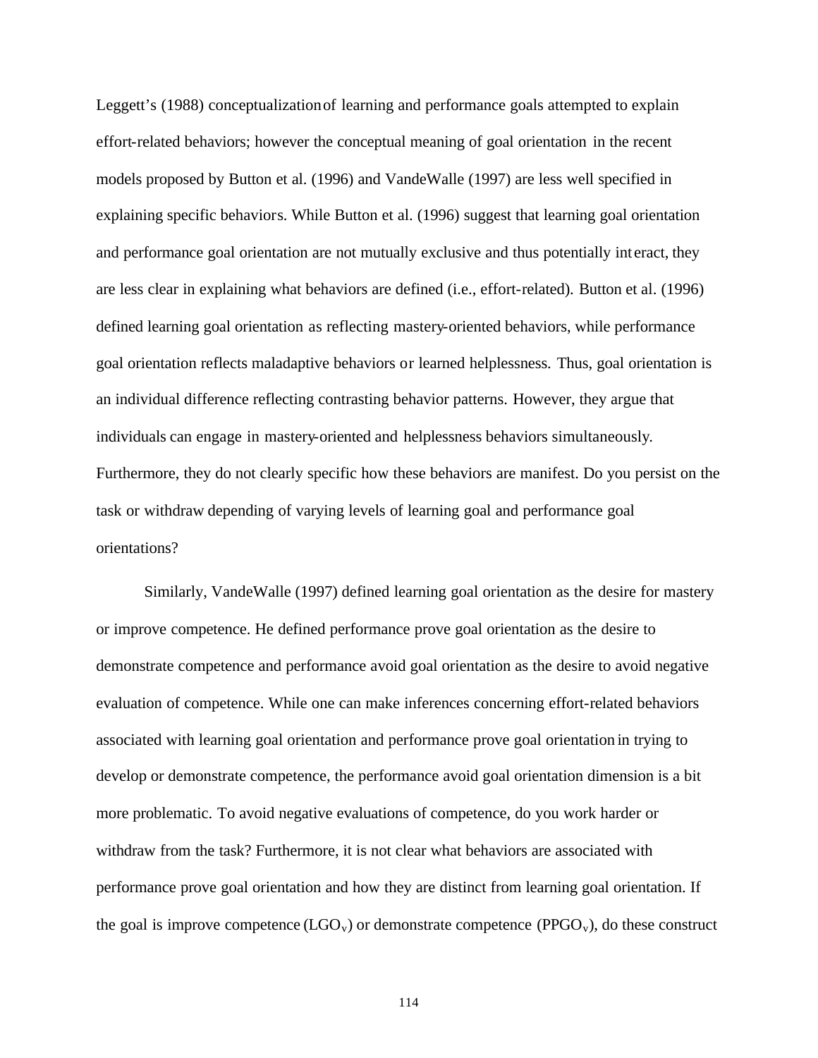Leggett's (1988) conceptualization of learning and performance goals attempted to explain effort-related behaviors; however the conceptual meaning of goal orientation in the recent models proposed by Button et al. (1996) and VandeWalle (1997) are less well specified in explaining specific behaviors. While Button et al. (1996) suggest that learning goal orientation and performance goal orientation are not mutually exclusive and thus potentially interact, they are less clear in explaining what behaviors are defined (i.e., effort-related). Button et al. (1996) defined learning goal orientation as reflecting mastery-oriented behaviors, while performance goal orientation reflects maladaptive behaviors or learned helplessness. Thus, goal orientation is an individual difference reflecting contrasting behavior patterns. However, they argue that individuals can engage in mastery-oriented and helplessness behaviors simultaneously. Furthermore, they do not clearly specific how these behaviors are manifest. Do you persist on the task or withdraw depending of varying levels of learning goal and performance goal orientations?

Similarly, VandeWalle (1997) defined learning goal orientation as the desire for mastery or improve competence. He defined performance prove goal orientation as the desire to demonstrate competence and performance avoid goal orientation as the desire to avoid negative evaluation of competence. While one can make inferences concerning effort-related behaviors associated with learning goal orientation and performance prove goal orientation in trying to develop or demonstrate competence, the performance avoid goal orientation dimension is a bit more problematic. To avoid negative evaluations of competence, do you work harder or withdraw from the task? Furthermore, it is not clear what behaviors are associated with performance prove goal orientation and how they are distinct from learning goal orientation. If the goal is improve competence ($LGO_v$) or demonstrate competence ($PPGO_v$), do these construct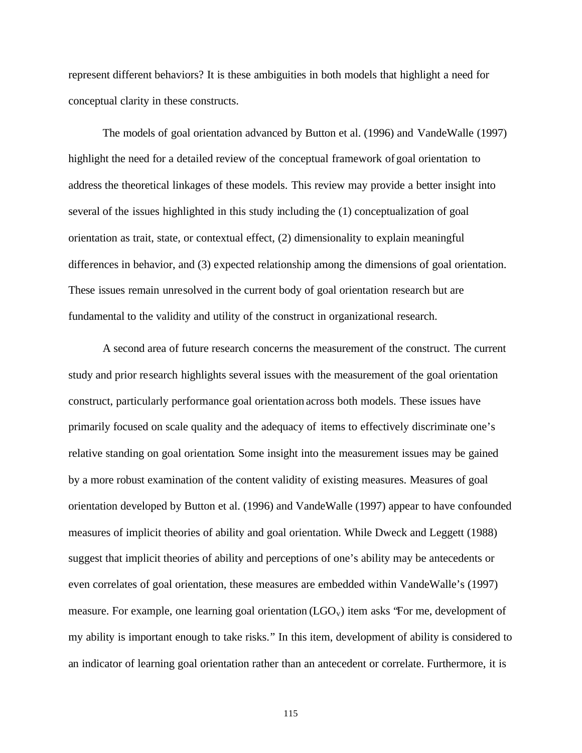represent different behaviors? It is these ambiguities in both models that highlight a need for conceptual clarity in these constructs.

The models of goal orientation advanced by Button et al. (1996) and VandeWalle (1997) highlight the need for a detailed review of the conceptual framework of goal orientation to address the theoretical linkages of these models. This review may provide a better insight into several of the issues highlighted in this study including the (1) conceptualization of goal orientation as trait, state, or contextual effect, (2) dimensionality to explain meaningful differences in behavior, and (3) expected relationship among the dimensions of goal orientation. These issues remain unresolved in the current body of goal orientation research but are fundamental to the validity and utility of the construct in organizational research.

A second area of future research concerns the measurement of the construct. The current study and prior research highlights several issues with the measurement of the goal orientation construct, particularly performance goal orientation across both models. These issues have primarily focused on scale quality and the adequacy of items to effectively discriminate one's relative standing on goal orientation. Some insight into the measurement issues may be gained by a more robust examination of the content validity of existing measures. Measures of goal orientation developed by Button et al. (1996) and VandeWalle (1997) appear to have confounded measures of implicit theories of ability and goal orientation. While Dweck and Leggett (1988) suggest that implicit theories of ability and perceptions of one's ability may be antecedents or even correlates of goal orientation, these measures are embedded within VandeWalle's (1997) measure. For example, one learning goal orientation ($LGO_V$) item asks "For me, development of my ability is important enough to take risks." In this item, development of ability is considered to an indicator of learning goal orientation rather than an antecedent or correlate. Furthermore, it is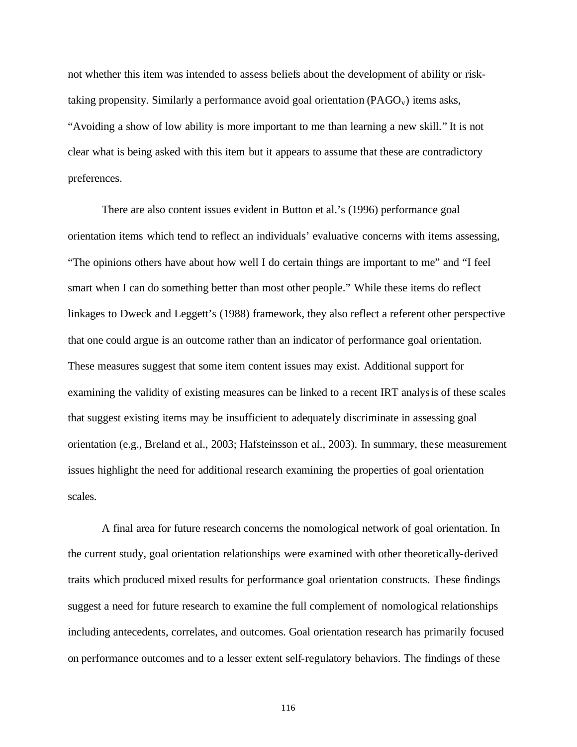not whether this item was intended to assess beliefs about the development of ability or risk-taking propensity. Similarly a performance avoid goal orientation ($PAGO_v$) items asks, "Avoiding a show of low ability is more important to me than learning a new skill." It is not clear what is being asked with this item but it appears to assume that these are contradictory preferences.

There are also content issues evident in Button et al.'s (1996) performance goal orientation items which tend to reflect an individuals' evaluative concerns with items assessing, "The opinions others have about how well I do certain things are important to me" and "I feel smart when I can do something better than most other people." While these items do reflect linkages to Dweck and Leggett's (1988) framework, they also reflect a referent other perspective that one could argue is an outcome rather than an indicator of performance goal orientation. These measures suggest that some item content issues may exist. Additional support for examining the validity of existing measures can be linked to a recent IRT analysis of these scales that suggest existing items may be insufficient to adequately discriminate in assessing goal orientation (e.g., Breland et al., 2003; Hafsteinsson et al., 2003). In summary, these measurement issues highlight the need for additional research examining the properties of goal orientation scales.

A final area for future research concerns the nomological network of goal orientation. In the current study, goal orientation relationships were examined with other theoretically-derived traits which produced mixed results for performance goal orientation constructs. These findings suggest a need for future research to examine the full complement of nomological relationships including antecedents, correlates, and outcomes. Goal orientation research has primarily focused on performance outcomes and to a lesser extent self-regulatory behaviors. The findings of these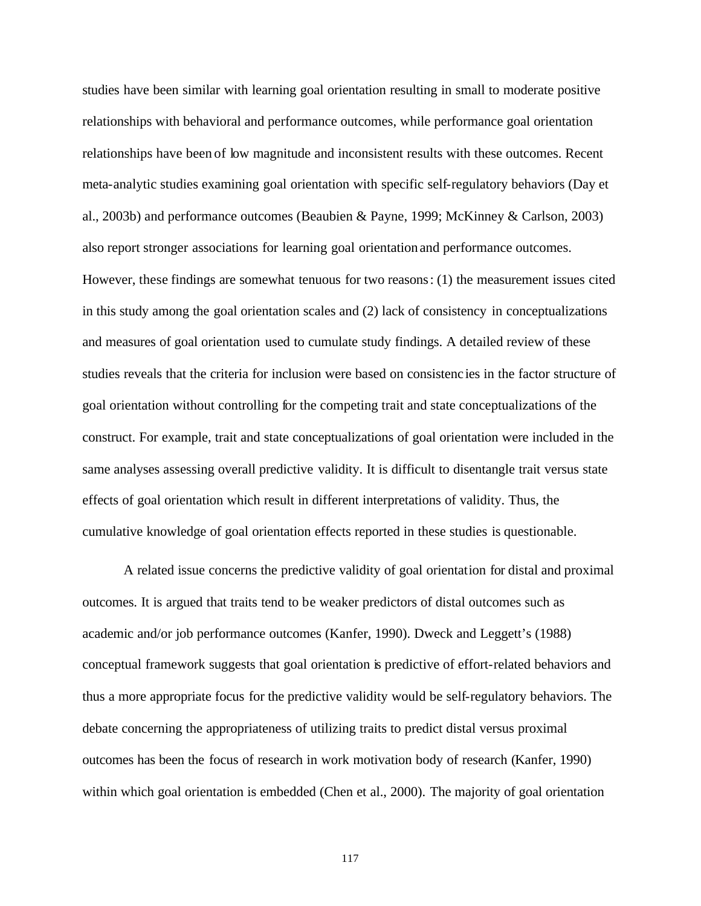studies have been similar with learning goal orientation resulting in small to moderate positive relationships with behavioral and performance outcomes, while performance goal orientation relationships have been of low magnitude and inconsistent results with these outcomes. Recent meta-analytic studies examining goal orientation with specific self-regulatory behaviors (Day et al., 2003b) and performance outcomes (Beaubien & Payne, 1999; McKinney & Carlson, 2003) also report stronger associations for learning goal orientation and performance outcomes. However, these findings are somewhat tenuous for two reasons: (1) the measurement issues cited in this study among the goal orientation scales and (2) lack of consistency in conceptualizations and measures of goal orientation used to cumulate study findings. A detailed review of these studies reveals that the criteria for inclusion were based on consistencies in the factor structure of goal orientation without controlling for the competing trait and state conceptualizations of the construct. For example, trait and state conceptualizations of goal orientation were included in the same analyses assessing overall predictive validity. It is difficult to disentangle trait versus state effects of goal orientation which result in different interpretations of validity. Thus, the cumulative knowledge of goal orientation effects reported in these studies is questionable.

A related issue concerns the predictive validity of goal orientation for distal and proximal outcomes. It is argued that traits tend to be weaker predictors of distal outcomes such as academic and/or job performance outcomes (Kanfer, 1990). Dweck and Leggett's (1988) conceptual framework suggests that goal orientation is predictive of effort-related behaviors and thus a more appropriate focus for the predictive validity would be self-regulatory behaviors. The debate concerning the appropriateness of utilizing traits to predict distal versus proximal outcomes has been the focus of research in work motivation body of research (Kanfer, 1990) within which goal orientation is embedded (Chen et al., 2000). The majority of goal orientation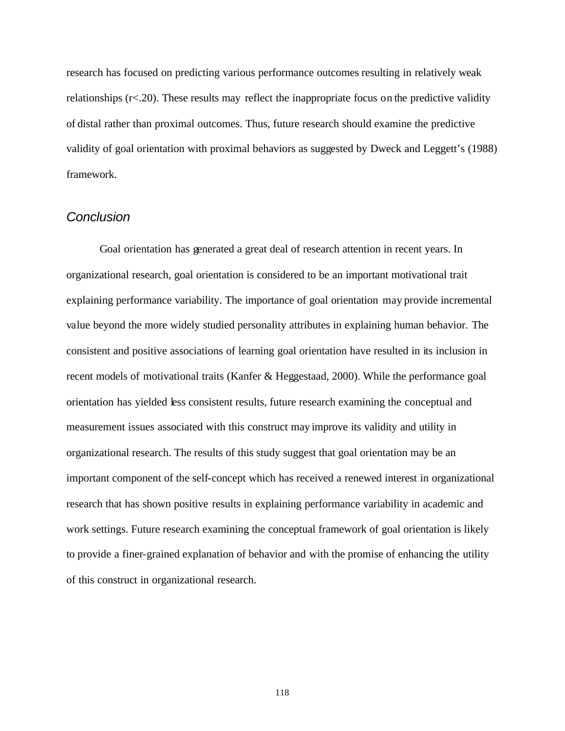research has focused on predicting various performance outcomes resulting in relatively weak relationships ($r<.20$). These results may reflect the inappropriate focus on the predictive validity of distal rather than proximal outcomes. Thus, future research should examine the predictive validity of goal orientation with proximal behaviors as suggested by Dweck and Leggett's (1988) framework.

## *Conclusion*

Goal orientation has generated a great deal of research attention in recent years. In organizational research, goal orientation is considered to be an important motivational trait explaining performance variability. The importance of goal orientation may provide incremental value beyond the more widely studied personality attributes in explaining human behavior. The consistent and positive associations of learning goal orientation have resulted in its inclusion in recent models of motivational traits (Kanfer & Heggestaad, 2000). While the performance goal orientation has yielded less consistent results, future research examining the conceptual and measurement issues associated with this construct may improve its validity and utility in organizational research. The results of this study suggest that goal orientation may be an important component of the self-concept which has received a renewed interest in organizational research that has shown positive results in explaining performance variability in academic and work settings. Future research examining the conceptual framework of goal orientation is likely to provide a finer-grained explanation of behavior and with the promise of enhancing the utility of this construct in organizational research.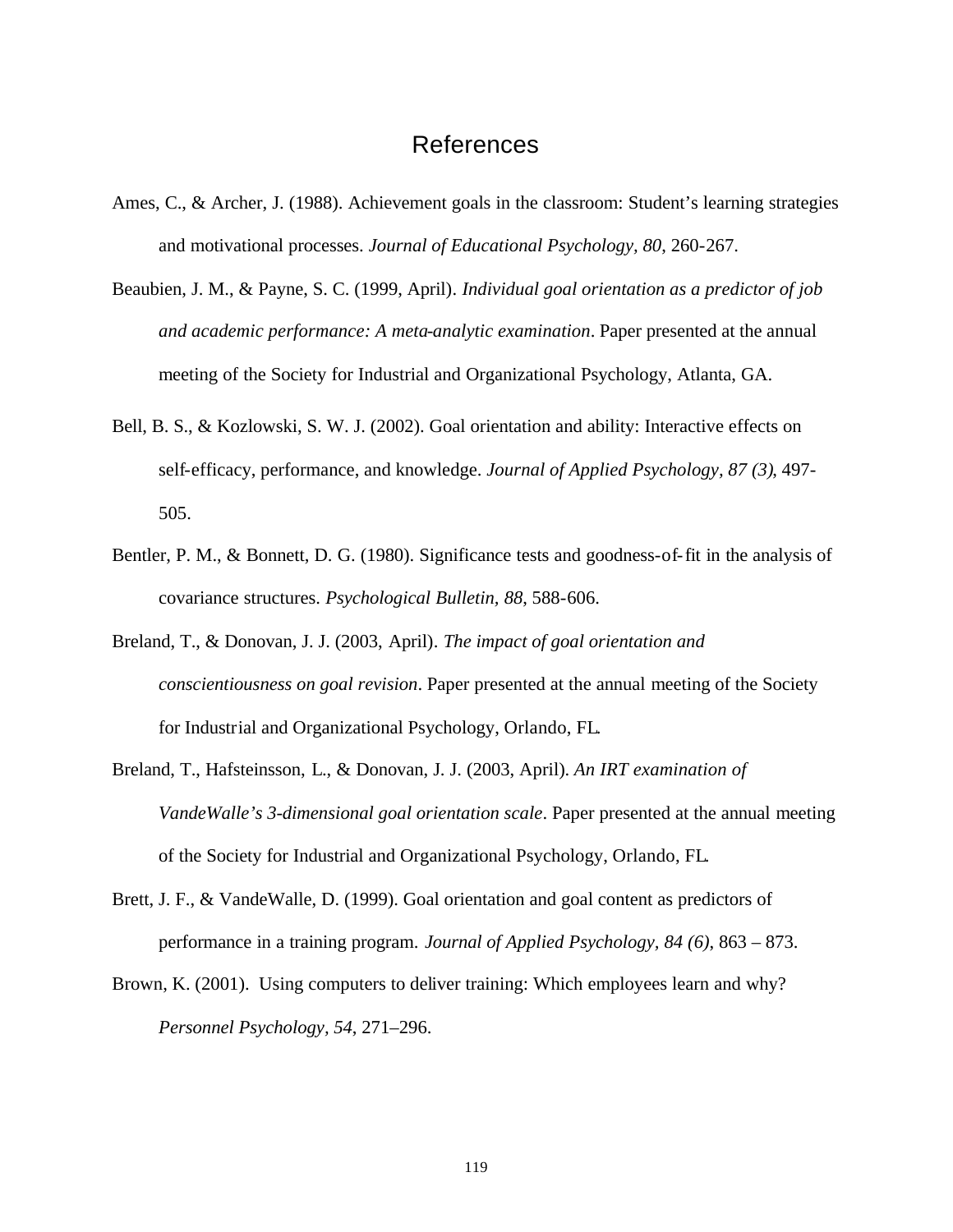# References

Ames, C., & Archer, J. (1988). Achievement goals in the classroom: Student's learning strategies and motivational processes. *Journal of Educational Psychology, 80*, 260-267.

Beaubien, J. M., & Payne, S. C. (1999, April). *Individual goal orientation as a predictor of job and academic performance: A meta-analytic examination*. Paper presented at the annual meeting of the Society for Industrial and Organizational Psychology, Atlanta, GA.

Bell, B. S., & Kozlowski, S. W. J. (2002). Goal orientation and ability: Interactive effects on self-efficacy, performance, and knowledge. *Journal of Applied Psychology, 87 (3)*, 497-505.

Bentler, P. M., & Bonnett, D. G. (1980). Significance tests and goodness-of-fit in the analysis of covariance structures. *Psychological Bulletin, 88*, 588-606.

Breland, T., & Donovan, J. J. (2003, April). *The impact of goal orientation and conscientiousness on goal revision*. Paper presented at the annual meeting of the Society for Industrial and Organizational Psychology, Orlando, FL.

Breland, T., Hafsteinsson, L., & Donovan, J. J. (2003, April). *An IRT examination of VandeWalle's 3-dimensional goal orientation scale*. Paper presented at the annual meeting of the Society for Industrial and Organizational Psychology, Orlando, FL.

Brett, J. F., & VandeWalle, D. (1999). Goal orientation and goal content as predictors of performance in a training program. *Journal of Applied Psychology, 84 (6)*, 863 – 873.

Brown, K. (2001). Using computers to deliver training: Which employees learn and why? *Personnel Psychology, 54*, 271–296.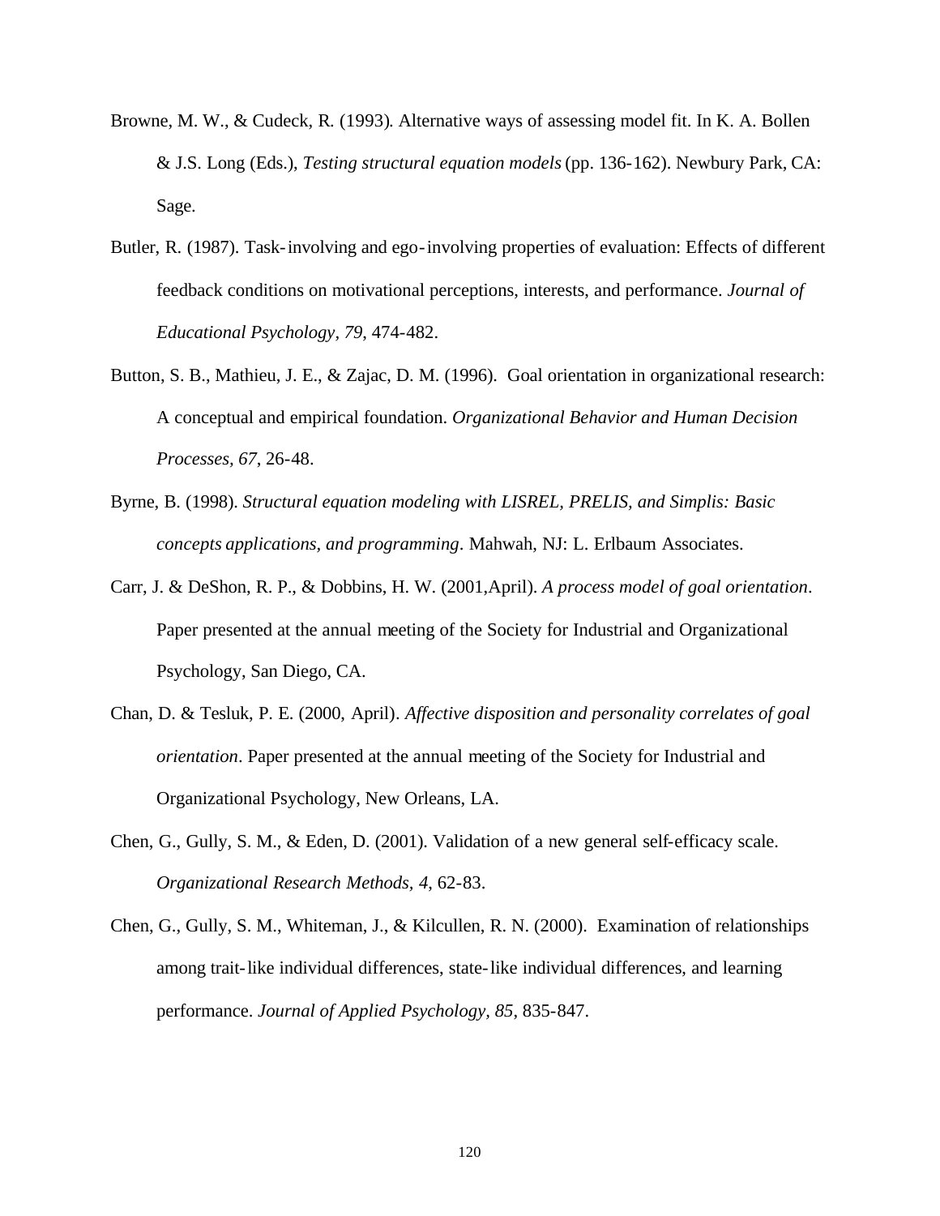Browne, M. W., & Cudeck, R. (1993). Alternative ways of assessing model fit. In K. A. Bollen & J.S. Long (Eds.), *Testing structural equation models* (pp. 136-162). Newbury Park, CA: Sage.

Butler, R. (1987). Task-involving and ego-involving properties of evaluation: Effects of different feedback conditions on motivational perceptions, interests, and performance. *Journal of Educational Psychology, 79*, 474-482.

Button, S. B., Mathieu, J. E., & Zajac, D. M. (1996). Goal orientation in organizational research: A conceptual and empirical foundation. *Organizational Behavior and Human Decision Processes, 67*, 26-48.

Byrne, B. (1998). *Structural equation modeling with LISREL, PRELIS, and Simplis: Basic concepts applications, and programming*. Mahwah, NJ: L. Erlbaum Associates.

Carr, J. & DeShon, R. P., & Dobbins, H. W. (2001,April). *A process model of goal orientation*. Paper presented at the annual meeting of the Society for Industrial and Organizational Psychology, San Diego, CA.

Chan, D. & Tesluk, P. E. (2000, April). *Affective disposition and personality correlates of goal orientation*. Paper presented at the annual meeting of the Society for Industrial and Organizational Psychology, New Orleans, LA.

Chen, G., Gully, S. M., & Eden, D. (2001). Validation of a new general self-efficacy scale. *Organizational Research Methods, 4*, 62-83.

Chen, G., Gully, S. M., Whiteman, J., & Kilcullen, R. N. (2000). Examination of relationships among trait-like individual differences, state-like individual differences, and learning performance. *Journal of Applied Psychology, 85*, 835-847.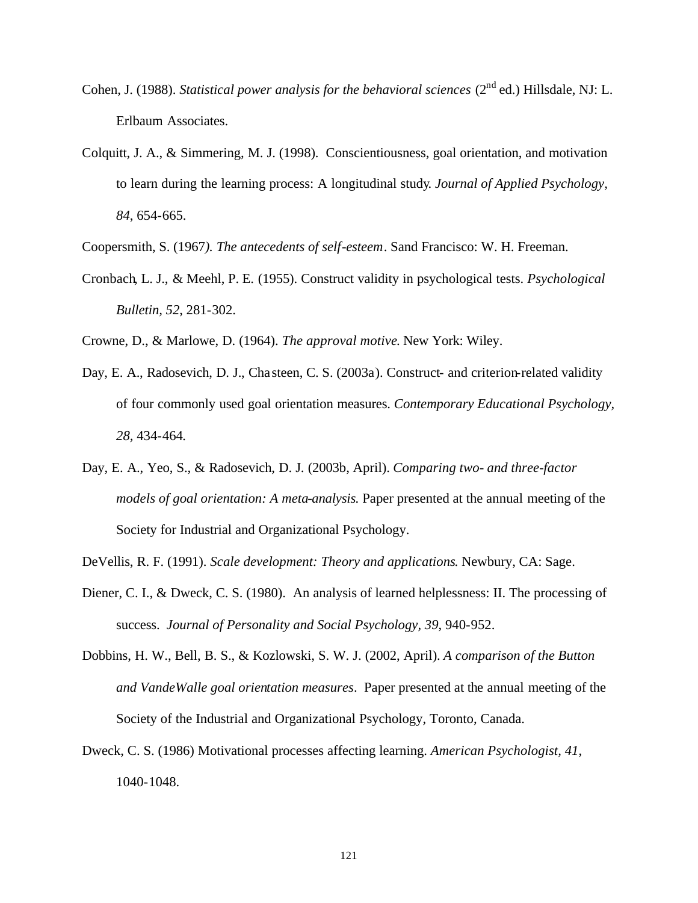Cohen, J. (1988). *Statistical power analysis for the behavioral sciences* (2nd ed.) Hillsdale, NJ: L. Erlbaum Associates.

Colquitt, J. A., & Simmering, M. J. (1998). Conscientiousness, goal orientation, and motivation to learn during the learning process: A longitudinal study. *Journal of Applied Psychology, 84*, 654-665.

Coopersmith, S. (1967). *The antecedents of self-esteem*. Sand Francisco: W. H. Freeman.

Cronbach, L. J., & Meehl, P. E. (1955). Construct validity in psychological tests. *Psychological Bulletin, 52*, 281-302.

Crowne, D., & Marlowe, D. (1964). *The approval motive*. New York: Wiley.

Day, E. A., Radosevich, D. J., Chasteen, C. S. (2003a). Construct- and criterion-related validity of four commonly used goal orientation measures. *Contemporary Educational Psychology, 28*, 434-464.

Day, E. A., Yeo, S., & Radosevich, D. J. (2003b, April). *Comparing two- and three-factor models of goal orientation: A meta-analysis*. Paper presented at the annual meeting of the Society for Industrial and Organizational Psychology.

DeVellis, R. F. (1991). *Scale development: Theory and applications*. Newbury, CA: Sage.

Diener, C. I., & Dweck, C. S. (1980). An analysis of learned helplessness: II. The processing of success. *Journal of Personality and Social Psychology, 39*, 940-952.

Dobbins, H. W., Bell, B. S., & Kozlowski, S. W. J. (2002, April). *A comparison of the Button and VandeWalle goal orientation measures*. Paper presented at the annual meeting of the Society of the Industrial and Organizational Psychology, Toronto, Canada.

Dweck, C. S. (1986) Motivational processes affecting learning. *American Psychologist, 41*, 1040-1048.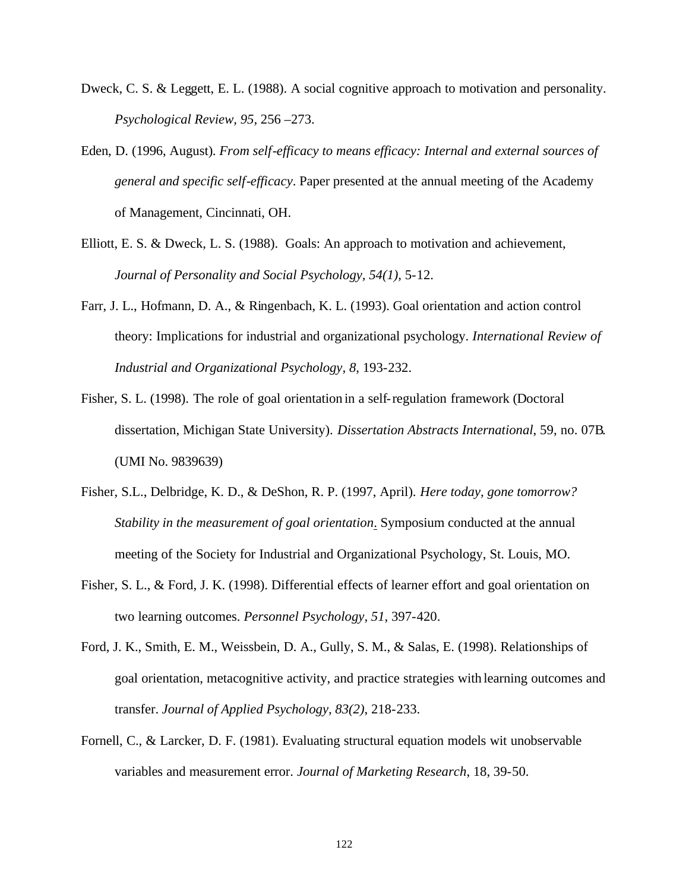Dweck, C. S. & Leggett, E. L. (1988). A social cognitive approach to motivation and personality. *Psychological Review, 95,* 256 –273.

Eden, D. (1996, August). *From self-efficacy to means efficacy: Internal and external sources of general and specific self-efficacy*. Paper presented at the annual meeting of the Academy of Management, Cincinnati, OH.

Elliott, E. S. & Dweck, L. S. (1988). Goals: An approach to motivation and achievement, *Journal of Personality and Social Psychology, 54(1),* 5-12.

Farr, J. L., Hofmann, D. A., & Ringenbach, K. L. (1993). Goal orientation and action control theory: Implications for industrial and organizational psychology. *International Review of Industrial and Organizational Psychology, 8,* 193-232.

Fisher, S. L. (1998). The role of goal orientation in a self-regulation framework (Doctoral dissertation, Michigan State University). *Dissertation Abstracts International*, 59, no. 07B. (UMI No. 9839639)

Fisher, S.L., Delbridge, K. D., & DeShon, R. P. (1997, April). *Here today, gone tomorrow? Stability in the measurement of goal orientation.* Symposium conducted at the annual meeting of the Society for Industrial and Organizational Psychology, St. Louis, MO.

Fisher, S. L., & Ford, J. K. (1998). Differential effects of learner effort and goal orientation on two learning outcomes. *Personnel Psychology, 51*, 397-420.

Ford, J. K., Smith, E. M., Weissbein, D. A., Gully, S. M., & Salas, E. (1998). Relationships of goal orientation, metacognitive activity, and practice strategies with learning outcomes and transfer. *Journal of Applied Psychology, 83(2),* 218-233.

Fornell, C., & Larcker, D. F. (1981). Evaluating structural equation models wit unobservable variables and measurement error. *Journal of Marketing Research*, 18, 39-50.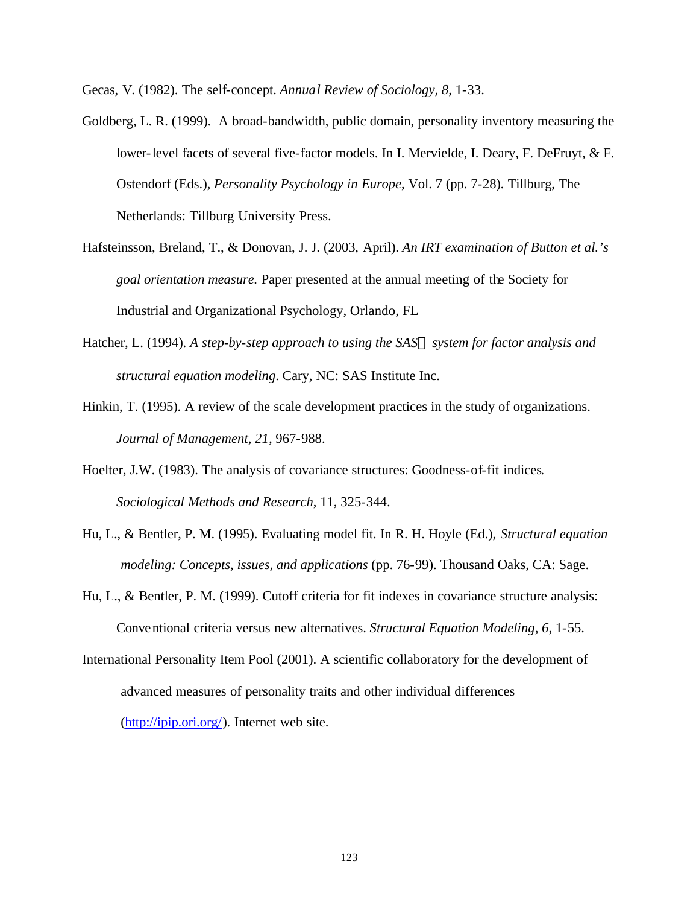Gecas, V. (1982). The self-concept. *Annual Review of Sociology, 8*, 1-33.

Goldberg, L. R. (1999). A broad-bandwidth, public domain, personality inventory measuring the lower-level facets of several five-factor models. In I. Mervielde, I. Deary, F. DeFruyt, & F. Ostendorf (Eds.), *Personality Psychology in Europe*, Vol. 7 (pp. 7-28). Tillburg, The Netherlands: Tillburg University Press.

Hafsteinsson, Breland, T., & Donovan, J. J. (2003, April). *An IRT examination of Button et al.'s goal orientation measure.* Paper presented at the annual meeting of the Society for Industrial and Organizational Psychology, Orlando, FL

Hatcher, L. (1994). *A step-by-step approach to using the SAS® system for factor analysis and structural equation modeling*. Cary, NC: SAS Institute Inc.

Hinkin, T. (1995). A review of the scale development practices in the study of organizations. *Journal of Management, 21,* 967-988.

Hoelter, J.W. (1983). The analysis of covariance structures: Goodness-of-fit indices. *Sociological Methods and Research*, 11, 325-344.

Hu, L., & Bentler, P. M. (1995). Evaluating model fit. In R. H. Hoyle (Ed.), *Structural equation modeling: Concepts, issues, and applications* (pp. 76-99). Thousand Oaks, CA: Sage.

Hu, L., & Bentler, P. M. (1999). Cutoff criteria for fit indexes in covariance structure analysis: Conventional criteria versus new alternatives. *Structural Equation Modeling, 6*, 1-55.

International Personality Item Pool (2001). A scientific collaboratory for the development of advanced measures of personality traits and other individual differences (http://ipip.ori.org/). Internet web site.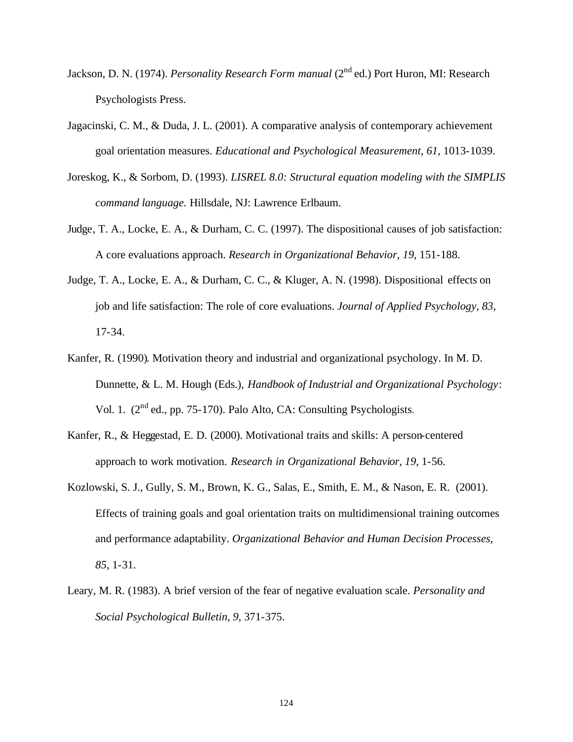Jackson, D. N. (1974). *Personality Research Form manual* (2nd ed.) Port Huron, MI: Research Psychologists Press.

Jagacinski, C. M., & Duda, J. L. (2001). A comparative analysis of contemporary achievement goal orientation measures. *Educational and Psychological Measurement, 61*, 1013-1039.

Joreskog, K., & Sorbom, D. (1993). *LISREL 8.0: Structural equation modeling with the SIMPLIS command language.* Hillsdale, NJ: Lawrence Erlbaum.

Judge, T. A., Locke, E. A., & Durham, C. C. (1997). The dispositional causes of job satisfaction: A core evaluations approach. *Research in Organizational Behavior, 19,* 151-188.

Judge, T. A., Locke, E. A., & Durham, C. C., & Kluger, A. N. (1998). Dispositional effects on job and life satisfaction: The role of core evaluations. *Journal of Applied Psychology, 83*, 17-34.

Kanfer, R. (1990). Motivation theory and industrial and organizational psychology. In M. D. Dunnette, & L. M. Hough (Eds.), *Handbook of Industrial and Organizational Psychology*: Vol. 1. (2nd ed., pp. 75-170). Palo Alto, CA: Consulting Psychologists.

Kanfer, R., & Heggestad, E. D. (2000). Motivational traits and skills: A person-centered approach to work motivation. *Research in Organizational Behavior, 19*, 1-56.

Kozlowski, S. J., Gully, S. M., Brown, K. G., Salas, E., Smith, E. M., & Nason, E. R. (2001). Effects of training goals and goal orientation traits on multidimensional training outcomes and performance adaptability. *Organizational Behavior and Human Decision Processes, 85*, 1-31.

Leary, M. R. (1983). A brief version of the fear of negative evaluation scale. *Personality and Social Psychological Bulletin, 9*, 371-375.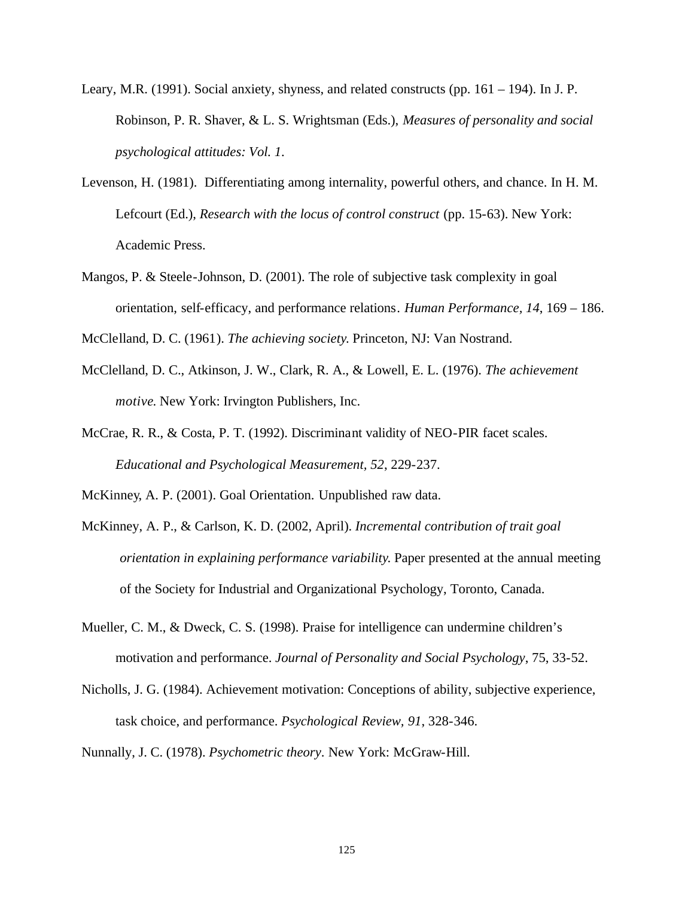Leary, M.R. (1991). Social anxiety, shyness, and related constructs (pp. 161 – 194). In J. P. Robinson, P. R. Shaver, & L. S. Wrightsman (Eds.), *Measures of personality and social psychological attitudes: Vol. 1*.

Levenson, H. (1981). Differentiating among internality, powerful others, and chance. In H. M. Lefcourt (Ed.), *Research with the locus of control construct* (pp. 15-63). New York: Academic Press.

Mangos, P. & Steele-Johnson, D. (2001). The role of subjective task complexity in goal orientation, self-efficacy, and performance relations. *Human Performance, 14*, 169 – 186.

McClelland, D. C. (1961). *The achieving society.* Princeton, NJ: Van Nostrand.

McClelland, D. C., Atkinson, J. W., Clark, R. A., & Lowell, E. L. (1976). *The achievement motive.* New York: Irvington Publishers, Inc.

McCrae, R. R., & Costa, P. T. (1992). Discriminant validity of NEO-PIR facet scales. *Educational and Psychological Measurement, 52*, 229-237.

McKinney, A. P. (2001). Goal Orientation. Unpublished raw data.

McKinney, A. P., & Carlson, K. D. (2002, April). *Incremental contribution of trait goal orientation in explaining performance variability.* Paper presented at the annual meeting of the Society for Industrial and Organizational Psychology, Toronto, Canada.

Mueller, C. M., & Dweck, C. S. (1998). Praise for intelligence can undermine children's motivation and performance. *Journal of Personality and Social Psychology*, 75, 33-52.

Nicholls, J. G. (1984). Achievement motivation: Conceptions of ability, subjective experience, task choice, and performance. *Psychological Review, 91*, 328-346.

Nunnally, J. C. (1978). *Psychometric theory*. New York: McGraw-Hill.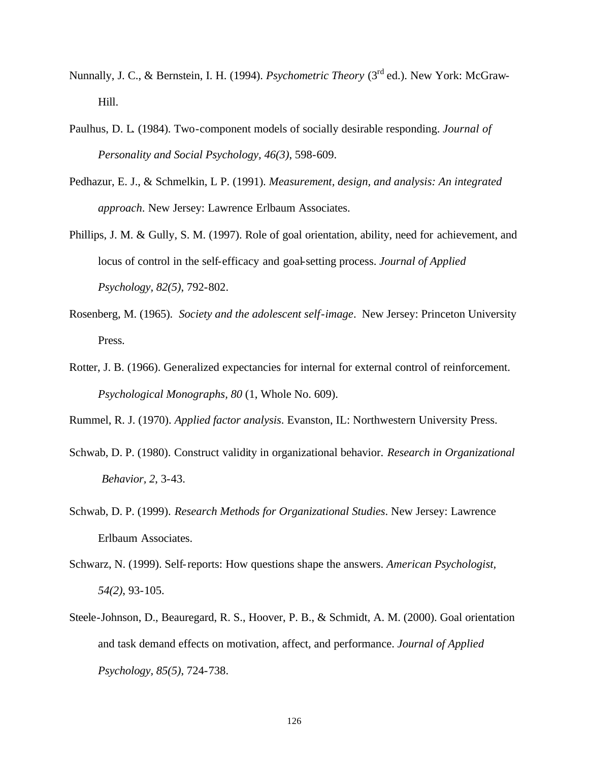Nunnally, J. C., & Bernstein, I. H. (1994). *Psychometric Theory* (3rd ed.). New York: McGraw-Hill.

Paulhus, D. L. (1984). Two-component models of socially desirable responding. *Journal of Personality and Social Psychology, 46(3)*, 598-609.

Pedhazur, E. J., & Schmelkin, L P. (1991). *Measurement, design, and analysis: An integrated approach*. New Jersey: Lawrence Erlbaum Associates.

Phillips, J. M. & Gully, S. M. (1997). Role of goal orientation, ability, need for achievement, and locus of control in the self-efficacy and goal-setting process. *Journal of Applied Psychology, 82(5)*, 792-802.

Rosenberg, M. (1965). *Society and the adolescent self-image*. New Jersey: Princeton University Press.

Rotter, J. B. (1966). Generalized expectancies for internal for external control of reinforcement. *Psychological Monographs, 80* (1, Whole No. 609).

Rummel, R. J. (1970). *Applied factor analysis*. Evanston, IL: Northwestern University Press.

Schwab, D. P. (1980). Construct validity in organizational behavior. *Research in Organizational Behavior, 2*, 3-43.

Schwab, D. P. (1999). *Research Methods for Organizational Studies*. New Jersey: Lawrence Erlbaum Associates.

Schwarz, N. (1999). Self-reports: How questions shape the answers. *American Psychologist, 54(2)*, 93-105.

Steele-Johnson, D., Beauregard, R. S., Hoover, P. B., & Schmidt, A. M. (2000). Goal orientation and task demand effects on motivation, affect, and performance. *Journal of Applied Psychology, 85(5)*, 724-738.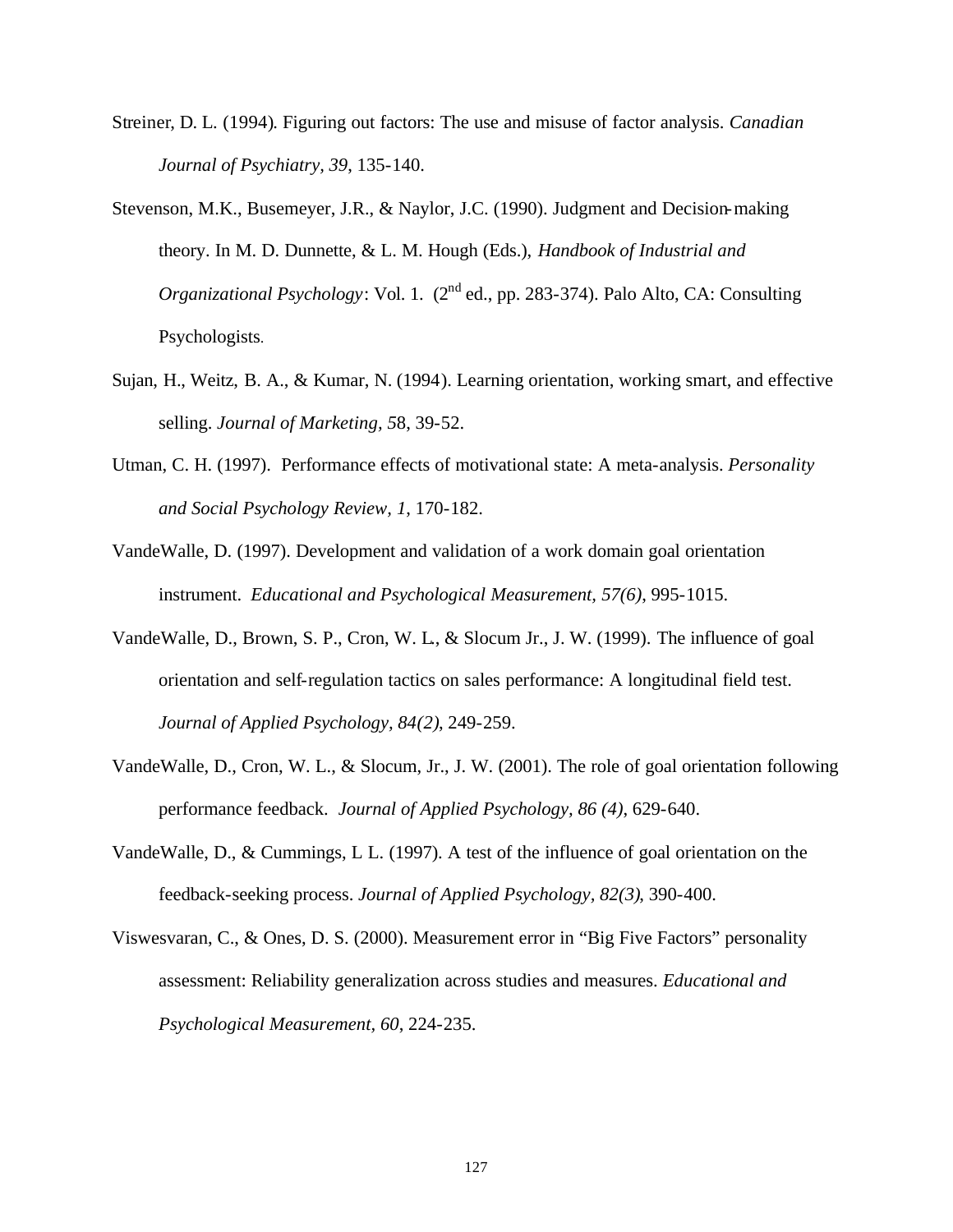Streiner, D. L. (1994). Figuring out factors: The use and misuse of factor analysis. *Canadian Journal of Psychiatry, 39*, 135-140.

Stevenson, M.K., Busemeyer, J.R., & Naylor, J.C. (1990). Judgment and Decision-making theory. In M. D. Dunnette, & L. M. Hough (Eds.), *Handbook of Industrial and Organizational Psychology*: Vol. 1. (2nd ed., pp. 283-374). Palo Alto, CA: Consulting Psychologists.

Sujan, H., Weitz, B. A., & Kumar, N. (1994). Learning orientation, working smart, and effective selling. *Journal of Marketing, 5*8, 39-52.

Utman, C. H. (1997). Performance effects of motivational state: A meta-analysis. *Personality and Social Psychology Review, 1*, 170-182.

VandeWalle, D. (1997). Development and validation of a work domain goal orientation instrument. *Educational and Psychological Measurement, 57(6)*, 995-1015.

VandeWalle, D., Brown, S. P., Cron, W. L., & Slocum Jr., J. W. (1999). The influence of goal orientation and self-regulation tactics on sales performance: A longitudinal field test. *Journal of Applied Psychology, 84(2)*, 249-259.

VandeWalle, D., Cron, W. L., & Slocum, Jr., J. W. (2001). The role of goal orientation following performance feedback. *Journal of Applied Psychology, 86 (4)*, 629-640.

VandeWalle, D., & Cummings, L L. (1997). A test of the influence of goal orientation on the feedback-seeking process. *Journal of Applied Psychology, 82(3)*, 390-400.

Viswesvaran, C., & Ones, D. S. (2000). Measurement error in "Big Five Factors" personality assessment: Reliability generalization across studies and measures. *Educational and Psychological Measurement, 60*, 224-235.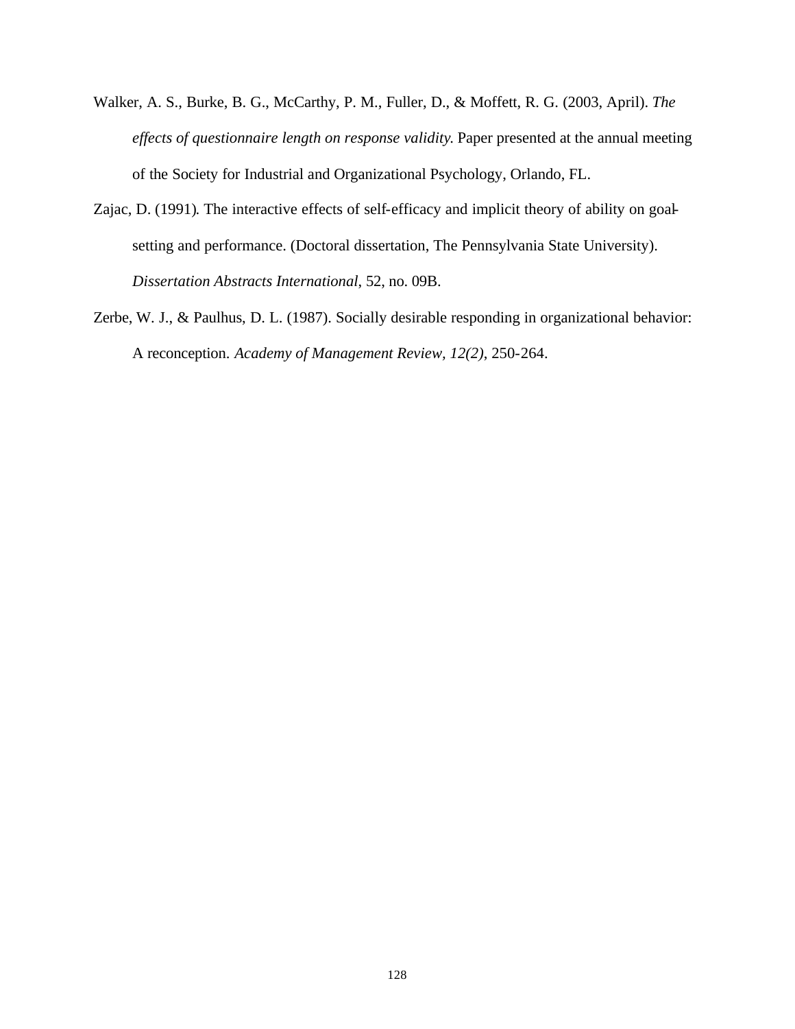Walker, A. S., Burke, B. G., McCarthy, P. M., Fuller, D., & Moffett, R. G. (2003, April). *The effects of questionnaire length on response validity.* Paper presented at the annual meeting of the Society for Industrial and Organizational Psychology, Orlando, FL.

Zajac, D. (1991). The interactive effects of self-efficacy and implicit theory of ability on goal-setting and performance. (Doctoral dissertation, The Pennsylvania State University). *Dissertation Abstracts International*, 52, no. 09B.

Zerbe, W. J., & Paulhus, D. L. (1987). Socially desirable responding in organizational behavior: A reconception. *Academy of Management Review, 12(2)*, 250-264.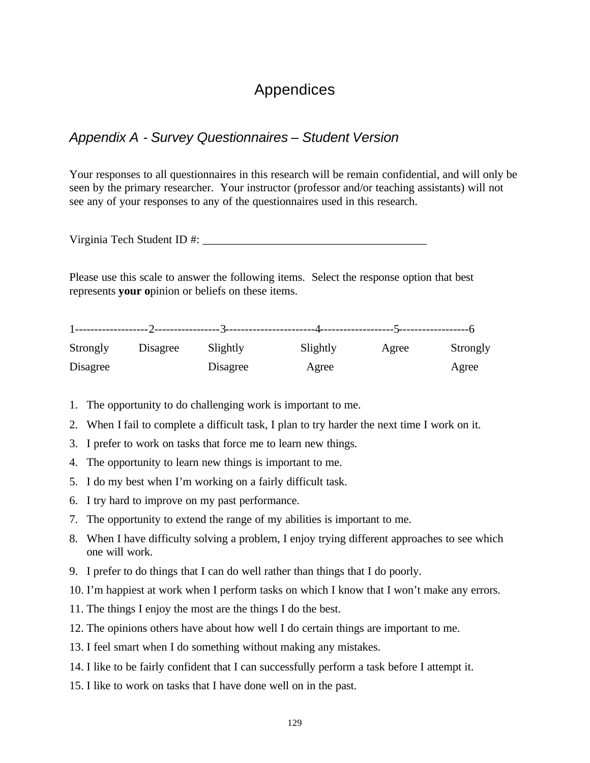# Appendices

## *Appendix A - Survey Questionnaires – Student Version*

Your responses to all questionnaires in this research will be remain confidential, and will only be seen by the primary researcher. Your instructor (professor and/or teaching assistants) will not see any of your responses to any of the questionnaires used in this research.

Virginia Tech Student ID #: ________________________________________

Please use this scale to answer the following items. Select the response option that best represents **your o**pinion or beliefs on these items.

1-------------------2-----------------3-----------------------4------------------5------------------6

| 1 | 2 | 3 | 4 | 5 | 6 |
|---|---|---|---|---|---|
| Strongly Disagree | Disagree | Slightly Disagree | Slightly Agree | Agree | Strongly Agree |

1. The opportunity to do challenging work is important to me.
2. When I fail to complete a difficult task, I plan to try harder the next time I work on it.
3. I prefer to work on tasks that force me to learn new things.
4. The opportunity to learn new things is important to me.
5. I do my best when I'm working on a fairly difficult task.
6. I try hard to improve on my past performance.
7. The opportunity to extend the range of my abilities is important to me.
8. When I have difficulty solving a problem, I enjoy trying different approaches to see which one will work.
9. I prefer to do things that I can do well rather than things that I do poorly.
10. I'm happiest at work when I perform tasks on which I know that I won't make any errors.
11. The things I enjoy the most are the things I do the best.
12. The opinions others have about how well I do certain things are important to me.
13. I feel smart when I do something without making any mistakes.
14. I like to be fairly confident that I can successfully perform a task before I attempt it.
15. I like to work on tasks that I have done well on in the past.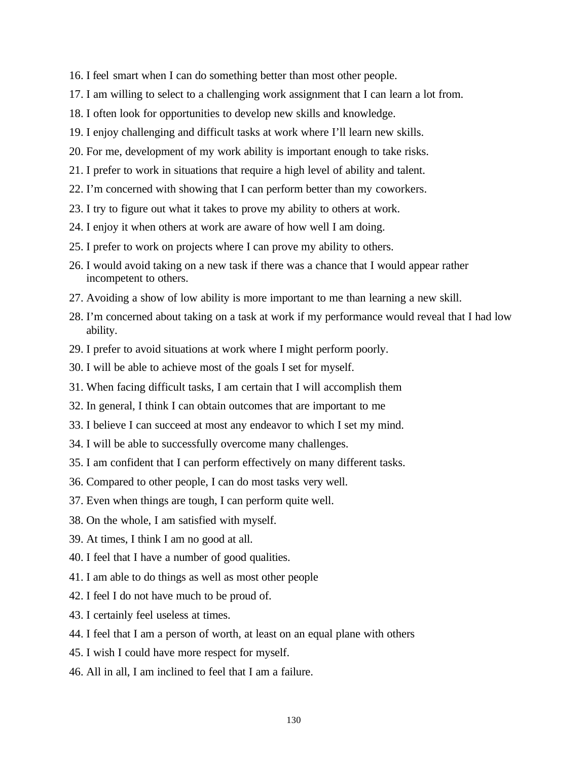16. I feel smart when I can do something better than most other people.
17. I am willing to select to a challenging work assignment that I can learn a lot from.
18. I often look for opportunities to develop new skills and knowledge.
19. I enjoy challenging and difficult tasks at work where I'll learn new skills.
20. For me, development of my work ability is important enough to take risks.
21. I prefer to work in situations that require a high level of ability and talent.
22. I'm concerned with showing that I can perform better than my coworkers.
23. I try to figure out what it takes to prove my ability to others at work.
24. I enjoy it when others at work are aware of how well I am doing.
25. I prefer to work on projects where I can prove my ability to others.
26. I would avoid taking on a new task if there was a chance that I would appear rather incompetent to others.
27. Avoiding a show of low ability is more important to me than learning a new skill.
28. I'm concerned about taking on a task at work if my performance would reveal that I had low ability.
29. I prefer to avoid situations at work where I might perform poorly.
30. I will be able to achieve most of the goals I set for myself.
31. When facing difficult tasks, I am certain that I will accomplish them
32. In general, I think I can obtain outcomes that are important to me
33. I believe I can succeed at most any endeavor to which I set my mind.
34. I will be able to successfully overcome many challenges.
35. I am confident that I can perform effectively on many different tasks.
36. Compared to other people, I can do most tasks very well.
37. Even when things are tough, I can perform quite well.
38. On the whole, I am satisfied with myself.
39. At times, I think I am no good at all.
40. I feel that I have a number of good qualities.
41. I am able to do things as well as most other people
42. I feel I do not have much to be proud of.
43. I certainly feel useless at times.
44. I feel that I am a person of worth, at least on an equal plane with others
45. I wish I could have more respect for myself.
46. All in all, I am inclined to feel that I am a failure.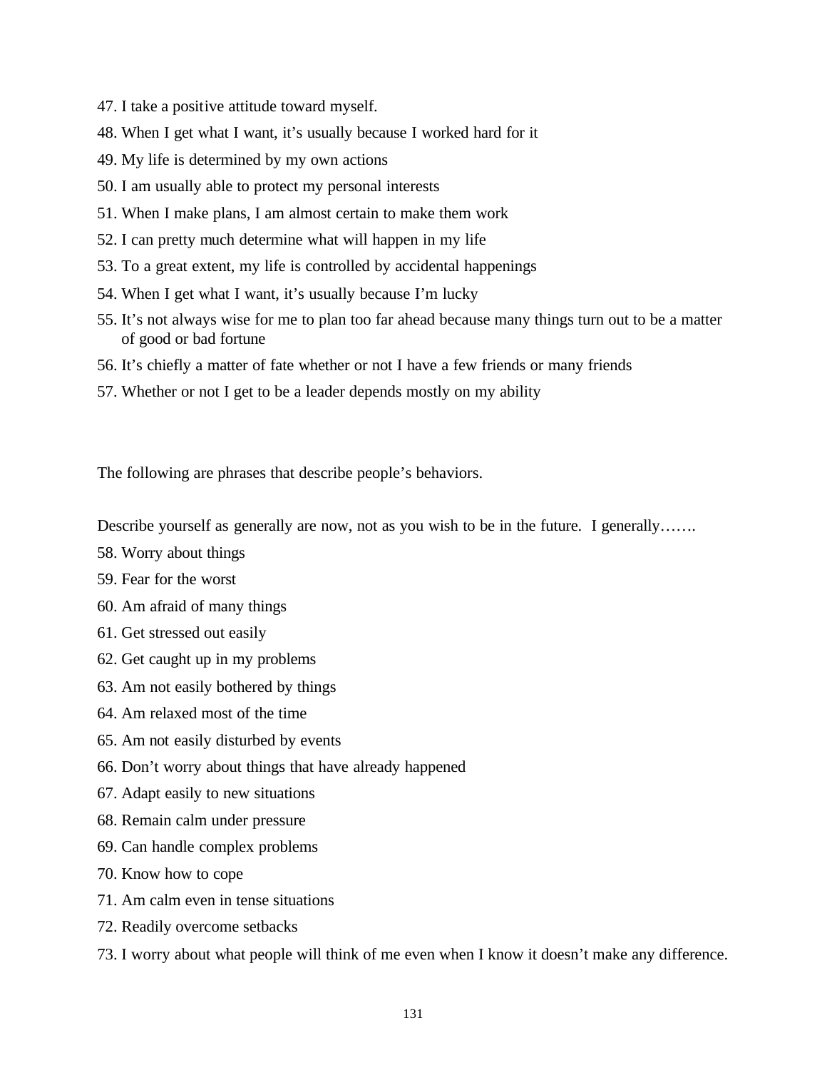47. I take a positive attitude toward myself.
48. When I get what I want, it's usually because I worked hard for it
49. My life is determined by my own actions
50. I am usually able to protect my personal interests
51. When I make plans, I am almost certain to make them work
52. I can pretty much determine what will happen in my life
53. To a great extent, my life is controlled by accidental happenings
54. When I get what I want, it's usually because I'm lucky
55. It's not always wise for me to plan too far ahead because many things turn out to be a matter of good or bad fortune
56. It's chiefly a matter of fate whether or not I have a few friends or many friends
57. Whether or not I get to be a leader depends mostly on my ability

The following are phrases that describe people's behaviors.

Describe yourself as generally are now, not as you wish to be in the future. I generally…….

58. Worry about things
59. Fear for the worst
60. Am afraid of many things
61. Get stressed out easily
62. Get caught up in my problems
63. Am not easily bothered by things
64. Am relaxed most of the time
65. Am not easily disturbed by events
66. Don't worry about things that have already happened
67. Adapt easily to new situations
68. Remain calm under pressure
69. Can handle complex problems
70. Know how to cope
71. Am calm even in tense situations
72. Readily overcome setbacks
73. I worry about what people will think of me even when I know it doesn't make any difference.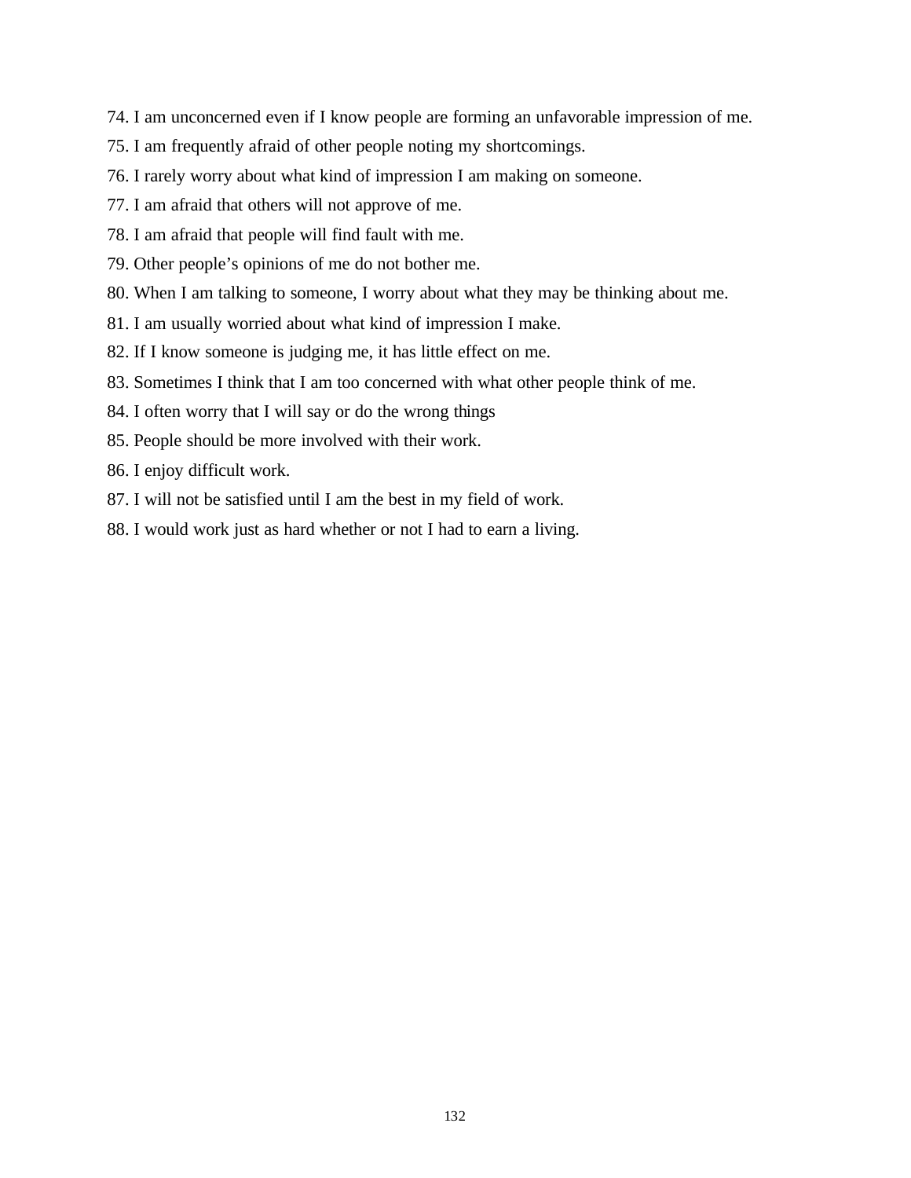74. I am unconcerned even if I know people are forming an unfavorable impression of me.
75. I am frequently afraid of other people noting my shortcomings.
76. I rarely worry about what kind of impression I am making on someone.
77. I am afraid that others will not approve of me.
78. I am afraid that people will find fault with me.
79. Other people's opinions of me do not bother me.
80. When I am talking to someone, I worry about what they may be thinking about me.
81. I am usually worried about what kind of impression I make.
82. If I know someone is judging me, it has little effect on me.
83. Sometimes I think that I am too concerned with what other people think of me.
84. I often worry that I will say or do the wrong things
85. People should be more involved with their work.
86. I enjoy difficult work.
87. I will not be satisfied until I am the best in my field of work.
88. I would work just as hard whether or not I had to earn a living.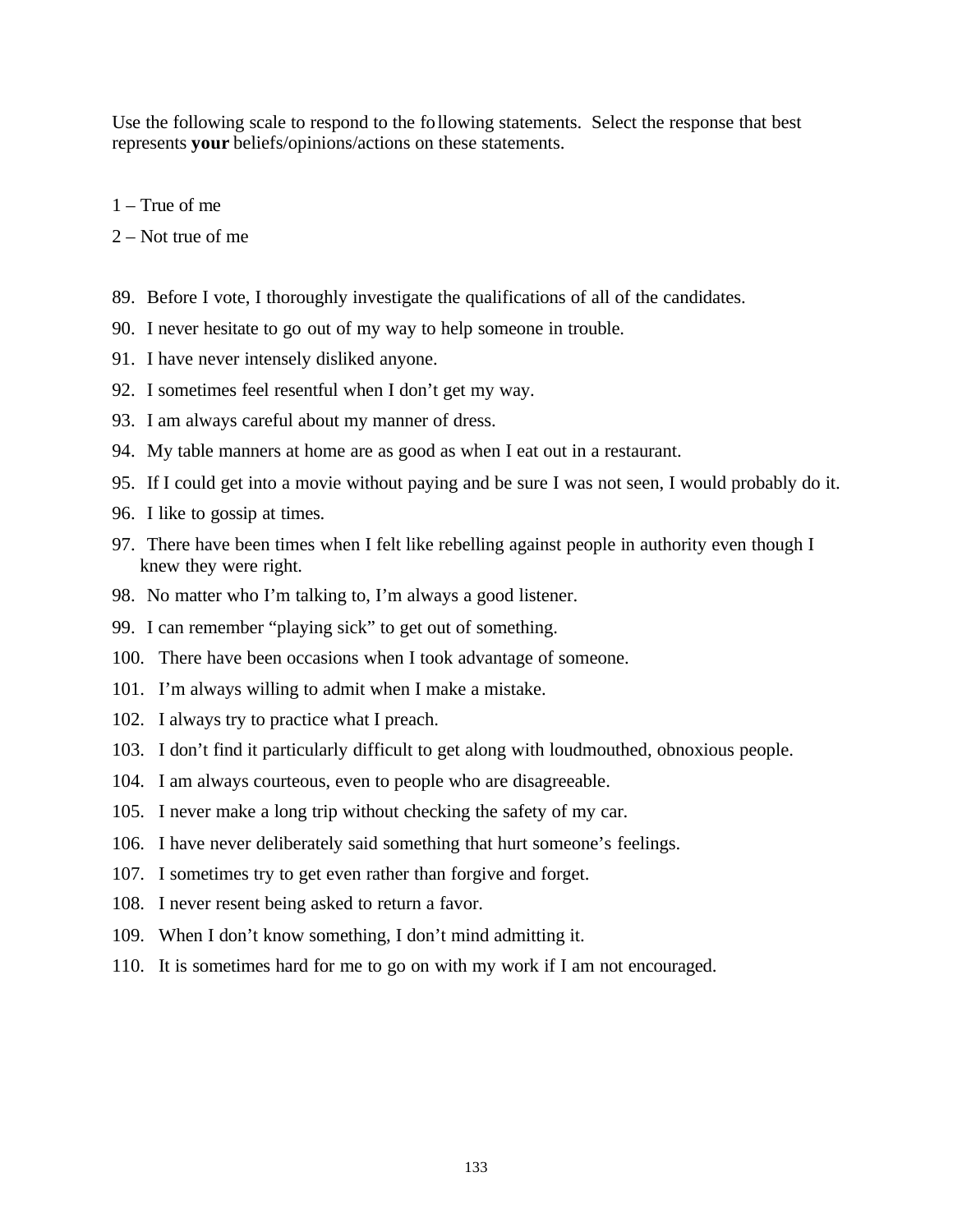Use the following scale to respond to the following statements. Select the response that best represents **your** beliefs/opinions/actions on these statements.

1 – True of me

2 – Not true of me

89. Before I vote, I thoroughly investigate the qualifications of all of the candidates.
90. I never hesitate to go out of my way to help someone in trouble.
91. I have never intensely disliked anyone.
92. I sometimes feel resentful when I don't get my way.
93. I am always careful about my manner of dress.
94. My table manners at home are as good as when I eat out in a restaurant.
95. If I could get into a movie without paying and be sure I was not seen, I would probably do it.
96. I like to gossip at times.
97. There have been times when I felt like rebelling against people in authority even though I knew they were right.
98. No matter who I'm talking to, I'm always a good listener.
99. I can remember "playing sick" to get out of something.
100. There have been occasions when I took advantage of someone.
101. I'm always willing to admit when I make a mistake.
102. I always try to practice what I preach.
103. I don't find it particularly difficult to get along with loudmouthed, obnoxious people.
104. I am always courteous, even to people who are disagreeable.
105. I never make a long trip without checking the safety of my car.
106. I have never deliberately said something that hurt someone's feelings.
107. I sometimes try to get even rather than forgive and forget.
108. I never resent being asked to return a favor.
109. When I don't know something, I don't mind admitting it.
110. It is sometimes hard for me to go on with my work if I am not encouraged.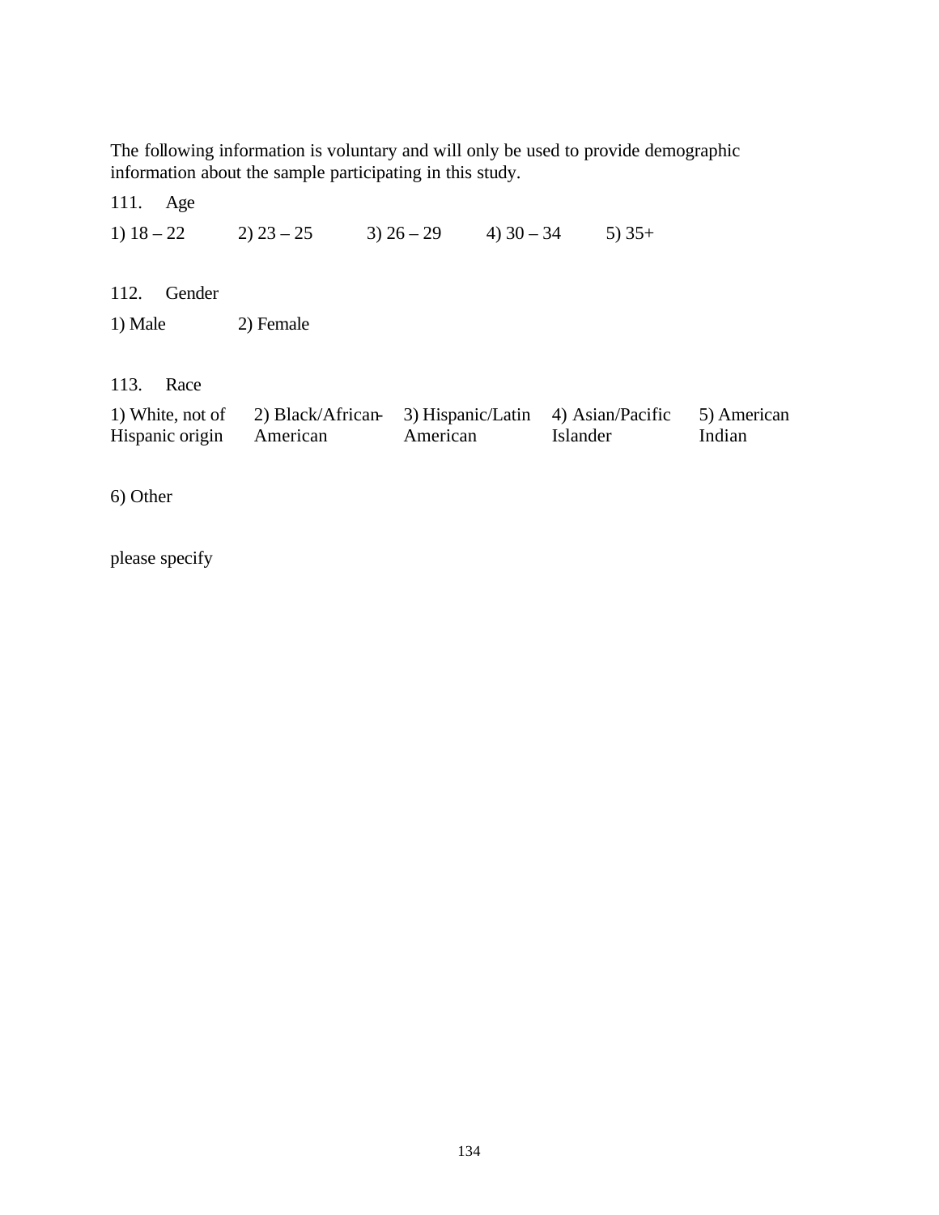The following information is voluntary and will only be used to provide demographic information about the sample participating in this study.

111. Age

1) 18 – 22 2) 23 – 25 3) 26 – 29 4) 30 – 34 5) 35+

112. Gender

1) Male 2) Female

113. Race

1) White, not of Hispanic origin 2) Black/African-American 3) Hispanic/Latin American 4) Asian/Pacific Islander 5) American Indian

6) Other

please specify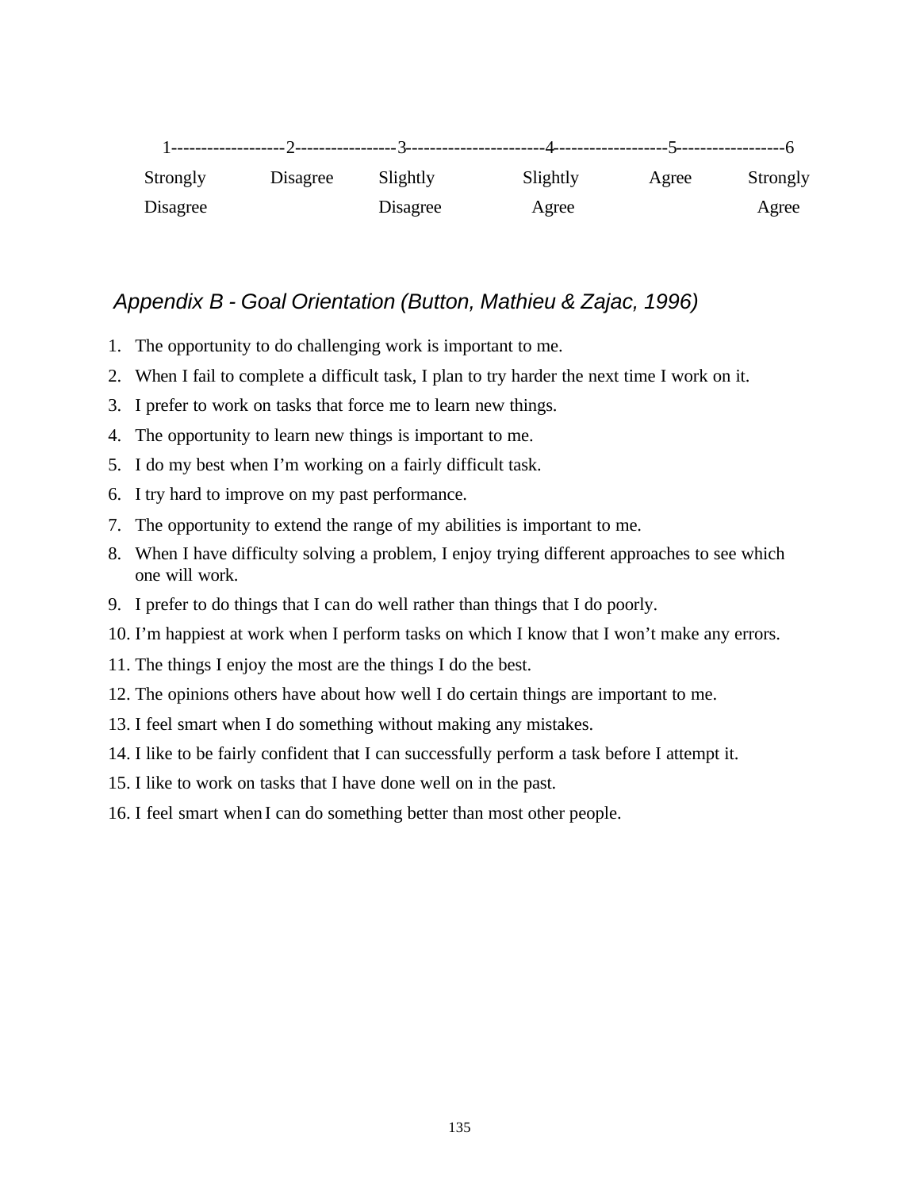1------------------2----------------3---------------------4-----------------5-----------------6

| | | | | | |
|---|---|---|---|---|---|
| Strongly Disagree | Disagree | Slightly Disagree | Slightly Agree | Agree | Strongly Agree |

## *Appendix B - Goal Orientation (Button, Mathieu & Zajac, 1996)*

1. The opportunity to do challenging work is important to me.
2. When I fail to complete a difficult task, I plan to try harder the next time I work on it.
3. I prefer to work on tasks that force me to learn new things.
4. The opportunity to learn new things is important to me.
5. I do my best when I'm working on a fairly difficult task.
6. I try hard to improve on my past performance.
7. The opportunity to extend the range of my abilities is important to me.
8. When I have difficulty solving a problem, I enjoy trying different approaches to see which one will work.
9. I prefer to do things that I can do well rather than things that I do poorly.
10. I'm happiest at work when I perform tasks on which I know that I won't make any errors.
11. The things I enjoy the most are the things I do the best.
12. The opinions others have about how well I do certain things are important to me.
13. I feel smart when I do something without making any mistakes.
14. I like to be fairly confident that I can successfully perform a task before I attempt it.
15. I like to work on tasks that I have done well on in the past.
16. I feel smart when I can do something better than most other people.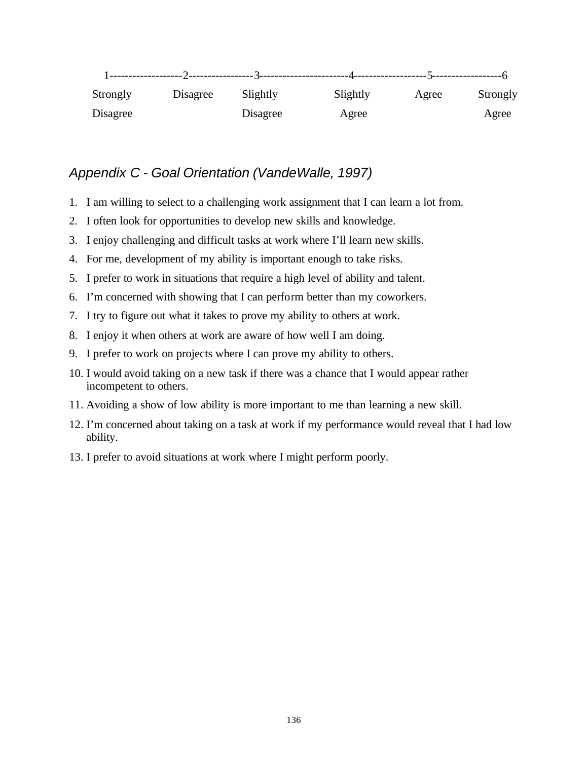| 1 | 2 | 3 | 4 | 5 | 6 |
|---|---|---|---|---|---|
| Strongly Disagree | Disagree | Slightly Disagree | Slightly Agree | Agree | Strongly Agree |

## *Appendix C - Goal Orientation (VandeWalle, 1997)*

1. I am willing to select to a challenging work assignment that I can learn a lot from.
2. I often look for opportunities to develop new skills and knowledge.
3. I enjoy challenging and difficult tasks at work where I'll learn new skills.
4. For me, development of my ability is important enough to take risks.
5. I prefer to work in situations that require a high level of ability and talent.
6. I'm concerned with showing that I can perform better than my coworkers.
7. I try to figure out what it takes to prove my ability to others at work.
8. I enjoy it when others at work are aware of how well I am doing.
9. I prefer to work on projects where I can prove my ability to others.
10. I would avoid taking on a new task if there was a chance that I would appear rather incompetent to others.
11. Avoiding a show of low ability is more important to me than learning a new skill.
12. I'm concerned about taking on a task at work if my performance would reveal that I had low ability.
13. I prefer to avoid situations at work where I might perform poorly.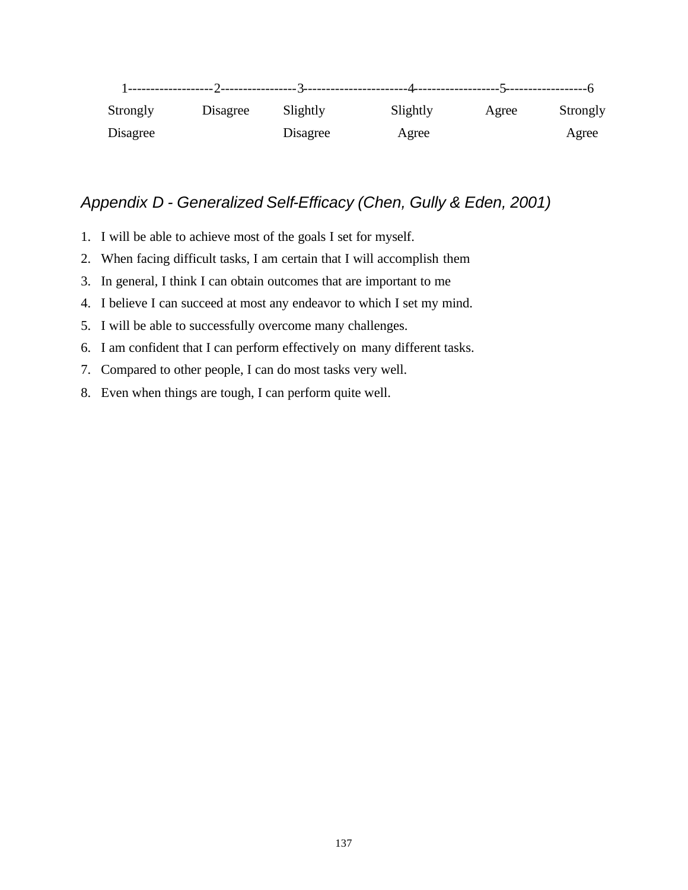1------------------2----------------3---------------------4-----------------5-----------------6

| Strongly Disagree | Disagree | Slightly Disagree | Slightly Agree | Agree | Strongly Agree |
|---|---|---|---|---|---|

## *Appendix D - Generalized Self-Efficacy (Chen, Gully & Eden, 2001)*

1. I will be able to achieve most of the goals I set for myself.
2. When facing difficult tasks, I am certain that I will accomplish them
3. In general, I think I can obtain outcomes that are important to me
4. I believe I can succeed at most any endeavor to which I set my mind.
5. I will be able to successfully overcome many challenges.
6. I am confident that I can perform effectively on many different tasks.
7. Compared to other people, I can do most tasks very well.
8. Even when things are tough, I can perform quite well.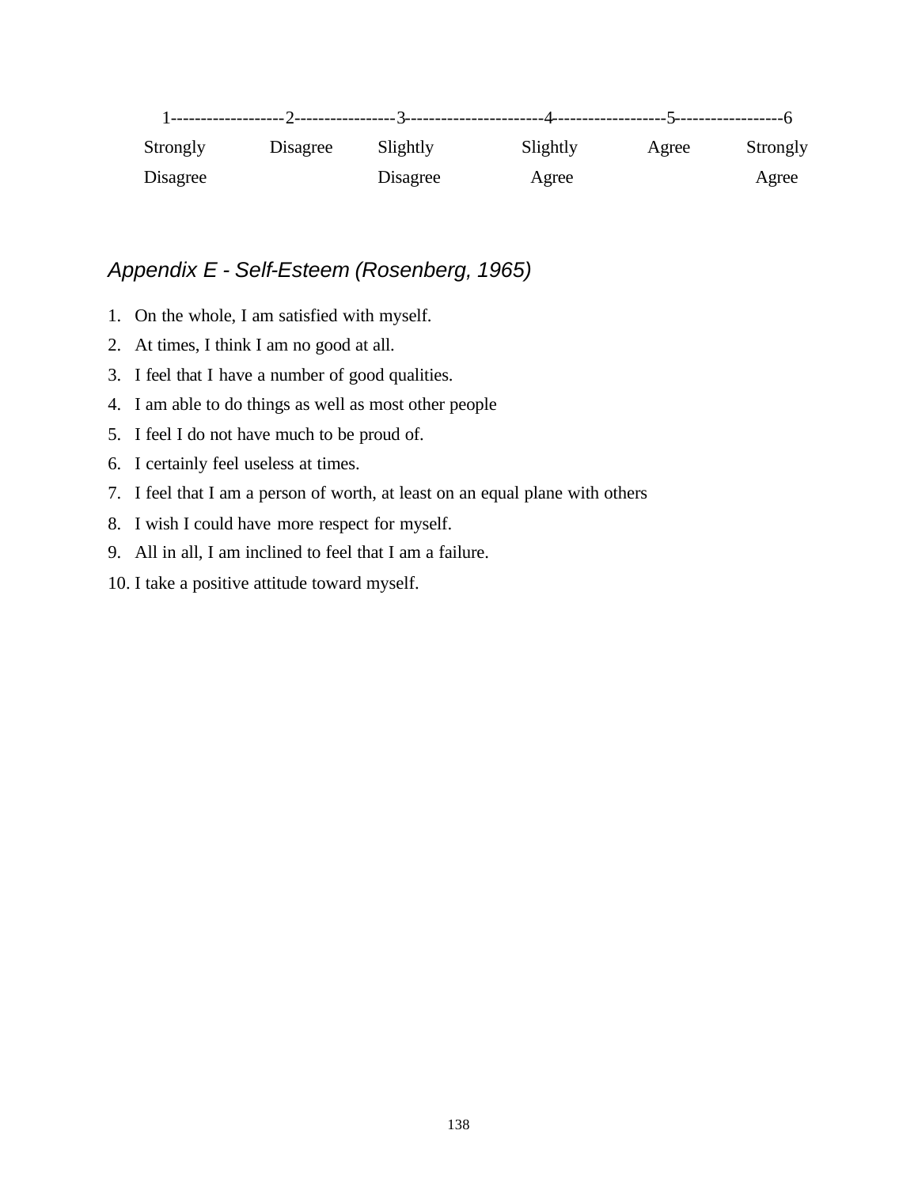| 1 | 2 | 3 | 4 | 5 | 6 |
|---|---|---|---|---|---|
| Strongly Disagree | Disagree | Slightly Disagree | Slightly Agree | Agree | Strongly Agree |

## *Appendix E - Self-Esteem (Rosenberg, 1965)*

1. On the whole, I am satisfied with myself.
2. At times, I think I am no good at all.
3. I feel that I have a number of good qualities.
4. I am able to do things as well as most other people
5. I feel I do not have much to be proud of.
6. I certainly feel useless at times.
7. I feel that I am a person of worth, at least on an equal plane with others
8. I wish I could have more respect for myself.
9. All in all, I am inclined to feel that I am a failure.
10. I take a positive attitude toward myself.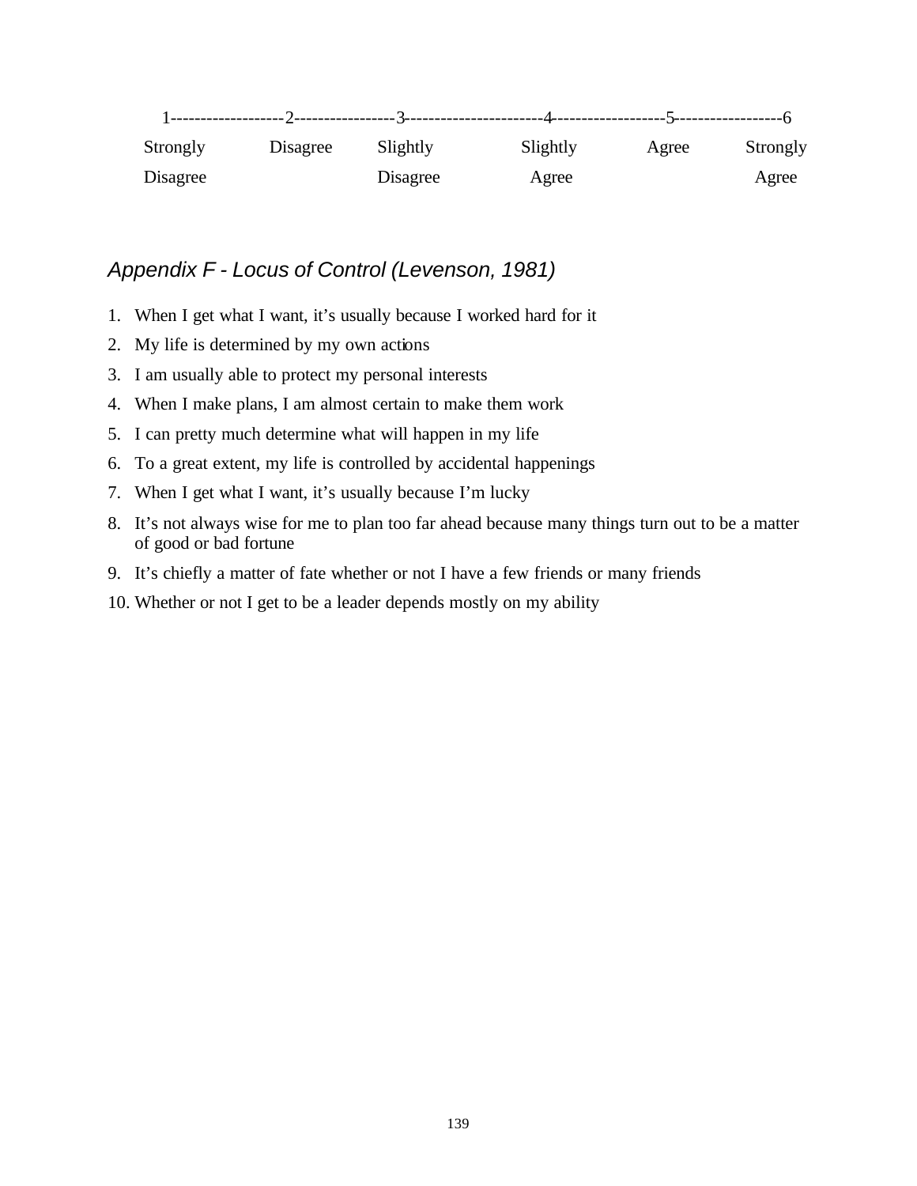1------------------2----------------3---------------------4-----------------5-----------------6

| | | | | | |
|---|---|---|---|---|---|
| Strongly Disagree | Disagree | Slightly Disagree | Slightly Agree | Agree | Strongly Agree |

## *Appendix F - Locus of Control (Levenson, 1981)*

1. When I get what I want, it's usually because I worked hard for it
2. My life is determined by my own actions
3. I am usually able to protect my personal interests
4. When I make plans, I am almost certain to make them work
5. I can pretty much determine what will happen in my life
6. To a great extent, my life is controlled by accidental happenings
7. When I get what I want, it's usually because I'm lucky
8. It's not always wise for me to plan too far ahead because many things turn out to be a matter of good or bad fortune
9. It's chiefly a matter of fate whether or not I have a few friends or many friends
10. Whether or not I get to be a leader depends mostly on my ability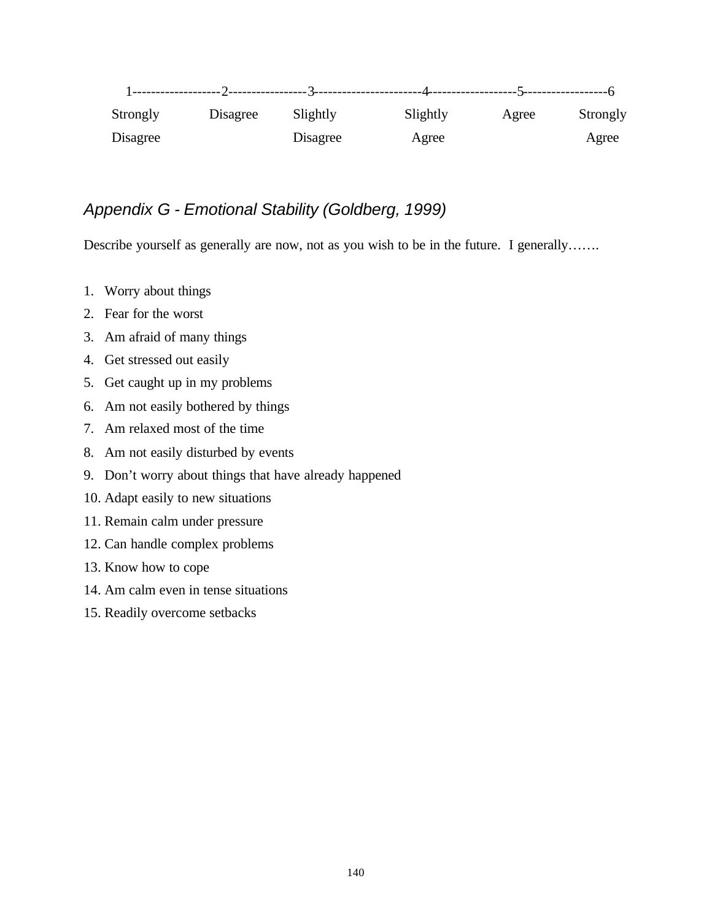1------------------2----------------3----------------------4------------------5-----------------6

| | | | | | |
|---|---|---|---|---|---|
| Strongly Disagree | Disagree | Slightly Disagree | Slightly Agree | Agree | Strongly Agree |

## *Appendix G - Emotional Stability (Goldberg, 1999)*

Describe yourself as generally are now, not as you wish to be in the future. I generally…….

1. Worry about things
2. Fear for the worst
3. Am afraid of many things
4. Get stressed out easily
5. Get caught up in my problems
6. Am not easily bothered by things
7. Am relaxed most of the time
8. Am not easily disturbed by events
9. Don't worry about things that have already happened
10. Adapt easily to new situations
11. Remain calm under pressure
12. Can handle complex problems
13. Know how to cope
14. Am calm even in tense situations
15. Readily overcome setbacks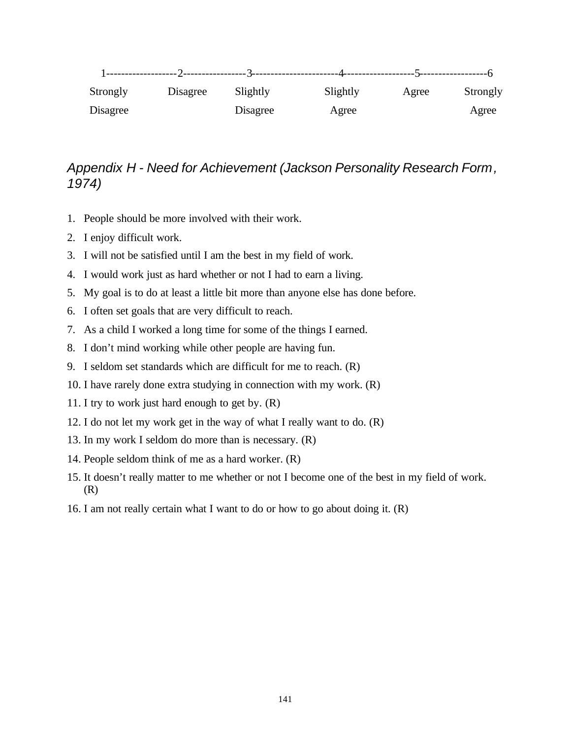1------------------2----------------3---------------------4-----------------5-----------------6

| 1 | 2 | 3 | 4 | 5 | 6 |
|---|---|---|---|---|---|
| Strongly Disagree | Disagree | Slightly Disagree | Slightly Agree | Agree | Strongly Agree |

## *Appendix H - Need for Achievement (Jackson Personality Research Form, 1974)*

1. People should be more involved with their work.
2. I enjoy difficult work.
3. I will not be satisfied until I am the best in my field of work.
4. I would work just as hard whether or not I had to earn a living.
5. My goal is to do at least a little bit more than anyone else has done before.
6. I often set goals that are very difficult to reach.
7. As a child I worked a long time for some of the things I earned.
8. I don't mind working while other people are having fun.
9. I seldom set standards which are difficult for me to reach. (R)
10. I have rarely done extra studying in connection with my work. (R)
11. I try to work just hard enough to get by. (R)
12. I do not let my work get in the way of what I really want to do. (R)
13. In my work I seldom do more than is necessary. (R)
14. People seldom think of me as a hard worker. (R)
15. It doesn't really matter to me whether or not I become one of the best in my field of work. (R)
16. I am not really certain what I want to do or how to go about doing it. (R)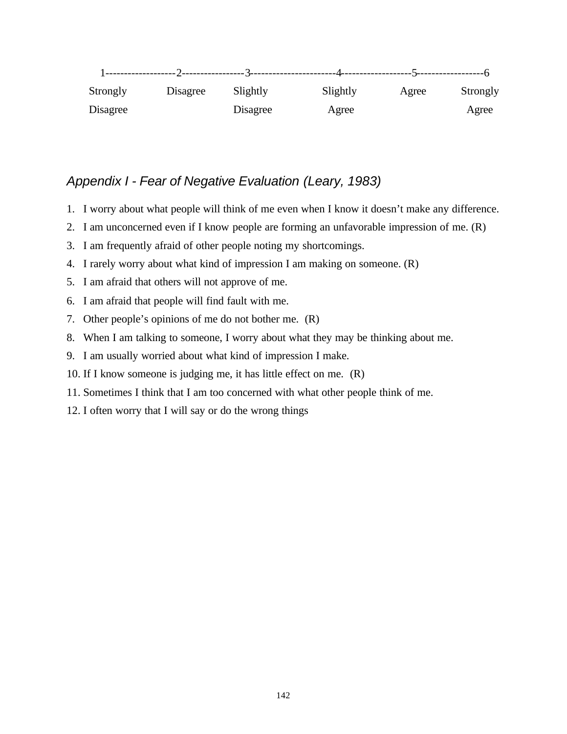| 1 | 2 | 3 | 4 | 5 | 6 |
| --- | --- | --- | --- | --- | --- |
| Strongly Disagree | Disagree | Slightly Disagree | Slightly Agree | Agree | Strongly Agree |

### *Appendix I - Fear of Negative Evaluation (Leary, 1983)*

1. I worry about what people will think of me even when I know it doesn’t make any difference.
2. I am unconcerned even if I know people are forming an unfavorable impression of me. (R)
3. I am frequently afraid of other people noting my shortcomings.
4. I rarely worry about what kind of impression I am making on someone. (R)
5. I am afraid that others will not approve of me.
6. I am afraid that people will find fault with me.
7. Other people’s opinions of me do not bother me. (R)
8. When I am talking to someone, I worry about what they may be thinking about me.
9. I am usually worried about what kind of impression I make.
10. If I know someone is judging me, it has little effect on me. (R)
11. Sometimes I think that I am too concerned with what other people think of me.
12. I often worry that I will say or do the wrong things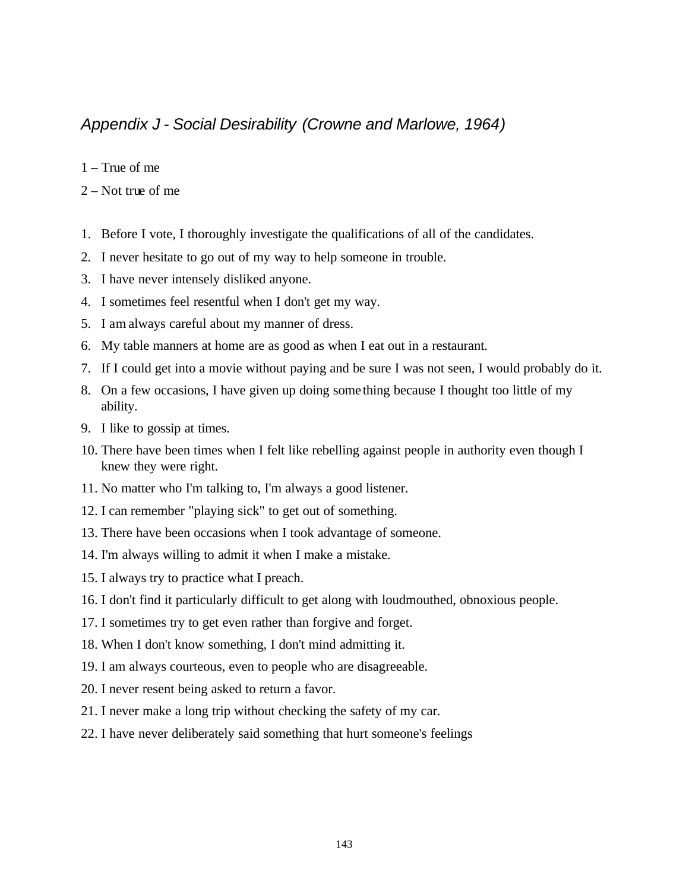## *Appendix J - Social Desirability (Crowne and Marlowe, 1964)*

1 – True of me

2 – Not true of me

1. Before I vote, I thoroughly investigate the qualifications of all of the candidates.
2. I never hesitate to go out of my way to help someone in trouble.
3. I have never intensely disliked anyone.
4. I sometimes feel resentful when I don't get my way.
5. I am always careful about my manner of dress.
6. My table manners at home are as good as when I eat out in a restaurant.
7. If I could get into a movie without paying and be sure I was not seen, I would probably do it.
8. On a few occasions, I have given up doing something because I thought too little of my ability.
9. I like to gossip at times.
10. There have been times when I felt like rebelling against people in authority even though I knew they were right.
11. No matter who I'm talking to, I'm always a good listener.
12. I can remember "playing sick" to get out of something.
13. There have been occasions when I took advantage of someone.
14. I'm always willing to admit it when I make a mistake.
15. I always try to practice what I preach.
16. I don't find it particularly difficult to get along with loudmouthed, obnoxious people.
17. I sometimes try to get even rather than forgive and forget.
18. When I don't know something, I don't mind admitting it.
19. I am always courteous, even to people who are disagreeable.
20. I never resent being asked to return a favor.
21. I never make a long trip without checking the safety of my car.
22. I have never deliberately said something that hurt someone's feelings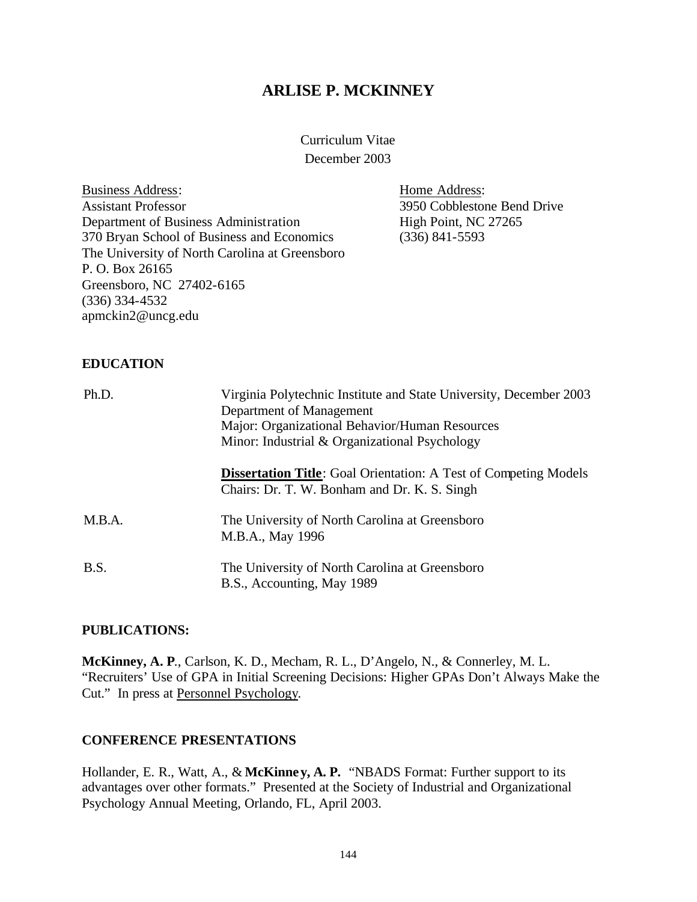# ARLISE P. MCKINNEY

Curriculum Vitae
December 2003

Business Address:
Assistant Professor
Department of Business Administration
370 Bryan School of Business and Economics
The University of North Carolina at Greensboro
P. O. Box 26165
Greensboro, NC 27402-6165
(336) 334-4532
apmckin2@uncg.edu

Home Address:
3950 Cobblestone Bend Drive
High Point, NC 27265
(336) 841-5593

## EDUCATION

| | |
|---|---|
| Ph.D. | Virginia Polytechnic Institute and State University, December 2003<br>Department of Management<br>Major: Organizational Behavior/Human Resources<br>Minor: Industrial & Organizational Psychology<br><br>**Dissertation Title**: Goal Orientation: A Test of Competing Models<br>Chairs: Dr. T. W. Bonham and Dr. K. S. Singh |
| M.B.A. | The University of North Carolina at Greensboro<br>M.B.A., May 1996 |
| B.S. | The University of North Carolina at Greensboro<br>B.S., Accounting, May 1989 |

## PUBLICATIONS:

**McKinney, A. P**., Carlson, K. D., Mecham, R. L., D'Angelo, N., & Connerley, M. L. "Recruiters' Use of GPA in Initial Screening Decisions: Higher GPAs Don't Always Make the Cut." In press at Personnel Psychology.

## CONFERENCE PRESENTATIONS

Hollander, E. R., Watt, A., & **McKinney, A. P.** "NBADS Format: Further support to its advantages over other formats." Presented at the Society of Industrial and Organizational Psychology Annual Meeting, Orlando, FL, April 2003.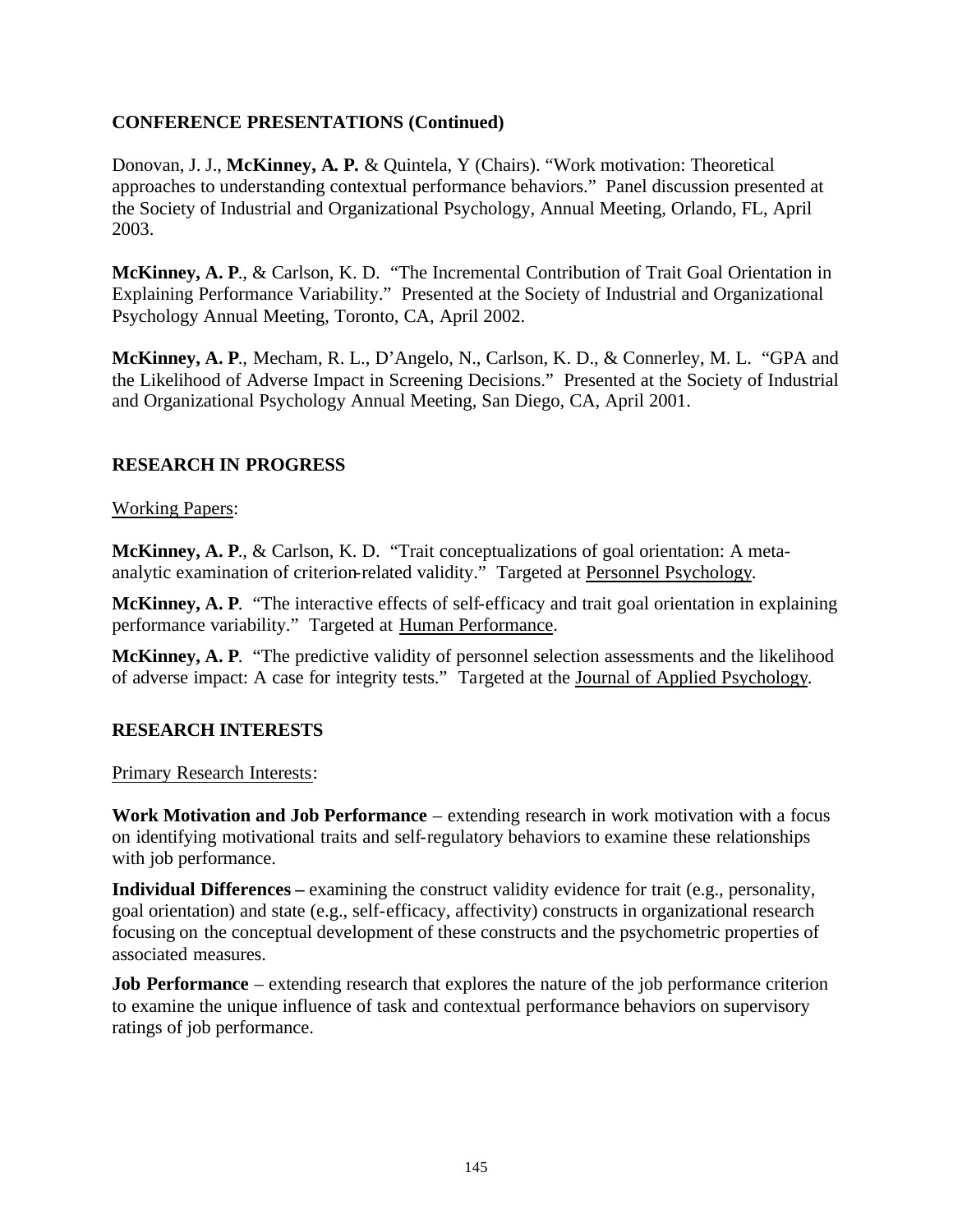## CONFERENCE PRESENTATIONS (Continued)

Donovan, J. J., **McKinney, A. P.** & Quintela, Y (Chairs). "Work motivation: Theoretical approaches to understanding contextual performance behaviors." Panel discussion presented at the Society of Industrial and Organizational Psychology, Annual Meeting, Orlando, FL, April 2003.

**McKinney, A. P.**, & Carlson, K. D. "The Incremental Contribution of Trait Goal Orientation in Explaining Performance Variability." Presented at the Society of Industrial and Organizational Psychology Annual Meeting, Toronto, CA, April 2002.

**McKinney, A. P.**, Mecham, R. L., D'Angelo, N., Carlson, K. D., & Connerley, M. L. "GPA and the Likelihood of Adverse Impact in Screening Decisions." Presented at the Society of Industrial and Organizational Psychology Annual Meeting, San Diego, CA, April 2001.

## RESEARCH IN PROGRESS

Working Papers:

**McKinney, A. P.**, & Carlson, K. D. "Trait conceptualizations of goal orientation: A meta-analytic examination of criterion-related validity." Targeted at Personnel Psychology.

**McKinney, A. P.** "The interactive effects of self-efficacy and trait goal orientation in explaining performance variability." Targeted at Human Performance.

**McKinney, A. P.** "The predictive validity of personnel selection assessments and the likelihood of adverse impact: A case for integrity tests." Targeted at the Journal of Applied Psychology.

## RESEARCH INTERESTS

Primary Research Interests:

**Work Motivation and Job Performance** – extending research in work motivation with a focus on identifying motivational traits and self-regulatory behaviors to examine these relationships with job performance.

**Individual Differences –** examining the construct validity evidence for trait (e.g., personality, goal orientation) and state (e.g., self-efficacy, affectivity) constructs in organizational research focusing on the conceptual development of these constructs and the psychometric properties of associated measures.

**Job Performance** – extending research that explores the nature of the job performance criterion to examine the unique influence of task and contextual performance behaviors on supervisory ratings of job performance.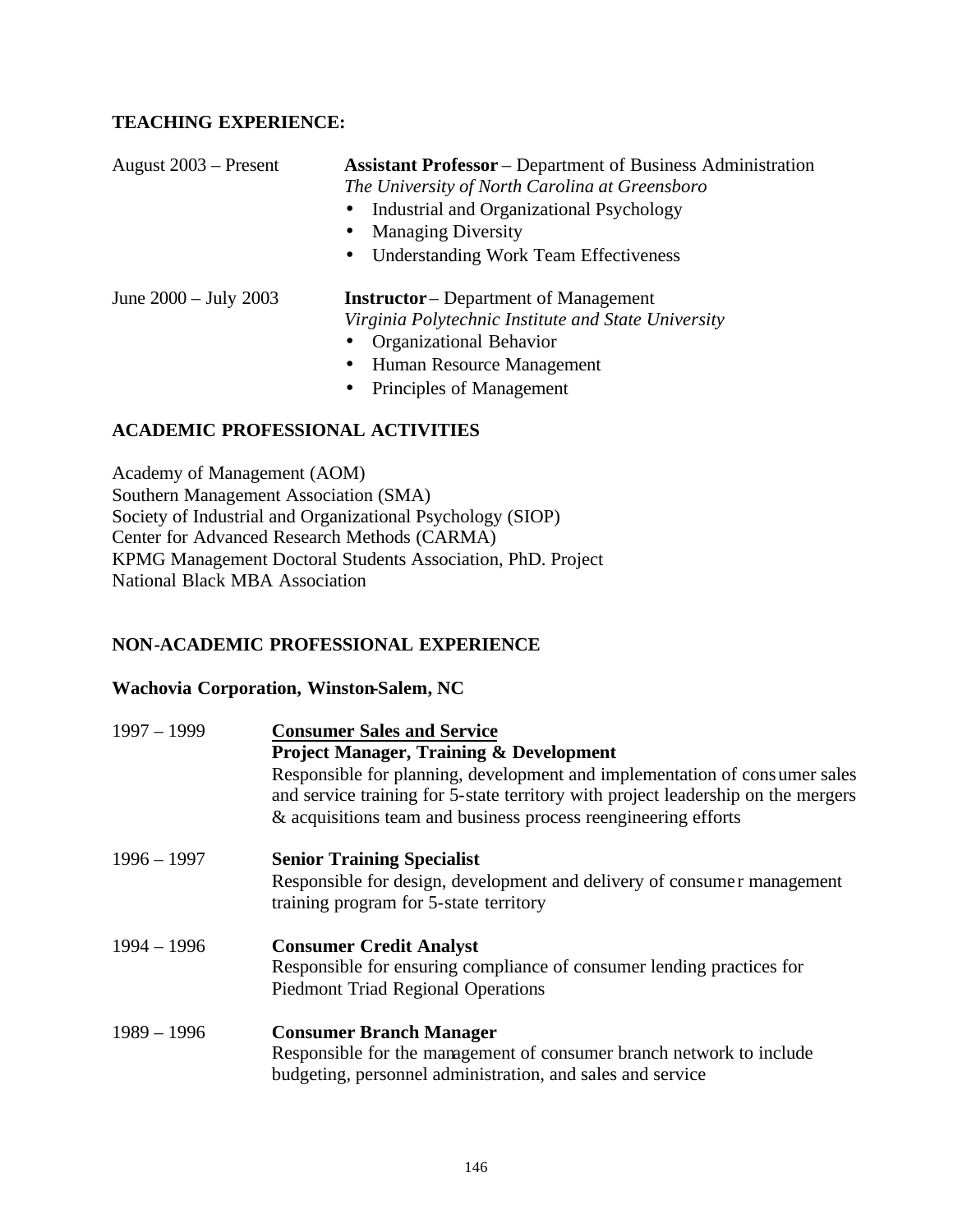## TEACHING EXPERIENCE:

August 2003 – Present **Assistant Professor** – Department of Business Administration
*The University of North Carolina at Greensboro*

- Industrial and Organizational Psychology
- Managing Diversity
- Understanding Work Team Effectiveness

June 2000 – July 2003 **Instructor** – Department of Management
*Virginia Polytechnic Institute and State University*

- Organizational Behavior
- Human Resource Management
- Principles of Management

## ACADEMIC PROFESSIONAL ACTIVITIES

Academy of Management (AOM)
Southern Management Association (SMA)
Society of Industrial and Organizational Psychology (SIOP)
Center for Advanced Research Methods (CARMA)
KPMG Management Doctoral Students Association, PhD. Project
National Black MBA Association

## NON-ACADEMIC PROFESSIONAL EXPERIENCE

**Wachovia Corporation, Winston-Salem, NC**

1997 – 1999 **Consumer Sales and Service**
**Project Manager, Training & Development**
Responsible for planning, development and implementation of consumer sales and service training for 5-state territory with project leadership on the mergers & acquisitions team and business process reengineering efforts

1996 – 1997 **Senior Training Specialist**
Responsible for design, development and delivery of consumer management training program for 5-state territory

1994 – 1996 **Consumer Credit Analyst**
Responsible for ensuring compliance of consumer lending practices for Piedmont Triad Regional Operations

1989 – 1996 **Consumer Branch Manager**
Responsible for the management of consumer branch network to include budgeting, personnel administration, and sales and service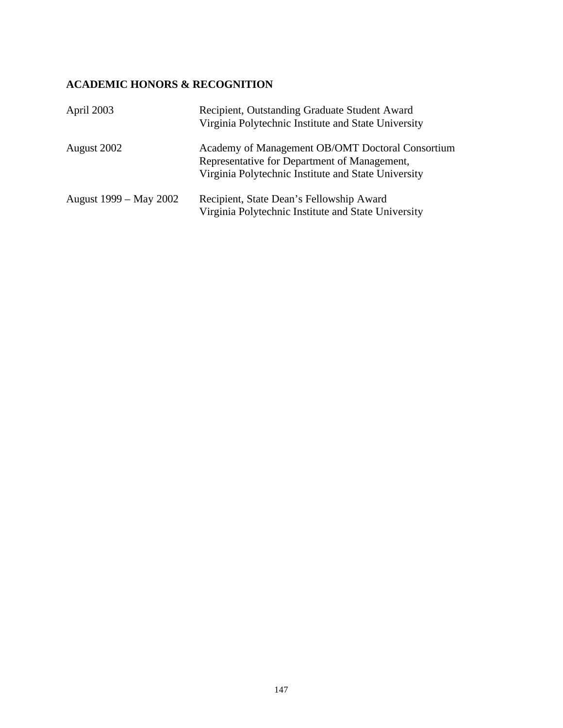## ACADEMIC HONORS & RECOGNITION

| | |
|---|---|
| April 2003 | Recipient, Outstanding Graduate Student Award<br>Virginia Polytechnic Institute and State University |
| August 2002 | Academy of Management OB/OMT Doctoral Consortium<br>Representative for Department of Management,<br>Virginia Polytechnic Institute and State University |
| August 1999 – May 2002 | Recipient, State Dean's Fellowship Award<br>Virginia Polytechnic Institute and State University |